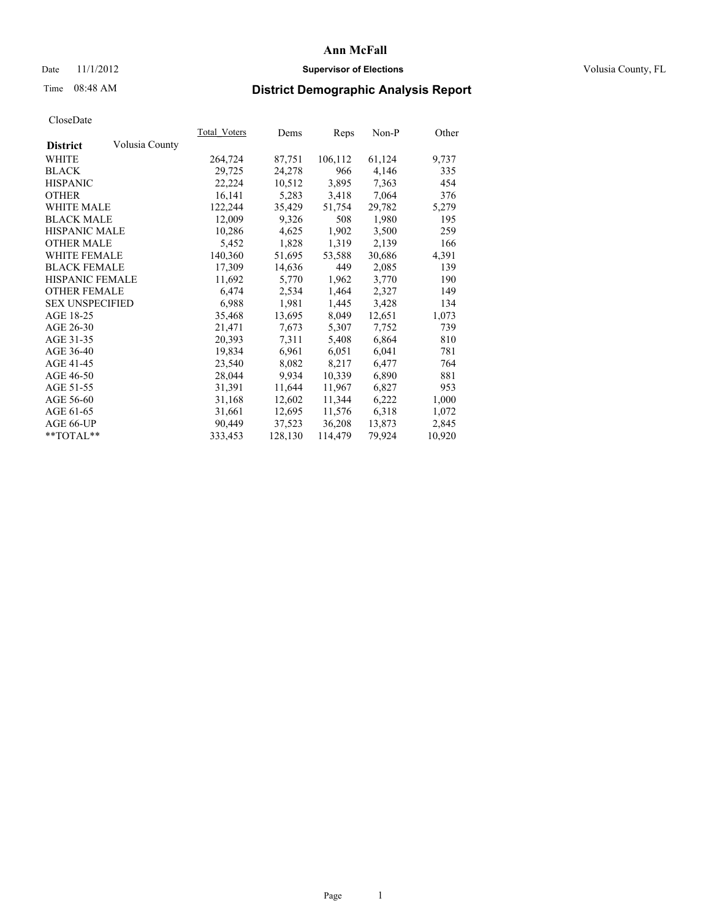# Ann McFall

Date 11/1/2012 **Supervisor of Elections** Volusia County, FL

Time 08:48 AM **District Demographic Analysis Report**

CloseDate

| **District** Volusia County | Total_Voters | Dems | Reps | Non-P | Other |
|---|---|---|---|---|---|
| WHITE | 264,724 | 87,751 | 106,112 | 61,124 | 9,737 |
| BLACK | 29,725 | 24,278 | 966 | 4,146 | 335 |
| HISPANIC | 22,224 | 10,512 | 3,895 | 7,363 | 454 |
| OTHER | 16,141 | 5,283 | 3,418 | 7,064 | 376 |
| WHITE MALE | 122,244 | 35,429 | 51,754 | 29,782 | 5,279 |
| BLACK MALE | 12,009 | 9,326 | 508 | 1,980 | 195 |
| HISPANIC MALE | 10,286 | 4,625 | 1,902 | 3,500 | 259 |
| OTHER MALE | 5,452 | 1,828 | 1,319 | 2,139 | 166 |
| WHITE FEMALE | 140,360 | 51,695 | 53,588 | 30,686 | 4,391 |
| BLACK FEMALE | 17,309 | 14,636 | 449 | 2,085 | 139 |
| HISPANIC FEMALE | 11,692 | 5,770 | 1,962 | 3,770 | 190 |
| OTHER FEMALE | 6,474 | 2,534 | 1,464 | 2,327 | 149 |
| SEX UNSPECIFIED | 6,988 | 1,981 | 1,445 | 3,428 | 134 |
| AGE 18-25 | 35,468 | 13,695 | 8,049 | 12,651 | 1,073 |
| AGE 26-30 | 21,471 | 7,673 | 5,307 | 7,752 | 739 |
| AGE 31-35 | 20,393 | 7,311 | 5,408 | 6,864 | 810 |
| AGE 36-40 | 19,834 | 6,961 | 6,051 | 6,041 | 781 |
| AGE 41-45 | 23,540 | 8,082 | 8,217 | 6,477 | 764 |
| AGE 46-50 | 28,044 | 9,934 | 10,339 | 6,890 | 881 |
| AGE 51-55 | 31,391 | 11,644 | 11,967 | 6,827 | 953 |
| AGE 56-60 | 31,168 | 12,602 | 11,344 | 6,222 | 1,000 |
| AGE 61-65 | 31,661 | 12,695 | 11,576 | 6,318 | 1,072 |
| AGE 66-UP | 90,449 | 37,523 | 36,208 | 13,873 | 2,845 |
| **TOTAL** | 333,453 | 128,130 | 114,479 | 79,924 | 10,920 |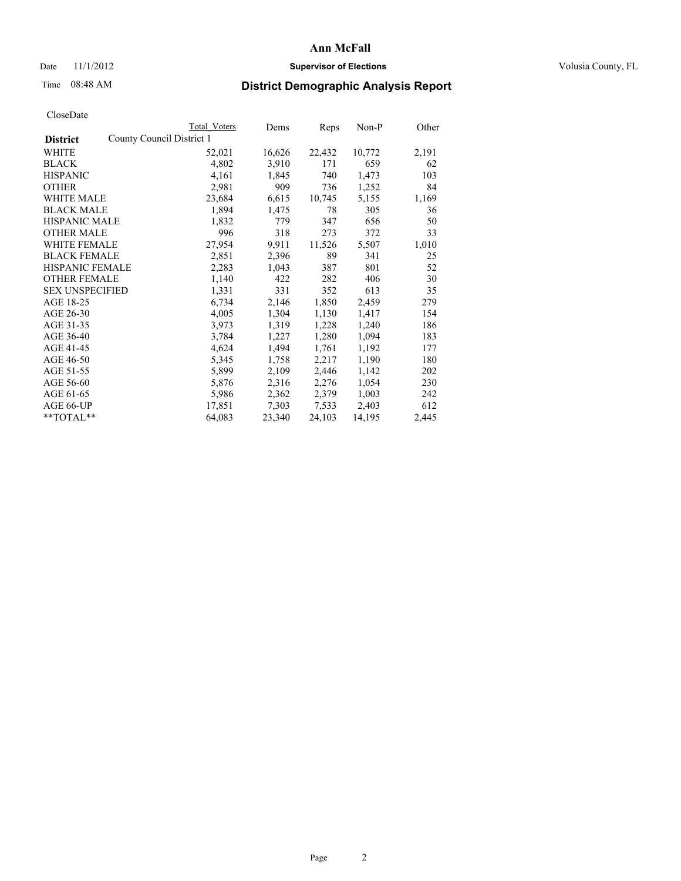# Ann McFall

Date 11/1/2012 **Supervisor of Elections** Volusia County, FL

Time 08:48 AM

## District Demographic Analysis Report

CloseDate

| **District** | County Council District 1 Total Voters | Dems | Reps | Non-P | Other |
|---|---|---|---|---|---|
| WHITE | 52,021 | 16,626 | 22,432 | 10,772 | 2,191 |
| BLACK | 4,802 | 3,910 | 171 | 659 | 62 |
| HISPANIC | 4,161 | 1,845 | 740 | 1,473 | 103 |
| OTHER | 2,981 | 909 | 736 | 1,252 | 84 |
| WHITE MALE | 23,684 | 6,615 | 10,745 | 5,155 | 1,169 |
| BLACK MALE | 1,894 | 1,475 | 78 | 305 | 36 |
| HISPANIC MALE | 1,832 | 779 | 347 | 656 | 50 |
| OTHER MALE | 996 | 318 | 273 | 372 | 33 |
| WHITE FEMALE | 27,954 | 9,911 | 11,526 | 5,507 | 1,010 |
| BLACK FEMALE | 2,851 | 2,396 | 89 | 341 | 25 |
| HISPANIC FEMALE | 2,283 | 1,043 | 387 | 801 | 52 |
| OTHER FEMALE | 1,140 | 422 | 282 | 406 | 30 |
| SEX UNSPECIFIED | 1,331 | 331 | 352 | 613 | 35 |
| AGE 18-25 | 6,734 | 2,146 | 1,850 | 2,459 | 279 |
| AGE 26-30 | 4,005 | 1,304 | 1,130 | 1,417 | 154 |
| AGE 31-35 | 3,973 | 1,319 | 1,228 | 1,240 | 186 |
| AGE 36-40 | 3,784 | 1,227 | 1,280 | 1,094 | 183 |
| AGE 41-45 | 4,624 | 1,494 | 1,761 | 1,192 | 177 |
| AGE 46-50 | 5,345 | 1,758 | 2,217 | 1,190 | 180 |
| AGE 51-55 | 5,899 | 2,109 | 2,446 | 1,142 | 202 |
| AGE 56-60 | 5,876 | 2,316 | 2,276 | 1,054 | 230 |
| AGE 61-65 | 5,986 | 2,362 | 2,379 | 1,003 | 242 |
| AGE 66-UP | 17,851 | 7,303 | 7,533 | 2,403 | 612 |
| **TOTAL** | 64,083 | 23,340 | 24,103 | 14,195 | 2,445 |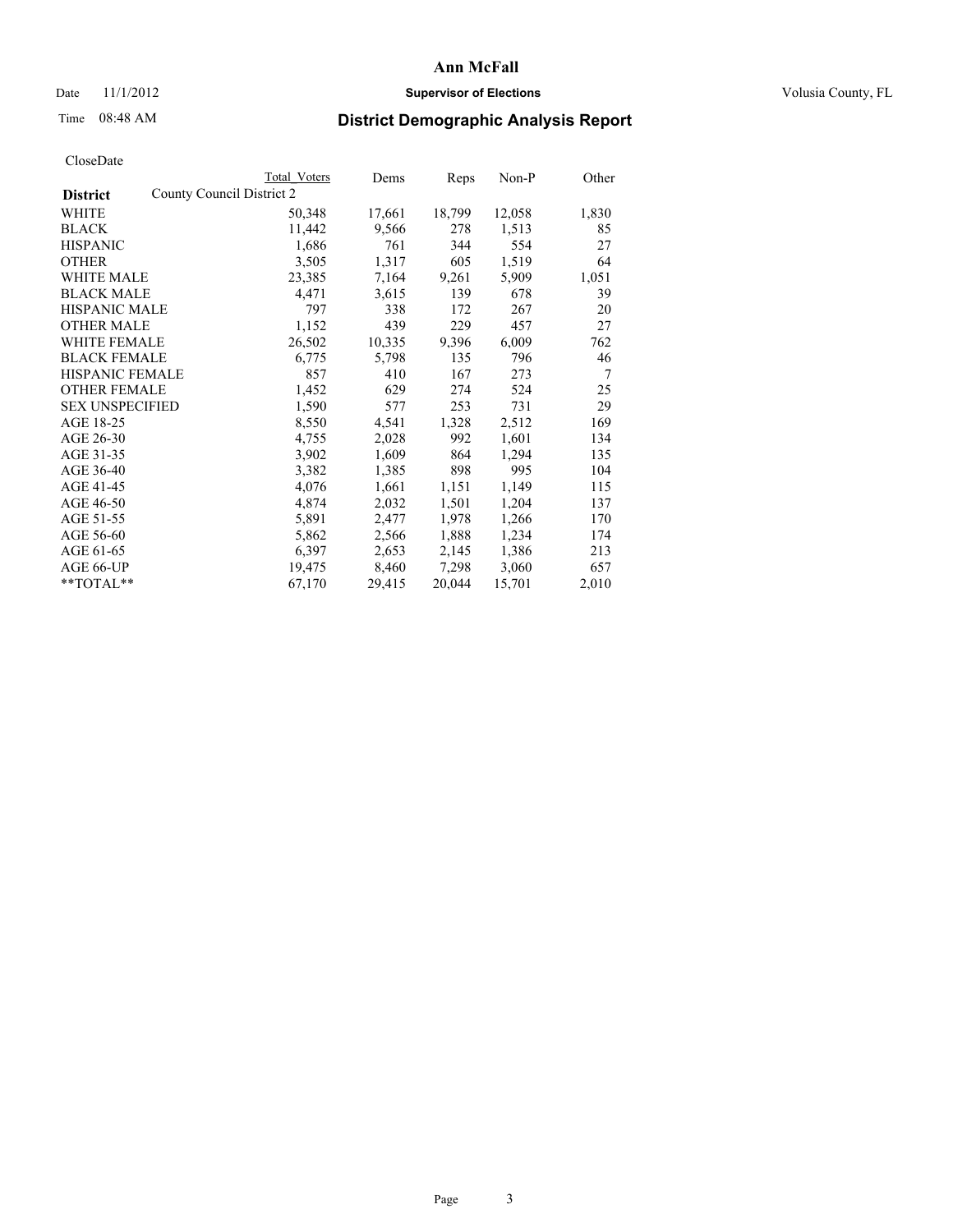# Ann McFall

Date 11/1/2012 **Supervisor of Elections** Volusia County, FL

Time 08:48 AM **District Demographic Analysis Report**

CloseDate

| District | Total Voters | Dems | Reps | Non-P | Other |
|---|---|---|---|---|---|
| County Council District 2 | | | | | |
| WHITE | 50,348 | 17,661 | 18,799 | 12,058 | 1,830 |
| BLACK | 11,442 | 9,566 | 278 | 1,513 | 85 |
| HISPANIC | 1,686 | 761 | 344 | 554 | 27 |
| OTHER | 3,505 | 1,317 | 605 | 1,519 | 64 |
| WHITE MALE | 23,385 | 7,164 | 9,261 | 5,909 | 1,051 |
| BLACK MALE | 4,471 | 3,615 | 139 | 678 | 39 |
| HISPANIC MALE | 797 | 338 | 172 | 267 | 20 |
| OTHER MALE | 1,152 | 439 | 229 | 457 | 27 |
| WHITE FEMALE | 26,502 | 10,335 | 9,396 | 6,009 | 762 |
| BLACK FEMALE | 6,775 | 5,798 | 135 | 796 | 46 |
| HISPANIC FEMALE | 857 | 410 | 167 | 273 | 7 |
| OTHER FEMALE | 1,452 | 629 | 274 | 524 | 25 |
| SEX UNSPECIFIED | 1,590 | 577 | 253 | 731 | 29 |
| AGE 18-25 | 8,550 | 4,541 | 1,328 | 2,512 | 169 |
| AGE 26-30 | 4,755 | 2,028 | 992 | 1,601 | 134 |
| AGE 31-35 | 3,902 | 1,609 | 864 | 1,294 | 135 |
| AGE 36-40 | 3,382 | 1,385 | 898 | 995 | 104 |
| AGE 41-45 | 4,076 | 1,661 | 1,151 | 1,149 | 115 |
| AGE 46-50 | 4,874 | 2,032 | 1,501 | 1,204 | 137 |
| AGE 51-55 | 5,891 | 2,477 | 1,978 | 1,266 | 170 |
| AGE 56-60 | 5,862 | 2,566 | 1,888 | 1,234 | 174 |
| AGE 61-65 | 6,397 | 2,653 | 2,145 | 1,386 | 213 |
| AGE 66-UP | 19,475 | 8,460 | 7,298 | 3,060 | 657 |
| **TOTAL** | 67,170 | 29,415 | 20,044 | 15,701 | 2,010 |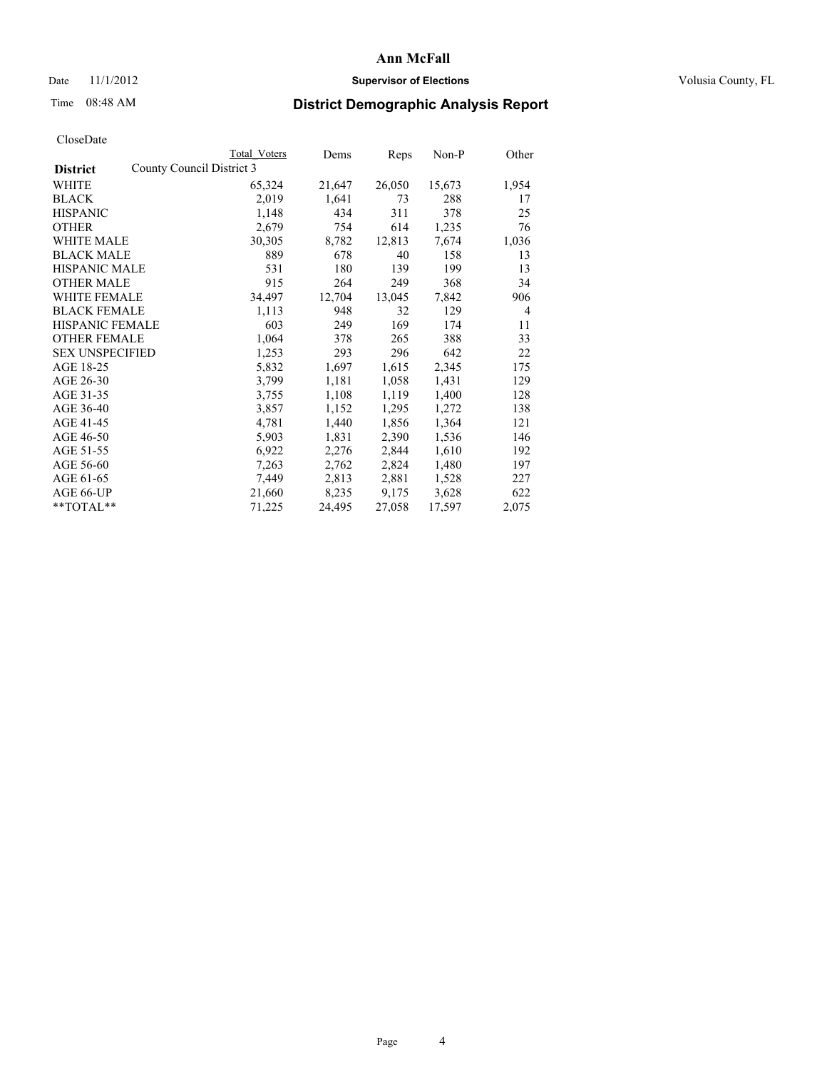# Ann McFall

Date 11/1/2012 **Supervisor of Elections** Volusia County, FL

Time 08:48 AM **District Demographic Analysis Report**

CloseDate

| **District** | County Council District 3 Total Voters | Dems | Reps | Non-P | Other |
|---|---|---|---|---|---|
| WHITE | 65,324 | 21,647 | 26,050 | 15,673 | 1,954 |
| BLACK | 2,019 | 1,641 | 73 | 288 | 17 |
| HISPANIC | 1,148 | 434 | 311 | 378 | 25 |
| OTHER | 2,679 | 754 | 614 | 1,235 | 76 |
| WHITE MALE | 30,305 | 8,782 | 12,813 | 7,674 | 1,036 |
| BLACK MALE | 889 | 678 | 40 | 158 | 13 |
| HISPANIC MALE | 531 | 180 | 139 | 199 | 13 |
| OTHER MALE | 915 | 264 | 249 | 368 | 34 |
| WHITE FEMALE | 34,497 | 12,704 | 13,045 | 7,842 | 906 |
| BLACK FEMALE | 1,113 | 948 | 32 | 129 | 4 |
| HISPANIC FEMALE | 603 | 249 | 169 | 174 | 11 |
| OTHER FEMALE | 1,064 | 378 | 265 | 388 | 33 |
| SEX UNSPECIFIED | 1,253 | 293 | 296 | 642 | 22 |
| AGE 18-25 | 5,832 | 1,697 | 1,615 | 2,345 | 175 |
| AGE 26-30 | 3,799 | 1,181 | 1,058 | 1,431 | 129 |
| AGE 31-35 | 3,755 | 1,108 | 1,119 | 1,400 | 128 |
| AGE 36-40 | 3,857 | 1,152 | 1,295 | 1,272 | 138 |
| AGE 41-45 | 4,781 | 1,440 | 1,856 | 1,364 | 121 |
| AGE 46-50 | 5,903 | 1,831 | 2,390 | 1,536 | 146 |
| AGE 51-55 | 6,922 | 2,276 | 2,844 | 1,610 | 192 |
| AGE 56-60 | 7,263 | 2,762 | 2,824 | 1,480 | 197 |
| AGE 61-65 | 7,449 | 2,813 | 2,881 | 1,528 | 227 |
| AGE 66-UP | 21,660 | 8,235 | 9,175 | 3,628 | 622 |
| **TOTAL** | 71,225 | 24,495 | 27,058 | 17,597 | 2,075 |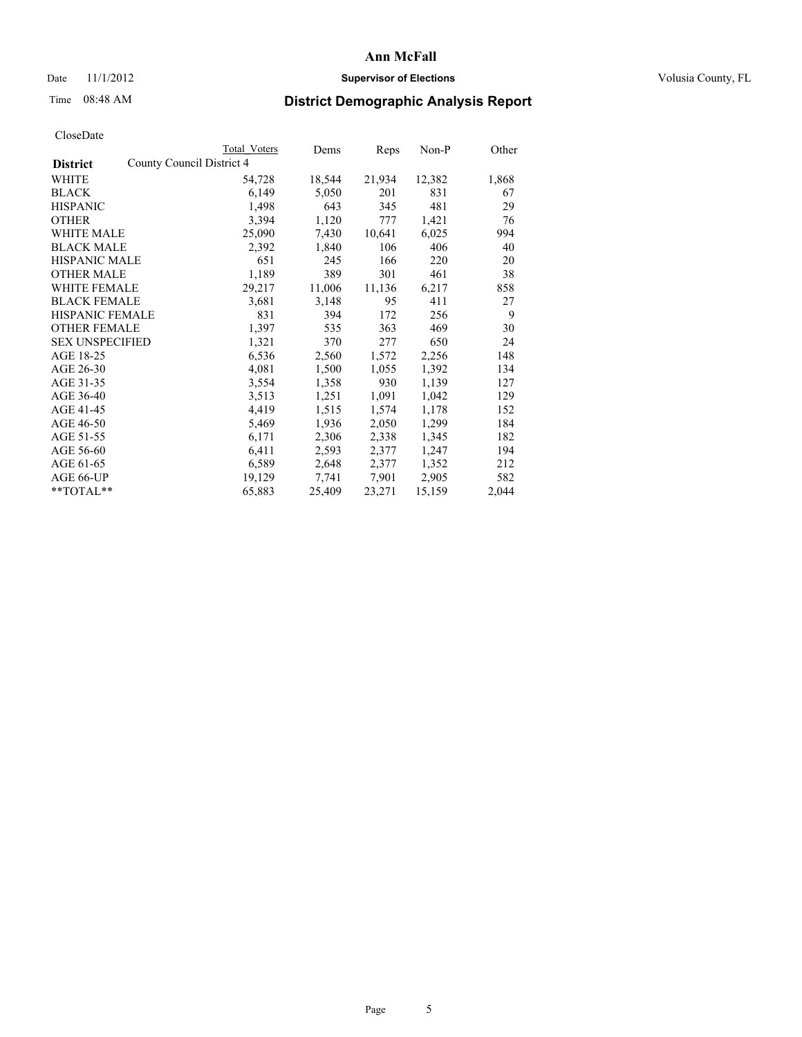# Ann McFall

Date 11/1/2012 **Supervisor of Elections** Volusia County, FL

Time 08:48 AM

## District Demographic Analysis Report

CloseDate

| | Total Voters | Dems | Reps | Non-P | Other |
|---|---|---|---|---|---|
| **District** County Council District 4 | | | | | |
| WHITE | 54,728 | 18,544 | 21,934 | 12,382 | 1,868 |
| BLACK | 6,149 | 5,050 | 201 | 831 | 67 |
| HISPANIC | 1,498 | 643 | 345 | 481 | 29 |
| OTHER | 3,394 | 1,120 | 777 | 1,421 | 76 |
| WHITE MALE | 25,090 | 7,430 | 10,641 | 6,025 | 994 |
| BLACK MALE | 2,392 | 1,840 | 106 | 406 | 40 |
| HISPANIC MALE | 651 | 245 | 166 | 220 | 20 |
| OTHER MALE | 1,189 | 389 | 301 | 461 | 38 |
| WHITE FEMALE | 29,217 | 11,006 | 11,136 | 6,217 | 858 |
| BLACK FEMALE | 3,681 | 3,148 | 95 | 411 | 27 |
| HISPANIC FEMALE | 831 | 394 | 172 | 256 | 9 |
| OTHER FEMALE | 1,397 | 535 | 363 | 469 | 30 |
| SEX UNSPECIFIED | 1,321 | 370 | 277 | 650 | 24 |
| AGE 18-25 | 6,536 | 2,560 | 1,572 | 2,256 | 148 |
| AGE 26-30 | 4,081 | 1,500 | 1,055 | 1,392 | 134 |
| AGE 31-35 | 3,554 | 1,358 | 930 | 1,139 | 127 |
| AGE 36-40 | 3,513 | 1,251 | 1,091 | 1,042 | 129 |
| AGE 41-45 | 4,419 | 1,515 | 1,574 | 1,178 | 152 |
| AGE 46-50 | 5,469 | 1,936 | 2,050 | 1,299 | 184 |
| AGE 51-55 | 6,171 | 2,306 | 2,338 | 1,345 | 182 |
| AGE 56-60 | 6,411 | 2,593 | 2,377 | 1,247 | 194 |
| AGE 61-65 | 6,589 | 2,648 | 2,377 | 1,352 | 212 |
| AGE 66-UP | 19,129 | 7,741 | 7,901 | 2,905 | 582 |
| **TOTAL** | 65,883 | 25,409 | 23,271 | 15,159 | 2,044 |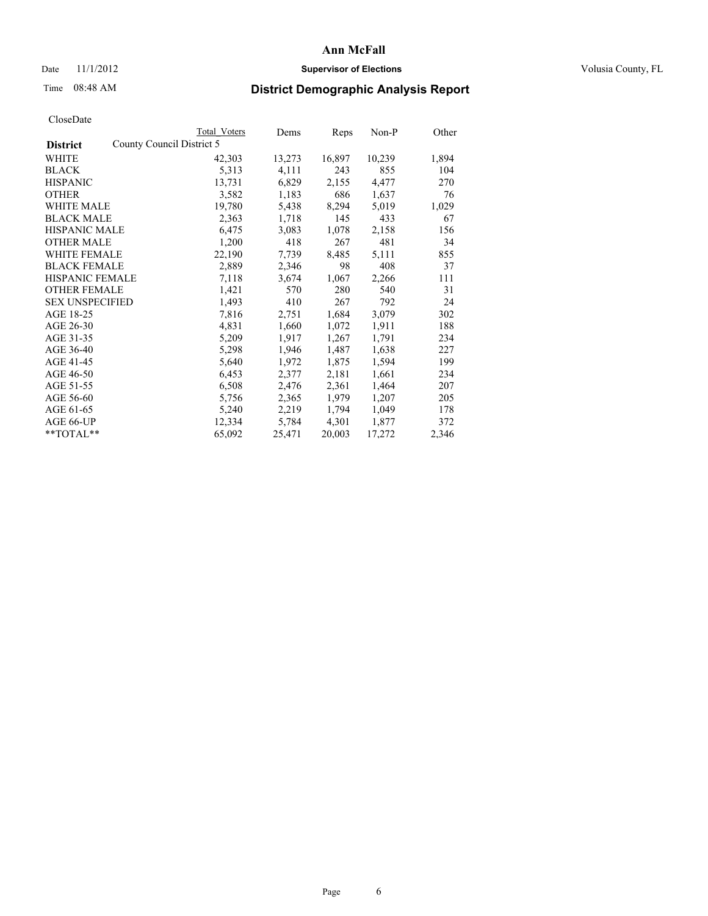# Ann McFall

Date 11/1/2012 **Supervisor of Elections** Volusia County, FL

Time 08:48 AM

## District Demographic Analysis Report

CloseDate

| | Total Voters | Dems | Reps | Non-P | Other |
|---|---|---|---|---|---|
| **District** County Council District 5 | | | | | |
| WHITE | 42,303 | 13,273 | 16,897 | 10,239 | 1,894 |
| BLACK | 5,313 | 4,111 | 243 | 855 | 104 |
| HISPANIC | 13,731 | 6,829 | 2,155 | 4,477 | 270 |
| OTHER | 3,582 | 1,183 | 686 | 1,637 | 76 |
| WHITE MALE | 19,780 | 5,438 | 8,294 | 5,019 | 1,029 |
| BLACK MALE | 2,363 | 1,718 | 145 | 433 | 67 |
| HISPANIC MALE | 6,475 | 3,083 | 1,078 | 2,158 | 156 |
| OTHER MALE | 1,200 | 418 | 267 | 481 | 34 |
| WHITE FEMALE | 22,190 | 7,739 | 8,485 | 5,111 | 855 |
| BLACK FEMALE | 2,889 | 2,346 | 98 | 408 | 37 |
| HISPANIC FEMALE | 7,118 | 3,674 | 1,067 | 2,266 | 111 |
| OTHER FEMALE | 1,421 | 570 | 280 | 540 | 31 |
| SEX UNSPECIFIED | 1,493 | 410 | 267 | 792 | 24 |
| AGE 18-25 | 7,816 | 2,751 | 1,684 | 3,079 | 302 |
| AGE 26-30 | 4,831 | 1,660 | 1,072 | 1,911 | 188 |
| AGE 31-35 | 5,209 | 1,917 | 1,267 | 1,791 | 234 |
| AGE 36-40 | 5,298 | 1,946 | 1,487 | 1,638 | 227 |
| AGE 41-45 | 5,640 | 1,972 | 1,875 | 1,594 | 199 |
| AGE 46-50 | 6,453 | 2,377 | 2,181 | 1,661 | 234 |
| AGE 51-55 | 6,508 | 2,476 | 2,361 | 1,464 | 207 |
| AGE 56-60 | 5,756 | 2,365 | 1,979 | 1,207 | 205 |
| AGE 61-65 | 5,240 | 2,219 | 1,794 | 1,049 | 178 |
| AGE 66-UP | 12,334 | 5,784 | 4,301 | 1,877 | 372 |
| **TOTAL** | 65,092 | 25,471 | 20,003 | 17,272 | 2,346 |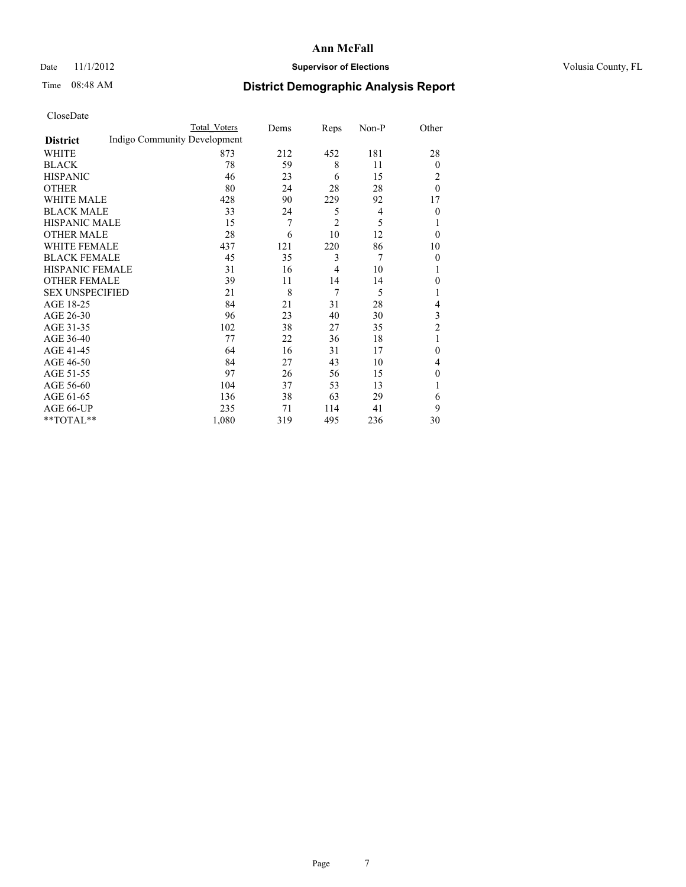# Ann McFall

Date 11/1/2012 **Supervisor of Elections** Volusia County, FL

Time 08:48 AM **District Demographic Analysis Report**

CloseDate

| District | Total Voters | Dems | Reps | Non-P | Other |
|---|---|---|---|---|---|
| Indigo Community Development | | | | | |
| WHITE | 873 | 212 | 452 | 181 | 28 |
| BLACK | 78 | 59 | 8 | 11 | 0 |
| HISPANIC | 46 | 23 | 6 | 15 | 2 |
| OTHER | 80 | 24 | 28 | 28 | 0 |
| WHITE MALE | 428 | 90 | 229 | 92 | 17 |
| BLACK MALE | 33 | 24 | 5 | 4 | 0 |
| HISPANIC MALE | 15 | 7 | 2 | 5 | 1 |
| OTHER MALE | 28 | 6 | 10 | 12 | 0 |
| WHITE FEMALE | 437 | 121 | 220 | 86 | 10 |
| BLACK FEMALE | 45 | 35 | 3 | 7 | 0 |
| HISPANIC FEMALE | 31 | 16 | 4 | 10 | 1 |
| OTHER FEMALE | 39 | 11 | 14 | 14 | 0 |
| SEX UNSPECIFIED | 21 | 8 | 7 | 5 | 1 |
| AGE 18-25 | 84 | 21 | 31 | 28 | 4 |
| AGE 26-30 | 96 | 23 | 40 | 30 | 3 |
| AGE 31-35 | 102 | 38 | 27 | 35 | 2 |
| AGE 36-40 | 77 | 22 | 36 | 18 | 1 |
| AGE 41-45 | 64 | 16 | 31 | 17 | 0 |
| AGE 46-50 | 84 | 27 | 43 | 10 | 4 |
| AGE 51-55 | 97 | 26 | 56 | 15 | 0 |
| AGE 56-60 | 104 | 37 | 53 | 13 | 1 |
| AGE 61-65 | 136 | 38 | 63 | 29 | 6 |
| AGE 66-UP | 235 | 71 | 114 | 41 | 9 |
| **TOTAL** | 1,080 | 319 | 495 | 236 | 30 |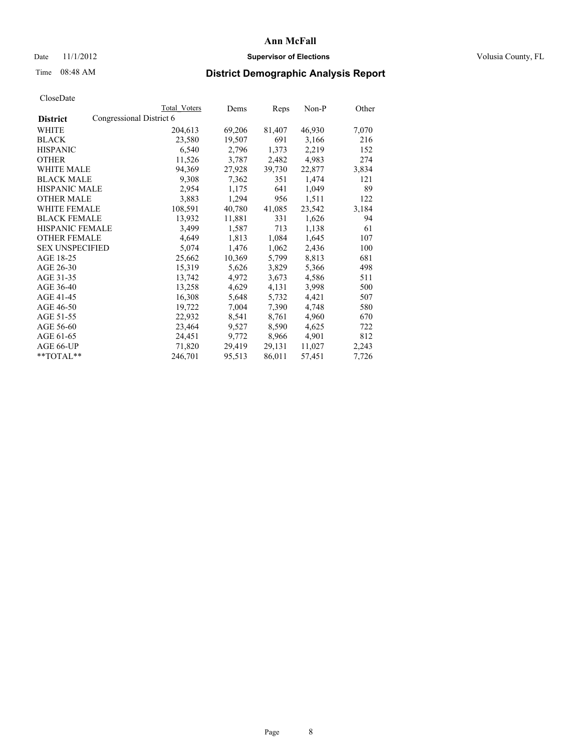# Ann McFall

Date 11/1/2012 **Supervisor of Elections** Volusia County, FL

Time 08:48 AM

## District Demographic Analysis Report

CloseDate

| District | Total Voters | Dems | Reps | Non-P | Other |
|---|---|---|---|---|---|
| Congressional District 6 | | | | | |
| WHITE | 204,613 | 69,206 | 81,407 | 46,930 | 7,070 |
| BLACK | 23,580 | 19,507 | 691 | 3,166 | 216 |
| HISPANIC | 6,540 | 2,796 | 1,373 | 2,219 | 152 |
| OTHER | 11,526 | 3,787 | 2,482 | 4,983 | 274 |
| WHITE MALE | 94,369 | 27,928 | 39,730 | 22,877 | 3,834 |
| BLACK MALE | 9,308 | 7,362 | 351 | 1,474 | 121 |
| HISPANIC MALE | 2,954 | 1,175 | 641 | 1,049 | 89 |
| OTHER MALE | 3,883 | 1,294 | 956 | 1,511 | 122 |
| WHITE FEMALE | 108,591 | 40,780 | 41,085 | 23,542 | 3,184 |
| BLACK FEMALE | 13,932 | 11,881 | 331 | 1,626 | 94 |
| HISPANIC FEMALE | 3,499 | 1,587 | 713 | 1,138 | 61 |
| OTHER FEMALE | 4,649 | 1,813 | 1,084 | 1,645 | 107 |
| SEX UNSPECIFIED | 5,074 | 1,476 | 1,062 | 2,436 | 100 |
| AGE 18-25 | 25,662 | 10,369 | 5,799 | 8,813 | 681 |
| AGE 26-30 | 15,319 | 5,626 | 3,829 | 5,366 | 498 |
| AGE 31-35 | 13,742 | 4,972 | 3,673 | 4,586 | 511 |
| AGE 36-40 | 13,258 | 4,629 | 4,131 | 3,998 | 500 |
| AGE 41-45 | 16,308 | 5,648 | 5,732 | 4,421 | 507 |
| AGE 46-50 | 19,722 | 7,004 | 7,390 | 4,748 | 580 |
| AGE 51-55 | 22,932 | 8,541 | 8,761 | 4,960 | 670 |
| AGE 56-60 | 23,464 | 9,527 | 8,590 | 4,625 | 722 |
| AGE 61-65 | 24,451 | 9,772 | 8,966 | 4,901 | 812 |
| AGE 66-UP | 71,820 | 29,419 | 29,131 | 11,027 | 2,243 |
| **TOTAL** | 246,701 | 95,513 | 86,011 | 57,451 | 7,726 |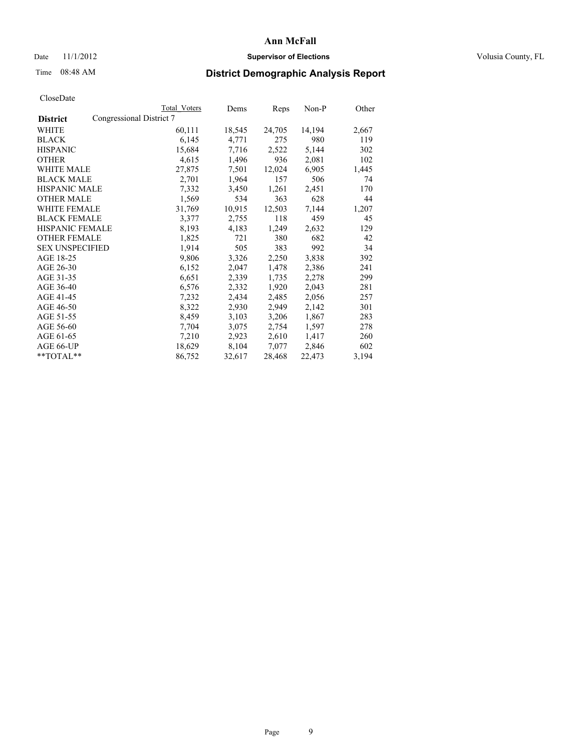# Ann McFall

Date 11/1/2012 **Supervisor of Elections** Volusia County, FL

Time 08:48 AM **District Demographic Analysis Report**

CloseDate

| **District** | Congressional District 7 | Total Voters | Dems | Reps | Non-P | Other |
|---|---|---|---|---|---|---|
| WHITE | | 60,111 | 18,545 | 24,705 | 14,194 | 2,667 |
| BLACK | | 6,145 | 4,771 | 275 | 980 | 119 |
| HISPANIC | | 15,684 | 7,716 | 2,522 | 5,144 | 302 |
| OTHER | | 4,615 | 1,496 | 936 | 2,081 | 102 |
| WHITE MALE | | 27,875 | 7,501 | 12,024 | 6,905 | 1,445 |
| BLACK MALE | | 2,701 | 1,964 | 157 | 506 | 74 |
| HISPANIC MALE | | 7,332 | 3,450 | 1,261 | 2,451 | 170 |
| OTHER MALE | | 1,569 | 534 | 363 | 628 | 44 |
| WHITE FEMALE | | 31,769 | 10,915 | 12,503 | 7,144 | 1,207 |
| BLACK FEMALE | | 3,377 | 2,755 | 118 | 459 | 45 |
| HISPANIC FEMALE | | 8,193 | 4,183 | 1,249 | 2,632 | 129 |
| OTHER FEMALE | | 1,825 | 721 | 380 | 682 | 42 |
| SEX UNSPECIFIED | | 1,914 | 505 | 383 | 992 | 34 |
| AGE 18-25 | | 9,806 | 3,326 | 2,250 | 3,838 | 392 |
| AGE 26-30 | | 6,152 | 2,047 | 1,478 | 2,386 | 241 |
| AGE 31-35 | | 6,651 | 2,339 | 1,735 | 2,278 | 299 |
| AGE 36-40 | | 6,576 | 2,332 | 1,920 | 2,043 | 281 |
| AGE 41-45 | | 7,232 | 2,434 | 2,485 | 2,056 | 257 |
| AGE 46-50 | | 8,322 | 2,930 | 2,949 | 2,142 | 301 |
| AGE 51-55 | | 8,459 | 3,103 | 3,206 | 1,867 | 283 |
| AGE 56-60 | | 7,704 | 3,075 | 2,754 | 1,597 | 278 |
| AGE 61-65 | | 7,210 | 2,923 | 2,610 | 1,417 | 260 |
| AGE 66-UP | | 18,629 | 8,104 | 7,077 | 2,846 | 602 |
| **TOTAL** | | 86,752 | 32,617 | 28,468 | 22,473 | 3,194 |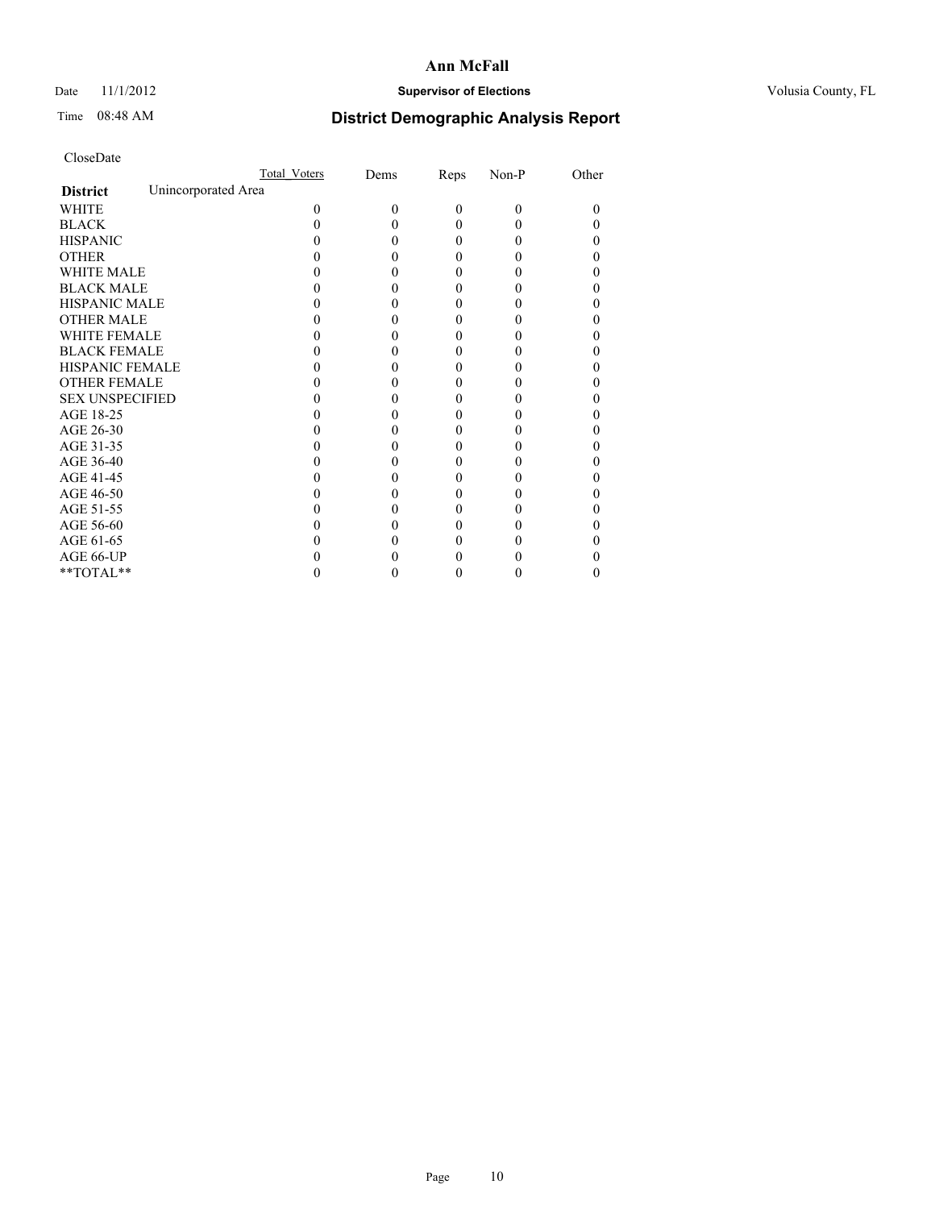# Ann McFall

Date 11/1/2012 **Supervisor of Elections** Volusia County, FL

Time 08:48 AM

## District Demographic Analysis Report

CloseDate

| | Total_Voters | Dems | Reps | Non-P | Other |
|---|---|---|---|---|---|
| **District** Unincorporated Area | | | | | |
| WHITE | 0 | 0 | 0 | 0 | 0 |
| BLACK | 0 | 0 | 0 | 0 | 0 |
| HISPANIC | 0 | 0 | 0 | 0 | 0 |
| OTHER | 0 | 0 | 0 | 0 | 0 |
| WHITE MALE | 0 | 0 | 0 | 0 | 0 |
| BLACK MALE | 0 | 0 | 0 | 0 | 0 |
| HISPANIC MALE | 0 | 0 | 0 | 0 | 0 |
| OTHER MALE | 0 | 0 | 0 | 0 | 0 |
| WHITE FEMALE | 0 | 0 | 0 | 0 | 0 |
| BLACK FEMALE | 0 | 0 | 0 | 0 | 0 |
| HISPANIC FEMALE | 0 | 0 | 0 | 0 | 0 |
| OTHER FEMALE | 0 | 0 | 0 | 0 | 0 |
| SEX UNSPECIFIED | 0 | 0 | 0 | 0 | 0 |
| AGE 18-25 | 0 | 0 | 0 | 0 | 0 |
| AGE 26-30 | 0 | 0 | 0 | 0 | 0 |
| AGE 31-35 | 0 | 0 | 0 | 0 | 0 |
| AGE 36-40 | 0 | 0 | 0 | 0 | 0 |
| AGE 41-45 | 0 | 0 | 0 | 0 | 0 |
| AGE 46-50 | 0 | 0 | 0 | 0 | 0 |
| AGE 51-55 | 0 | 0 | 0 | 0 | 0 |
| AGE 56-60 | 0 | 0 | 0 | 0 | 0 |
| AGE 61-65 | 0 | 0 | 0 | 0 | 0 |
| AGE 66-UP | 0 | 0 | 0 | 0 | 0 |
| **TOTAL** | 0 | 0 | 0 | 0 | 0 |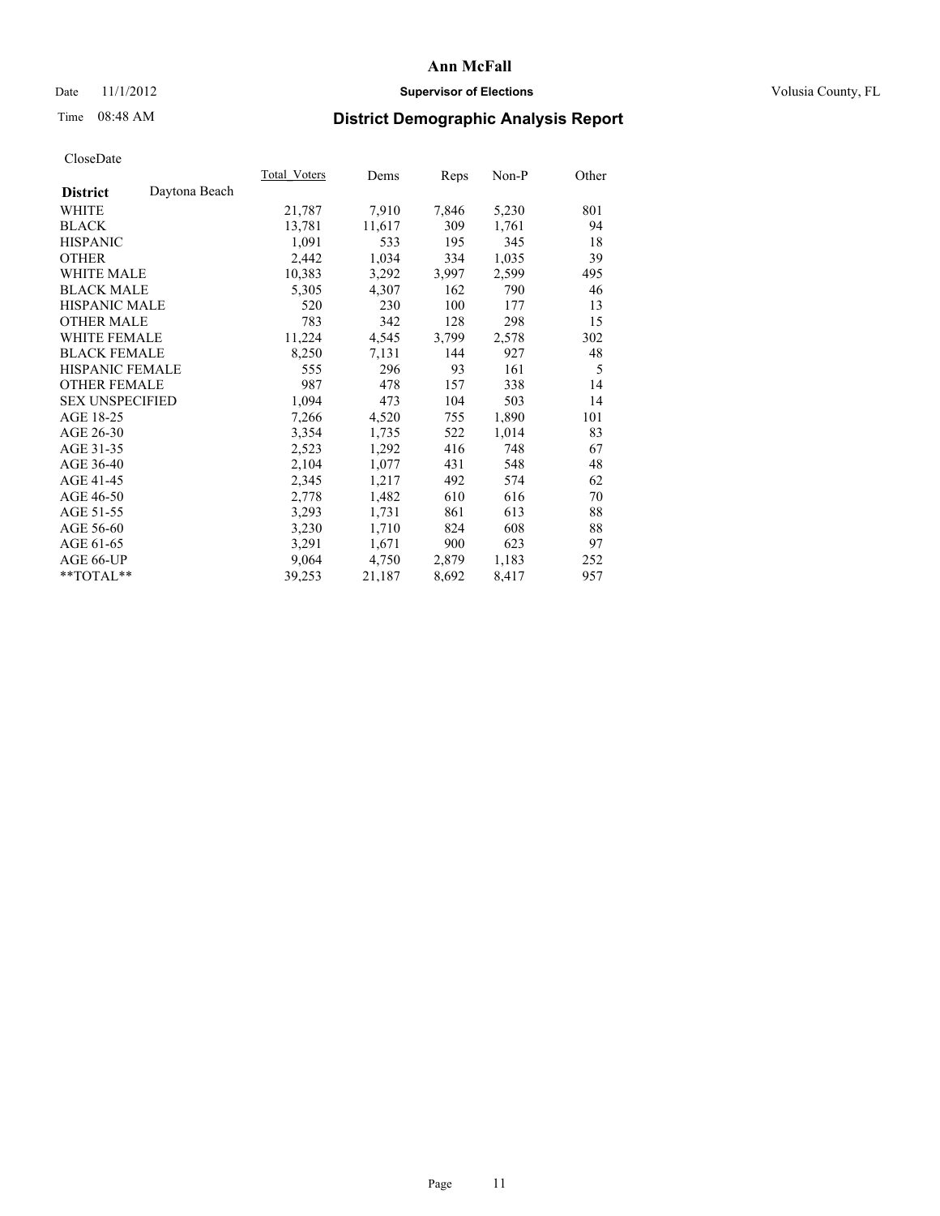**Ann McFall**

Date 11/1/2012 **Supervisor of Elections** Volusia County, FL

Time 08:48 AM

## District Demographic Analysis Report

CloseDate

| District: Daytona Beach | Total_Voters | Dems | Reps | Non-P | Other |
|---|---|---|---|---|---|
| WHITE | 21,787 | 7,910 | 7,846 | 5,230 | 801 |
| BLACK | 13,781 | 11,617 | 309 | 1,761 | 94 |
| HISPANIC | 1,091 | 533 | 195 | 345 | 18 |
| OTHER | 2,442 | 1,034 | 334 | 1,035 | 39 |
| WHITE MALE | 10,383 | 3,292 | 3,997 | 2,599 | 495 |
| BLACK MALE | 5,305 | 4,307 | 162 | 790 | 46 |
| HISPANIC MALE | 520 | 230 | 100 | 177 | 13 |
| OTHER MALE | 783 | 342 | 128 | 298 | 15 |
| WHITE FEMALE | 11,224 | 4,545 | 3,799 | 2,578 | 302 |
| BLACK FEMALE | 8,250 | 7,131 | 144 | 927 | 48 |
| HISPANIC FEMALE | 555 | 296 | 93 | 161 | 5 |
| OTHER FEMALE | 987 | 478 | 157 | 338 | 14 |
| SEX UNSPECIFIED | 1,094 | 473 | 104 | 503 | 14 |
| AGE 18-25 | 7,266 | 4,520 | 755 | 1,890 | 101 |
| AGE 26-30 | 3,354 | 1,735 | 522 | 1,014 | 83 |
| AGE 31-35 | 2,523 | 1,292 | 416 | 748 | 67 |
| AGE 36-40 | 2,104 | 1,077 | 431 | 548 | 48 |
| AGE 41-45 | 2,345 | 1,217 | 492 | 574 | 62 |
| AGE 46-50 | 2,778 | 1,482 | 610 | 616 | 70 |
| AGE 51-55 | 3,293 | 1,731 | 861 | 613 | 88 |
| AGE 56-60 | 3,230 | 1,710 | 824 | 608 | 88 |
| AGE 61-65 | 3,291 | 1,671 | 900 | 623 | 97 |
| AGE 66-UP | 9,064 | 4,750 | 2,879 | 1,183 | 252 |
| **TOTAL** | 39,253 | 21,187 | 8,692 | 8,417 | 957 |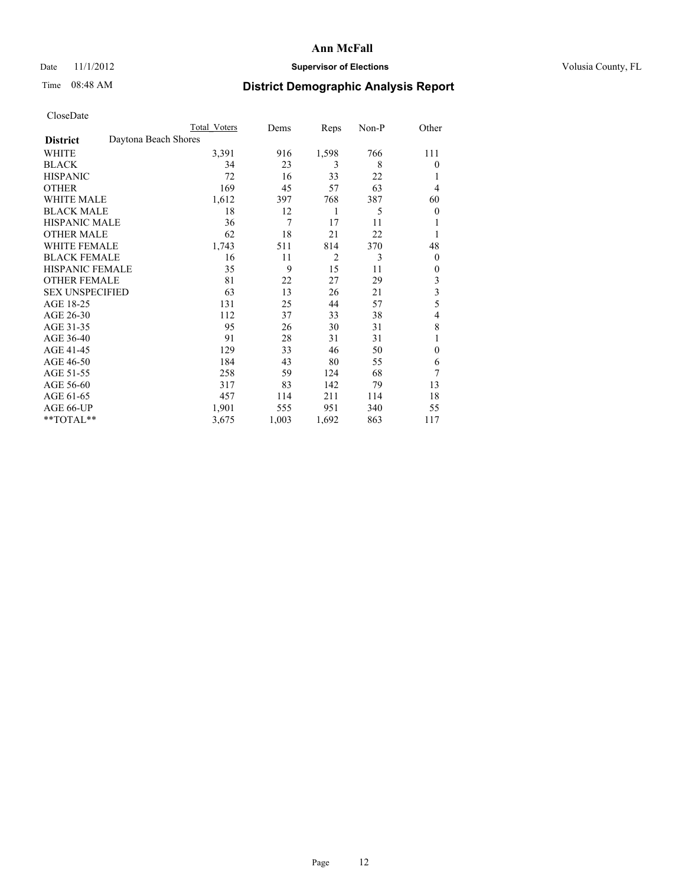# Ann McFall

Date 11/1/2012 **Supervisor of Elections** Volusia County, FL

Time 08:48 AM **District Demographic Analysis Report**

CloseDate

| | Total Voters | Dems | Reps | Non-P | Other |
|---|---|---|---|---|---|
| **District** Daytona Beach Shores | | | | | |
| WHITE | 3,391 | 916 | 1,598 | 766 | 111 |
| BLACK | 34 | 23 | 3 | 8 | 0 |
| HISPANIC | 72 | 16 | 33 | 22 | 1 |
| OTHER | 169 | 45 | 57 | 63 | 4 |
| WHITE MALE | 1,612 | 397 | 768 | 387 | 60 |
| BLACK MALE | 18 | 12 | 1 | 5 | 0 |
| HISPANIC MALE | 36 | 7 | 17 | 11 | 1 |
| OTHER MALE | 62 | 18 | 21 | 22 | 1 |
| WHITE FEMALE | 1,743 | 511 | 814 | 370 | 48 |
| BLACK FEMALE | 16 | 11 | 2 | 3 | 0 |
| HISPANIC FEMALE | 35 | 9 | 15 | 11 | 0 |
| OTHER FEMALE | 81 | 22 | 27 | 29 | 3 |
| SEX UNSPECIFIED | 63 | 13 | 26 | 21 | 3 |
| AGE 18-25 | 131 | 25 | 44 | 57 | 5 |
| AGE 26-30 | 112 | 37 | 33 | 38 | 4 |
| AGE 31-35 | 95 | 26 | 30 | 31 | 8 |
| AGE 36-40 | 91 | 28 | 31 | 31 | 1 |
| AGE 41-45 | 129 | 33 | 46 | 50 | 0 |
| AGE 46-50 | 184 | 43 | 80 | 55 | 6 |
| AGE 51-55 | 258 | 59 | 124 | 68 | 7 |
| AGE 56-60 | 317 | 83 | 142 | 79 | 13 |
| AGE 61-65 | 457 | 114 | 211 | 114 | 18 |
| AGE 66-UP | 1,901 | 555 | 951 | 340 | 55 |
| **TOTAL** | 3,675 | 1,003 | 1,692 | 863 | 117 |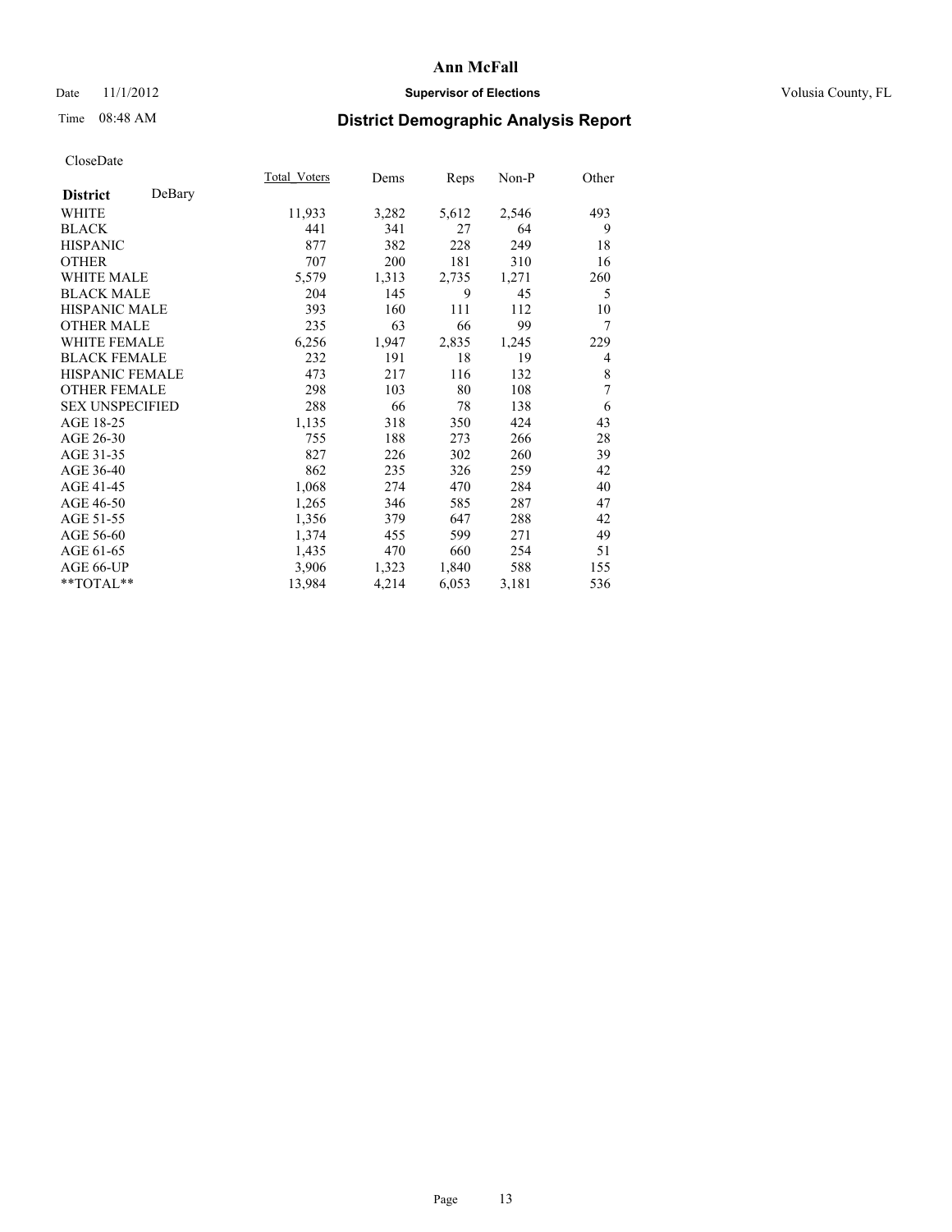# Ann McFall

Date 11/1/2012 **Supervisor of Elections** Volusia County, FL

Time 08:48 AM **District Demographic Analysis Report**

CloseDate

| **District** DeBary | Total Voters | Dems | Reps | Non-P | Other |
|---|---|---|---|---|---|
| WHITE | 11,933 | 3,282 | 5,612 | 2,546 | 493 |
| BLACK | 441 | 341 | 27 | 64 | 9 |
| HISPANIC | 877 | 382 | 228 | 249 | 18 |
| OTHER | 707 | 200 | 181 | 310 | 16 |
| WHITE MALE | 5,579 | 1,313 | 2,735 | 1,271 | 260 |
| BLACK MALE | 204 | 145 | 9 | 45 | 5 |
| HISPANIC MALE | 393 | 160 | 111 | 112 | 10 |
| OTHER MALE | 235 | 63 | 66 | 99 | 7 |
| WHITE FEMALE | 6,256 | 1,947 | 2,835 | 1,245 | 229 |
| BLACK FEMALE | 232 | 191 | 18 | 19 | 4 |
| HISPANIC FEMALE | 473 | 217 | 116 | 132 | 8 |
| OTHER FEMALE | 298 | 103 | 80 | 108 | 7 |
| SEX UNSPECIFIED | 288 | 66 | 78 | 138 | 6 |
| AGE 18-25 | 1,135 | 318 | 350 | 424 | 43 |
| AGE 26-30 | 755 | 188 | 273 | 266 | 28 |
| AGE 31-35 | 827 | 226 | 302 | 260 | 39 |
| AGE 36-40 | 862 | 235 | 326 | 259 | 42 |
| AGE 41-45 | 1,068 | 274 | 470 | 284 | 40 |
| AGE 46-50 | 1,265 | 346 | 585 | 287 | 47 |
| AGE 51-55 | 1,356 | 379 | 647 | 288 | 42 |
| AGE 56-60 | 1,374 | 455 | 599 | 271 | 49 |
| AGE 61-65 | 1,435 | 470 | 660 | 254 | 51 |
| AGE 66-UP | 3,906 | 1,323 | 1,840 | 588 | 155 |
| **TOTAL** | 13,984 | 4,214 | 6,053 | 3,181 | 536 |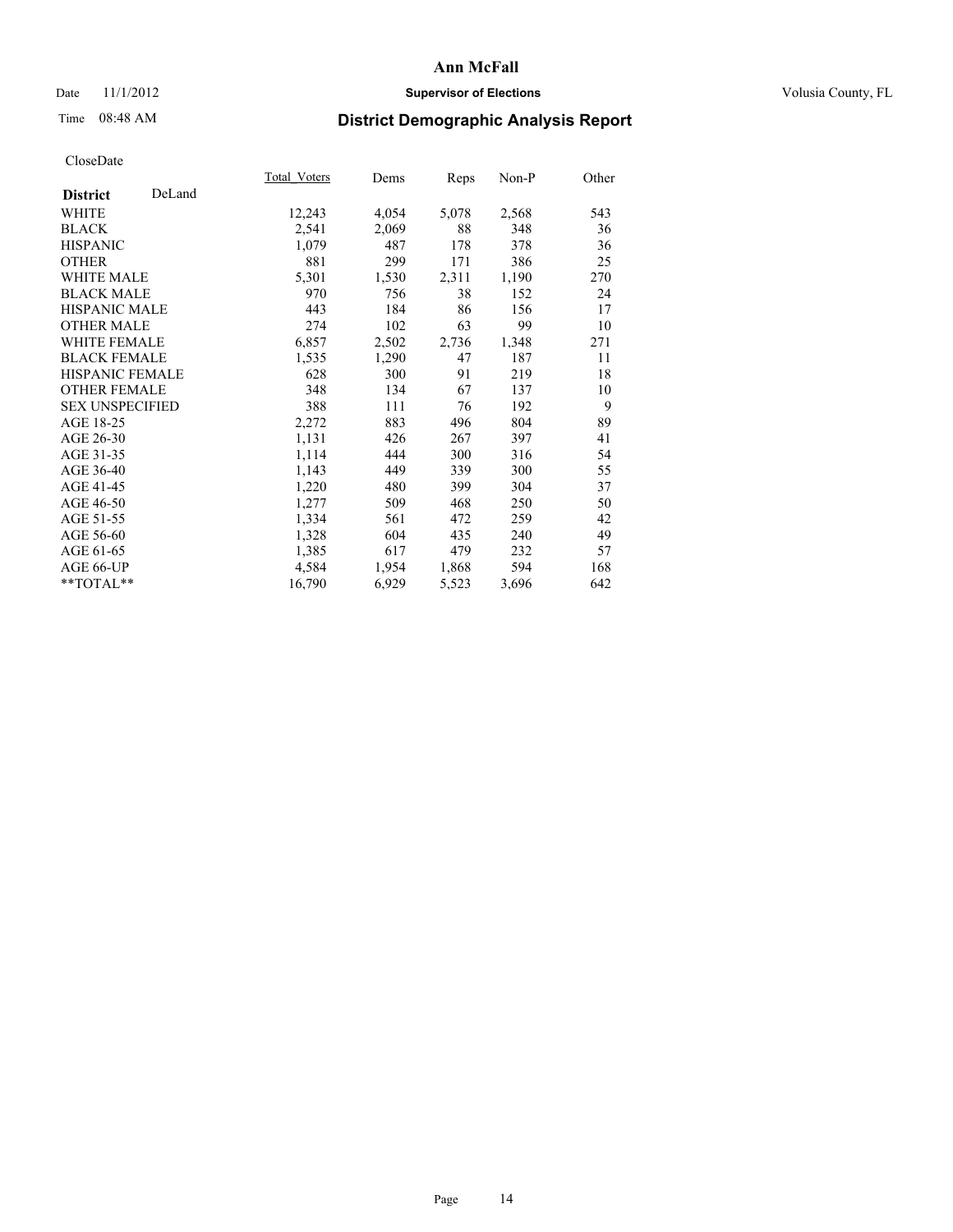# Ann McFall

Date 11/1/2012 **Supervisor of Elections** Volusia County, FL

Time 08:48 AM

## District Demographic Analysis Report

CloseDate

| **District** DeLand | Total_Voters | Dems | Reps | Non-P | Other |
|---|---|---|---|---|---|
| WHITE | 12,243 | 4,054 | 5,078 | 2,568 | 543 |
| BLACK | 2,541 | 2,069 | 88 | 348 | 36 |
| HISPANIC | 1,079 | 487 | 178 | 378 | 36 |
| OTHER | 881 | 299 | 171 | 386 | 25 |
| WHITE MALE | 5,301 | 1,530 | 2,311 | 1,190 | 270 |
| BLACK MALE | 970 | 756 | 38 | 152 | 24 |
| HISPANIC MALE | 443 | 184 | 86 | 156 | 17 |
| OTHER MALE | 274 | 102 | 63 | 99 | 10 |
| WHITE FEMALE | 6,857 | 2,502 | 2,736 | 1,348 | 271 |
| BLACK FEMALE | 1,535 | 1,290 | 47 | 187 | 11 |
| HISPANIC FEMALE | 628 | 300 | 91 | 219 | 18 |
| OTHER FEMALE | 348 | 134 | 67 | 137 | 10 |
| SEX UNSPECIFIED | 388 | 111 | 76 | 192 | 9 |
| AGE 18-25 | 2,272 | 883 | 496 | 804 | 89 |
| AGE 26-30 | 1,131 | 426 | 267 | 397 | 41 |
| AGE 31-35 | 1,114 | 444 | 300 | 316 | 54 |
| AGE 36-40 | 1,143 | 449 | 339 | 300 | 55 |
| AGE 41-45 | 1,220 | 480 | 399 | 304 | 37 |
| AGE 46-50 | 1,277 | 509 | 468 | 250 | 50 |
| AGE 51-55 | 1,334 | 561 | 472 | 259 | 42 |
| AGE 56-60 | 1,328 | 604 | 435 | 240 | 49 |
| AGE 61-65 | 1,385 | 617 | 479 | 232 | 57 |
| AGE 66-UP | 4,584 | 1,954 | 1,868 | 594 | 168 |
| **TOTAL** | 16,790 | 6,929 | 5,523 | 3,696 | 642 |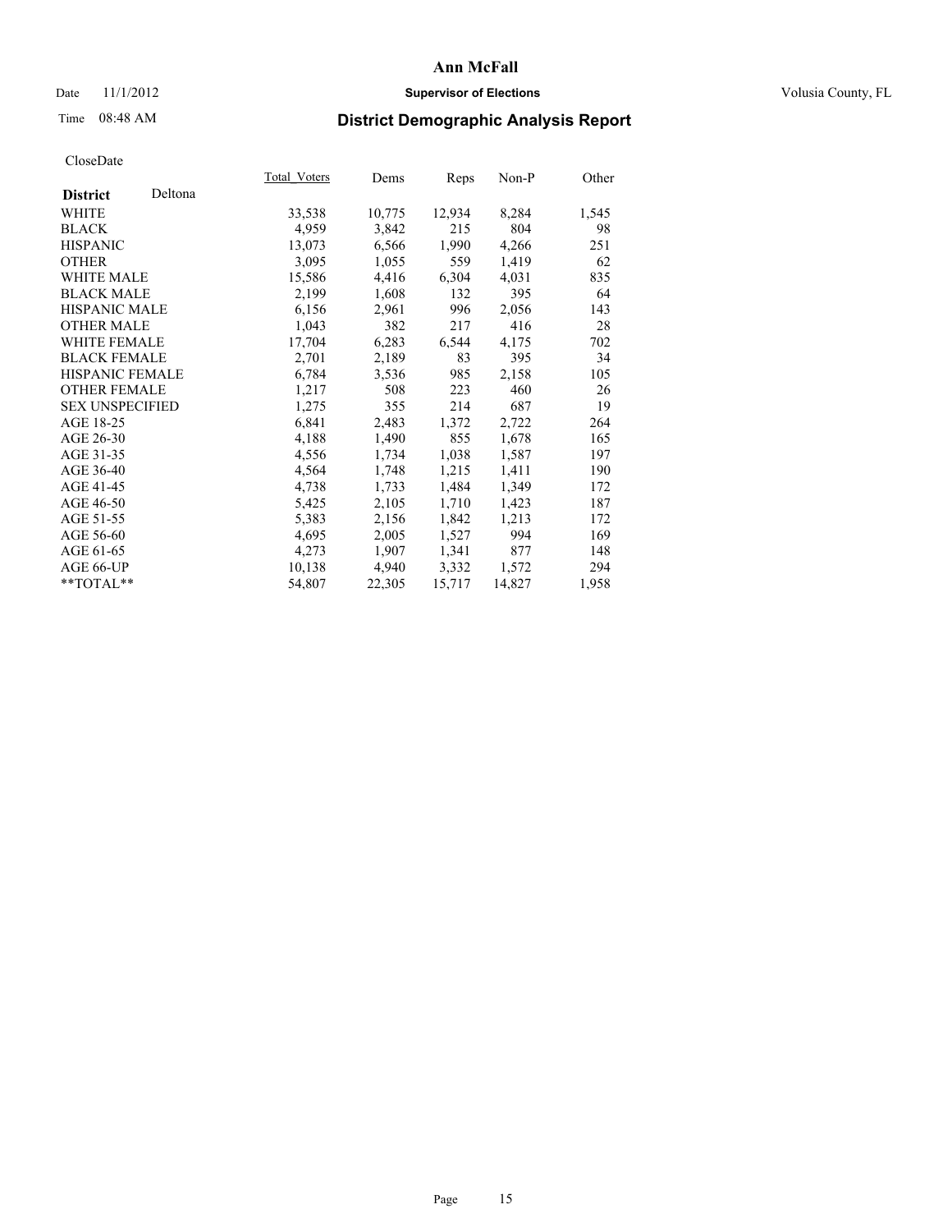# Ann McFall

Date 11/1/2012 **Supervisor of Elections** Volusia County, FL

Time 08:48 AM

## District Demographic Analysis Report

CloseDate

| **District** Deltona | Total_Voters | Dems | Reps | Non-P | Other |
|---|---|---|---|---|---|
| WHITE | 33,538 | 10,775 | 12,934 | 8,284 | 1,545 |
| BLACK | 4,959 | 3,842 | 215 | 804 | 98 |
| HISPANIC | 13,073 | 6,566 | 1,990 | 4,266 | 251 |
| OTHER | 3,095 | 1,055 | 559 | 1,419 | 62 |
| WHITE MALE | 15,586 | 4,416 | 6,304 | 4,031 | 835 |
| BLACK MALE | 2,199 | 1,608 | 132 | 395 | 64 |
| HISPANIC MALE | 6,156 | 2,961 | 996 | 2,056 | 143 |
| OTHER MALE | 1,043 | 382 | 217 | 416 | 28 |
| WHITE FEMALE | 17,704 | 6,283 | 6,544 | 4,175 | 702 |
| BLACK FEMALE | 2,701 | 2,189 | 83 | 395 | 34 |
| HISPANIC FEMALE | 6,784 | 3,536 | 985 | 2,158 | 105 |
| OTHER FEMALE | 1,217 | 508 | 223 | 460 | 26 |
| SEX UNSPECIFIED | 1,275 | 355 | 214 | 687 | 19 |
| AGE 18-25 | 6,841 | 2,483 | 1,372 | 2,722 | 264 |
| AGE 26-30 | 4,188 | 1,490 | 855 | 1,678 | 165 |
| AGE 31-35 | 4,556 | 1,734 | 1,038 | 1,587 | 197 |
| AGE 36-40 | 4,564 | 1,748 | 1,215 | 1,411 | 190 |
| AGE 41-45 | 4,738 | 1,733 | 1,484 | 1,349 | 172 |
| AGE 46-50 | 5,425 | 2,105 | 1,710 | 1,423 | 187 |
| AGE 51-55 | 5,383 | 2,156 | 1,842 | 1,213 | 172 |
| AGE 56-60 | 4,695 | 2,005 | 1,527 | 994 | 169 |
| AGE 61-65 | 4,273 | 1,907 | 1,341 | 877 | 148 |
| AGE 66-UP | 10,138 | 4,940 | 3,332 | 1,572 | 294 |
| **TOTAL** | 54,807 | 22,305 | 15,717 | 14,827 | 1,958 |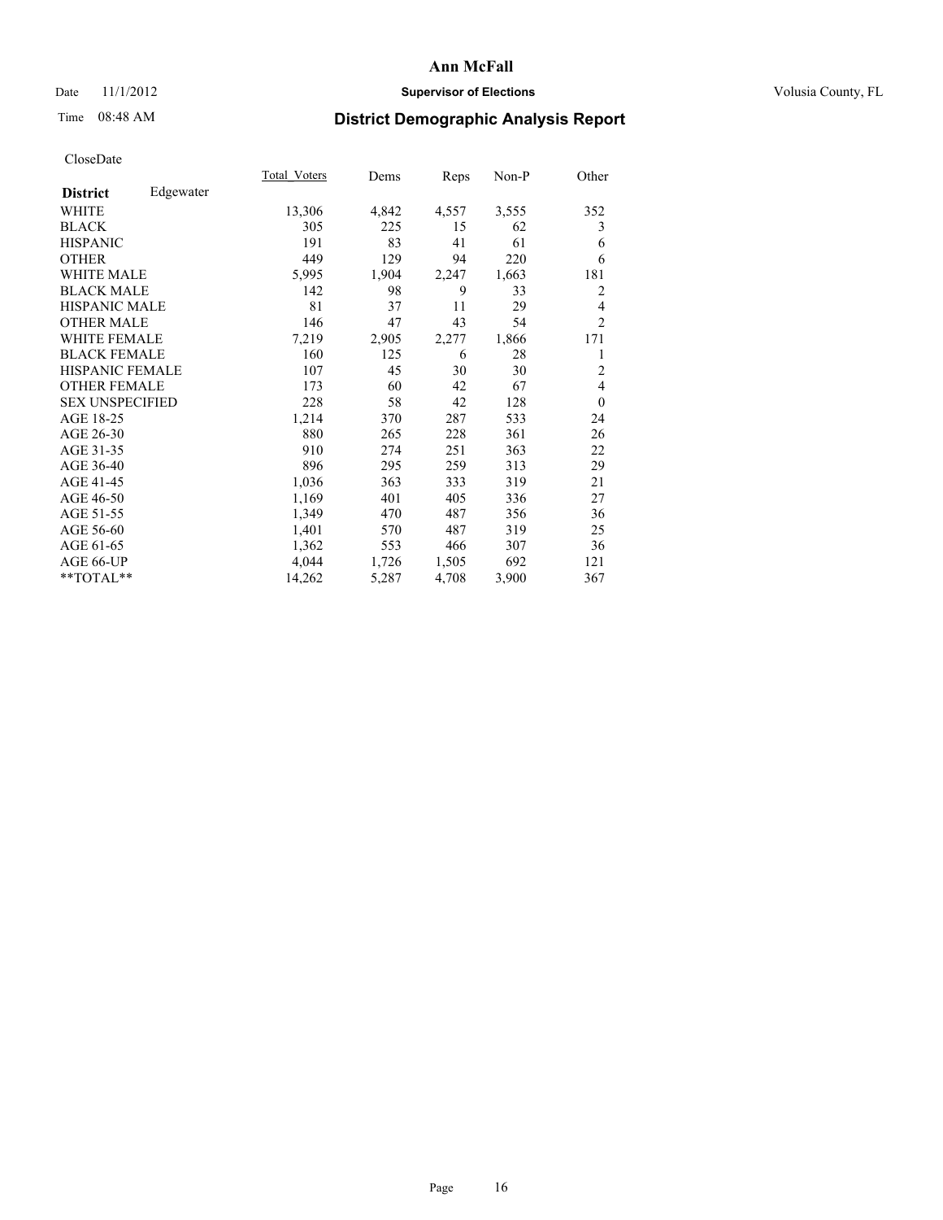# Ann McFall

Date 11/1/2012 **Supervisor of Elections** Volusia County, FL

Time 08:48 AM **District Demographic Analysis Report**

CloseDate

| **District** Edgewater | Total_Voters | Dems | Reps | Non-P | Other |
|---|---|---|---|---|---|
| WHITE | 13,306 | 4,842 | 4,557 | 3,555 | 352 |
| BLACK | 305 | 225 | 15 | 62 | 3 |
| HISPANIC | 191 | 83 | 41 | 61 | 6 |
| OTHER | 449 | 129 | 94 | 220 | 6 |
| WHITE MALE | 5,995 | 1,904 | 2,247 | 1,663 | 181 |
| BLACK MALE | 142 | 98 | 9 | 33 | 2 |
| HISPANIC MALE | 81 | 37 | 11 | 29 | 4 |
| OTHER MALE | 146 | 47 | 43 | 54 | 2 |
| WHITE FEMALE | 7,219 | 2,905 | 2,277 | 1,866 | 171 |
| BLACK FEMALE | 160 | 125 | 6 | 28 | 1 |
| HISPANIC FEMALE | 107 | 45 | 30 | 30 | 2 |
| OTHER FEMALE | 173 | 60 | 42 | 67 | 4 |
| SEX UNSPECIFIED | 228 | 58 | 42 | 128 | 0 |
| AGE 18-25 | 1,214 | 370 | 287 | 533 | 24 |
| AGE 26-30 | 880 | 265 | 228 | 361 | 26 |
| AGE 31-35 | 910 | 274 | 251 | 363 | 22 |
| AGE 36-40 | 896 | 295 | 259 | 313 | 29 |
| AGE 41-45 | 1,036 | 363 | 333 | 319 | 21 |
| AGE 46-50 | 1,169 | 401 | 405 | 336 | 27 |
| AGE 51-55 | 1,349 | 470 | 487 | 356 | 36 |
| AGE 56-60 | 1,401 | 570 | 487 | 319 | 25 |
| AGE 61-65 | 1,362 | 553 | 466 | 307 | 36 |
| AGE 66-UP | 4,044 | 1,726 | 1,505 | 692 | 121 |
| **TOTAL** | 14,262 | 5,287 | 4,708 | 3,900 | 367 |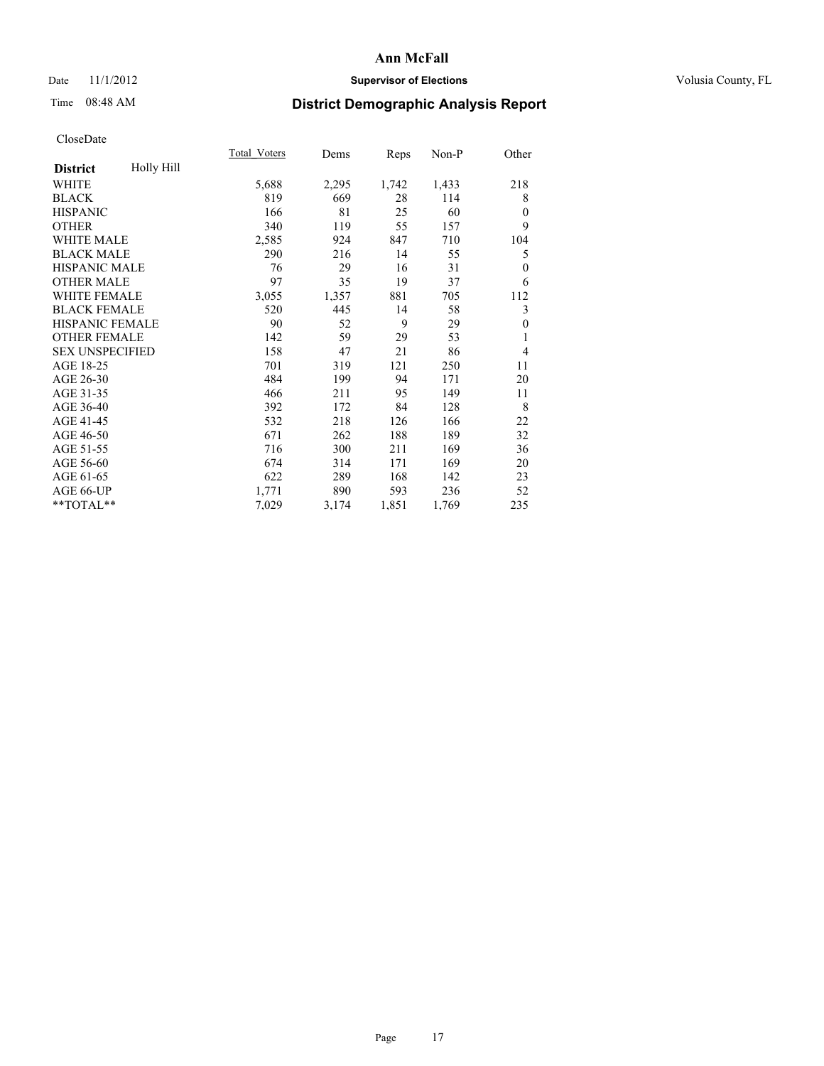# Ann McFall

Date 11/1/2012 **Supervisor of Elections** Volusia County, FL

Time 08:48 AM

## District Demographic Analysis Report

CloseDate

| **District** Holly Hill | Total_Voters | Dems | Reps | Non-P | Other |
|---|---|---|---|---|---|
| WHITE | 5,688 | 2,295 | 1,742 | 1,433 | 218 |
| BLACK | 819 | 669 | 28 | 114 | 8 |
| HISPANIC | 166 | 81 | 25 | 60 | 0 |
| OTHER | 340 | 119 | 55 | 157 | 9 |
| WHITE MALE | 2,585 | 924 | 847 | 710 | 104 |
| BLACK MALE | 290 | 216 | 14 | 55 | 5 |
| HISPANIC MALE | 76 | 29 | 16 | 31 | 0 |
| OTHER MALE | 97 | 35 | 19 | 37 | 6 |
| WHITE FEMALE | 3,055 | 1,357 | 881 | 705 | 112 |
| BLACK FEMALE | 520 | 445 | 14 | 58 | 3 |
| HISPANIC FEMALE | 90 | 52 | 9 | 29 | 0 |
| OTHER FEMALE | 142 | 59 | 29 | 53 | 1 |
| SEX UNSPECIFIED | 158 | 47 | 21 | 86 | 4 |
| AGE 18-25 | 701 | 319 | 121 | 250 | 11 |
| AGE 26-30 | 484 | 199 | 94 | 171 | 20 |
| AGE 31-35 | 466 | 211 | 95 | 149 | 11 |
| AGE 36-40 | 392 | 172 | 84 | 128 | 8 |
| AGE 41-45 | 532 | 218 | 126 | 166 | 22 |
| AGE 46-50 | 671 | 262 | 188 | 189 | 32 |
| AGE 51-55 | 716 | 300 | 211 | 169 | 36 |
| AGE 56-60 | 674 | 314 | 171 | 169 | 20 |
| AGE 61-65 | 622 | 289 | 168 | 142 | 23 |
| AGE 66-UP | 1,771 | 890 | 593 | 236 | 52 |
| **TOTAL** | 7,029 | 3,174 | 1,851 | 1,769 | 235 |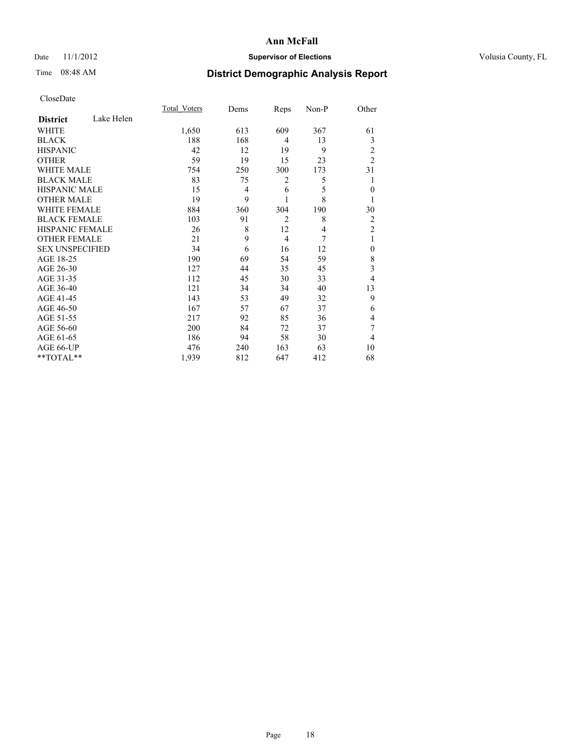**Ann McFall**

Date 11/1/2012 **Supervisor of Elections** Volusia County, FL

Time 08:48 AM

## District Demographic Analysis Report

CloseDate

| **District** Lake Helen | Total_Voters | Dems | Reps | Non-P | Other |
|---|---|---|---|---|---|
| WHITE | 1,650 | 613 | 609 | 367 | 61 |
| BLACK | 188 | 168 | 4 | 13 | 3 |
| HISPANIC | 42 | 12 | 19 | 9 | 2 |
| OTHER | 59 | 19 | 15 | 23 | 2 |
| WHITE MALE | 754 | 250 | 300 | 173 | 31 |
| BLACK MALE | 83 | 75 | 2 | 5 | 1 |
| HISPANIC MALE | 15 | 4 | 6 | 5 | 0 |
| OTHER MALE | 19 | 9 | 1 | 8 | 1 |
| WHITE FEMALE | 884 | 360 | 304 | 190 | 30 |
| BLACK FEMALE | 103 | 91 | 2 | 8 | 2 |
| HISPANIC FEMALE | 26 | 8 | 12 | 4 | 2 |
| OTHER FEMALE | 21 | 9 | 4 | 7 | 1 |
| SEX UNSPECIFIED | 34 | 6 | 16 | 12 | 0 |
| AGE 18-25 | 190 | 69 | 54 | 59 | 8 |
| AGE 26-30 | 127 | 44 | 35 | 45 | 3 |
| AGE 31-35 | 112 | 45 | 30 | 33 | 4 |
| AGE 36-40 | 121 | 34 | 34 | 40 | 13 |
| AGE 41-45 | 143 | 53 | 49 | 32 | 9 |
| AGE 46-50 | 167 | 57 | 67 | 37 | 6 |
| AGE 51-55 | 217 | 92 | 85 | 36 | 4 |
| AGE 56-60 | 200 | 84 | 72 | 37 | 7 |
| AGE 61-65 | 186 | 94 | 58 | 30 | 4 |
| AGE 66-UP | 476 | 240 | 163 | 63 | 10 |
| **TOTAL** | 1,939 | 812 | 647 | 412 | 68 |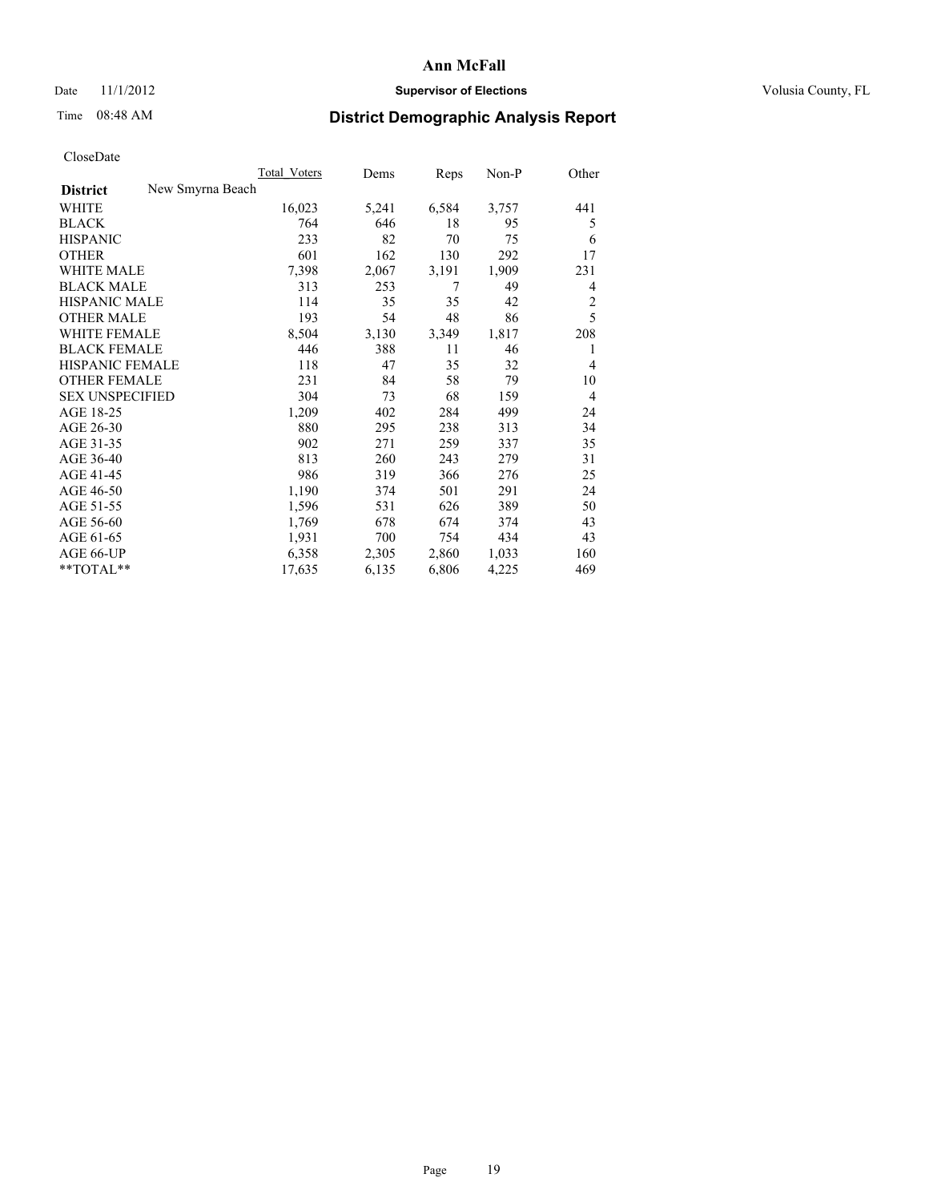# Ann McFall

Date 11/1/2012 **Supervisor of Elections** Volusia County, FL

Time 08:48 AM

## District Demographic Analysis Report

CloseDate

| **District** New Smyrna Beach | Total Voters | Dems | Reps | Non-P | Other |
|---|---|---|---|---|---|
| WHITE | 16,023 | 5,241 | 6,584 | 3,757 | 441 |
| BLACK | 764 | 646 | 18 | 95 | 5 |
| HISPANIC | 233 | 82 | 70 | 75 | 6 |
| OTHER | 601 | 162 | 130 | 292 | 17 |
| WHITE MALE | 7,398 | 2,067 | 3,191 | 1,909 | 231 |
| BLACK MALE | 313 | 253 | 7 | 49 | 4 |
| HISPANIC MALE | 114 | 35 | 35 | 42 | 2 |
| OTHER MALE | 193 | 54 | 48 | 86 | 5 |
| WHITE FEMALE | 8,504 | 3,130 | 3,349 | 1,817 | 208 |
| BLACK FEMALE | 446 | 388 | 11 | 46 | 1 |
| HISPANIC FEMALE | 118 | 47 | 35 | 32 | 4 |
| OTHER FEMALE | 231 | 84 | 58 | 79 | 10 |
| SEX UNSPECIFIED | 304 | 73 | 68 | 159 | 4 |
| AGE 18-25 | 1,209 | 402 | 284 | 499 | 24 |
| AGE 26-30 | 880 | 295 | 238 | 313 | 34 |
| AGE 31-35 | 902 | 271 | 259 | 337 | 35 |
| AGE 36-40 | 813 | 260 | 243 | 279 | 31 |
| AGE 41-45 | 986 | 319 | 366 | 276 | 25 |
| AGE 46-50 | 1,190 | 374 | 501 | 291 | 24 |
| AGE 51-55 | 1,596 | 531 | 626 | 389 | 50 |
| AGE 56-60 | 1,769 | 678 | 674 | 374 | 43 |
| AGE 61-65 | 1,931 | 700 | 754 | 434 | 43 |
| AGE 66-UP | 6,358 | 2,305 | 2,860 | 1,033 | 160 |
| **TOTAL** | 17,635 | 6,135 | 6,806 | 4,225 | 469 |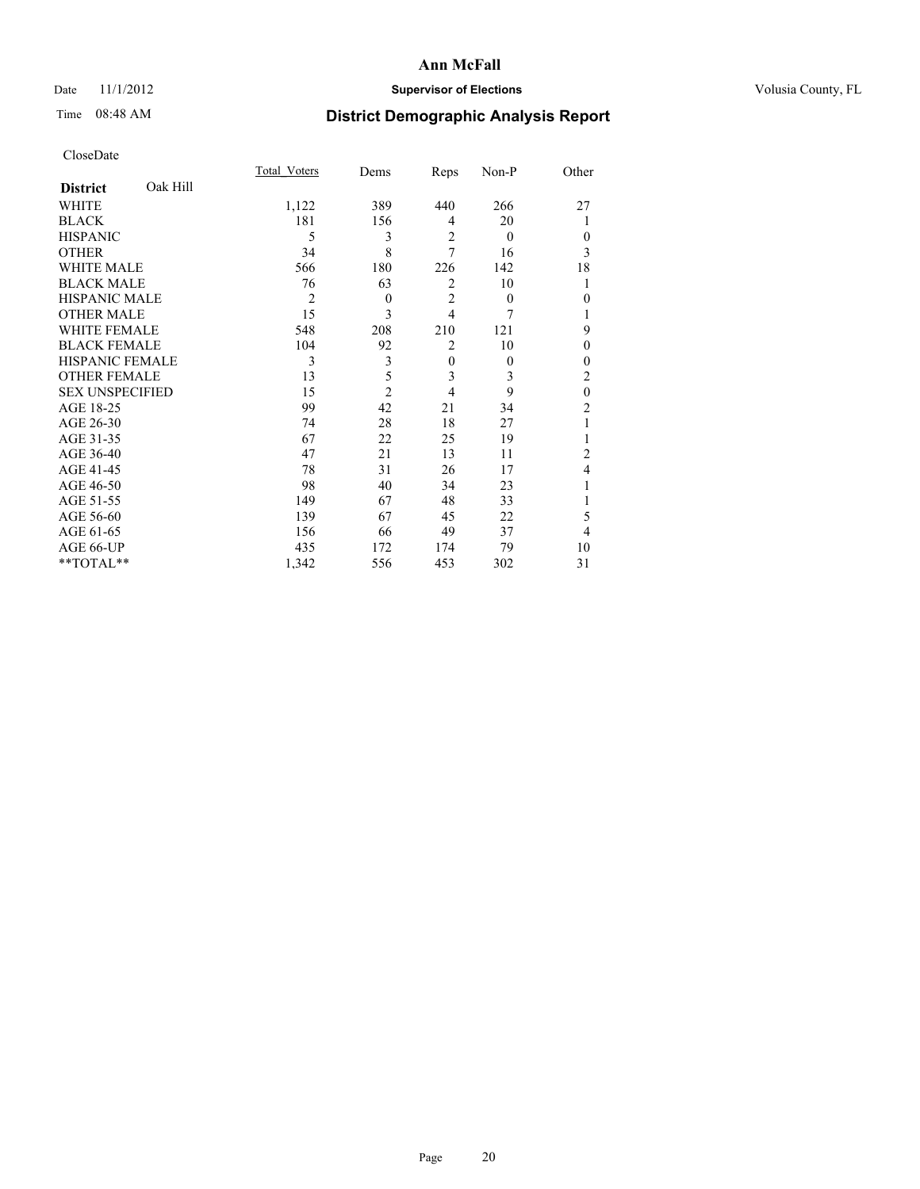**Ann McFall**

Date 11/1/2012 **Supervisor of Elections** Volusia County, FL

Time 08:48 AM

## District Demographic Analysis Report

CloseDate

| | Total_Voters | Dems | Reps | Non-P | Other |
|---|---|---|---|---|---|
| **District** Oak Hill | | | | | |
| WHITE | 1,122 | 389 | 440 | 266 | 27 |
| BLACK | 181 | 156 | 4 | 20 | 1 |
| HISPANIC | 5 | 3 | 2 | 0 | 0 |
| OTHER | 34 | 8 | 7 | 16 | 3 |
| WHITE MALE | 566 | 180 | 226 | 142 | 18 |
| BLACK MALE | 76 | 63 | 2 | 10 | 1 |
| HISPANIC MALE | 2 | 0 | 2 | 0 | 0 |
| OTHER MALE | 15 | 3 | 4 | 7 | 1 |
| WHITE FEMALE | 548 | 208 | 210 | 121 | 9 |
| BLACK FEMALE | 104 | 92 | 2 | 10 | 0 |
| HISPANIC FEMALE | 3 | 3 | 0 | 0 | 0 |
| OTHER FEMALE | 13 | 5 | 3 | 3 | 2 |
| SEX UNSPECIFIED | 15 | 2 | 4 | 9 | 0 |
| AGE 18-25 | 99 | 42 | 21 | 34 | 2 |
| AGE 26-30 | 74 | 28 | 18 | 27 | 1 |
| AGE 31-35 | 67 | 22 | 25 | 19 | 1 |
| AGE 36-40 | 47 | 21 | 13 | 11 | 2 |
| AGE 41-45 | 78 | 31 | 26 | 17 | 4 |
| AGE 46-50 | 98 | 40 | 34 | 23 | 1 |
| AGE 51-55 | 149 | 67 | 48 | 33 | 1 |
| AGE 56-60 | 139 | 67 | 45 | 22 | 5 |
| AGE 61-65 | 156 | 66 | 49 | 37 | 4 |
| AGE 66-UP | 435 | 172 | 174 | 79 | 10 |
| **TOTAL** | 1,342 | 556 | 453 | 302 | 31 |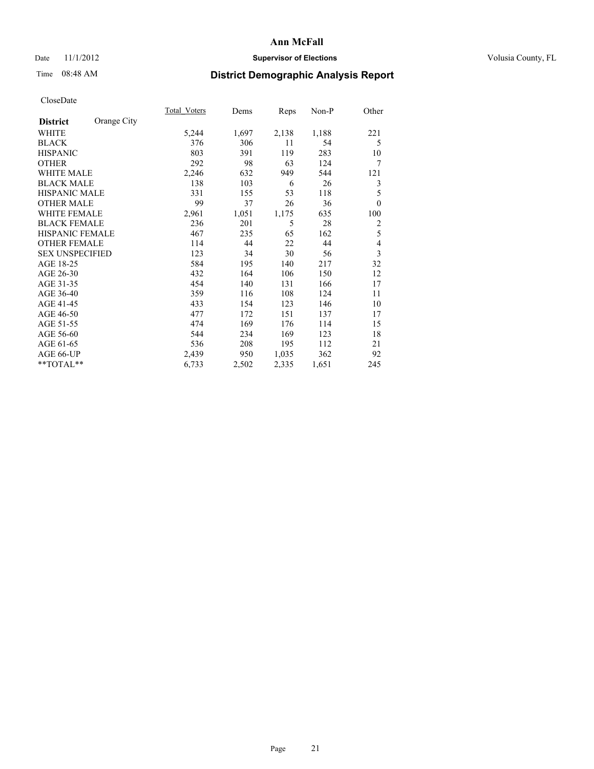# Ann McFall

Date 11/1/2012 **Supervisor of Elections** Volusia County, FL

Time 08:48 AM **District Demographic Analysis Report**

CloseDate

| **District** Orange City | Total_Voters | Dems | Reps | Non-P | Other |
|---|---|---|---|---|---|
| WHITE | 5,244 | 1,697 | 2,138 | 1,188 | 221 |
| BLACK | 376 | 306 | 11 | 54 | 5 |
| HISPANIC | 803 | 391 | 119 | 283 | 10 |
| OTHER | 292 | 98 | 63 | 124 | 7 |
| WHITE MALE | 2,246 | 632 | 949 | 544 | 121 |
| BLACK MALE | 138 | 103 | 6 | 26 | 3 |
| HISPANIC MALE | 331 | 155 | 53 | 118 | 5 |
| OTHER MALE | 99 | 37 | 26 | 36 | 0 |
| WHITE FEMALE | 2,961 | 1,051 | 1,175 | 635 | 100 |
| BLACK FEMALE | 236 | 201 | 5 | 28 | 2 |
| HISPANIC FEMALE | 467 | 235 | 65 | 162 | 5 |
| OTHER FEMALE | 114 | 44 | 22 | 44 | 4 |
| SEX UNSPECIFIED | 123 | 34 | 30 | 56 | 3 |
| AGE 18-25 | 584 | 195 | 140 | 217 | 32 |
| AGE 26-30 | 432 | 164 | 106 | 150 | 12 |
| AGE 31-35 | 454 | 140 | 131 | 166 | 17 |
| AGE 36-40 | 359 | 116 | 108 | 124 | 11 |
| AGE 41-45 | 433 | 154 | 123 | 146 | 10 |
| AGE 46-50 | 477 | 172 | 151 | 137 | 17 |
| AGE 51-55 | 474 | 169 | 176 | 114 | 15 |
| AGE 56-60 | 544 | 234 | 169 | 123 | 18 |
| AGE 61-65 | 536 | 208 | 195 | 112 | 21 |
| AGE 66-UP | 2,439 | 950 | 1,035 | 362 | 92 |
| **TOTAL** | 6,733 | 2,502 | 2,335 | 1,651 | 245 |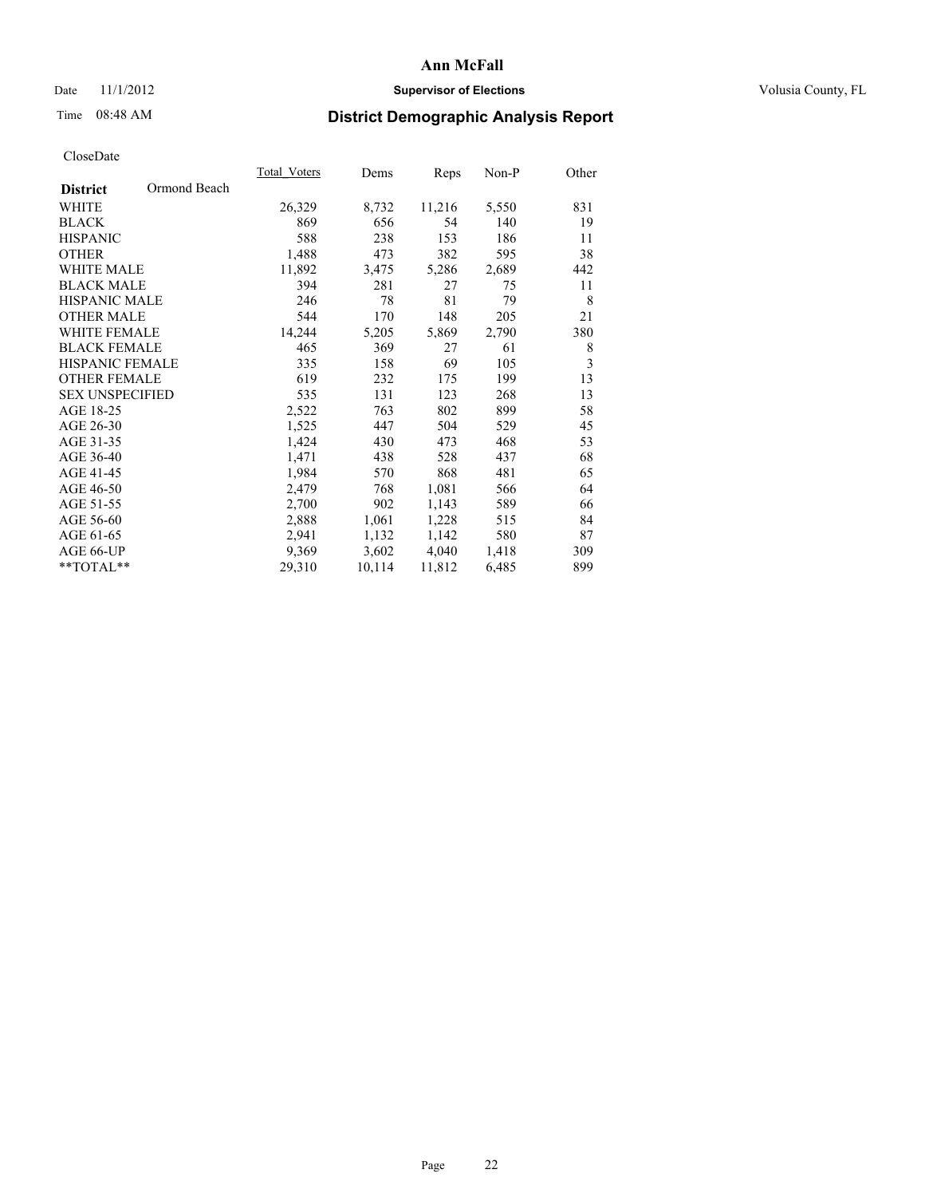**Ann McFall**

Date 11/1/2012 **Supervisor of Elections** Volusia County, FL

Time 08:48 AM

## District Demographic Analysis Report

CloseDate

| District | Ormond Beach | Total_Voters | Dems | Reps | Non-P | Other |
|---|---|---|---|---|---|---|
| WHITE | | 26,329 | 8,732 | 11,216 | 5,550 | 831 |
| BLACK | | 869 | 656 | 54 | 140 | 19 |
| HISPANIC | | 588 | 238 | 153 | 186 | 11 |
| OTHER | | 1,488 | 473 | 382 | 595 | 38 |
| WHITE MALE | | 11,892 | 3,475 | 5,286 | 2,689 | 442 |
| BLACK MALE | | 394 | 281 | 27 | 75 | 11 |
| HISPANIC MALE | | 246 | 78 | 81 | 79 | 8 |
| OTHER MALE | | 544 | 170 | 148 | 205 | 21 |
| WHITE FEMALE | | 14,244 | 5,205 | 5,869 | 2,790 | 380 |
| BLACK FEMALE | | 465 | 369 | 27 | 61 | 8 |
| HISPANIC FEMALE | | 335 | 158 | 69 | 105 | 3 |
| OTHER FEMALE | | 619 | 232 | 175 | 199 | 13 |
| SEX UNSPECIFIED | | 535 | 131 | 123 | 268 | 13 |
| AGE 18-25 | | 2,522 | 763 | 802 | 899 | 58 |
| AGE 26-30 | | 1,525 | 447 | 504 | 529 | 45 |
| AGE 31-35 | | 1,424 | 430 | 473 | 468 | 53 |
| AGE 36-40 | | 1,471 | 438 | 528 | 437 | 68 |
| AGE 41-45 | | 1,984 | 570 | 868 | 481 | 65 |
| AGE 46-50 | | 2,479 | 768 | 1,081 | 566 | 64 |
| AGE 51-55 | | 2,700 | 902 | 1,143 | 589 | 66 |
| AGE 56-60 | | 2,888 | 1,061 | 1,228 | 515 | 84 |
| AGE 61-65 | | 2,941 | 1,132 | 1,142 | 580 | 87 |
| AGE 66-UP | | 9,369 | 3,602 | 4,040 | 1,418 | 309 |
| **TOTAL** | | 29,310 | 10,114 | 11,812 | 6,485 | 899 |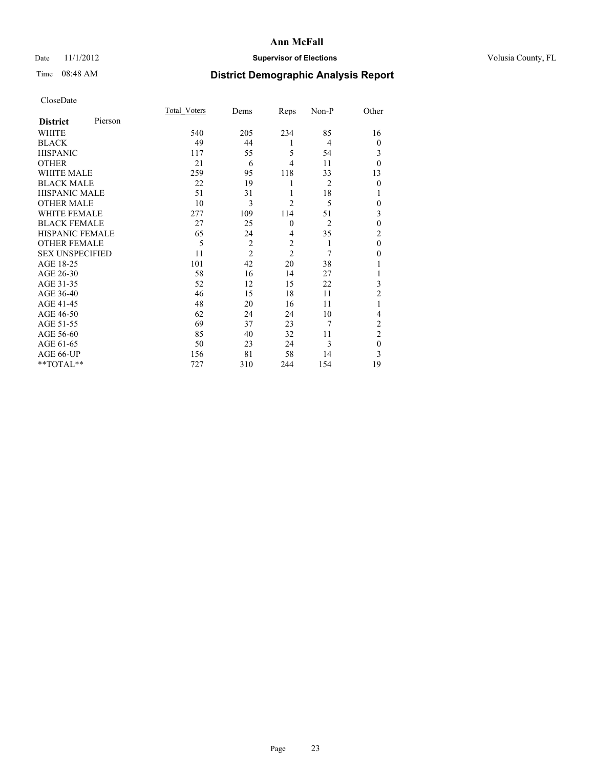# Ann McFall

Date 11/1/2012 **Supervisor of Elections** Volusia County, FL

Time 08:48 AM

## District Demographic Analysis Report

CloseDate

| **District** Pierson | Total_Voters | Dems | Reps | Non-P | Other |
|---|---|---|---|---|---|
| WHITE | 540 | 205 | 234 | 85 | 16 |
| BLACK | 49 | 44 | 1 | 4 | 0 |
| HISPANIC | 117 | 55 | 5 | 54 | 3 |
| OTHER | 21 | 6 | 4 | 11 | 0 |
| WHITE MALE | 259 | 95 | 118 | 33 | 13 |
| BLACK MALE | 22 | 19 | 1 | 2 | 0 |
| HISPANIC MALE | 51 | 31 | 1 | 18 | 1 |
| OTHER MALE | 10 | 3 | 2 | 5 | 0 |
| WHITE FEMALE | 277 | 109 | 114 | 51 | 3 |
| BLACK FEMALE | 27 | 25 | 0 | 2 | 0 |
| HISPANIC FEMALE | 65 | 24 | 4 | 35 | 2 |
| OTHER FEMALE | 5 | 2 | 2 | 1 | 0 |
| SEX UNSPECIFIED | 11 | 2 | 2 | 7 | 0 |
| AGE 18-25 | 101 | 42 | 20 | 38 | 1 |
| AGE 26-30 | 58 | 16 | 14 | 27 | 1 |
| AGE 31-35 | 52 | 12 | 15 | 22 | 3 |
| AGE 36-40 | 46 | 15 | 18 | 11 | 2 |
| AGE 41-45 | 48 | 20 | 16 | 11 | 1 |
| AGE 46-50 | 62 | 24 | 24 | 10 | 4 |
| AGE 51-55 | 69 | 37 | 23 | 7 | 2 |
| AGE 56-60 | 85 | 40 | 32 | 11 | 2 |
| AGE 61-65 | 50 | 23 | 24 | 3 | 0 |
| AGE 66-UP | 156 | 81 | 58 | 14 | 3 |
| **TOTAL** | 727 | 310 | 244 | 154 | 19 |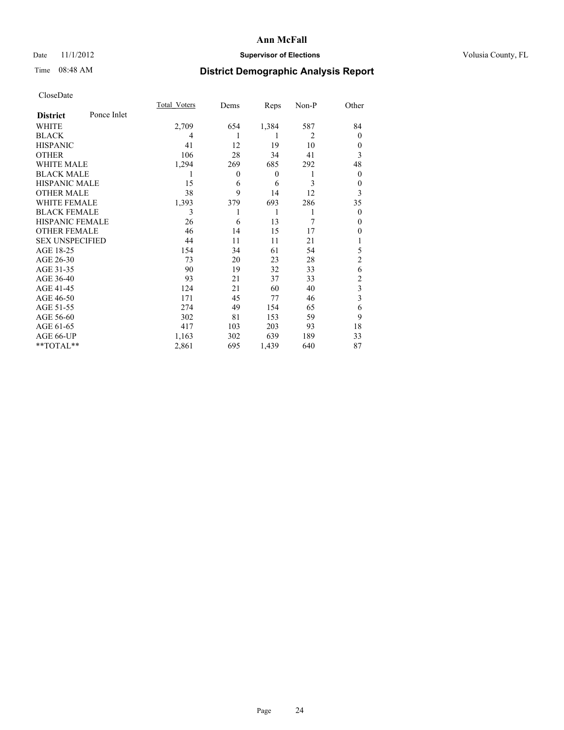CloseDate

| District | Ponce Inlet | Total_Voters | Dems | Reps | Non-P | Other |
|---|---|---|---|---|---|---|
| WHITE | | 2,709 | 654 | 1,384 | 587 | 84 |
| BLACK | | 4 | 1 | 1 | 2 | 0 |
| HISPANIC | | 41 | 12 | 19 | 10 | 0 |
| OTHER | | 106 | 28 | 34 | 41 | 3 |
| WHITE MALE | | 1,294 | 269 | 685 | 292 | 48 |
| BLACK MALE | | 1 | 0 | 0 | 1 | 0 |
| HISPANIC MALE | | 15 | 6 | 6 | 3 | 0 |
| OTHER MALE | | 38 | 9 | 14 | 12 | 3 |
| WHITE FEMALE | | 1,393 | 379 | 693 | 286 | 35 |
| BLACK FEMALE | | 3 | 1 | 1 | 1 | 0 |
| HISPANIC FEMALE | | 26 | 6 | 13 | 7 | 0 |
| OTHER FEMALE | | 46 | 14 | 15 | 17 | 0 |
| SEX UNSPECIFIED | | 44 | 11 | 11 | 21 | 1 |
| AGE 18-25 | | 154 | 34 | 61 | 54 | 5 |
| AGE 26-30 | | 73 | 20 | 23 | 28 | 2 |
| AGE 31-35 | | 90 | 19 | 32 | 33 | 6 |
| AGE 36-40 | | 93 | 21 | 37 | 33 | 2 |
| AGE 41-45 | | 124 | 21 | 60 | 40 | 3 |
| AGE 46-50 | | 171 | 45 | 77 | 46 | 3 |
| AGE 51-55 | | 274 | 49 | 154 | 65 | 6 |
| AGE 56-60 | | 302 | 81 | 153 | 59 | 9 |
| AGE 61-65 | | 417 | 103 | 203 | 93 | 18 |
| AGE 66-UP | | 1,163 | 302 | 639 | 189 | 33 |
| **TOTAL** | | 2,861 | 695 | 1,439 | 640 | 87 |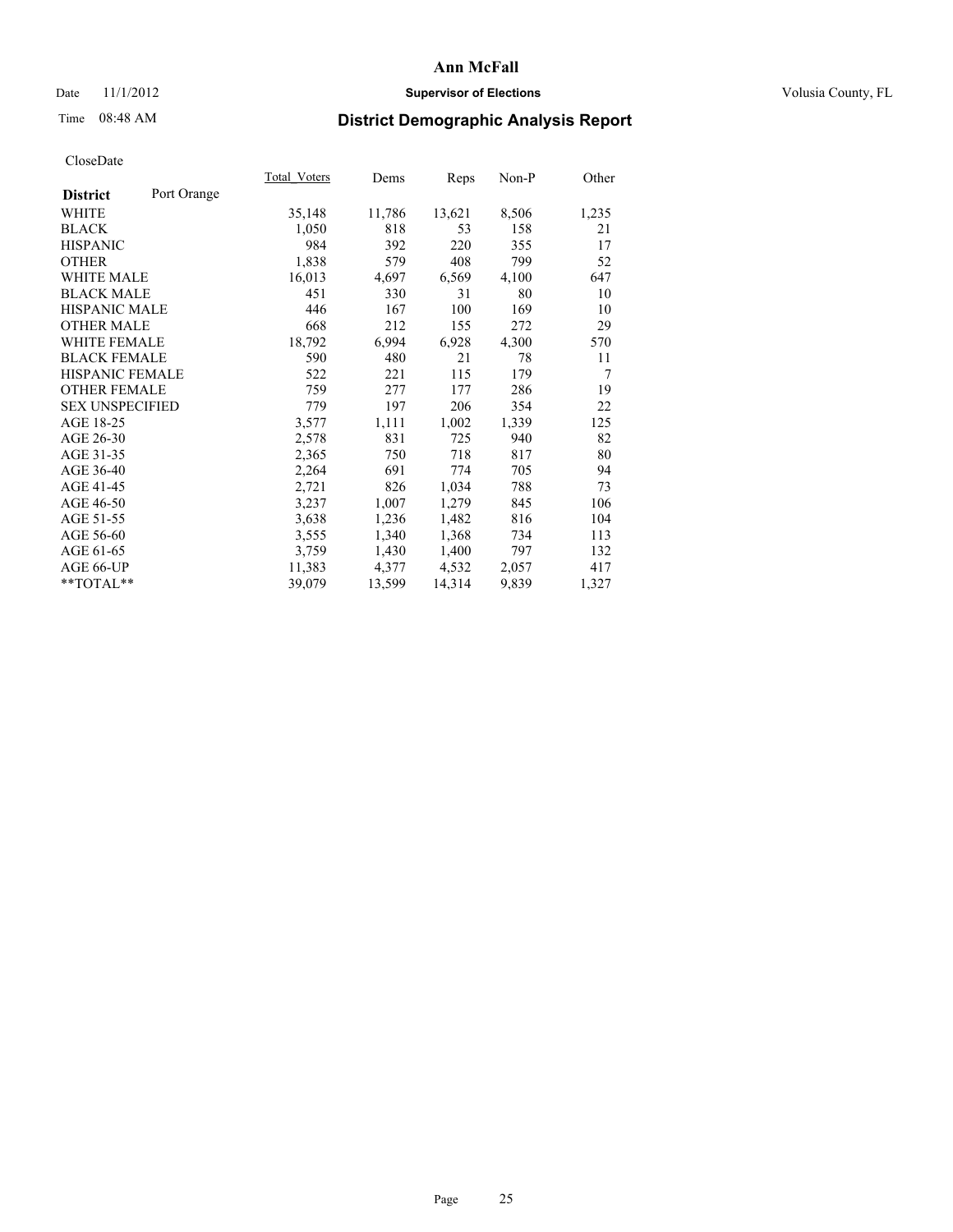# Ann McFall

Date 11/1/2012 **Supervisor of Elections** Volusia County, FL

Time 08:48 AM **District Demographic Analysis Report**

CloseDate

| **District** Port Orange | Total_Voters | Dems | Reps | Non-P | Other |
|---|---|---|---|---|---|
| WHITE | 35,148 | 11,786 | 13,621 | 8,506 | 1,235 |
| BLACK | 1,050 | 818 | 53 | 158 | 21 |
| HISPANIC | 984 | 392 | 220 | 355 | 17 |
| OTHER | 1,838 | 579 | 408 | 799 | 52 |
| WHITE MALE | 16,013 | 4,697 | 6,569 | 4,100 | 647 |
| BLACK MALE | 451 | 330 | 31 | 80 | 10 |
| HISPANIC MALE | 446 | 167 | 100 | 169 | 10 |
| OTHER MALE | 668 | 212 | 155 | 272 | 29 |
| WHITE FEMALE | 18,792 | 6,994 | 6,928 | 4,300 | 570 |
| BLACK FEMALE | 590 | 480 | 21 | 78 | 11 |
| HISPANIC FEMALE | 522 | 221 | 115 | 179 | 7 |
| OTHER FEMALE | 759 | 277 | 177 | 286 | 19 |
| SEX UNSPECIFIED | 779 | 197 | 206 | 354 | 22 |
| AGE 18-25 | 3,577 | 1,111 | 1,002 | 1,339 | 125 |
| AGE 26-30 | 2,578 | 831 | 725 | 940 | 82 |
| AGE 31-35 | 2,365 | 750 | 718 | 817 | 80 |
| AGE 36-40 | 2,264 | 691 | 774 | 705 | 94 |
| AGE 41-45 | 2,721 | 826 | 1,034 | 788 | 73 |
| AGE 46-50 | 3,237 | 1,007 | 1,279 | 845 | 106 |
| AGE 51-55 | 3,638 | 1,236 | 1,482 | 816 | 104 |
| AGE 56-60 | 3,555 | 1,340 | 1,368 | 734 | 113 |
| AGE 61-65 | 3,759 | 1,430 | 1,400 | 797 | 132 |
| AGE 66-UP | 11,383 | 4,377 | 4,532 | 2,057 | 417 |
| **TOTAL** | 39,079 | 13,599 | 14,314 | 9,839 | 1,327 |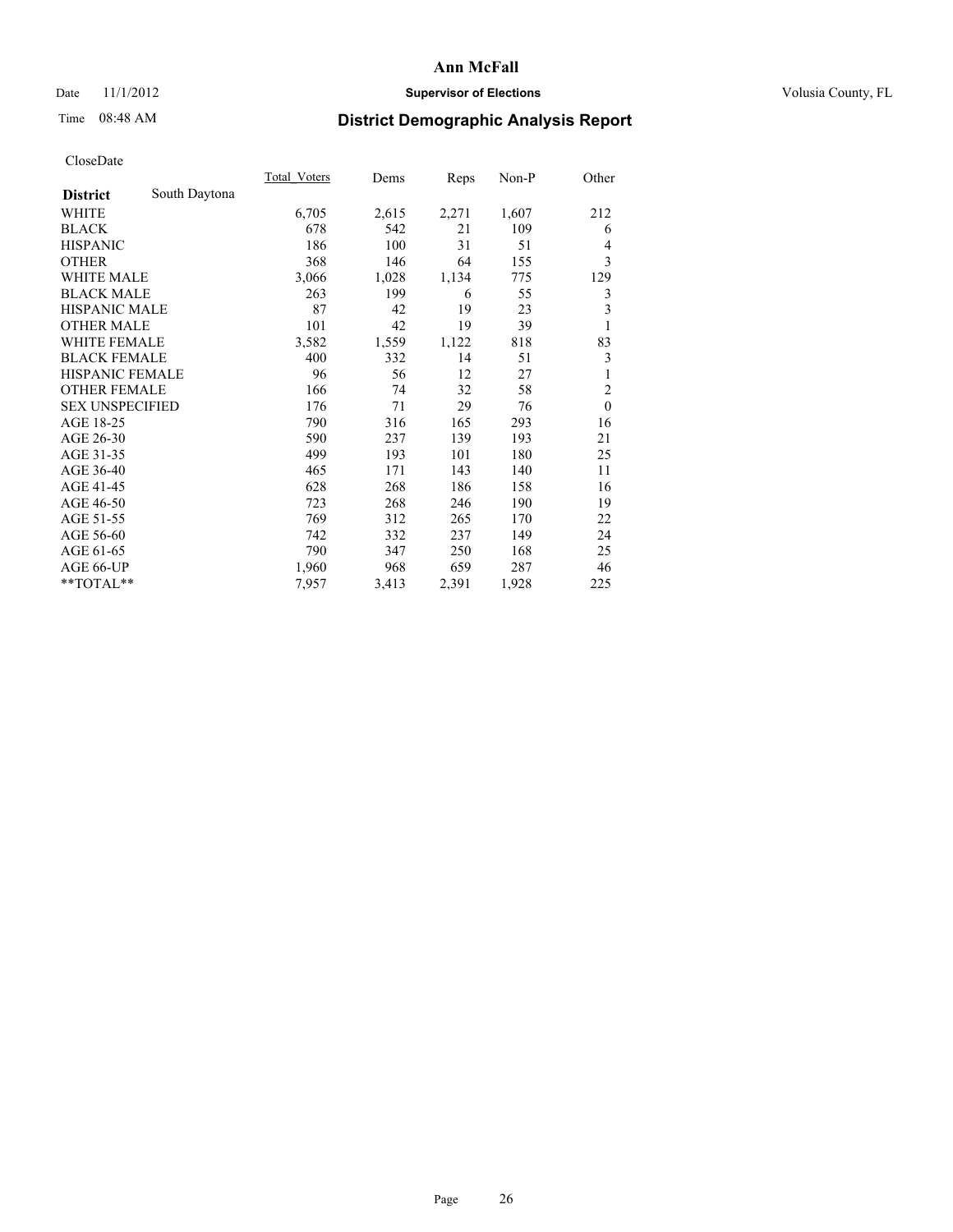# Ann McFall

Date 11/1/2012 **Supervisor of Elections** Volusia County, FL

Time 08:48 AM

## District Demographic Analysis Report

CloseDate

| **District** South Daytona | Total_Voters | Dems | Reps | Non-P | Other |
|---|---|---|---|---|---|
| WHITE | 6,705 | 2,615 | 2,271 | 1,607 | 212 |
| BLACK | 678 | 542 | 21 | 109 | 6 |
| HISPANIC | 186 | 100 | 31 | 51 | 4 |
| OTHER | 368 | 146 | 64 | 155 | 3 |
| WHITE MALE | 3,066 | 1,028 | 1,134 | 775 | 129 |
| BLACK MALE | 263 | 199 | 6 | 55 | 3 |
| HISPANIC MALE | 87 | 42 | 19 | 23 | 3 |
| OTHER MALE | 101 | 42 | 19 | 39 | 1 |
| WHITE FEMALE | 3,582 | 1,559 | 1,122 | 818 | 83 |
| BLACK FEMALE | 400 | 332 | 14 | 51 | 3 |
| HISPANIC FEMALE | 96 | 56 | 12 | 27 | 1 |
| OTHER FEMALE | 166 | 74 | 32 | 58 | 2 |
| SEX UNSPECIFIED | 176 | 71 | 29 | 76 | 0 |
| AGE 18-25 | 790 | 316 | 165 | 293 | 16 |
| AGE 26-30 | 590 | 237 | 139 | 193 | 21 |
| AGE 31-35 | 499 | 193 | 101 | 180 | 25 |
| AGE 36-40 | 465 | 171 | 143 | 140 | 11 |
| AGE 41-45 | 628 | 268 | 186 | 158 | 16 |
| AGE 46-50 | 723 | 268 | 246 | 190 | 19 |
| AGE 51-55 | 769 | 312 | 265 | 170 | 22 |
| AGE 56-60 | 742 | 332 | 237 | 149 | 24 |
| AGE 61-65 | 790 | 347 | 250 | 168 | 25 |
| AGE 66-UP | 1,960 | 968 | 659 | 287 | 46 |
| **TOTAL** | 7,957 | 3,413 | 2,391 | 1,928 | 225 |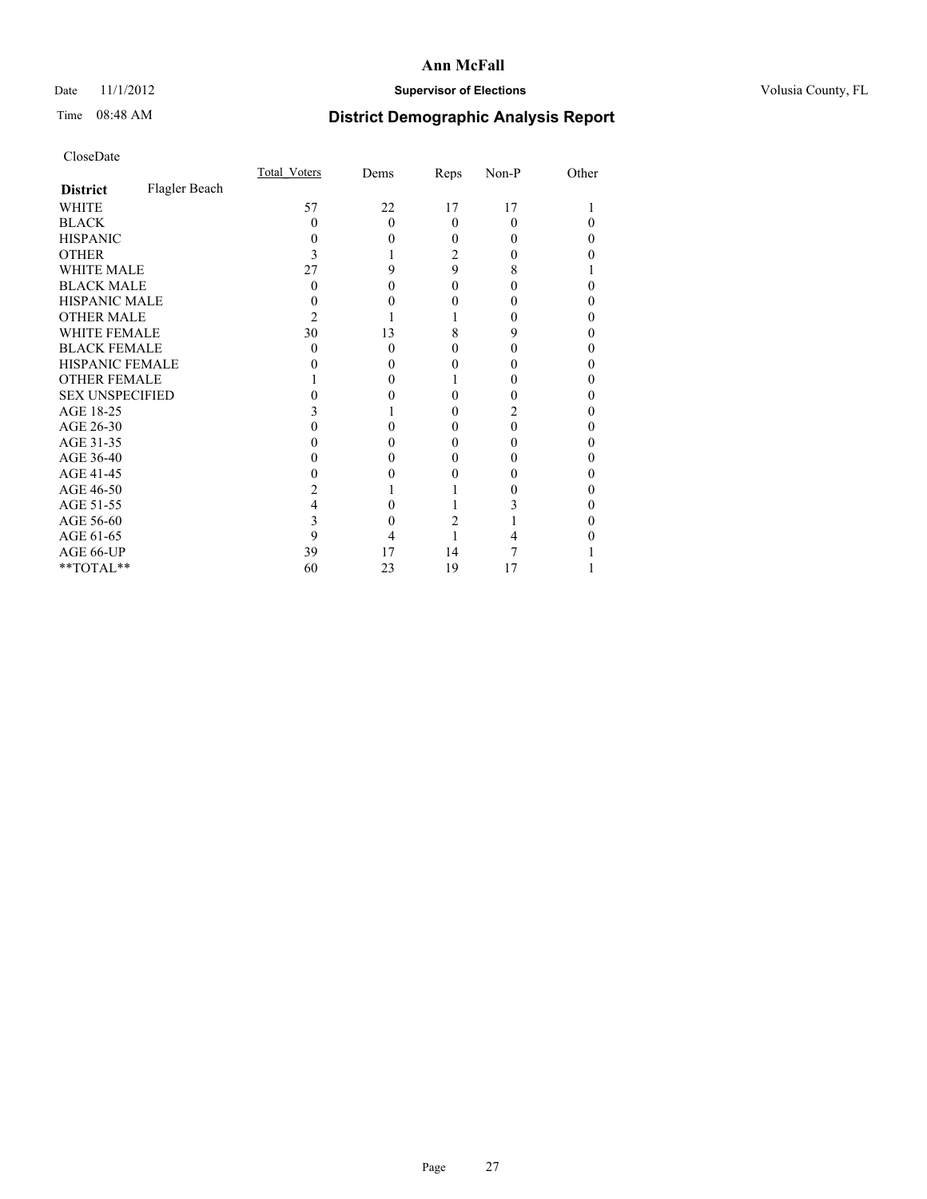**Ann McFall**

Date 11/1/2012 **Supervisor of Elections** Volusia County, FL

Time 08:48 AM

## District Demographic Analysis Report

CloseDate

| | Total_Voters | Dems | Reps | Non-P | Other |
|---|---|---|---|---|---|
| **District** Flagler Beach | | | | | |
| WHITE | 57 | 22 | 17 | 17 | 1 |
| BLACK | 0 | 0 | 0 | 0 | 0 |
| HISPANIC | 0 | 0 | 0 | 0 | 0 |
| OTHER | 3 | 1 | 2 | 0 | 0 |
| WHITE MALE | 27 | 9 | 9 | 8 | 1 |
| BLACK MALE | 0 | 0 | 0 | 0 | 0 |
| HISPANIC MALE | 0 | 0 | 0 | 0 | 0 |
| OTHER MALE | 2 | 1 | 1 | 0 | 0 |
| WHITE FEMALE | 30 | 13 | 8 | 9 | 0 |
| BLACK FEMALE | 0 | 0 | 0 | 0 | 0 |
| HISPANIC FEMALE | 0 | 0 | 0 | 0 | 0 |
| OTHER FEMALE | 1 | 0 | 1 | 0 | 0 |
| SEX UNSPECIFIED | 0 | 0 | 0 | 0 | 0 |
| AGE 18-25 | 3 | 1 | 0 | 2 | 0 |
| AGE 26-30 | 0 | 0 | 0 | 0 | 0 |
| AGE 31-35 | 0 | 0 | 0 | 0 | 0 |
| AGE 36-40 | 0 | 0 | 0 | 0 | 0 |
| AGE 41-45 | 0 | 0 | 0 | 0 | 0 |
| AGE 46-50 | 2 | 1 | 1 | 0 | 0 |
| AGE 51-55 | 4 | 0 | 1 | 3 | 0 |
| AGE 56-60 | 3 | 0 | 2 | 1 | 0 |
| AGE 61-65 | 9 | 4 | 1 | 4 | 0 |
| AGE 66-UP | 39 | 17 | 14 | 7 | 1 |
| **TOTAL** | 60 | 23 | 19 | 17 | 1 |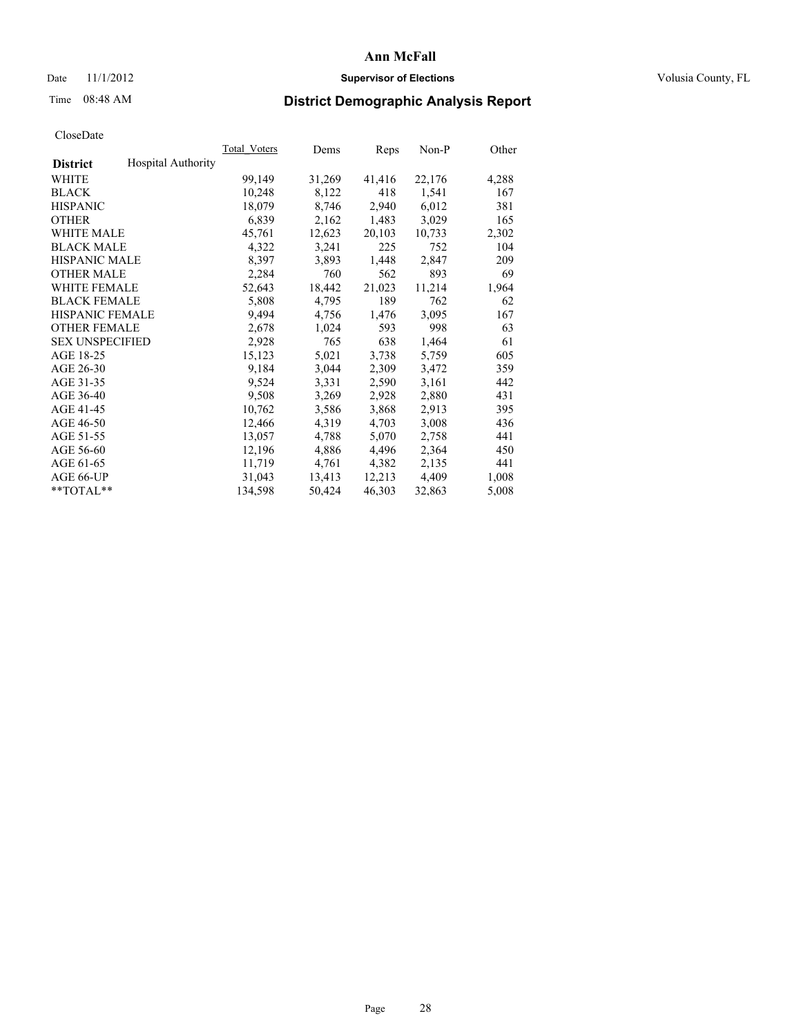# Ann McFall

Date 11/1/2012 **Supervisor of Elections** Volusia County, FL

Time 08:48 AM

## District Demographic Analysis Report

CloseDate

| **District** Hospital Authority | Total_Voters | Dems | Reps | Non-P | Other |
|---|---|---|---|---|---|
| WHITE | 99,149 | 31,269 | 41,416 | 22,176 | 4,288 |
| BLACK | 10,248 | 8,122 | 418 | 1,541 | 167 |
| HISPANIC | 18,079 | 8,746 | 2,940 | 6,012 | 381 |
| OTHER | 6,839 | 2,162 | 1,483 | 3,029 | 165 |
| WHITE MALE | 45,761 | 12,623 | 20,103 | 10,733 | 2,302 |
| BLACK MALE | 4,322 | 3,241 | 225 | 752 | 104 |
| HISPANIC MALE | 8,397 | 3,893 | 1,448 | 2,847 | 209 |
| OTHER MALE | 2,284 | 760 | 562 | 893 | 69 |
| WHITE FEMALE | 52,643 | 18,442 | 21,023 | 11,214 | 1,964 |
| BLACK FEMALE | 5,808 | 4,795 | 189 | 762 | 62 |
| HISPANIC FEMALE | 9,494 | 4,756 | 1,476 | 3,095 | 167 |
| OTHER FEMALE | 2,678 | 1,024 | 593 | 998 | 63 |
| SEX UNSPECIFIED | 2,928 | 765 | 638 | 1,464 | 61 |
| AGE 18-25 | 15,123 | 5,021 | 3,738 | 5,759 | 605 |
| AGE 26-30 | 9,184 | 3,044 | 2,309 | 3,472 | 359 |
| AGE 31-35 | 9,524 | 3,331 | 2,590 | 3,161 | 442 |
| AGE 36-40 | 9,508 | 3,269 | 2,928 | 2,880 | 431 |
| AGE 41-45 | 10,762 | 3,586 | 3,868 | 2,913 | 395 |
| AGE 46-50 | 12,466 | 4,319 | 4,703 | 3,008 | 436 |
| AGE 51-55 | 13,057 | 4,788 | 5,070 | 2,758 | 441 |
| AGE 56-60 | 12,196 | 4,886 | 4,496 | 2,364 | 450 |
| AGE 61-65 | 11,719 | 4,761 | 4,382 | 2,135 | 441 |
| AGE 66-UP | 31,043 | 13,413 | 12,213 | 4,409 | 1,008 |
| **TOTAL** | 134,598 | 50,424 | 46,303 | 32,863 | 5,008 |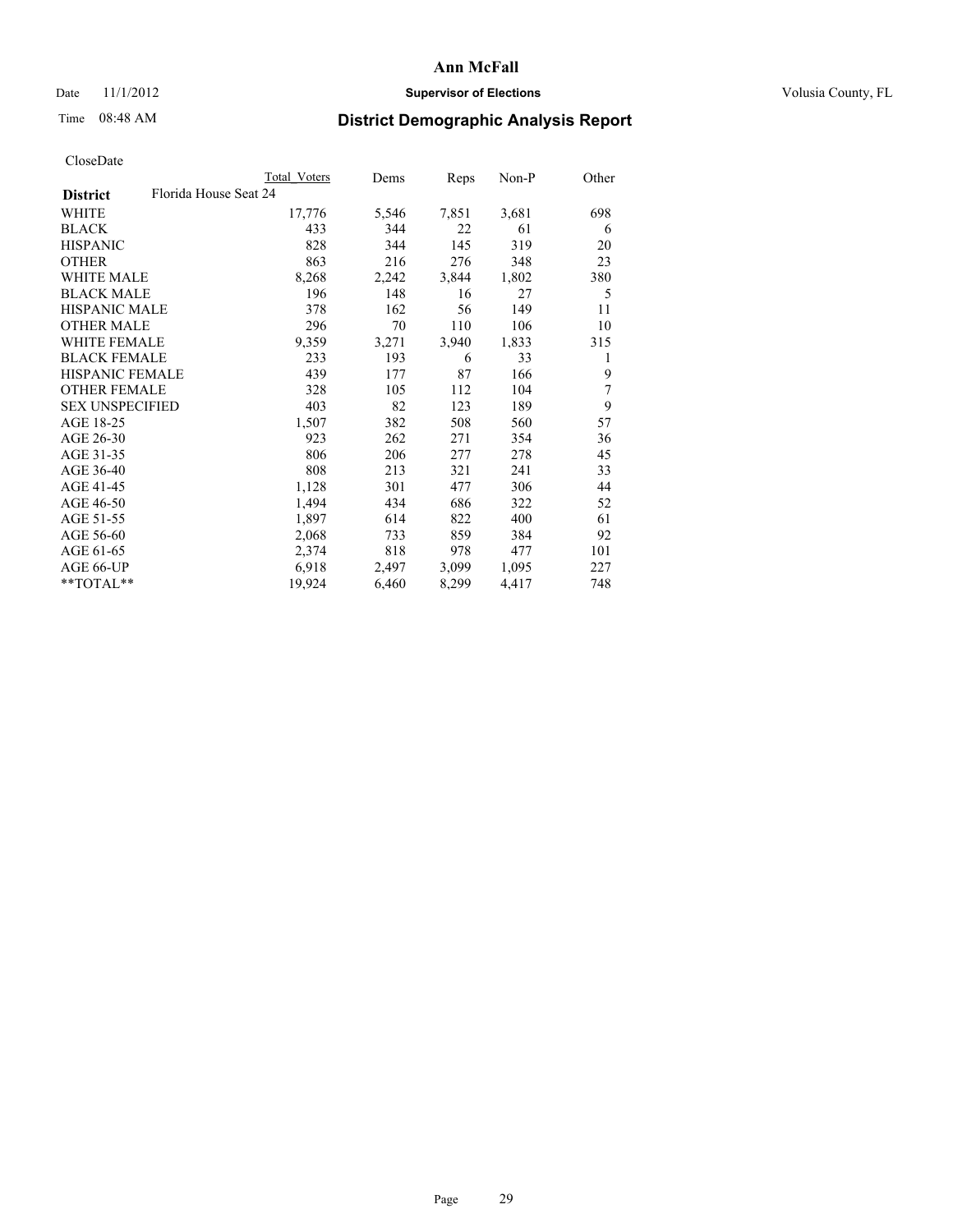**Ann McFall**

Date 11/1/2012 **Supervisor of Elections** Volusia County, FL

Time 08:48 AM **District Demographic Analysis Report**

CloseDate

| | Total Voters | Dems | Reps | Non-P | Other |
|---|---|---|---|---|---|
| **District** Florida House Seat 24 | | | | | |
| WHITE | 17,776 | 5,546 | 7,851 | 3,681 | 698 |
| BLACK | 433 | 344 | 22 | 61 | 6 |
| HISPANIC | 828 | 344 | 145 | 319 | 20 |
| OTHER | 863 | 216 | 276 | 348 | 23 |
| WHITE MALE | 8,268 | 2,242 | 3,844 | 1,802 | 380 |
| BLACK MALE | 196 | 148 | 16 | 27 | 5 |
| HISPANIC MALE | 378 | 162 | 56 | 149 | 11 |
| OTHER MALE | 296 | 70 | 110 | 106 | 10 |
| WHITE FEMALE | 9,359 | 3,271 | 3,940 | 1,833 | 315 |
| BLACK FEMALE | 233 | 193 | 6 | 33 | 1 |
| HISPANIC FEMALE | 439 | 177 | 87 | 166 | 9 |
| OTHER FEMALE | 328 | 105 | 112 | 104 | 7 |
| SEX UNSPECIFIED | 403 | 82 | 123 | 189 | 9 |
| AGE 18-25 | 1,507 | 382 | 508 | 560 | 57 |
| AGE 26-30 | 923 | 262 | 271 | 354 | 36 |
| AGE 31-35 | 806 | 206 | 277 | 278 | 45 |
| AGE 36-40 | 808 | 213 | 321 | 241 | 33 |
| AGE 41-45 | 1,128 | 301 | 477 | 306 | 44 |
| AGE 46-50 | 1,494 | 434 | 686 | 322 | 52 |
| AGE 51-55 | 1,897 | 614 | 822 | 400 | 61 |
| AGE 56-60 | 2,068 | 733 | 859 | 384 | 92 |
| AGE 61-65 | 2,374 | 818 | 978 | 477 | 101 |
| AGE 66-UP | 6,918 | 2,497 | 3,099 | 1,095 | 227 |
| **TOTAL** | 19,924 | 6,460 | 8,299 | 4,417 | 748 |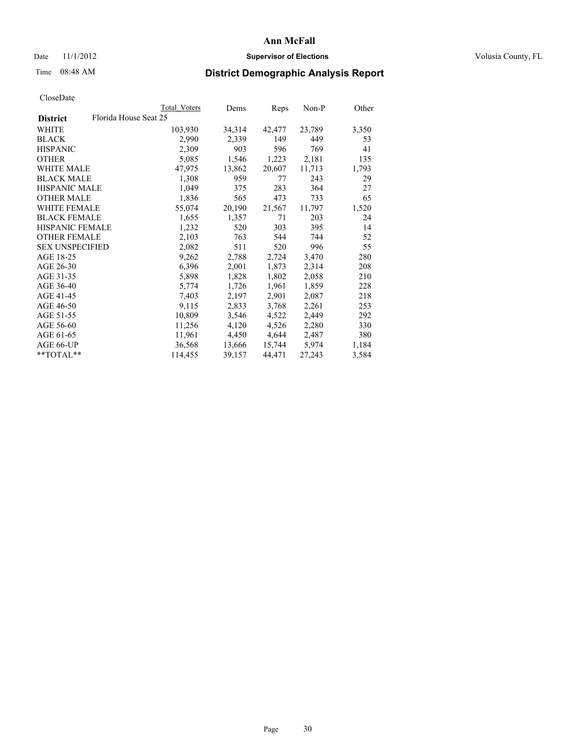# Ann McFall

Date 11/1/2012 **Supervisor of Elections** Volusia County, FL

Time 08:48 AM

## District Demographic Analysis Report

CloseDate

| **District** Florida House Seat 25 | Total Voters | Dems | Reps | Non-P | Other |
|---|---|---|---|---|---|
| WHITE | 103,930 | 34,314 | 42,477 | 23,789 | 3,350 |
| BLACK | 2,990 | 2,339 | 149 | 449 | 53 |
| HISPANIC | 2,309 | 903 | 596 | 769 | 41 |
| OTHER | 5,085 | 1,546 | 1,223 | 2,181 | 135 |
| WHITE MALE | 47,975 | 13,862 | 20,607 | 11,713 | 1,793 |
| BLACK MALE | 1,308 | 959 | 77 | 243 | 29 |
| HISPANIC MALE | 1,049 | 375 | 283 | 364 | 27 |
| OTHER MALE | 1,836 | 565 | 473 | 733 | 65 |
| WHITE FEMALE | 55,074 | 20,190 | 21,567 | 11,797 | 1,520 |
| BLACK FEMALE | 1,655 | 1,357 | 71 | 203 | 24 |
| HISPANIC FEMALE | 1,232 | 520 | 303 | 395 | 14 |
| OTHER FEMALE | 2,103 | 763 | 544 | 744 | 52 |
| SEX UNSPECIFIED | 2,082 | 511 | 520 | 996 | 55 |
| AGE 18-25 | 9,262 | 2,788 | 2,724 | 3,470 | 280 |
| AGE 26-30 | 6,396 | 2,001 | 1,873 | 2,314 | 208 |
| AGE 31-35 | 5,898 | 1,828 | 1,802 | 2,058 | 210 |
| AGE 36-40 | 5,774 | 1,726 | 1,961 | 1,859 | 228 |
| AGE 41-45 | 7,403 | 2,197 | 2,901 | 2,087 | 218 |
| AGE 46-50 | 9,115 | 2,833 | 3,768 | 2,261 | 253 |
| AGE 51-55 | 10,809 | 3,546 | 4,522 | 2,449 | 292 |
| AGE 56-60 | 11,256 | 4,120 | 4,526 | 2,280 | 330 |
| AGE 61-65 | 11,961 | 4,450 | 4,644 | 2,487 | 380 |
| AGE 66-UP | 36,568 | 13,666 | 15,744 | 5,974 | 1,184 |
| **TOTAL** | 114,455 | 39,157 | 44,471 | 27,243 | 3,584 |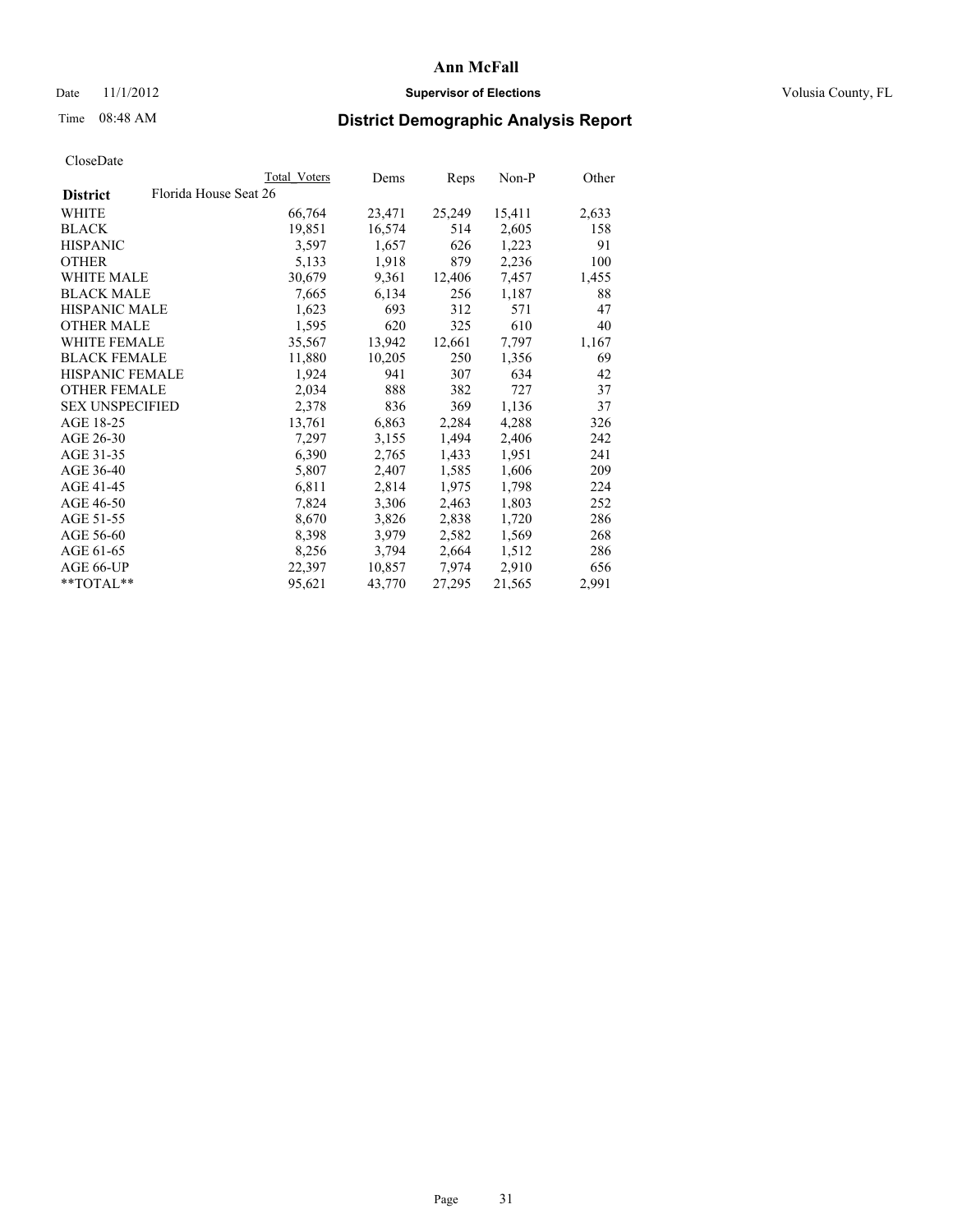# Ann McFall

Date 11/1/2012 **Supervisor of Elections** Volusia County, FL

Time 08:48 AM

## District Demographic Analysis Report

CloseDate

| | Total Voters | Dems | Reps | Non-P | Other |
|---|---|---|---|---|---|
| **District** Florida House Seat 26 | | | | | |
| WHITE | 66,764 | 23,471 | 25,249 | 15,411 | 2,633 |
| BLACK | 19,851 | 16,574 | 514 | 2,605 | 158 |
| HISPANIC | 3,597 | 1,657 | 626 | 1,223 | 91 |
| OTHER | 5,133 | 1,918 | 879 | 2,236 | 100 |
| WHITE MALE | 30,679 | 9,361 | 12,406 | 7,457 | 1,455 |
| BLACK MALE | 7,665 | 6,134 | 256 | 1,187 | 88 |
| HISPANIC MALE | 1,623 | 693 | 312 | 571 | 47 |
| OTHER MALE | 1,595 | 620 | 325 | 610 | 40 |
| WHITE FEMALE | 35,567 | 13,942 | 12,661 | 7,797 | 1,167 |
| BLACK FEMALE | 11,880 | 10,205 | 250 | 1,356 | 69 |
| HISPANIC FEMALE | 1,924 | 941 | 307 | 634 | 42 |
| OTHER FEMALE | 2,034 | 888 | 382 | 727 | 37 |
| SEX UNSPECIFIED | 2,378 | 836 | 369 | 1,136 | 37 |
| AGE 18-25 | 13,761 | 6,863 | 2,284 | 4,288 | 326 |
| AGE 26-30 | 7,297 | 3,155 | 1,494 | 2,406 | 242 |
| AGE 31-35 | 6,390 | 2,765 | 1,433 | 1,951 | 241 |
| AGE 36-40 | 5,807 | 2,407 | 1,585 | 1,606 | 209 |
| AGE 41-45 | 6,811 | 2,814 | 1,975 | 1,798 | 224 |
| AGE 46-50 | 7,824 | 3,306 | 2,463 | 1,803 | 252 |
| AGE 51-55 | 8,670 | 3,826 | 2,838 | 1,720 | 286 |
| AGE 56-60 | 8,398 | 3,979 | 2,582 | 1,569 | 268 |
| AGE 61-65 | 8,256 | 3,794 | 2,664 | 1,512 | 286 |
| AGE 66-UP | 22,397 | 10,857 | 7,974 | 2,910 | 656 |
| **TOTAL** | 95,621 | 43,770 | 27,295 | 21,565 | 2,991 |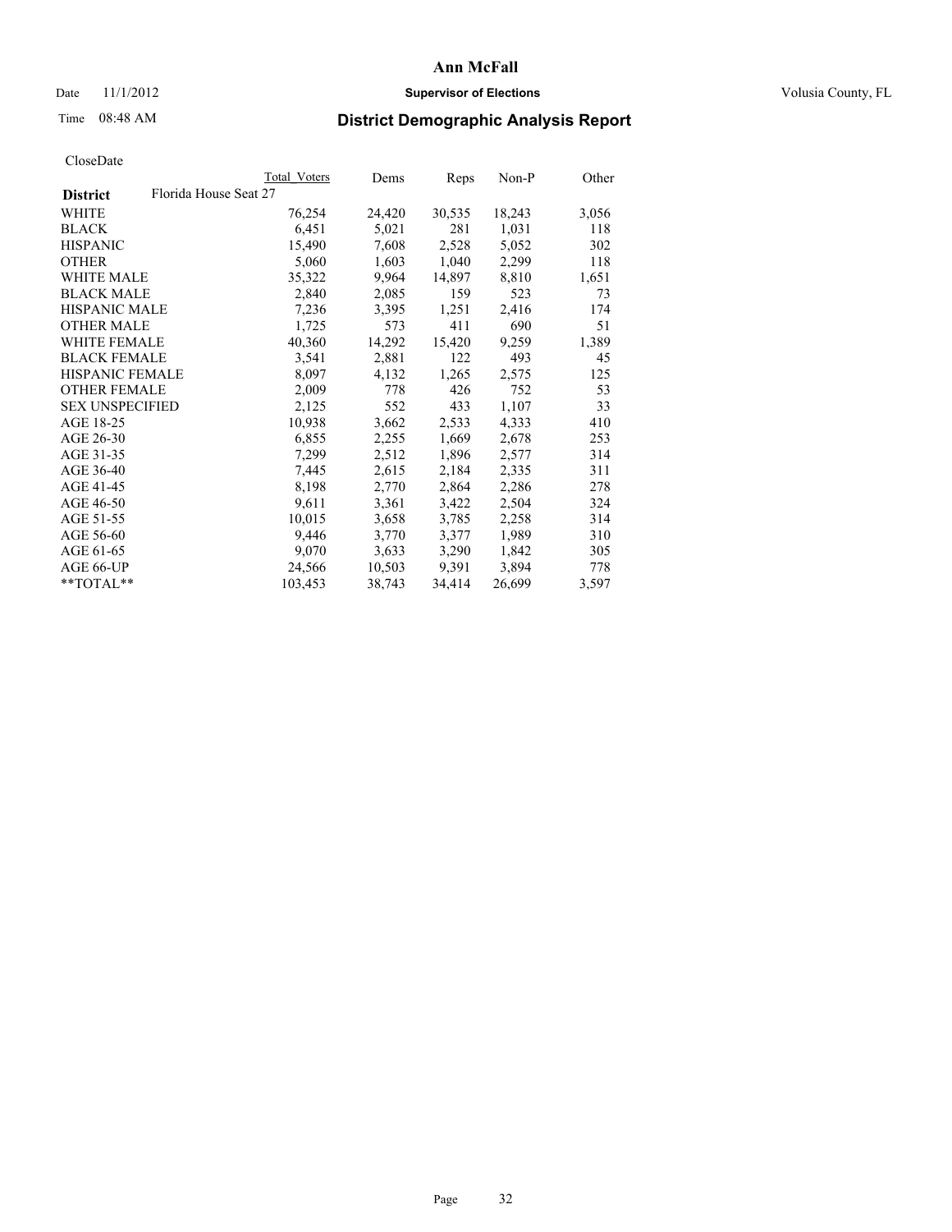# Ann McFall

Date 11/1/2012 **Supervisor of Elections** Volusia County, FL

Time 08:48 AM

## District Demographic Analysis Report

CloseDate

| District | Florida House Seat 27 | Total Voters | Dems | Reps | Non-P | Other |
|---|---|---|---|---|---|---|
| WHITE | | 76,254 | 24,420 | 30,535 | 18,243 | 3,056 |
| BLACK | | 6,451 | 5,021 | 281 | 1,031 | 118 |
| HISPANIC | | 15,490 | 7,608 | 2,528 | 5,052 | 302 |
| OTHER | | 5,060 | 1,603 | 1,040 | 2,299 | 118 |
| WHITE MALE | | 35,322 | 9,964 | 14,897 | 8,810 | 1,651 |
| BLACK MALE | | 2,840 | 2,085 | 159 | 523 | 73 |
| HISPANIC MALE | | 7,236 | 3,395 | 1,251 | 2,416 | 174 |
| OTHER MALE | | 1,725 | 573 | 411 | 690 | 51 |
| WHITE FEMALE | | 40,360 | 14,292 | 15,420 | 9,259 | 1,389 |
| BLACK FEMALE | | 3,541 | 2,881 | 122 | 493 | 45 |
| HISPANIC FEMALE | | 8,097 | 4,132 | 1,265 | 2,575 | 125 |
| OTHER FEMALE | | 2,009 | 778 | 426 | 752 | 53 |
| SEX UNSPECIFIED | | 2,125 | 552 | 433 | 1,107 | 33 |
| AGE 18-25 | | 10,938 | 3,662 | 2,533 | 4,333 | 410 |
| AGE 26-30 | | 6,855 | 2,255 | 1,669 | 2,678 | 253 |
| AGE 31-35 | | 7,299 | 2,512 | 1,896 | 2,577 | 314 |
| AGE 36-40 | | 7,445 | 2,615 | 2,184 | 2,335 | 311 |
| AGE 41-45 | | 8,198 | 2,770 | 2,864 | 2,286 | 278 |
| AGE 46-50 | | 9,611 | 3,361 | 3,422 | 2,504 | 324 |
| AGE 51-55 | | 10,015 | 3,658 | 3,785 | 2,258 | 314 |
| AGE 56-60 | | 9,446 | 3,770 | 3,377 | 1,989 | 310 |
| AGE 61-65 | | 9,070 | 3,633 | 3,290 | 1,842 | 305 |
| AGE 66-UP | | 24,566 | 10,503 | 9,391 | 3,894 | 778 |
| **TOTAL** | | 103,453 | 38,743 | 34,414 | 26,699 | 3,597 |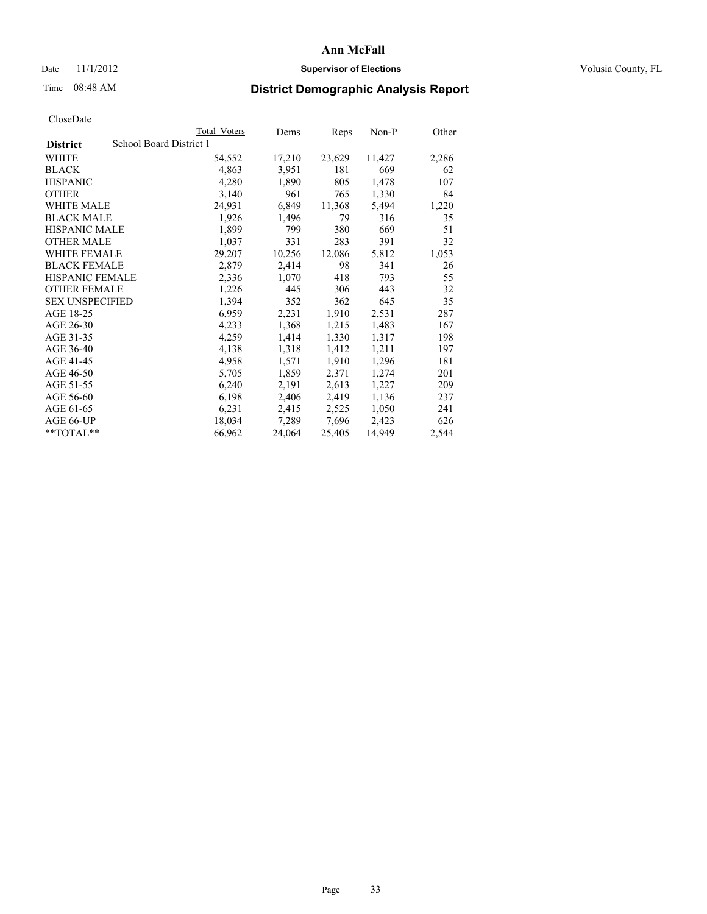# Ann McFall

Date 11/1/2012 **Supervisor of Elections** Volusia County, FL

Time 08:48 AM **District Demographic Analysis Report**

CloseDate

| **District** School Board District 1 | Total Voters | Dems | Reps | Non-P | Other |
|---|---|---|---|---|---|
| WHITE | 54,552 | 17,210 | 23,629 | 11,427 | 2,286 |
| BLACK | 4,863 | 3,951 | 181 | 669 | 62 |
| HISPANIC | 4,280 | 1,890 | 805 | 1,478 | 107 |
| OTHER | 3,140 | 961 | 765 | 1,330 | 84 |
| WHITE MALE | 24,931 | 6,849 | 11,368 | 5,494 | 1,220 |
| BLACK MALE | 1,926 | 1,496 | 79 | 316 | 35 |
| HISPANIC MALE | 1,899 | 799 | 380 | 669 | 51 |
| OTHER MALE | 1,037 | 331 | 283 | 391 | 32 |
| WHITE FEMALE | 29,207 | 10,256 | 12,086 | 5,812 | 1,053 |
| BLACK FEMALE | 2,879 | 2,414 | 98 | 341 | 26 |
| HISPANIC FEMALE | 2,336 | 1,070 | 418 | 793 | 55 |
| OTHER FEMALE | 1,226 | 445 | 306 | 443 | 32 |
| SEX UNSPECIFIED | 1,394 | 352 | 362 | 645 | 35 |
| AGE 18-25 | 6,959 | 2,231 | 1,910 | 2,531 | 287 |
| AGE 26-30 | 4,233 | 1,368 | 1,215 | 1,483 | 167 |
| AGE 31-35 | 4,259 | 1,414 | 1,330 | 1,317 | 198 |
| AGE 36-40 | 4,138 | 1,318 | 1,412 | 1,211 | 197 |
| AGE 41-45 | 4,958 | 1,571 | 1,910 | 1,296 | 181 |
| AGE 46-50 | 5,705 | 1,859 | 2,371 | 1,274 | 201 |
| AGE 51-55 | 6,240 | 2,191 | 2,613 | 1,227 | 209 |
| AGE 56-60 | 6,198 | 2,406 | 2,419 | 1,136 | 237 |
| AGE 61-65 | 6,231 | 2,415 | 2,525 | 1,050 | 241 |
| AGE 66-UP | 18,034 | 7,289 | 7,696 | 2,423 | 626 |
| **TOTAL** | 66,962 | 24,064 | 25,405 | 14,949 | 2,544 |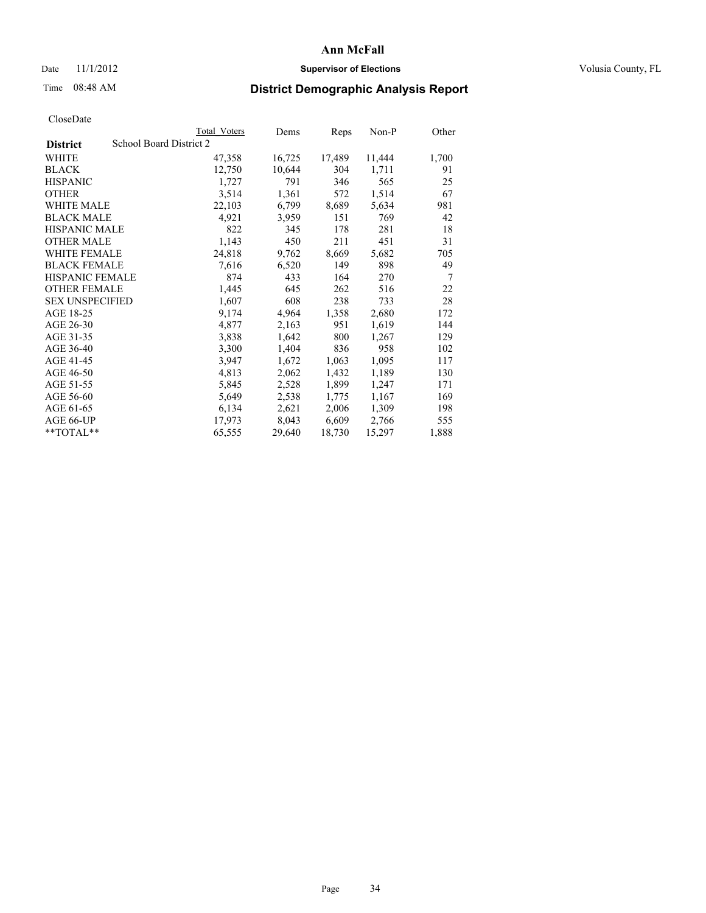**Ann McFall**

Date 11/1/2012 **Supervisor of Elections** Volusia County, FL

Time 08:48 AM **District Demographic Analysis Report**

CloseDate

| **District** | School Board District 2 | Total Voters | Dems | Reps | Non-P | Other |
|---|---|---|---|---|---|---|
| WHITE | | 47,358 | 16,725 | 17,489 | 11,444 | 1,700 |
| BLACK | | 12,750 | 10,644 | 304 | 1,711 | 91 |
| HISPANIC | | 1,727 | 791 | 346 | 565 | 25 |
| OTHER | | 3,514 | 1,361 | 572 | 1,514 | 67 |
| WHITE MALE | | 22,103 | 6,799 | 8,689 | 5,634 | 981 |
| BLACK MALE | | 4,921 | 3,959 | 151 | 769 | 42 |
| HISPANIC MALE | | 822 | 345 | 178 | 281 | 18 |
| OTHER MALE | | 1,143 | 450 | 211 | 451 | 31 |
| WHITE FEMALE | | 24,818 | 9,762 | 8,669 | 5,682 | 705 |
| BLACK FEMALE | | 7,616 | 6,520 | 149 | 898 | 49 |
| HISPANIC FEMALE | | 874 | 433 | 164 | 270 | 7 |
| OTHER FEMALE | | 1,445 | 645 | 262 | 516 | 22 |
| SEX UNSPECIFIED | | 1,607 | 608 | 238 | 733 | 28 |
| AGE 18-25 | | 9,174 | 4,964 | 1,358 | 2,680 | 172 |
| AGE 26-30 | | 4,877 | 2,163 | 951 | 1,619 | 144 |
| AGE 31-35 | | 3,838 | 1,642 | 800 | 1,267 | 129 |
| AGE 36-40 | | 3,300 | 1,404 | 836 | 958 | 102 |
| AGE 41-45 | | 3,947 | 1,672 | 1,063 | 1,095 | 117 |
| AGE 46-50 | | 4,813 | 2,062 | 1,432 | 1,189 | 130 |
| AGE 51-55 | | 5,845 | 2,528 | 1,899 | 1,247 | 171 |
| AGE 56-60 | | 5,649 | 2,538 | 1,775 | 1,167 | 169 |
| AGE 61-65 | | 6,134 | 2,621 | 2,006 | 1,309 | 198 |
| AGE 66-UP | | 17,973 | 8,043 | 6,609 | 2,766 | 555 |
| **TOTAL** | | 65,555 | 29,640 | 18,730 | 15,297 | 1,888 |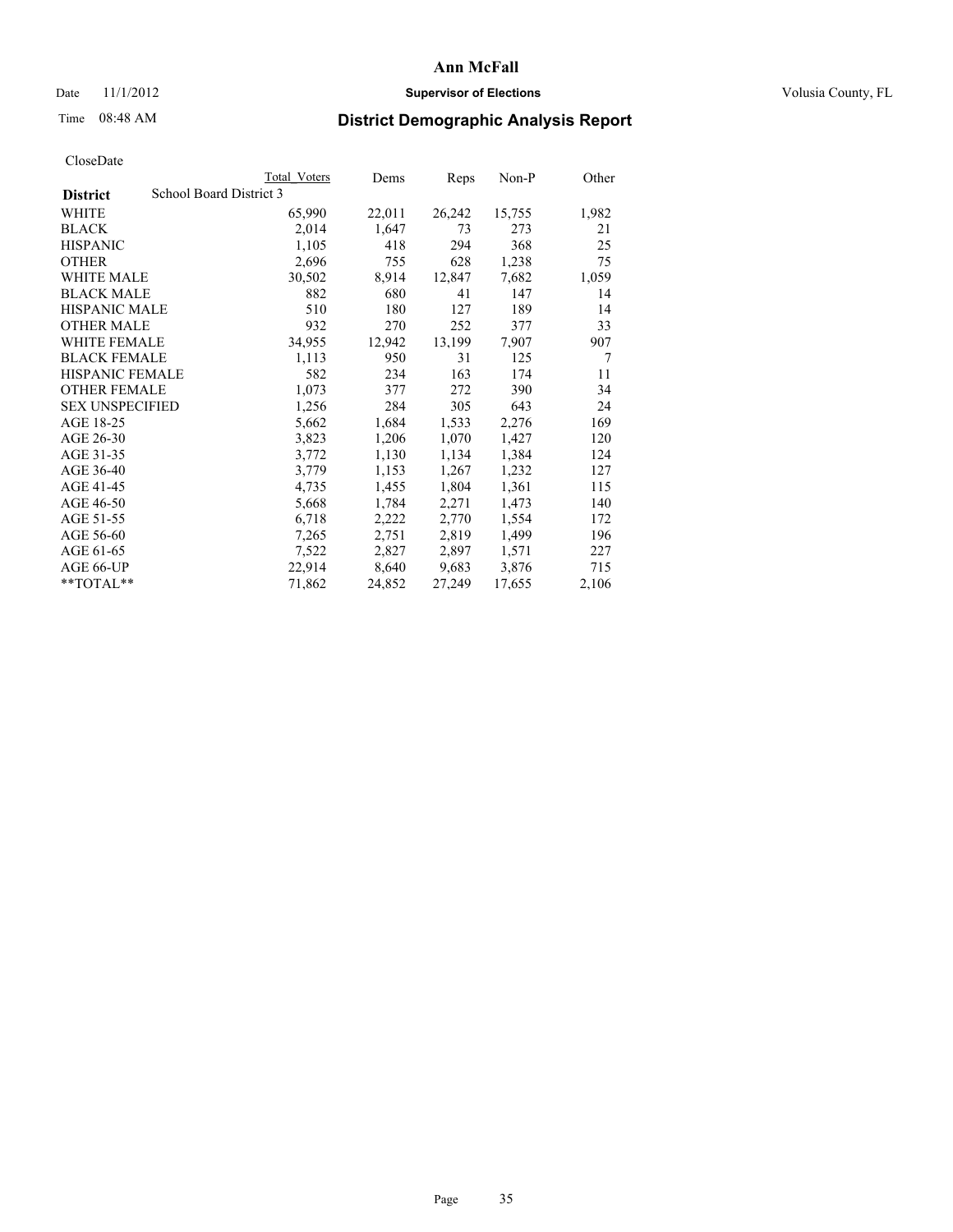# Ann McFall

Date 11/1/2012 **Supervisor of Elections** Volusia County, FL

Time 08:48 AM

## District Demographic Analysis Report

CloseDate

| | Total Voters | Dems | Reps | Non-P | Other |
|---|---|---|---|---|---|
| **District** School Board District 3 | | | | | |
| WHITE | 65,990 | 22,011 | 26,242 | 15,755 | 1,982 |
| BLACK | 2,014 | 1,647 | 73 | 273 | 21 |
| HISPANIC | 1,105 | 418 | 294 | 368 | 25 |
| OTHER | 2,696 | 755 | 628 | 1,238 | 75 |
| WHITE MALE | 30,502 | 8,914 | 12,847 | 7,682 | 1,059 |
| BLACK MALE | 882 | 680 | 41 | 147 | 14 |
| HISPANIC MALE | 510 | 180 | 127 | 189 | 14 |
| OTHER MALE | 932 | 270 | 252 | 377 | 33 |
| WHITE FEMALE | 34,955 | 12,942 | 13,199 | 7,907 | 907 |
| BLACK FEMALE | 1,113 | 950 | 31 | 125 | 7 |
| HISPANIC FEMALE | 582 | 234 | 163 | 174 | 11 |
| OTHER FEMALE | 1,073 | 377 | 272 | 390 | 34 |
| SEX UNSPECIFIED | 1,256 | 284 | 305 | 643 | 24 |
| AGE 18-25 | 5,662 | 1,684 | 1,533 | 2,276 | 169 |
| AGE 26-30 | 3,823 | 1,206 | 1,070 | 1,427 | 120 |
| AGE 31-35 | 3,772 | 1,130 | 1,134 | 1,384 | 124 |
| AGE 36-40 | 3,779 | 1,153 | 1,267 | 1,232 | 127 |
| AGE 41-45 | 4,735 | 1,455 | 1,804 | 1,361 | 115 |
| AGE 46-50 | 5,668 | 1,784 | 2,271 | 1,473 | 140 |
| AGE 51-55 | 6,718 | 2,222 | 2,770 | 1,554 | 172 |
| AGE 56-60 | 7,265 | 2,751 | 2,819 | 1,499 | 196 |
| AGE 61-65 | 7,522 | 2,827 | 2,897 | 1,571 | 227 |
| AGE 66-UP | 22,914 | 8,640 | 9,683 | 3,876 | 715 |
| **TOTAL** | 71,862 | 24,852 | 27,249 | 17,655 | 2,106 |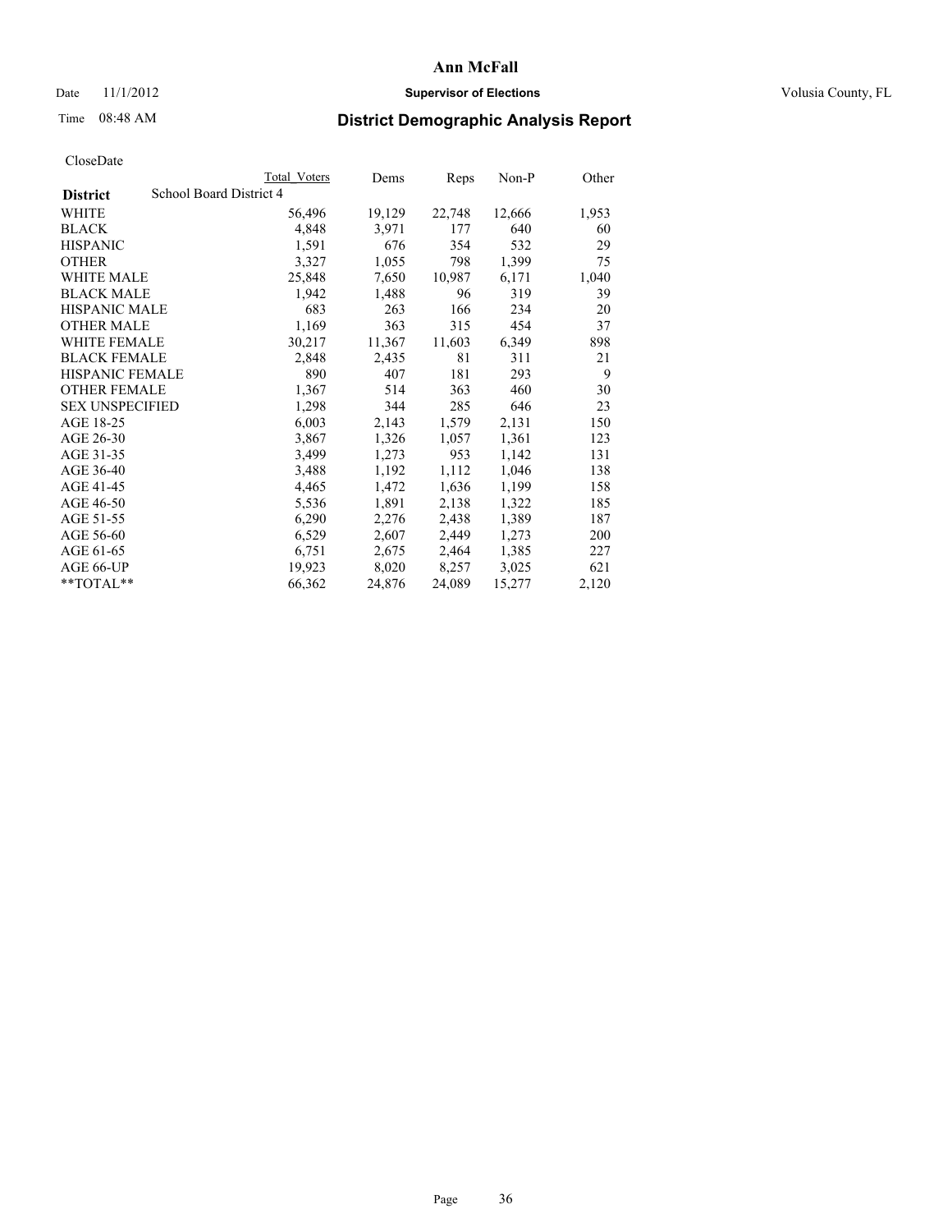# Ann McFall

Date 11/1/2012 **Supervisor of Elections** Volusia County, FL

Time 08:48 AM

## District Demographic Analysis Report

CloseDate

| District | Total Voters | Dems | Reps | Non-P | Other |
|---|---|---|---|---|---|
| School Board District 4 | | | | | |
| WHITE | 56,496 | 19,129 | 22,748 | 12,666 | 1,953 |
| BLACK | 4,848 | 3,971 | 177 | 640 | 60 |
| HISPANIC | 1,591 | 676 | 354 | 532 | 29 |
| OTHER | 3,327 | 1,055 | 798 | 1,399 | 75 |
| WHITE MALE | 25,848 | 7,650 | 10,987 | 6,171 | 1,040 |
| BLACK MALE | 1,942 | 1,488 | 96 | 319 | 39 |
| HISPANIC MALE | 683 | 263 | 166 | 234 | 20 |
| OTHER MALE | 1,169 | 363 | 315 | 454 | 37 |
| WHITE FEMALE | 30,217 | 11,367 | 11,603 | 6,349 | 898 |
| BLACK FEMALE | 2,848 | 2,435 | 81 | 311 | 21 |
| HISPANIC FEMALE | 890 | 407 | 181 | 293 | 9 |
| OTHER FEMALE | 1,367 | 514 | 363 | 460 | 30 |
| SEX UNSPECIFIED | 1,298 | 344 | 285 | 646 | 23 |
| AGE 18-25 | 6,003 | 2,143 | 1,579 | 2,131 | 150 |
| AGE 26-30 | 3,867 | 1,326 | 1,057 | 1,361 | 123 |
| AGE 31-35 | 3,499 | 1,273 | 953 | 1,142 | 131 |
| AGE 36-40 | 3,488 | 1,192 | 1,112 | 1,046 | 138 |
| AGE 41-45 | 4,465 | 1,472 | 1,636 | 1,199 | 158 |
| AGE 46-50 | 5,536 | 1,891 | 2,138 | 1,322 | 185 |
| AGE 51-55 | 6,290 | 2,276 | 2,438 | 1,389 | 187 |
| AGE 56-60 | 6,529 | 2,607 | 2,449 | 1,273 | 200 |
| AGE 61-65 | 6,751 | 2,675 | 2,464 | 1,385 | 227 |
| AGE 66-UP | 19,923 | 8,020 | 8,257 | 3,025 | 621 |
| **TOTAL** | 66,362 | 24,876 | 24,089 | 15,277 | 2,120 |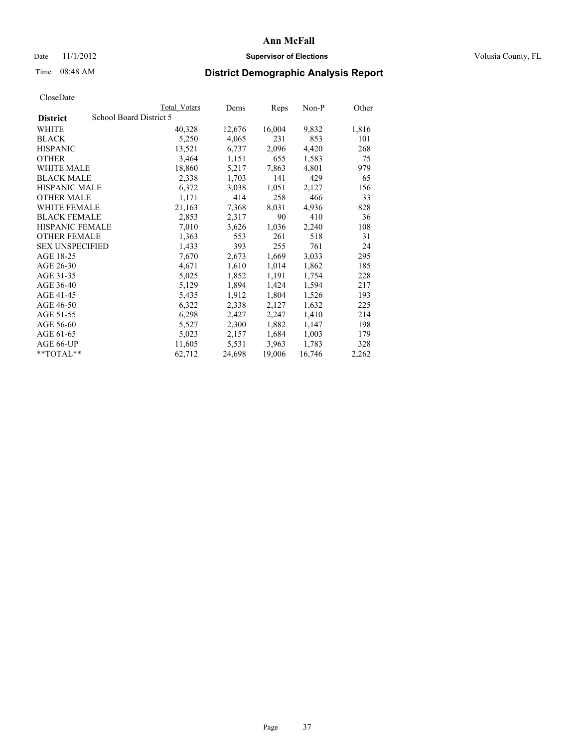# Ann McFall

Date 11/1/2012 **Supervisor of Elections** Volusia County, FL

Time 08:48 AM **District Demographic Analysis Report**

CloseDate

| | Total Voters | Dems | Reps | Non-P | Other |
|---|---|---|---|---|---|
| **District** School Board District 5 | | | | | |
| WHITE | 40,328 | 12,676 | 16,004 | 9,832 | 1,816 |
| BLACK | 5,250 | 4,065 | 231 | 853 | 101 |
| HISPANIC | 13,521 | 6,737 | 2,096 | 4,420 | 268 |
| OTHER | 3,464 | 1,151 | 655 | 1,583 | 75 |
| WHITE MALE | 18,860 | 5,217 | 7,863 | 4,801 | 979 |
| BLACK MALE | 2,338 | 1,703 | 141 | 429 | 65 |
| HISPANIC MALE | 6,372 | 3,038 | 1,051 | 2,127 | 156 |
| OTHER MALE | 1,171 | 414 | 258 | 466 | 33 |
| WHITE FEMALE | 21,163 | 7,368 | 8,031 | 4,936 | 828 |
| BLACK FEMALE | 2,853 | 2,317 | 90 | 410 | 36 |
| HISPANIC FEMALE | 7,010 | 3,626 | 1,036 | 2,240 | 108 |
| OTHER FEMALE | 1,363 | 553 | 261 | 518 | 31 |
| SEX UNSPECIFIED | 1,433 | 393 | 255 | 761 | 24 |
| AGE 18-25 | 7,670 | 2,673 | 1,669 | 3,033 | 295 |
| AGE 26-30 | 4,671 | 1,610 | 1,014 | 1,862 | 185 |
| AGE 31-35 | 5,025 | 1,852 | 1,191 | 1,754 | 228 |
| AGE 36-40 | 5,129 | 1,894 | 1,424 | 1,594 | 217 |
| AGE 41-45 | 5,435 | 1,912 | 1,804 | 1,526 | 193 |
| AGE 46-50 | 6,322 | 2,338 | 2,127 | 1,632 | 225 |
| AGE 51-55 | 6,298 | 2,427 | 2,247 | 1,410 | 214 |
| AGE 56-60 | 5,527 | 2,300 | 1,882 | 1,147 | 198 |
| AGE 61-65 | 5,023 | 2,157 | 1,684 | 1,003 | 179 |
| AGE 66-UP | 11,605 | 5,531 | 3,963 | 1,783 | 328 |
| **TOTAL** | 62,712 | 24,698 | 19,006 | 16,746 | 2,262 |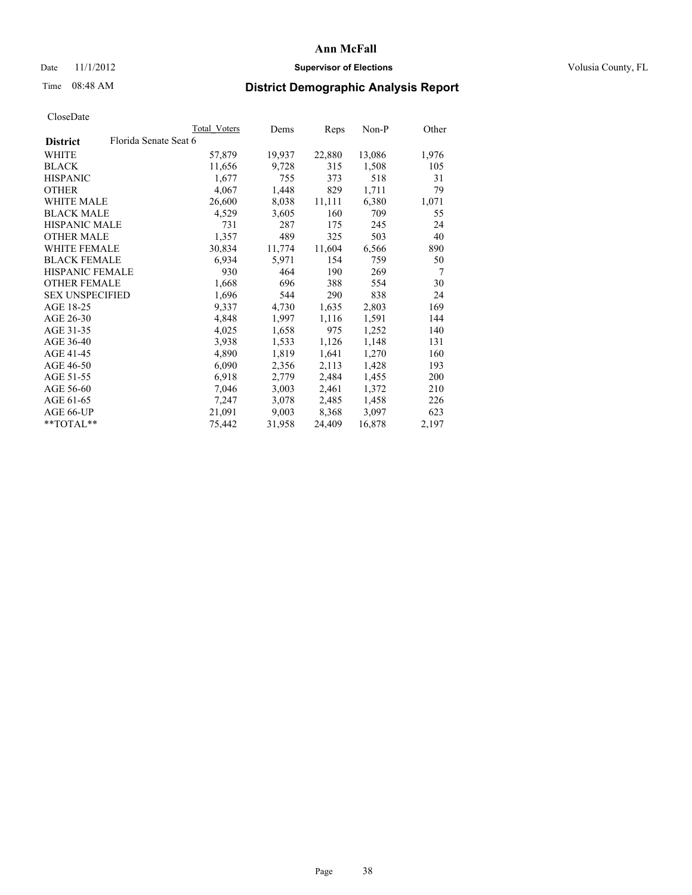# Ann McFall

Date 11/1/2012 **Supervisor of Elections** Volusia County, FL

Time 08:48 AM

## District Demographic Analysis Report

CloseDate

| **District** | Florida Senate Seat 6 | Total Voters | Dems | Reps | Non-P | Other |
|---|---|---|---|---|---|---|
| WHITE | | 57,879 | 19,937 | 22,880 | 13,086 | 1,976 |
| BLACK | | 11,656 | 9,728 | 315 | 1,508 | 105 |
| HISPANIC | | 1,677 | 755 | 373 | 518 | 31 |
| OTHER | | 4,067 | 1,448 | 829 | 1,711 | 79 |
| WHITE MALE | | 26,600 | 8,038 | 11,111 | 6,380 | 1,071 |
| BLACK MALE | | 4,529 | 3,605 | 160 | 709 | 55 |
| HISPANIC MALE | | 731 | 287 | 175 | 245 | 24 |
| OTHER MALE | | 1,357 | 489 | 325 | 503 | 40 |
| WHITE FEMALE | | 30,834 | 11,774 | 11,604 | 6,566 | 890 |
| BLACK FEMALE | | 6,934 | 5,971 | 154 | 759 | 50 |
| HISPANIC FEMALE | | 930 | 464 | 190 | 269 | 7 |
| OTHER FEMALE | | 1,668 | 696 | 388 | 554 | 30 |
| SEX UNSPECIFIED | | 1,696 | 544 | 290 | 838 | 24 |
| AGE 18-25 | | 9,337 | 4,730 | 1,635 | 2,803 | 169 |
| AGE 26-30 | | 4,848 | 1,997 | 1,116 | 1,591 | 144 |
| AGE 31-35 | | 4,025 | 1,658 | 975 | 1,252 | 140 |
| AGE 36-40 | | 3,938 | 1,533 | 1,126 | 1,148 | 131 |
| AGE 41-45 | | 4,890 | 1,819 | 1,641 | 1,270 | 160 |
| AGE 46-50 | | 6,090 | 2,356 | 2,113 | 1,428 | 193 |
| AGE 51-55 | | 6,918 | 2,779 | 2,484 | 1,455 | 200 |
| AGE 56-60 | | 7,046 | 3,003 | 2,461 | 1,372 | 210 |
| AGE 61-65 | | 7,247 | 3,078 | 2,485 | 1,458 | 226 |
| AGE 66-UP | | 21,091 | 9,003 | 8,368 | 3,097 | 623 |
| **TOTAL** | | 75,442 | 31,958 | 24,409 | 16,878 | 2,197 |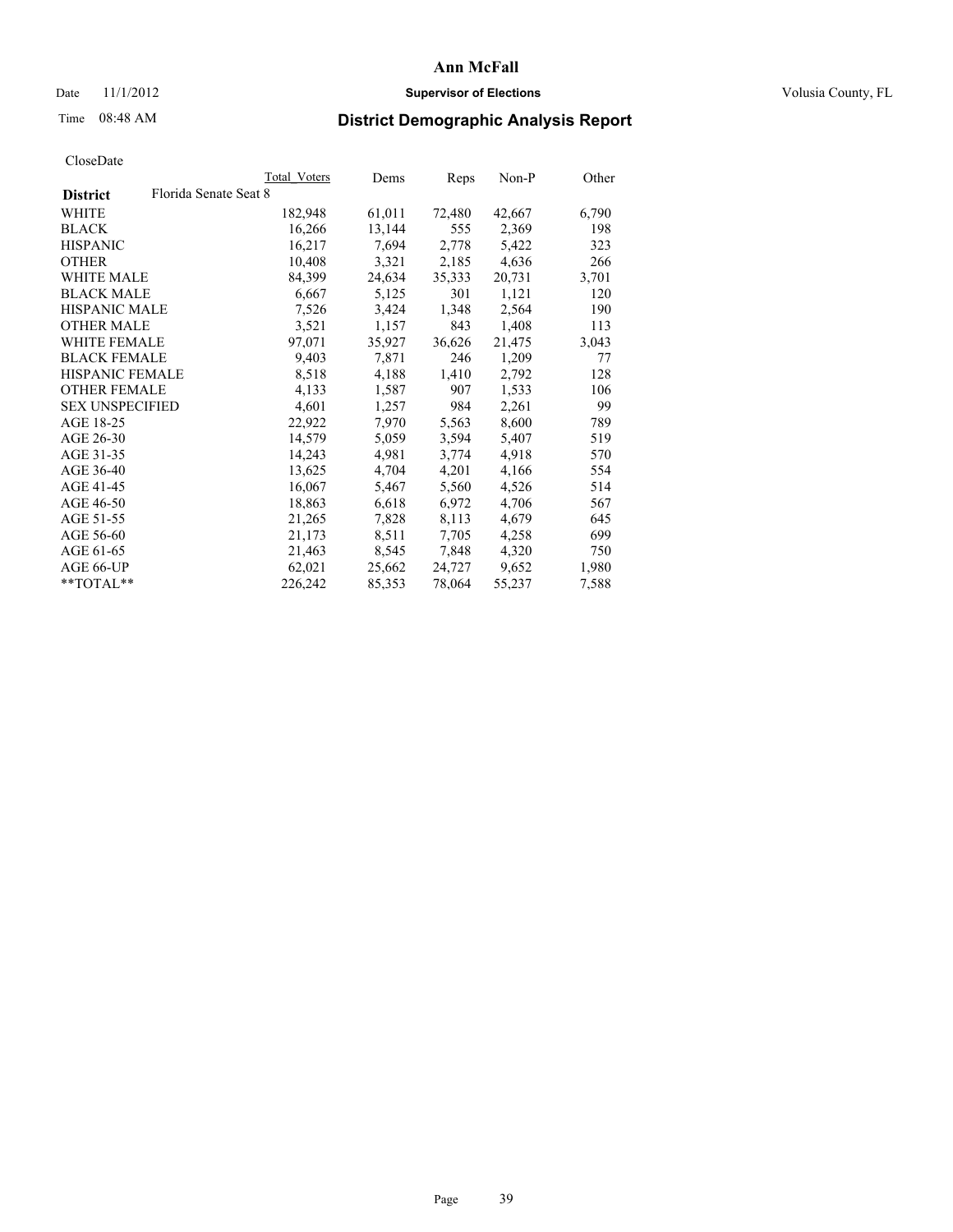# Ann McFall

Date 11/1/2012 **Supervisor of Elections** Volusia County, FL

Time 08:48 AM **District Demographic Analysis Report**

CloseDate

| **District** Florida Senate Seat 8 | Total Voters | Dems | Reps | Non-P | Other |
|---|---|---|---|---|---|
| WHITE | 182,948 | 61,011 | 72,480 | 42,667 | 6,790 |
| BLACK | 16,266 | 13,144 | 555 | 2,369 | 198 |
| HISPANIC | 16,217 | 7,694 | 2,778 | 5,422 | 323 |
| OTHER | 10,408 | 3,321 | 2,185 | 4,636 | 266 |
| WHITE MALE | 84,399 | 24,634 | 35,333 | 20,731 | 3,701 |
| BLACK MALE | 6,667 | 5,125 | 301 | 1,121 | 120 |
| HISPANIC MALE | 7,526 | 3,424 | 1,348 | 2,564 | 190 |
| OTHER MALE | 3,521 | 1,157 | 843 | 1,408 | 113 |
| WHITE FEMALE | 97,071 | 35,927 | 36,626 | 21,475 | 3,043 |
| BLACK FEMALE | 9,403 | 7,871 | 246 | 1,209 | 77 |
| HISPANIC FEMALE | 8,518 | 4,188 | 1,410 | 2,792 | 128 |
| OTHER FEMALE | 4,133 | 1,587 | 907 | 1,533 | 106 |
| SEX UNSPECIFIED | 4,601 | 1,257 | 984 | 2,261 | 99 |
| AGE 18-25 | 22,922 | 7,970 | 5,563 | 8,600 | 789 |
| AGE 26-30 | 14,579 | 5,059 | 3,594 | 5,407 | 519 |
| AGE 31-35 | 14,243 | 4,981 | 3,774 | 4,918 | 570 |
| AGE 36-40 | 13,625 | 4,704 | 4,201 | 4,166 | 554 |
| AGE 41-45 | 16,067 | 5,467 | 5,560 | 4,526 | 514 |
| AGE 46-50 | 18,863 | 6,618 | 6,972 | 4,706 | 567 |
| AGE 51-55 | 21,265 | 7,828 | 8,113 | 4,679 | 645 |
| AGE 56-60 | 21,173 | 8,511 | 7,705 | 4,258 | 699 |
| AGE 61-65 | 21,463 | 8,545 | 7,848 | 4,320 | 750 |
| AGE 66-UP | 62,021 | 25,662 | 24,727 | 9,652 | 1,980 |
| **TOTAL** | 226,242 | 85,353 | 78,064 | 55,237 | 7,588 |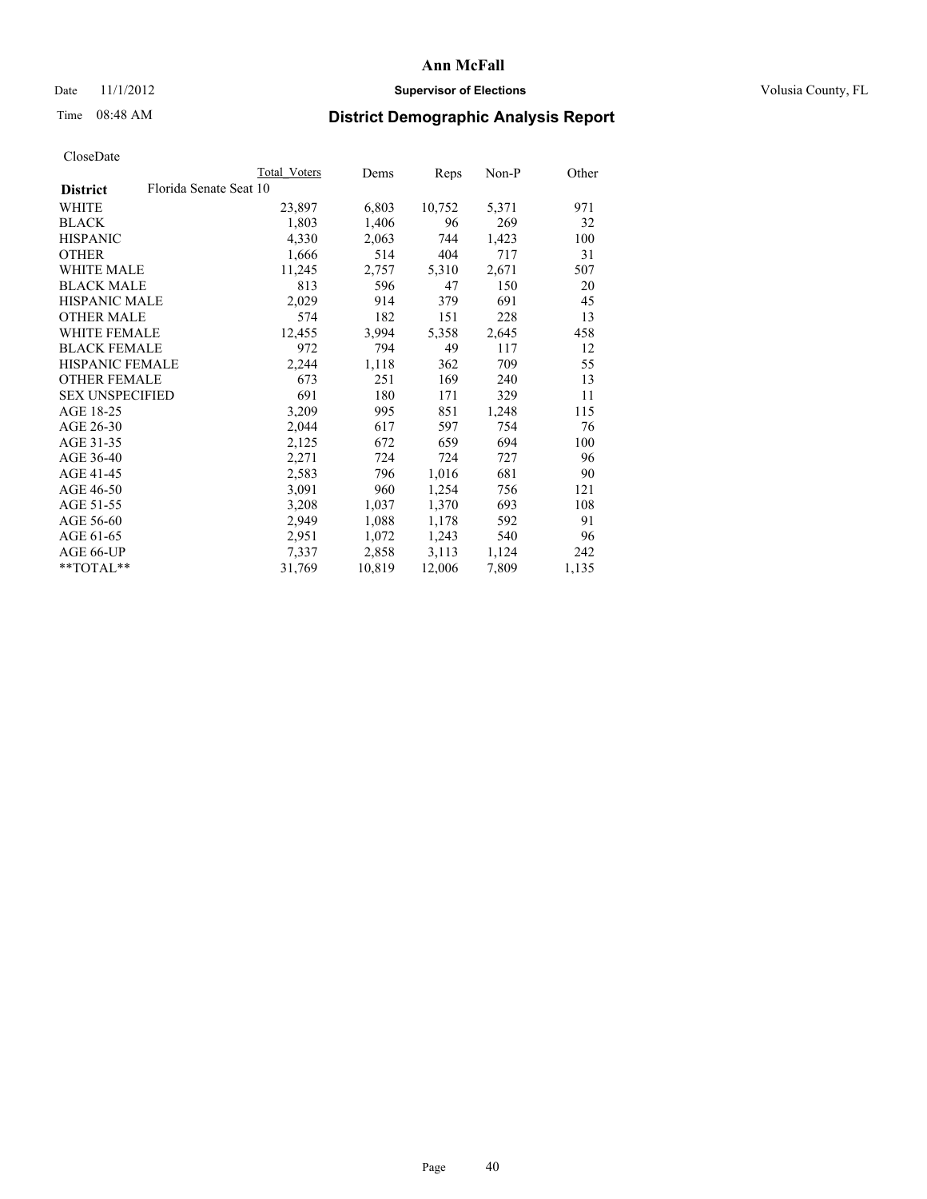**Ann McFall**

Date 11/1/2012 **Supervisor of Elections** Volusia County, FL

Time 08:48 AM

## District Demographic Analysis Report

CloseDate

| | Total Voters | Dems | Reps | Non-P | Other |
|---|---|---|---|---|---|
| **District** Florida Senate Seat 10 | | | | | |
| WHITE | 23,897 | 6,803 | 10,752 | 5,371 | 971 |
| BLACK | 1,803 | 1,406 | 96 | 269 | 32 |
| HISPANIC | 4,330 | 2,063 | 744 | 1,423 | 100 |
| OTHER | 1,666 | 514 | 404 | 717 | 31 |
| WHITE MALE | 11,245 | 2,757 | 5,310 | 2,671 | 507 |
| BLACK MALE | 813 | 596 | 47 | 150 | 20 |
| HISPANIC MALE | 2,029 | 914 | 379 | 691 | 45 |
| OTHER MALE | 574 | 182 | 151 | 228 | 13 |
| WHITE FEMALE | 12,455 | 3,994 | 5,358 | 2,645 | 458 |
| BLACK FEMALE | 972 | 794 | 49 | 117 | 12 |
| HISPANIC FEMALE | 2,244 | 1,118 | 362 | 709 | 55 |
| OTHER FEMALE | 673 | 251 | 169 | 240 | 13 |
| SEX UNSPECIFIED | 691 | 180 | 171 | 329 | 11 |
| AGE 18-25 | 3,209 | 995 | 851 | 1,248 | 115 |
| AGE 26-30 | 2,044 | 617 | 597 | 754 | 76 |
| AGE 31-35 | 2,125 | 672 | 659 | 694 | 100 |
| AGE 36-40 | 2,271 | 724 | 724 | 727 | 96 |
| AGE 41-45 | 2,583 | 796 | 1,016 | 681 | 90 |
| AGE 46-50 | 3,091 | 960 | 1,254 | 756 | 121 |
| AGE 51-55 | 3,208 | 1,037 | 1,370 | 693 | 108 |
| AGE 56-60 | 2,949 | 1,088 | 1,178 | 592 | 91 |
| AGE 61-65 | 2,951 | 1,072 | 1,243 | 540 | 96 |
| AGE 66-UP | 7,337 | 2,858 | 3,113 | 1,124 | 242 |
| **TOTAL** | 31,769 | 10,819 | 12,006 | 7,809 | 1,135 |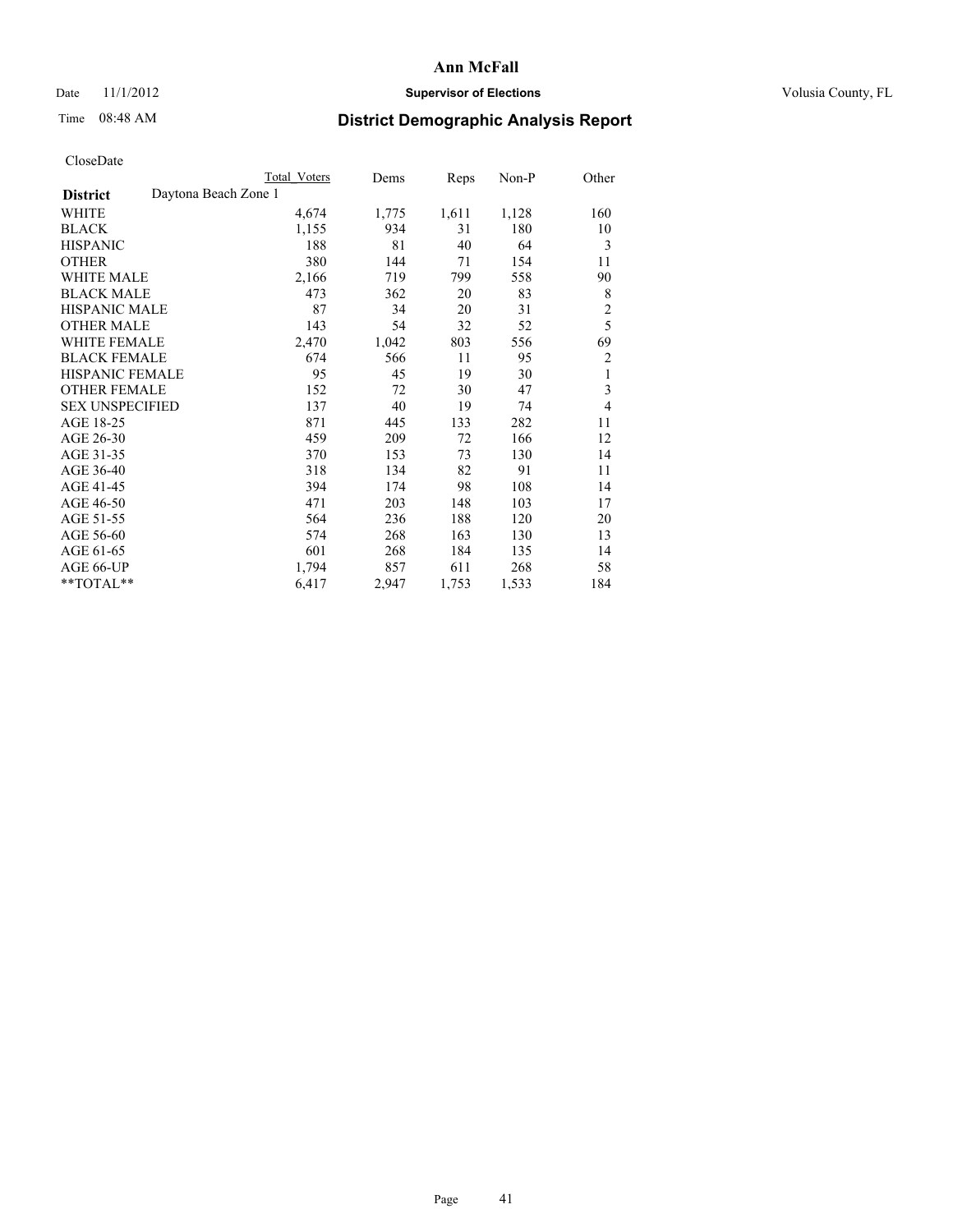**Ann McFall**

Date 11/1/2012 **Supervisor of Elections** Volusia County, FL

Time 08:48 AM

## District Demographic Analysis Report

CloseDate

| | Total Voters | Dems | Reps | Non-P | Other |
|---|---|---|---|---|---|
| **District** Daytona Beach Zone 1 | | | | | |
| WHITE | 4,674 | 1,775 | 1,611 | 1,128 | 160 |
| BLACK | 1,155 | 934 | 31 | 180 | 10 |
| HISPANIC | 188 | 81 | 40 | 64 | 3 |
| OTHER | 380 | 144 | 71 | 154 | 11 |
| WHITE MALE | 2,166 | 719 | 799 | 558 | 90 |
| BLACK MALE | 473 | 362 | 20 | 83 | 8 |
| HISPANIC MALE | 87 | 34 | 20 | 31 | 2 |
| OTHER MALE | 143 | 54 | 32 | 52 | 5 |
| WHITE FEMALE | 2,470 | 1,042 | 803 | 556 | 69 |
| BLACK FEMALE | 674 | 566 | 11 | 95 | 2 |
| HISPANIC FEMALE | 95 | 45 | 19 | 30 | 1 |
| OTHER FEMALE | 152 | 72 | 30 | 47 | 3 |
| SEX UNSPECIFIED | 137 | 40 | 19 | 74 | 4 |
| AGE 18-25 | 871 | 445 | 133 | 282 | 11 |
| AGE 26-30 | 459 | 209 | 72 | 166 | 12 |
| AGE 31-35 | 370 | 153 | 73 | 130 | 14 |
| AGE 36-40 | 318 | 134 | 82 | 91 | 11 |
| AGE 41-45 | 394 | 174 | 98 | 108 | 14 |
| AGE 46-50 | 471 | 203 | 148 | 103 | 17 |
| AGE 51-55 | 564 | 236 | 188 | 120 | 20 |
| AGE 56-60 | 574 | 268 | 163 | 130 | 13 |
| AGE 61-65 | 601 | 268 | 184 | 135 | 14 |
| AGE 66-UP | 1,794 | 857 | 611 | 268 | 58 |
| **TOTAL** | 6,417 | 2,947 | 1,753 | 1,533 | 184 |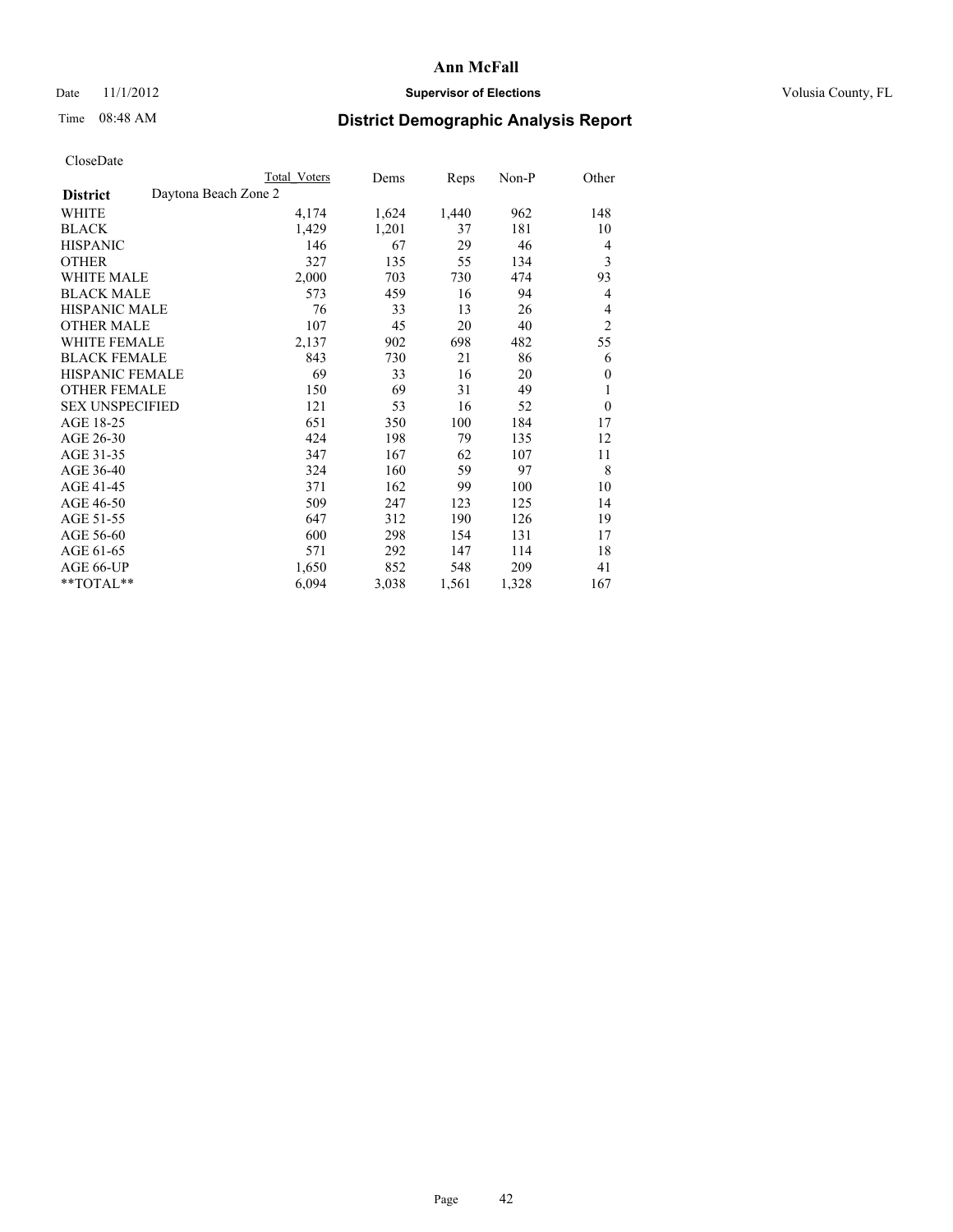# Ann McFall

Date 11/1/2012 **Supervisor of Elections** Volusia County, FL

Time 08:48 AM **District Demographic Analysis Report**

CloseDate

| | Total Voters | Dems | Reps | Non-P | Other |
|---|---|---|---|---|---|
| **District** Daytona Beach Zone 2 | | | | | |
| WHITE | 4,174 | 1,624 | 1,440 | 962 | 148 |
| BLACK | 1,429 | 1,201 | 37 | 181 | 10 |
| HISPANIC | 146 | 67 | 29 | 46 | 4 |
| OTHER | 327 | 135 | 55 | 134 | 3 |
| WHITE MALE | 2,000 | 703 | 730 | 474 | 93 |
| BLACK MALE | 573 | 459 | 16 | 94 | 4 |
| HISPANIC MALE | 76 | 33 | 13 | 26 | 4 |
| OTHER MALE | 107 | 45 | 20 | 40 | 2 |
| WHITE FEMALE | 2,137 | 902 | 698 | 482 | 55 |
| BLACK FEMALE | 843 | 730 | 21 | 86 | 6 |
| HISPANIC FEMALE | 69 | 33 | 16 | 20 | 0 |
| OTHER FEMALE | 150 | 69 | 31 | 49 | 1 |
| SEX UNSPECIFIED | 121 | 53 | 16 | 52 | 0 |
| AGE 18-25 | 651 | 350 | 100 | 184 | 17 |
| AGE 26-30 | 424 | 198 | 79 | 135 | 12 |
| AGE 31-35 | 347 | 167 | 62 | 107 | 11 |
| AGE 36-40 | 324 | 160 | 59 | 97 | 8 |
| AGE 41-45 | 371 | 162 | 99 | 100 | 10 |
| AGE 46-50 | 509 | 247 | 123 | 125 | 14 |
| AGE 51-55 | 647 | 312 | 190 | 126 | 19 |
| AGE 56-60 | 600 | 298 | 154 | 131 | 17 |
| AGE 61-65 | 571 | 292 | 147 | 114 | 18 |
| AGE 66-UP | 1,650 | 852 | 548 | 209 | 41 |
| **TOTAL** | 6,094 | 3,038 | 1,561 | 1,328 | 167 |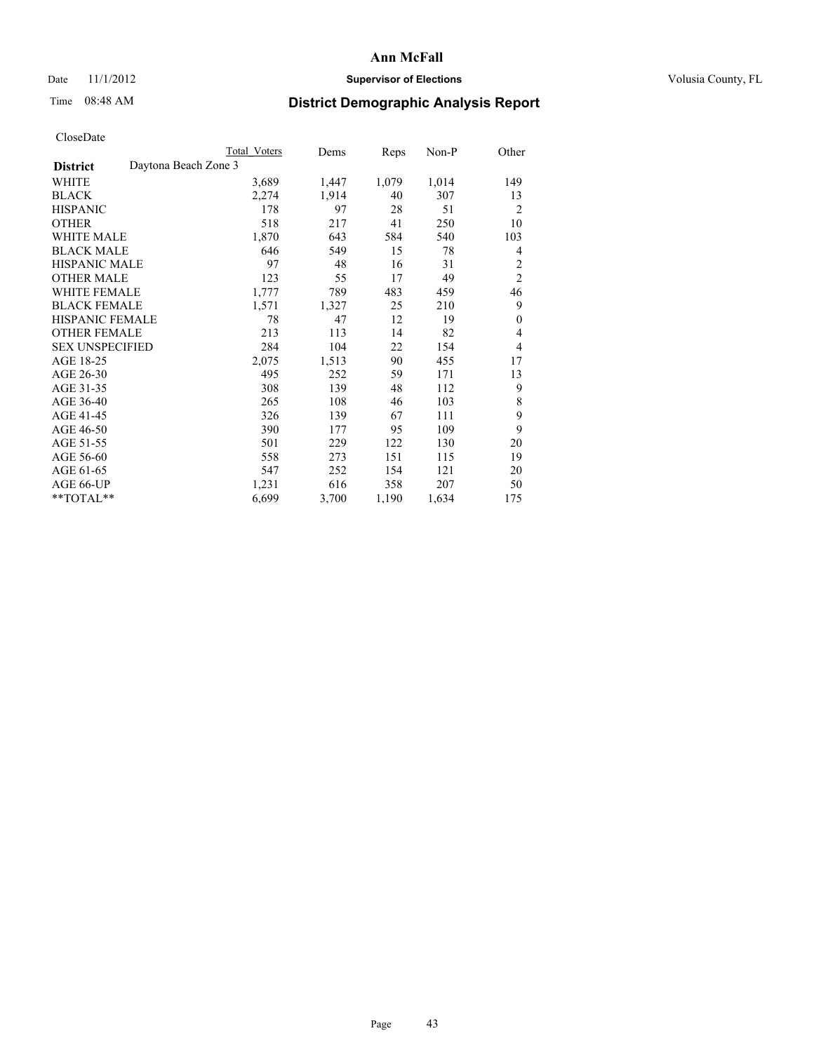# Ann McFall

Date 11/1/2012 **Supervisor of Elections** Volusia County, FL

Time 08:48 AM **District Demographic Analysis Report**

CloseDate

| | Total Voters | Dems | Reps | Non-P | Other |
|---|---|---|---|---|---|
| **District** Daytona Beach Zone 3 | | | | | |
| WHITE | 3,689 | 1,447 | 1,079 | 1,014 | 149 |
| BLACK | 2,274 | 1,914 | 40 | 307 | 13 |
| HISPANIC | 178 | 97 | 28 | 51 | 2 |
| OTHER | 518 | 217 | 41 | 250 | 10 |
| WHITE MALE | 1,870 | 643 | 584 | 540 | 103 |
| BLACK MALE | 646 | 549 | 15 | 78 | 4 |
| HISPANIC MALE | 97 | 48 | 16 | 31 | 2 |
| OTHER MALE | 123 | 55 | 17 | 49 | 2 |
| WHITE FEMALE | 1,777 | 789 | 483 | 459 | 46 |
| BLACK FEMALE | 1,571 | 1,327 | 25 | 210 | 9 |
| HISPANIC FEMALE | 78 | 47 | 12 | 19 | 0 |
| OTHER FEMALE | 213 | 113 | 14 | 82 | 4 |
| SEX UNSPECIFIED | 284 | 104 | 22 | 154 | 4 |
| AGE 18-25 | 2,075 | 1,513 | 90 | 455 | 17 |
| AGE 26-30 | 495 | 252 | 59 | 171 | 13 |
| AGE 31-35 | 308 | 139 | 48 | 112 | 9 |
| AGE 36-40 | 265 | 108 | 46 | 103 | 8 |
| AGE 41-45 | 326 | 139 | 67 | 111 | 9 |
| AGE 46-50 | 390 | 177 | 95 | 109 | 9 |
| AGE 51-55 | 501 | 229 | 122 | 130 | 20 |
| AGE 56-60 | 558 | 273 | 151 | 115 | 19 |
| AGE 61-65 | 547 | 252 | 154 | 121 | 20 |
| AGE 66-UP | 1,231 | 616 | 358 | 207 | 50 |
| **TOTAL** | 6,699 | 3,700 | 1,190 | 1,634 | 175 |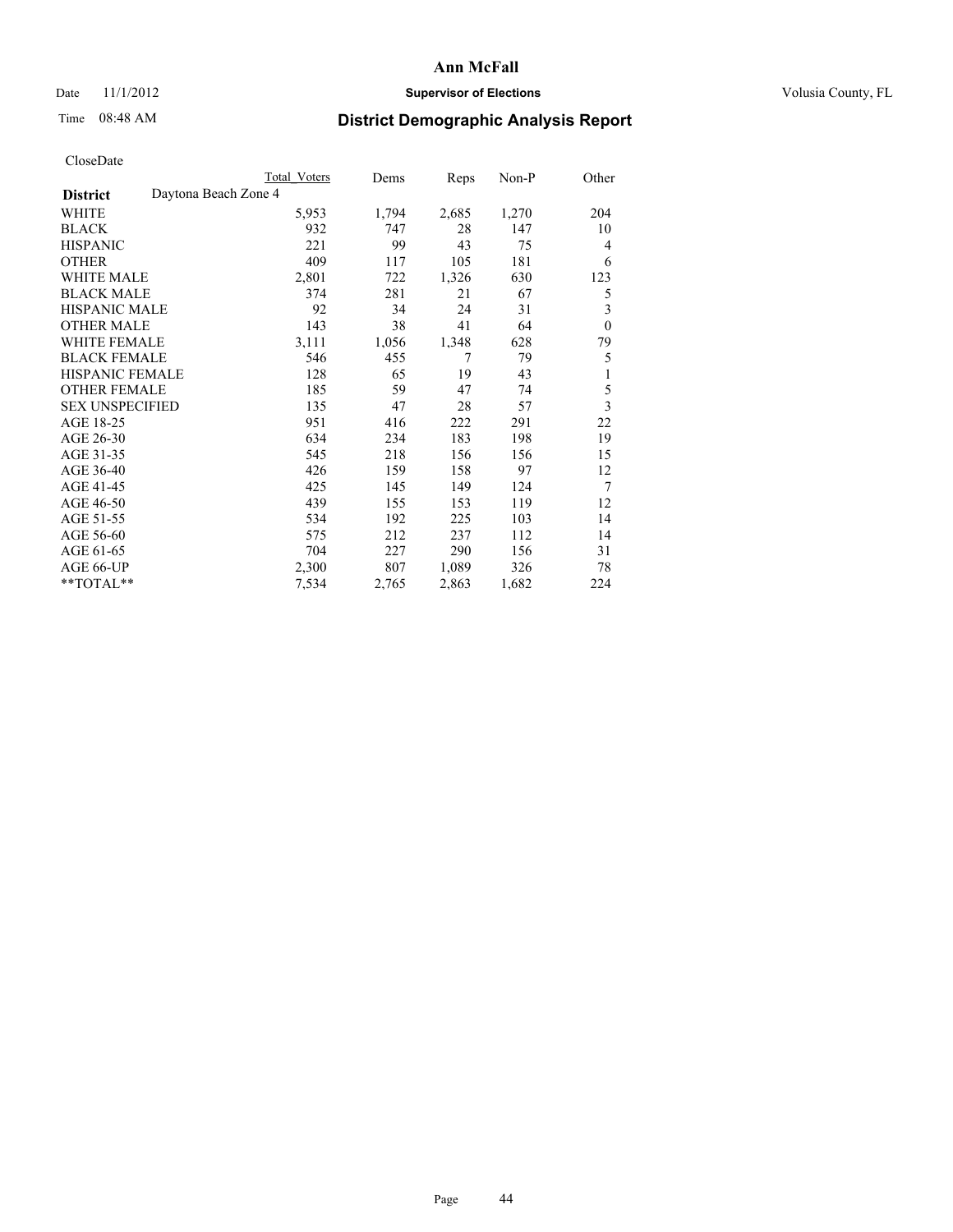**Ann McFall**

Date 11/1/2012 **Supervisor of Elections** Volusia County, FL

Time 08:48 AM

## District Demographic Analysis Report

CloseDate

| | Total Voters | Dems | Reps | Non-P | Other |
|---|---|---|---|---|---|
| **District** Daytona Beach Zone 4 | | | | | |
| WHITE | 5,953 | 1,794 | 2,685 | 1,270 | 204 |
| BLACK | 932 | 747 | 28 | 147 | 10 |
| HISPANIC | 221 | 99 | 43 | 75 | 4 |
| OTHER | 409 | 117 | 105 | 181 | 6 |
| WHITE MALE | 2,801 | 722 | 1,326 | 630 | 123 |
| BLACK MALE | 374 | 281 | 21 | 67 | 5 |
| HISPANIC MALE | 92 | 34 | 24 | 31 | 3 |
| OTHER MALE | 143 | 38 | 41 | 64 | 0 |
| WHITE FEMALE | 3,111 | 1,056 | 1,348 | 628 | 79 |
| BLACK FEMALE | 546 | 455 | 7 | 79 | 5 |
| HISPANIC FEMALE | 128 | 65 | 19 | 43 | 1 |
| OTHER FEMALE | 185 | 59 | 47 | 74 | 5 |
| SEX UNSPECIFIED | 135 | 47 | 28 | 57 | 3 |
| AGE 18-25 | 951 | 416 | 222 | 291 | 22 |
| AGE 26-30 | 634 | 234 | 183 | 198 | 19 |
| AGE 31-35 | 545 | 218 | 156 | 156 | 15 |
| AGE 36-40 | 426 | 159 | 158 | 97 | 12 |
| AGE 41-45 | 425 | 145 | 149 | 124 | 7 |
| AGE 46-50 | 439 | 155 | 153 | 119 | 12 |
| AGE 51-55 | 534 | 192 | 225 | 103 | 14 |
| AGE 56-60 | 575 | 212 | 237 | 112 | 14 |
| AGE 61-65 | 704 | 227 | 290 | 156 | 31 |
| AGE 66-UP | 2,300 | 807 | 1,089 | 326 | 78 |
| **TOTAL** | 7,534 | 2,765 | 2,863 | 1,682 | 224 |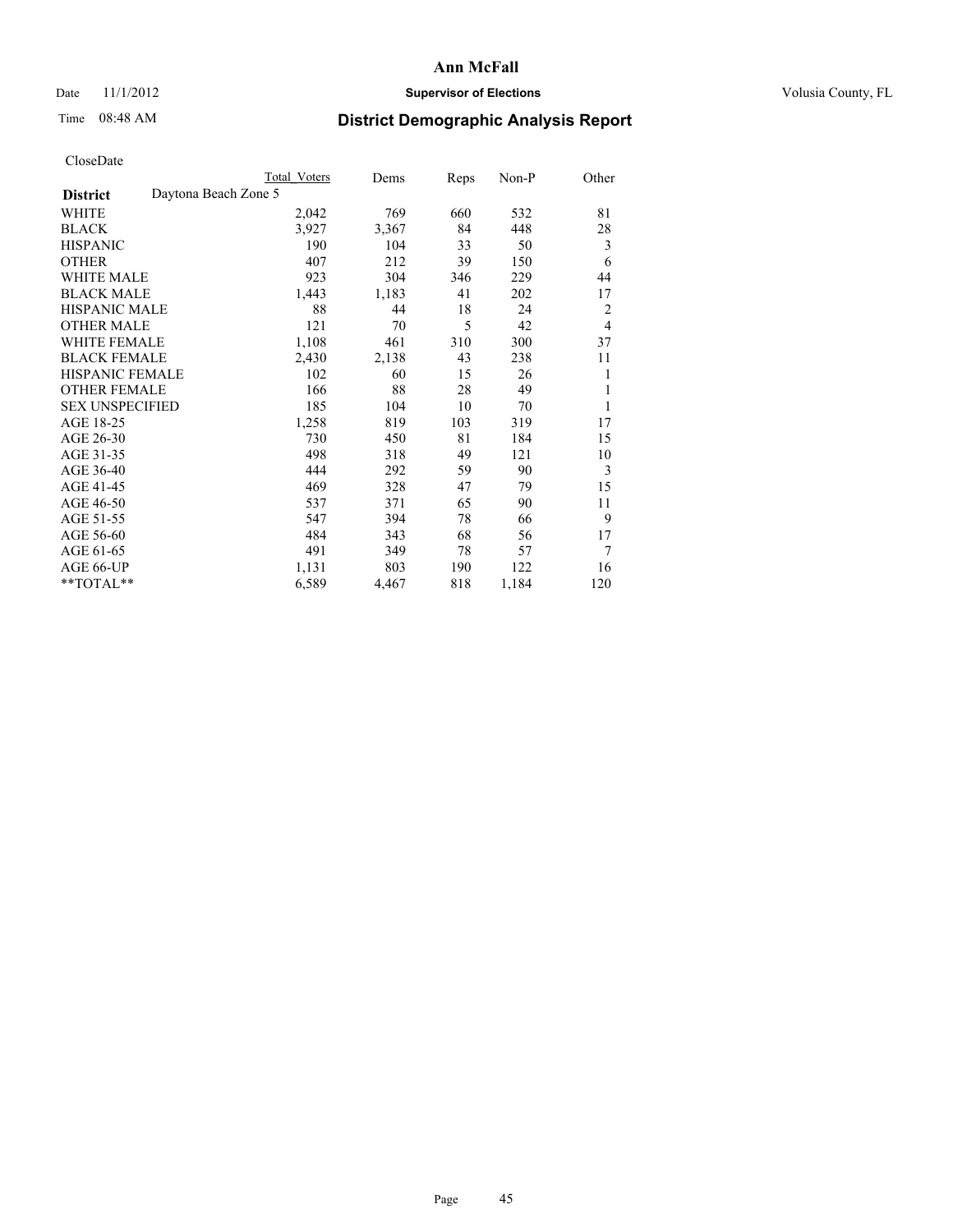# Ann McFall

Date 11/1/2012 **Supervisor of Elections** Volusia County, FL

Time 08:48 AM **District Demographic Analysis Report**

CloseDate

| | Total Voters | Dems | Reps | Non-P | Other |
|---|---|---|---|---|---|
| **District** Daytona Beach Zone 5 | | | | | |
| WHITE | 2,042 | 769 | 660 | 532 | 81 |
| BLACK | 3,927 | 3,367 | 84 | 448 | 28 |
| HISPANIC | 190 | 104 | 33 | 50 | 3 |
| OTHER | 407 | 212 | 39 | 150 | 6 |
| WHITE MALE | 923 | 304 | 346 | 229 | 44 |
| BLACK MALE | 1,443 | 1,183 | 41 | 202 | 17 |
| HISPANIC MALE | 88 | 44 | 18 | 24 | 2 |
| OTHER MALE | 121 | 70 | 5 | 42 | 4 |
| WHITE FEMALE | 1,108 | 461 | 310 | 300 | 37 |
| BLACK FEMALE | 2,430 | 2,138 | 43 | 238 | 11 |
| HISPANIC FEMALE | 102 | 60 | 15 | 26 | 1 |
| OTHER FEMALE | 166 | 88 | 28 | 49 | 1 |
| SEX UNSPECIFIED | 185 | 104 | 10 | 70 | 1 |
| AGE 18-25 | 1,258 | 819 | 103 | 319 | 17 |
| AGE 26-30 | 730 | 450 | 81 | 184 | 15 |
| AGE 31-35 | 498 | 318 | 49 | 121 | 10 |
| AGE 36-40 | 444 | 292 | 59 | 90 | 3 |
| AGE 41-45 | 469 | 328 | 47 | 79 | 15 |
| AGE 46-50 | 537 | 371 | 65 | 90 | 11 |
| AGE 51-55 | 547 | 394 | 78 | 66 | 9 |
| AGE 56-60 | 484 | 343 | 68 | 56 | 17 |
| AGE 61-65 | 491 | 349 | 78 | 57 | 7 |
| AGE 66-UP | 1,131 | 803 | 190 | 122 | 16 |
| **TOTAL** | 6,589 | 4,467 | 818 | 1,184 | 120 |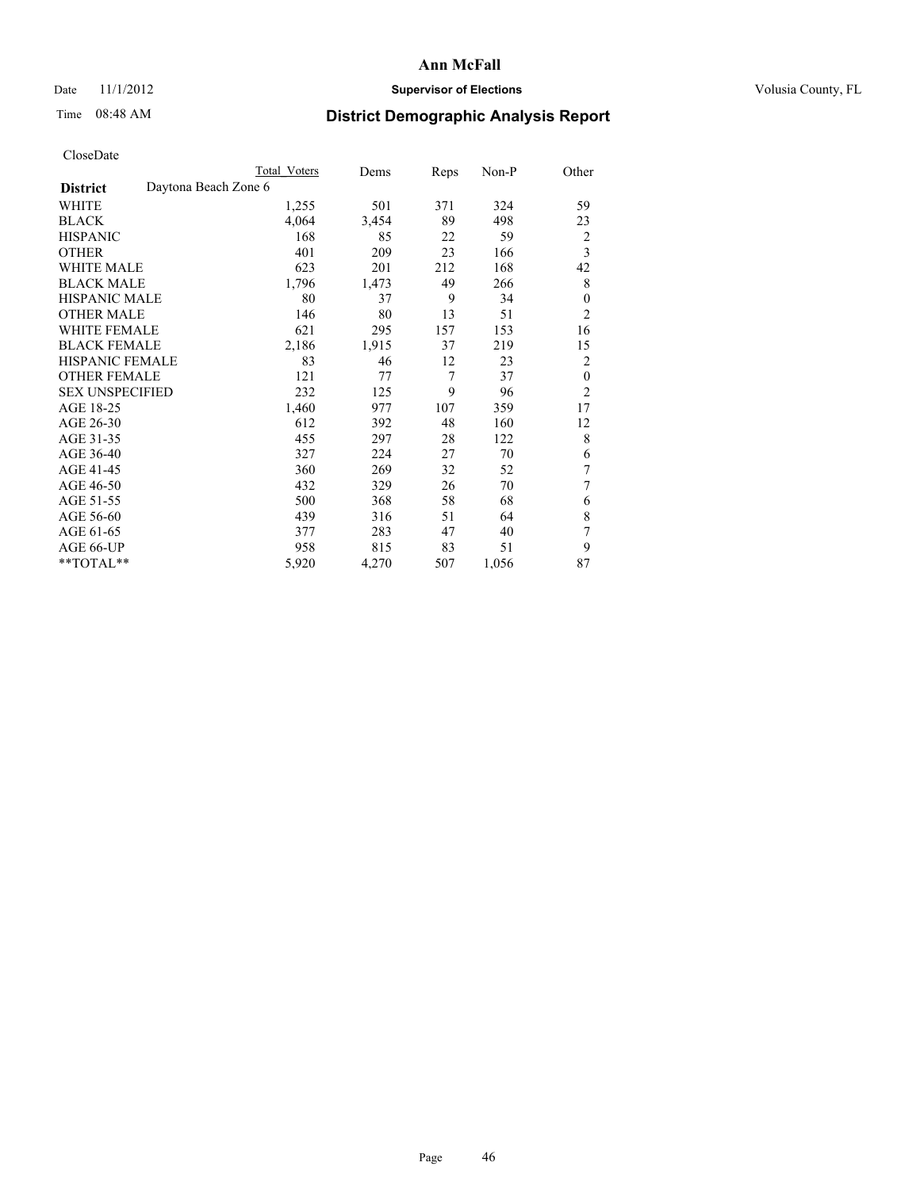# Ann McFall

Date 11/1/2012 **Supervisor of Elections** Volusia County, FL

Time 08:48 AM

## District Demographic Analysis Report

CloseDate

| | Total Voters | Dems | Reps | Non-P | Other |
|---|---|---|---|---|---|
| **District** Daytona Beach Zone 6 | | | | | |
| WHITE | 1,255 | 501 | 371 | 324 | 59 |
| BLACK | 4,064 | 3,454 | 89 | 498 | 23 |
| HISPANIC | 168 | 85 | 22 | 59 | 2 |
| OTHER | 401 | 209 | 23 | 166 | 3 |
| WHITE MALE | 623 | 201 | 212 | 168 | 42 |
| BLACK MALE | 1,796 | 1,473 | 49 | 266 | 8 |
| HISPANIC MALE | 80 | 37 | 9 | 34 | 0 |
| OTHER MALE | 146 | 80 | 13 | 51 | 2 |
| WHITE FEMALE | 621 | 295 | 157 | 153 | 16 |
| BLACK FEMALE | 2,186 | 1,915 | 37 | 219 | 15 |
| HISPANIC FEMALE | 83 | 46 | 12 | 23 | 2 |
| OTHER FEMALE | 121 | 77 | 7 | 37 | 0 |
| SEX UNSPECIFIED | 232 | 125 | 9 | 96 | 2 |
| AGE 18-25 | 1,460 | 977 | 107 | 359 | 17 |
| AGE 26-30 | 612 | 392 | 48 | 160 | 12 |
| AGE 31-35 | 455 | 297 | 28 | 122 | 8 |
| AGE 36-40 | 327 | 224 | 27 | 70 | 6 |
| AGE 41-45 | 360 | 269 | 32 | 52 | 7 |
| AGE 46-50 | 432 | 329 | 26 | 70 | 7 |
| AGE 51-55 | 500 | 368 | 58 | 68 | 6 |
| AGE 56-60 | 439 | 316 | 51 | 64 | 8 |
| AGE 61-65 | 377 | 283 | 47 | 40 | 7 |
| AGE 66-UP | 958 | 815 | 83 | 51 | 9 |
| **TOTAL** | 5,920 | 4,270 | 507 | 1,056 | 87 |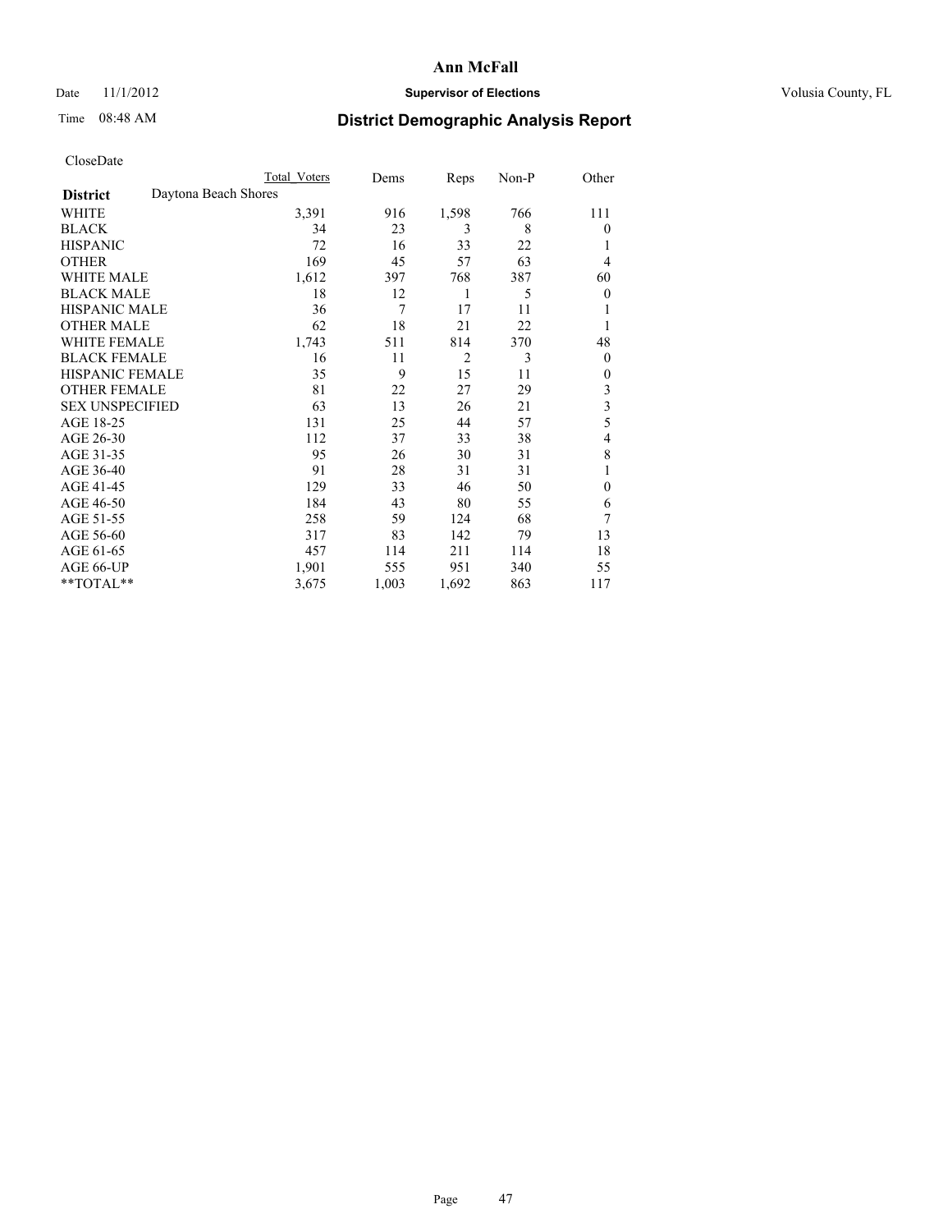# Ann McFall

Date 11/1/2012 **Supervisor of Elections** Volusia County, FL

Time 08:48 AM

## District Demographic Analysis Report

CloseDate

| | Total Voters | Dems | Reps | Non-P | Other |
|---|---|---|---|---|---|
| **District** Daytona Beach Shores | | | | | |
| WHITE | 3,391 | 916 | 1,598 | 766 | 111 |
| BLACK | 34 | 23 | 3 | 8 | 0 |
| HISPANIC | 72 | 16 | 33 | 22 | 1 |
| OTHER | 169 | 45 | 57 | 63 | 4 |
| WHITE MALE | 1,612 | 397 | 768 | 387 | 60 |
| BLACK MALE | 18 | 12 | 1 | 5 | 0 |
| HISPANIC MALE | 36 | 7 | 17 | 11 | 1 |
| OTHER MALE | 62 | 18 | 21 | 22 | 1 |
| WHITE FEMALE | 1,743 | 511 | 814 | 370 | 48 |
| BLACK FEMALE | 16 | 11 | 2 | 3 | 0 |
| HISPANIC FEMALE | 35 | 9 | 15 | 11 | 0 |
| OTHER FEMALE | 81 | 22 | 27 | 29 | 3 |
| SEX UNSPECIFIED | 63 | 13 | 26 | 21 | 3 |
| AGE 18-25 | 131 | 25 | 44 | 57 | 5 |
| AGE 26-30 | 112 | 37 | 33 | 38 | 4 |
| AGE 31-35 | 95 | 26 | 30 | 31 | 8 |
| AGE 36-40 | 91 | 28 | 31 | 31 | 1 |
| AGE 41-45 | 129 | 33 | 46 | 50 | 0 |
| AGE 46-50 | 184 | 43 | 80 | 55 | 6 |
| AGE 51-55 | 258 | 59 | 124 | 68 | 7 |
| AGE 56-60 | 317 | 83 | 142 | 79 | 13 |
| AGE 61-65 | 457 | 114 | 211 | 114 | 18 |
| AGE 66-UP | 1,901 | 555 | 951 | 340 | 55 |
| **TOTAL** | 3,675 | 1,003 | 1,692 | 863 | 117 |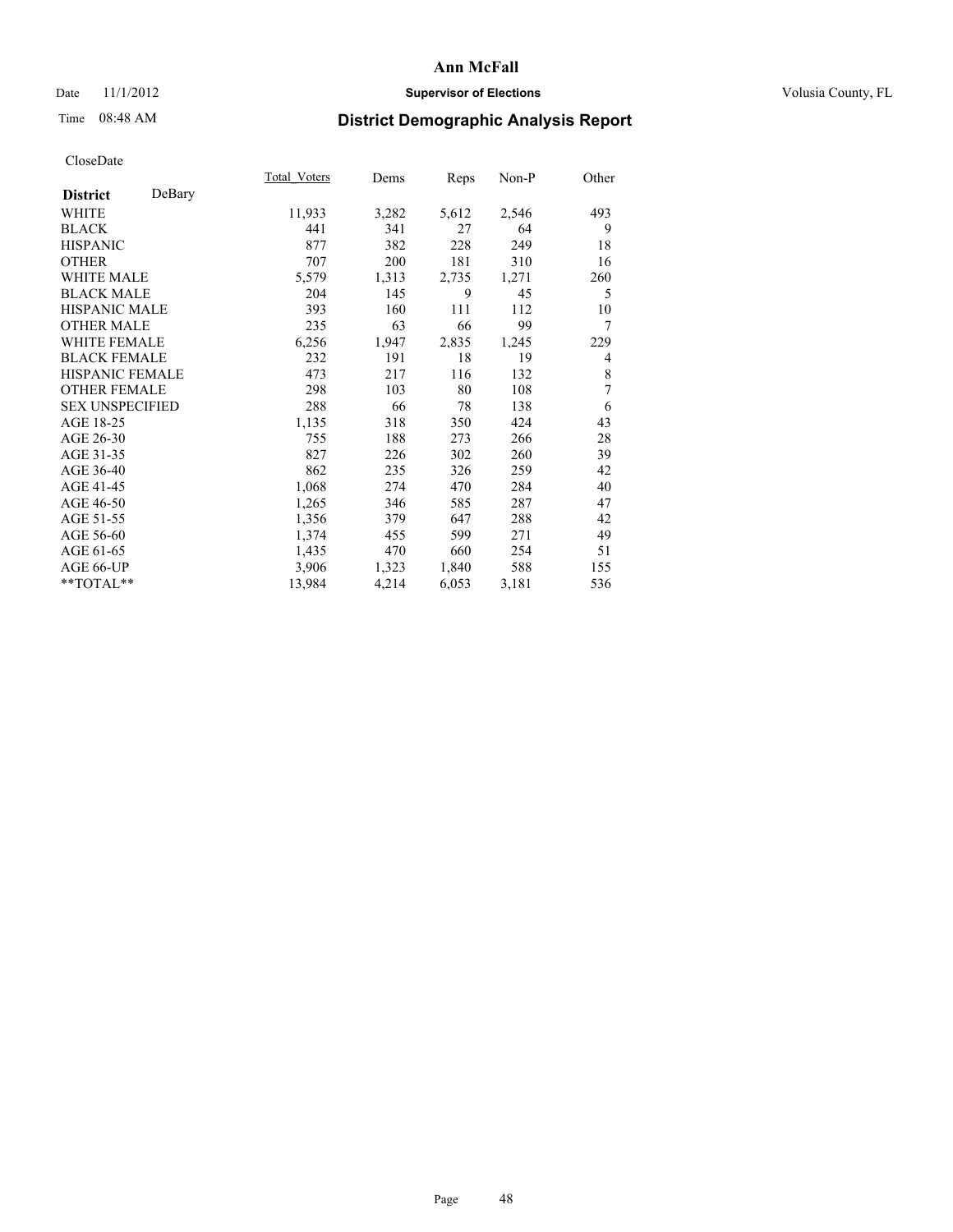**Ann McFall**

Date 11/1/2012 **Supervisor of Elections** Volusia County, FL

Time 08:48 AM **District Demographic Analysis Report**

CloseDate

| **District** DeBary | Total_Voters | Dems | Reps | Non-P | Other |
|---|---|---|---|---|---|
| WHITE | 11,933 | 3,282 | 5,612 | 2,546 | 493 |
| BLACK | 441 | 341 | 27 | 64 | 9 |
| HISPANIC | 877 | 382 | 228 | 249 | 18 |
| OTHER | 707 | 200 | 181 | 310 | 16 |
| WHITE MALE | 5,579 | 1,313 | 2,735 | 1,271 | 260 |
| BLACK MALE | 204 | 145 | 9 | 45 | 5 |
| HISPANIC MALE | 393 | 160 | 111 | 112 | 10 |
| OTHER MALE | 235 | 63 | 66 | 99 | 7 |
| WHITE FEMALE | 6,256 | 1,947 | 2,835 | 1,245 | 229 |
| BLACK FEMALE | 232 | 191 | 18 | 19 | 4 |
| HISPANIC FEMALE | 473 | 217 | 116 | 132 | 8 |
| OTHER FEMALE | 298 | 103 | 80 | 108 | 7 |
| SEX UNSPECIFIED | 288 | 66 | 78 | 138 | 6 |
| AGE 18-25 | 1,135 | 318 | 350 | 424 | 43 |
| AGE 26-30 | 755 | 188 | 273 | 266 | 28 |
| AGE 31-35 | 827 | 226 | 302 | 260 | 39 |
| AGE 36-40 | 862 | 235 | 326 | 259 | 42 |
| AGE 41-45 | 1,068 | 274 | 470 | 284 | 40 |
| AGE 46-50 | 1,265 | 346 | 585 | 287 | 47 |
| AGE 51-55 | 1,356 | 379 | 647 | 288 | 42 |
| AGE 56-60 | 1,374 | 455 | 599 | 271 | 49 |
| AGE 61-65 | 1,435 | 470 | 660 | 254 | 51 |
| AGE 66-UP | 3,906 | 1,323 | 1,840 | 588 | 155 |
| **TOTAL** | 13,984 | 4,214 | 6,053 | 3,181 | 536 |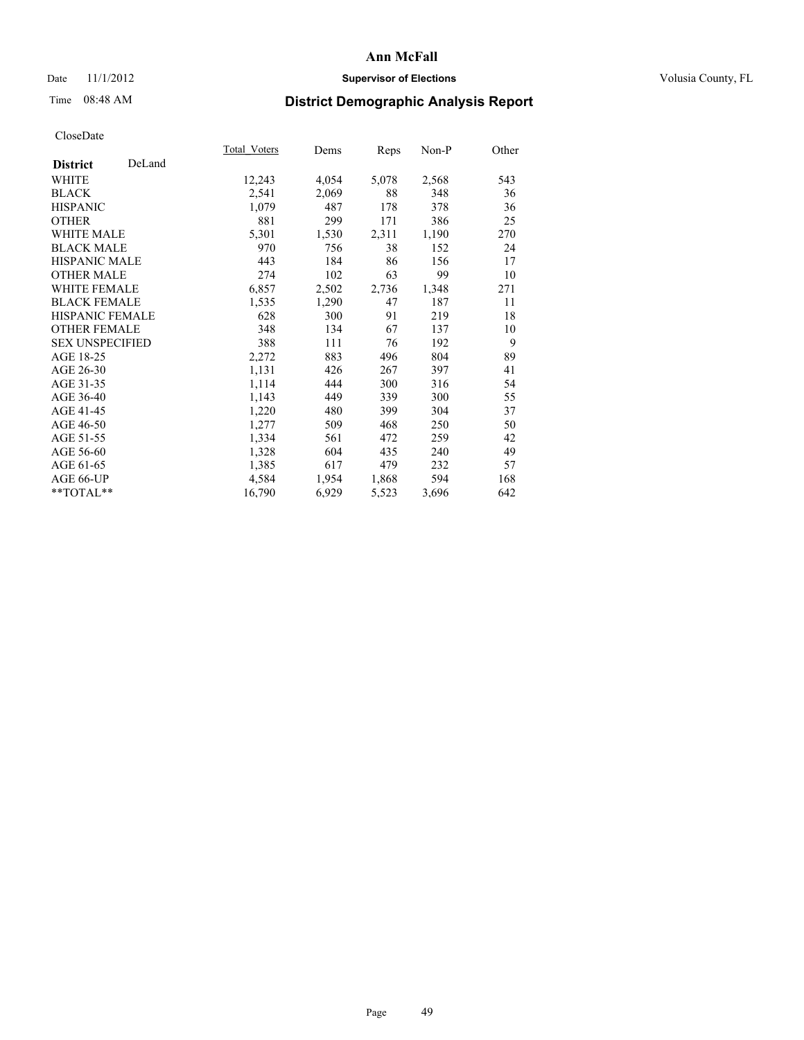Ann McFall

Date 11/1/2012 **Supervisor of Elections** Volusia County, FL

Time 08:48 AM

## District Demographic Analysis Report

CloseDate

| **District** DeLand | Total_Voters | Dems | Reps | Non-P | Other |
|---|---|---|---|---|---|
| WHITE | 12,243 | 4,054 | 5,078 | 2,568 | 543 |
| BLACK | 2,541 | 2,069 | 88 | 348 | 36 |
| HISPANIC | 1,079 | 487 | 178 | 378 | 36 |
| OTHER | 881 | 299 | 171 | 386 | 25 |
| WHITE MALE | 5,301 | 1,530 | 2,311 | 1,190 | 270 |
| BLACK MALE | 970 | 756 | 38 | 152 | 24 |
| HISPANIC MALE | 443 | 184 | 86 | 156 | 17 |
| OTHER MALE | 274 | 102 | 63 | 99 | 10 |
| WHITE FEMALE | 6,857 | 2,502 | 2,736 | 1,348 | 271 |
| BLACK FEMALE | 1,535 | 1,290 | 47 | 187 | 11 |
| HISPANIC FEMALE | 628 | 300 | 91 | 219 | 18 |
| OTHER FEMALE | 348 | 134 | 67 | 137 | 10 |
| SEX UNSPECIFIED | 388 | 111 | 76 | 192 | 9 |
| AGE 18-25 | 2,272 | 883 | 496 | 804 | 89 |
| AGE 26-30 | 1,131 | 426 | 267 | 397 | 41 |
| AGE 31-35 | 1,114 | 444 | 300 | 316 | 54 |
| AGE 36-40 | 1,143 | 449 | 339 | 300 | 55 |
| AGE 41-45 | 1,220 | 480 | 399 | 304 | 37 |
| AGE 46-50 | 1,277 | 509 | 468 | 250 | 50 |
| AGE 51-55 | 1,334 | 561 | 472 | 259 | 42 |
| AGE 56-60 | 1,328 | 604 | 435 | 240 | 49 |
| AGE 61-65 | 1,385 | 617 | 479 | 232 | 57 |
| AGE 66-UP | 4,584 | 1,954 | 1,868 | 594 | 168 |
| **TOTAL** | 16,790 | 6,929 | 5,523 | 3,696 | 642 |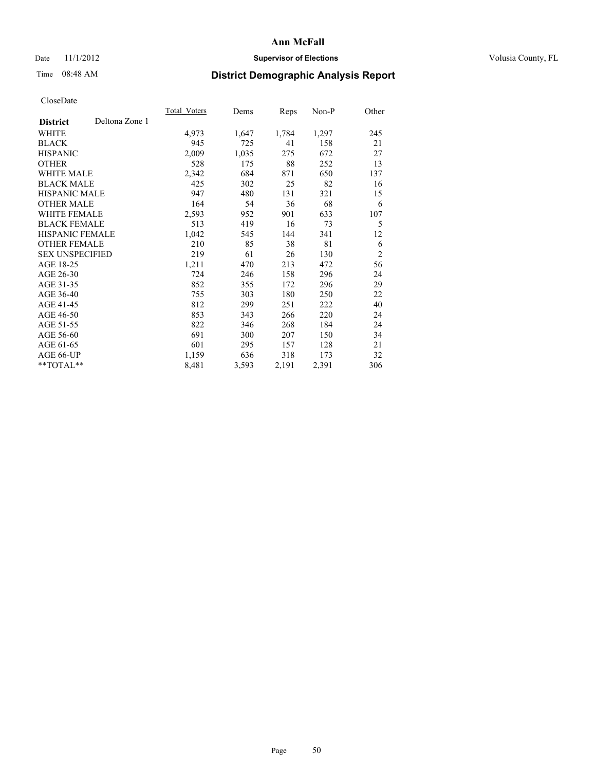# Ann McFall

Date 11/1/2012 **Supervisor of Elections** Volusia County, FL

Time 08:48 AM **District Demographic Analysis Report**

CloseDate

| **District** Deltona Zone 1 | Total_Voters | Dems | Reps | Non-P | Other |
|---|---|---|---|---|---|
| WHITE | 4,973 | 1,647 | 1,784 | 1,297 | 245 |
| BLACK | 945 | 725 | 41 | 158 | 21 |
| HISPANIC | 2,009 | 1,035 | 275 | 672 | 27 |
| OTHER | 528 | 175 | 88 | 252 | 13 |
| WHITE MALE | 2,342 | 684 | 871 | 650 | 137 |
| BLACK MALE | 425 | 302 | 25 | 82 | 16 |
| HISPANIC MALE | 947 | 480 | 131 | 321 | 15 |
| OTHER MALE | 164 | 54 | 36 | 68 | 6 |
| WHITE FEMALE | 2,593 | 952 | 901 | 633 | 107 |
| BLACK FEMALE | 513 | 419 | 16 | 73 | 5 |
| HISPANIC FEMALE | 1,042 | 545 | 144 | 341 | 12 |
| OTHER FEMALE | 210 | 85 | 38 | 81 | 6 |
| SEX UNSPECIFIED | 219 | 61 | 26 | 130 | 2 |
| AGE 18-25 | 1,211 | 470 | 213 | 472 | 56 |
| AGE 26-30 | 724 | 246 | 158 | 296 | 24 |
| AGE 31-35 | 852 | 355 | 172 | 296 | 29 |
| AGE 36-40 | 755 | 303 | 180 | 250 | 22 |
| AGE 41-45 | 812 | 299 | 251 | 222 | 40 |
| AGE 46-50 | 853 | 343 | 266 | 220 | 24 |
| AGE 51-55 | 822 | 346 | 268 | 184 | 24 |
| AGE 56-60 | 691 | 300 | 207 | 150 | 34 |
| AGE 61-65 | 601 | 295 | 157 | 128 | 21 |
| AGE 66-UP | 1,159 | 636 | 318 | 173 | 32 |
| **TOTAL** | 8,481 | 3,593 | 2,191 | 2,391 | 306 |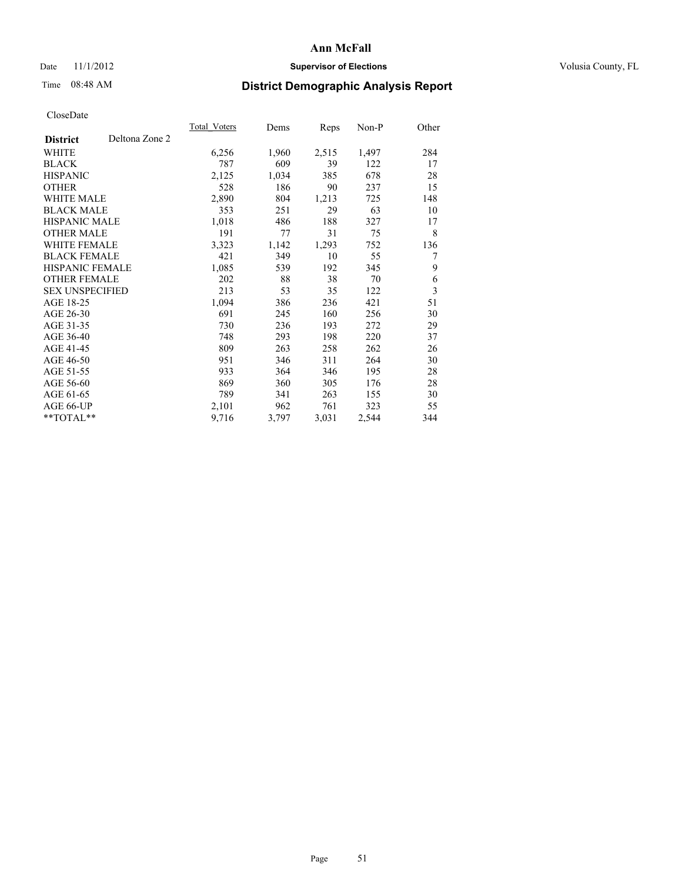# Ann McFall

Date 11/1/2012 **Supervisor of Elections** Volusia County, FL

Time 08:48 AM

## District Demographic Analysis Report

CloseDate

| **District** Deltona Zone 2 | Total_Voters | Dems | Reps | Non-P | Other |
|---|---|---|---|---|---|
| WHITE | 6,256 | 1,960 | 2,515 | 1,497 | 284 |
| BLACK | 787 | 609 | 39 | 122 | 17 |
| HISPANIC | 2,125 | 1,034 | 385 | 678 | 28 |
| OTHER | 528 | 186 | 90 | 237 | 15 |
| WHITE MALE | 2,890 | 804 | 1,213 | 725 | 148 |
| BLACK MALE | 353 | 251 | 29 | 63 | 10 |
| HISPANIC MALE | 1,018 | 486 | 188 | 327 | 17 |
| OTHER MALE | 191 | 77 | 31 | 75 | 8 |
| WHITE FEMALE | 3,323 | 1,142 | 1,293 | 752 | 136 |
| BLACK FEMALE | 421 | 349 | 10 | 55 | 7 |
| HISPANIC FEMALE | 1,085 | 539 | 192 | 345 | 9 |
| OTHER FEMALE | 202 | 88 | 38 | 70 | 6 |
| SEX UNSPECIFIED | 213 | 53 | 35 | 122 | 3 |
| AGE 18-25 | 1,094 | 386 | 236 | 421 | 51 |
| AGE 26-30 | 691 | 245 | 160 | 256 | 30 |
| AGE 31-35 | 730 | 236 | 193 | 272 | 29 |
| AGE 36-40 | 748 | 293 | 198 | 220 | 37 |
| AGE 41-45 | 809 | 263 | 258 | 262 | 26 |
| AGE 46-50 | 951 | 346 | 311 | 264 | 30 |
| AGE 51-55 | 933 | 364 | 346 | 195 | 28 |
| AGE 56-60 | 869 | 360 | 305 | 176 | 28 |
| AGE 61-65 | 789 | 341 | 263 | 155 | 30 |
| AGE 66-UP | 2,101 | 962 | 761 | 323 | 55 |
| **TOTAL** | 9,716 | 3,797 | 3,031 | 2,544 | 344 |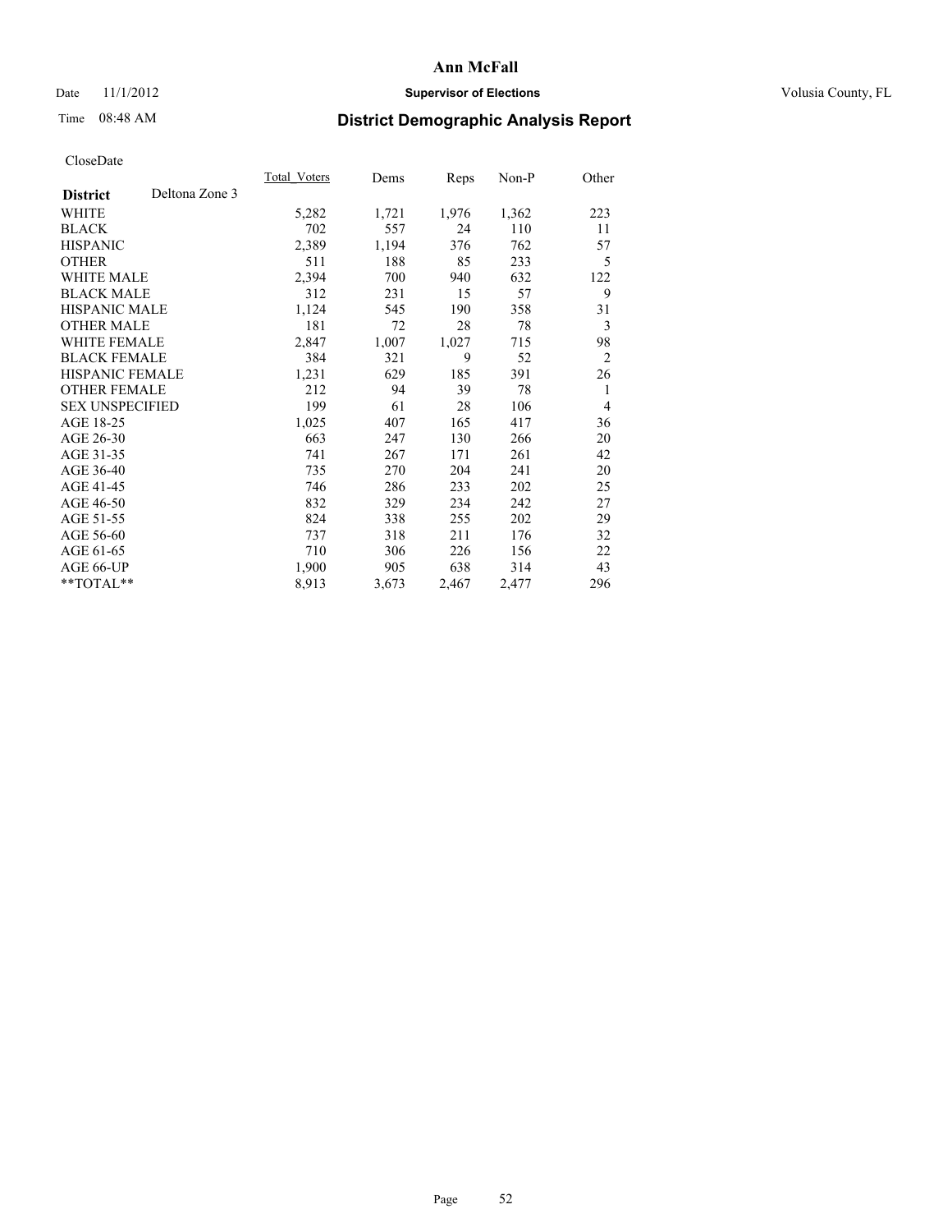# Ann McFall

Date 11/1/2012 **Supervisor of Elections** Volusia County, FL

Time 08:48 AM **District Demographic Analysis Report**

CloseDate

| **District** Deltona Zone 3 | Total_Voters | Dems | Reps | Non-P | Other |
|---|---|---|---|---|---|
| WHITE | 5,282 | 1,721 | 1,976 | 1,362 | 223 |
| BLACK | 702 | 557 | 24 | 110 | 11 |
| HISPANIC | 2,389 | 1,194 | 376 | 762 | 57 |
| OTHER | 511 | 188 | 85 | 233 | 5 |
| WHITE MALE | 2,394 | 700 | 940 | 632 | 122 |
| BLACK MALE | 312 | 231 | 15 | 57 | 9 |
| HISPANIC MALE | 1,124 | 545 | 190 | 358 | 31 |
| OTHER MALE | 181 | 72 | 28 | 78 | 3 |
| WHITE FEMALE | 2,847 | 1,007 | 1,027 | 715 | 98 |
| BLACK FEMALE | 384 | 321 | 9 | 52 | 2 |
| HISPANIC FEMALE | 1,231 | 629 | 185 | 391 | 26 |
| OTHER FEMALE | 212 | 94 | 39 | 78 | 1 |
| SEX UNSPECIFIED | 199 | 61 | 28 | 106 | 4 |
| AGE 18-25 | 1,025 | 407 | 165 | 417 | 36 |
| AGE 26-30 | 663 | 247 | 130 | 266 | 20 |
| AGE 31-35 | 741 | 267 | 171 | 261 | 42 |
| AGE 36-40 | 735 | 270 | 204 | 241 | 20 |
| AGE 41-45 | 746 | 286 | 233 | 202 | 25 |
| AGE 46-50 | 832 | 329 | 234 | 242 | 27 |
| AGE 51-55 | 824 | 338 | 255 | 202 | 29 |
| AGE 56-60 | 737 | 318 | 211 | 176 | 32 |
| AGE 61-65 | 710 | 306 | 226 | 156 | 22 |
| AGE 66-UP | 1,900 | 905 | 638 | 314 | 43 |
| **TOTAL** | 8,913 | 3,673 | 2,467 | 2,477 | 296 |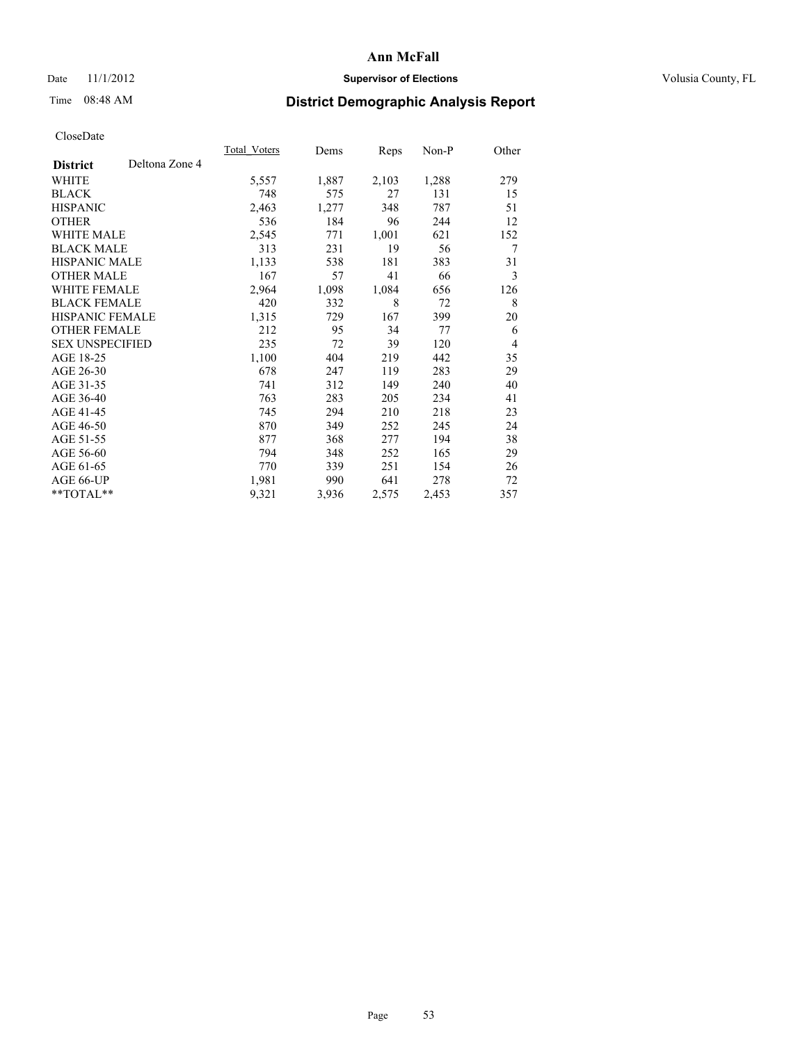Date 11/1/2012

Time 08:48 AM

# Ann McFall

## Supervisor of Elections

Volusia County, FL

## District Demographic Analysis Report

CloseDate

| District Deltona Zone 4 | Total_Voters | Dems | Reps | Non-P | Other |
|---|---|---|---|---|---|
| WHITE | 5,557 | 1,887 | 2,103 | 1,288 | 279 |
| BLACK | 748 | 575 | 27 | 131 | 15 |
| HISPANIC | 2,463 | 1,277 | 348 | 787 | 51 |
| OTHER | 536 | 184 | 96 | 244 | 12 |
| WHITE MALE | 2,545 | 771 | 1,001 | 621 | 152 |
| BLACK MALE | 313 | 231 | 19 | 56 | 7 |
| HISPANIC MALE | 1,133 | 538 | 181 | 383 | 31 |
| OTHER MALE | 167 | 57 | 41 | 66 | 3 |
| WHITE FEMALE | 2,964 | 1,098 | 1,084 | 656 | 126 |
| BLACK FEMALE | 420 | 332 | 8 | 72 | 8 |
| HISPANIC FEMALE | 1,315 | 729 | 167 | 399 | 20 |
| OTHER FEMALE | 212 | 95 | 34 | 77 | 6 |
| SEX UNSPECIFIED | 235 | 72 | 39 | 120 | 4 |
| AGE 18-25 | 1,100 | 404 | 219 | 442 | 35 |
| AGE 26-30 | 678 | 247 | 119 | 283 | 29 |
| AGE 31-35 | 741 | 312 | 149 | 240 | 40 |
| AGE 36-40 | 763 | 283 | 205 | 234 | 41 |
| AGE 41-45 | 745 | 294 | 210 | 218 | 23 |
| AGE 46-50 | 870 | 349 | 252 | 245 | 24 |
| AGE 51-55 | 877 | 368 | 277 | 194 | 38 |
| AGE 56-60 | 794 | 348 | 252 | 165 | 29 |
| AGE 61-65 | 770 | 339 | 251 | 154 | 26 |
| AGE 66-UP | 1,981 | 990 | 641 | 278 | 72 |
| **TOTAL** | 9,321 | 3,936 | 2,575 | 2,453 | 357 |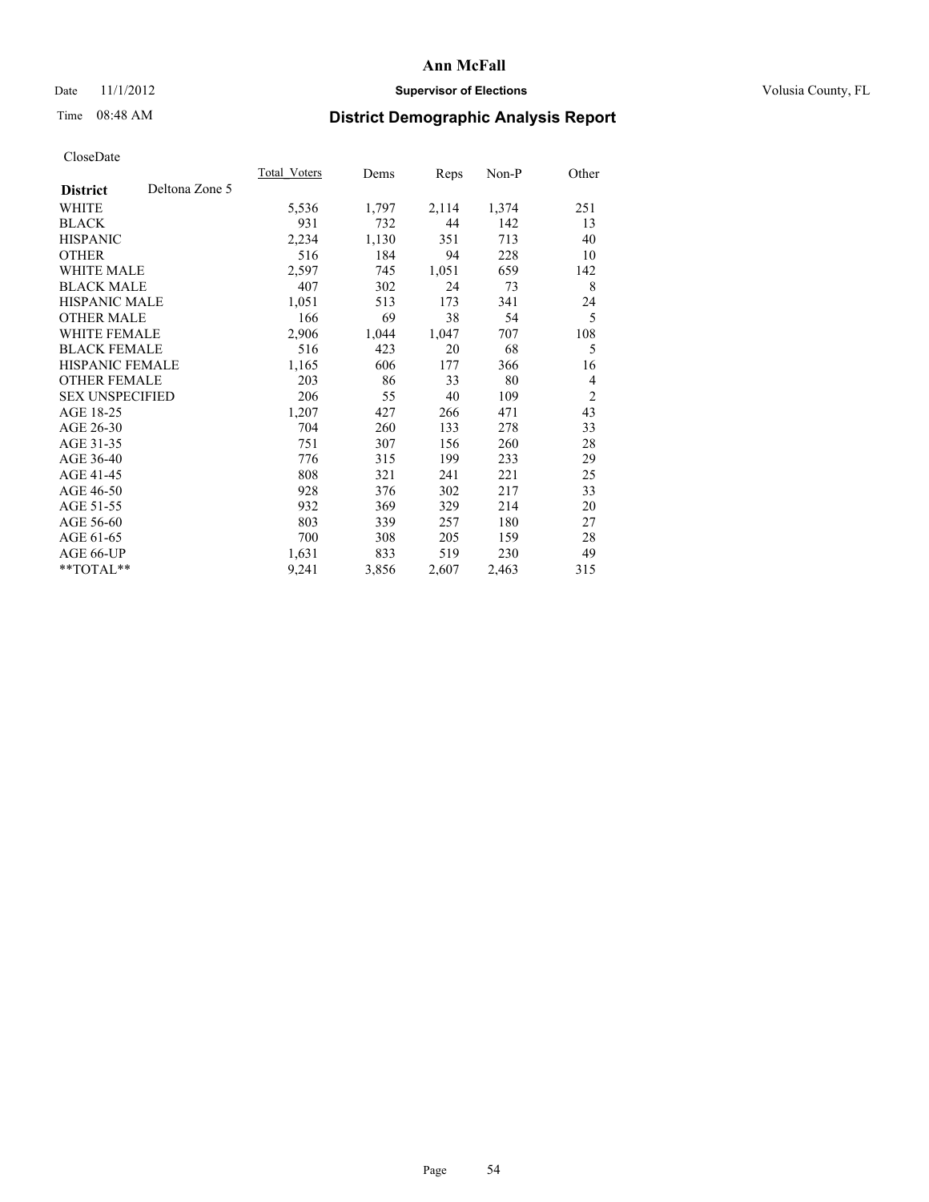# Ann McFall

Date 11/1/2012 **Supervisor of Elections** Volusia County, FL

Time 08:48 AM

## District Demographic Analysis Report

CloseDate

| **District** Deltona Zone 5 | Total_Voters | Dems | Reps | Non-P | Other |
|---|---|---|---|---|---|
| WHITE | 5,536 | 1,797 | 2,114 | 1,374 | 251 |
| BLACK | 931 | 732 | 44 | 142 | 13 |
| HISPANIC | 2,234 | 1,130 | 351 | 713 | 40 |
| OTHER | 516 | 184 | 94 | 228 | 10 |
| WHITE MALE | 2,597 | 745 | 1,051 | 659 | 142 |
| BLACK MALE | 407 | 302 | 24 | 73 | 8 |
| HISPANIC MALE | 1,051 | 513 | 173 | 341 | 24 |
| OTHER MALE | 166 | 69 | 38 | 54 | 5 |
| WHITE FEMALE | 2,906 | 1,044 | 1,047 | 707 | 108 |
| BLACK FEMALE | 516 | 423 | 20 | 68 | 5 |
| HISPANIC FEMALE | 1,165 | 606 | 177 | 366 | 16 |
| OTHER FEMALE | 203 | 86 | 33 | 80 | 4 |
| SEX UNSPECIFIED | 206 | 55 | 40 | 109 | 2 |
| AGE 18-25 | 1,207 | 427 | 266 | 471 | 43 |
| AGE 26-30 | 704 | 260 | 133 | 278 | 33 |
| AGE 31-35 | 751 | 307 | 156 | 260 | 28 |
| AGE 36-40 | 776 | 315 | 199 | 233 | 29 |
| AGE 41-45 | 808 | 321 | 241 | 221 | 25 |
| AGE 46-50 | 928 | 376 | 302 | 217 | 33 |
| AGE 51-55 | 932 | 369 | 329 | 214 | 20 |
| AGE 56-60 | 803 | 339 | 257 | 180 | 27 |
| AGE 61-65 | 700 | 308 | 205 | 159 | 28 |
| AGE 66-UP | 1,631 | 833 | 519 | 230 | 49 |
| **TOTAL** | 9,241 | 3,856 | 2,607 | 2,463 | 315 |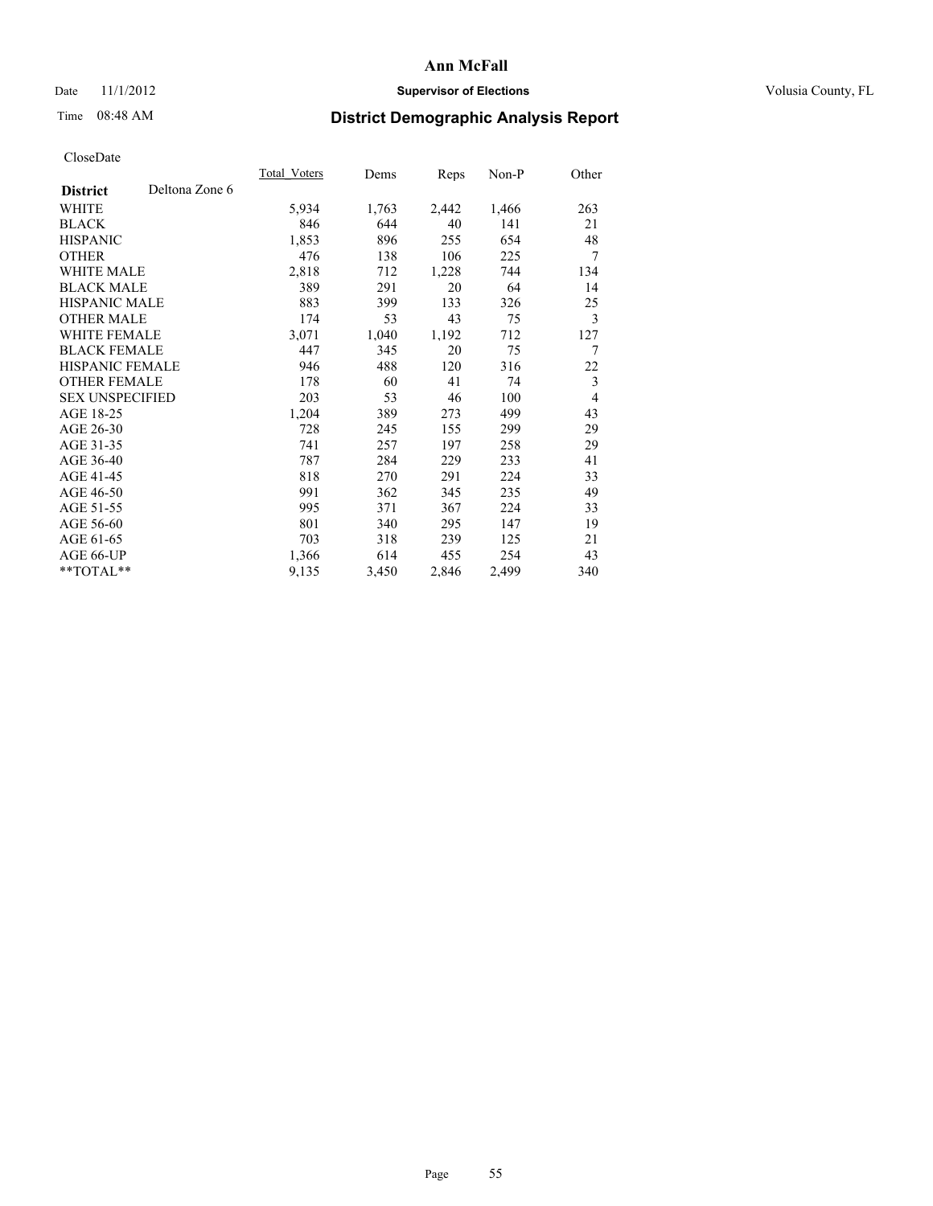# Ann McFall

Date 11/1/2012 **Supervisor of Elections** Volusia County, FL

Time 08:48 AM **District Demographic Analysis Report**

CloseDate

| | Total_Voters | Dems | Reps | Non-P | Other |
|---|---|---|---|---|---|
| **District** Deltona Zone 6 | | | | | |
| WHITE | 5,934 | 1,763 | 2,442 | 1,466 | 263 |
| BLACK | 846 | 644 | 40 | 141 | 21 |
| HISPANIC | 1,853 | 896 | 255 | 654 | 48 |
| OTHER | 476 | 138 | 106 | 225 | 7 |
| WHITE MALE | 2,818 | 712 | 1,228 | 744 | 134 |
| BLACK MALE | 389 | 291 | 20 | 64 | 14 |
| HISPANIC MALE | 883 | 399 | 133 | 326 | 25 |
| OTHER MALE | 174 | 53 | 43 | 75 | 3 |
| WHITE FEMALE | 3,071 | 1,040 | 1,192 | 712 | 127 |
| BLACK FEMALE | 447 | 345 | 20 | 75 | 7 |
| HISPANIC FEMALE | 946 | 488 | 120 | 316 | 22 |
| OTHER FEMALE | 178 | 60 | 41 | 74 | 3 |
| SEX UNSPECIFIED | 203 | 53 | 46 | 100 | 4 |
| AGE 18-25 | 1,204 | 389 | 273 | 499 | 43 |
| AGE 26-30 | 728 | 245 | 155 | 299 | 29 |
| AGE 31-35 | 741 | 257 | 197 | 258 | 29 |
| AGE 36-40 | 787 | 284 | 229 | 233 | 41 |
| AGE 41-45 | 818 | 270 | 291 | 224 | 33 |
| AGE 46-50 | 991 | 362 | 345 | 235 | 49 |
| AGE 51-55 | 995 | 371 | 367 | 224 | 33 |
| AGE 56-60 | 801 | 340 | 295 | 147 | 19 |
| AGE 61-65 | 703 | 318 | 239 | 125 | 21 |
| AGE 66-UP | 1,366 | 614 | 455 | 254 | 43 |
| **TOTAL** | 9,135 | 3,450 | 2,846 | 2,499 | 340 |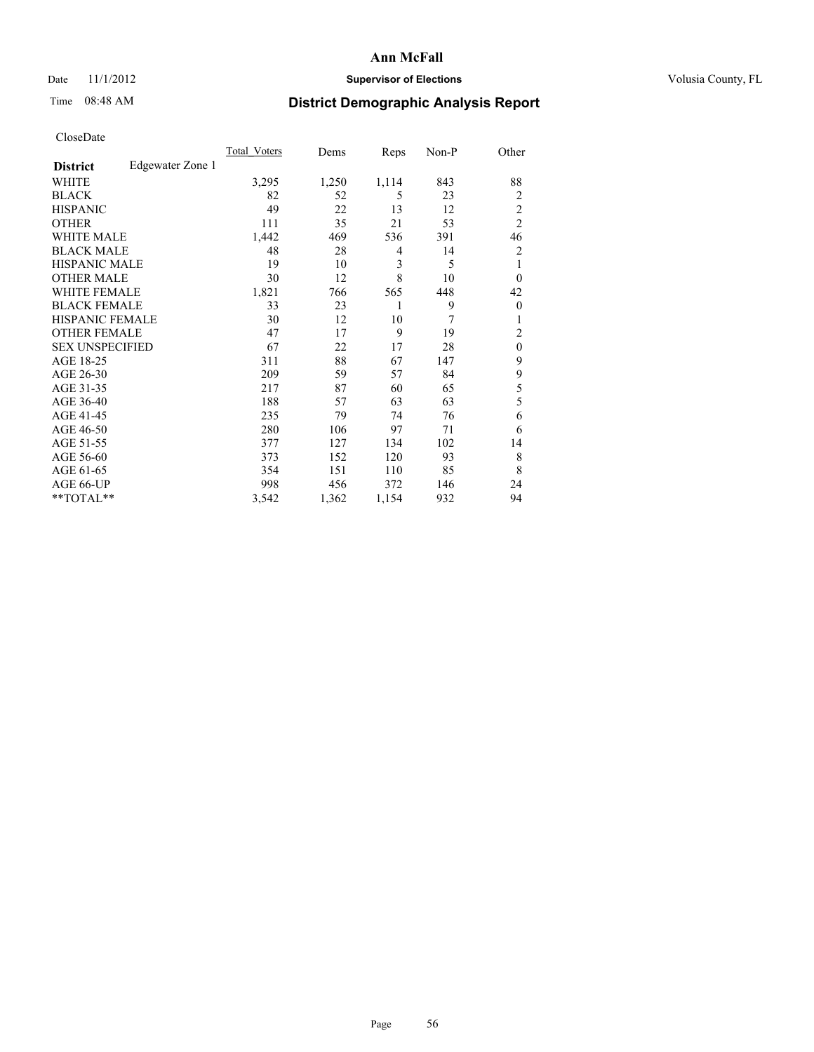# Ann McFall

Date 11/1/2012 **Supervisor of Elections** Volusia County, FL

Time 08:48 AM

## District Demographic Analysis Report

CloseDate

| **District** Edgewater Zone 1 | Total_Voters | Dems | Reps | Non-P | Other |
|---|---|---|---|---|---|
| WHITE | 3,295 | 1,250 | 1,114 | 843 | 88 |
| BLACK | 82 | 52 | 5 | 23 | 2 |
| HISPANIC | 49 | 22 | 13 | 12 | 2 |
| OTHER | 111 | 35 | 21 | 53 | 2 |
| WHITE MALE | 1,442 | 469 | 536 | 391 | 46 |
| BLACK MALE | 48 | 28 | 4 | 14 | 2 |
| HISPANIC MALE | 19 | 10 | 3 | 5 | 1 |
| OTHER MALE | 30 | 12 | 8 | 10 | 0 |
| WHITE FEMALE | 1,821 | 766 | 565 | 448 | 42 |
| BLACK FEMALE | 33 | 23 | 1 | 9 | 0 |
| HISPANIC FEMALE | 30 | 12 | 10 | 7 | 1 |
| OTHER FEMALE | 47 | 17 | 9 | 19 | 2 |
| SEX UNSPECIFIED | 67 | 22 | 17 | 28 | 0 |
| AGE 18-25 | 311 | 88 | 67 | 147 | 9 |
| AGE 26-30 | 209 | 59 | 57 | 84 | 9 |
| AGE 31-35 | 217 | 87 | 60 | 65 | 5 |
| AGE 36-40 | 188 | 57 | 63 | 63 | 5 |
| AGE 41-45 | 235 | 79 | 74 | 76 | 6 |
| AGE 46-50 | 280 | 106 | 97 | 71 | 6 |
| AGE 51-55 | 377 | 127 | 134 | 102 | 14 |
| AGE 56-60 | 373 | 152 | 120 | 93 | 8 |
| AGE 61-65 | 354 | 151 | 110 | 85 | 8 |
| AGE 66-UP | 998 | 456 | 372 | 146 | 24 |
| **TOTAL** | 3,542 | 1,362 | 1,154 | 932 | 94 |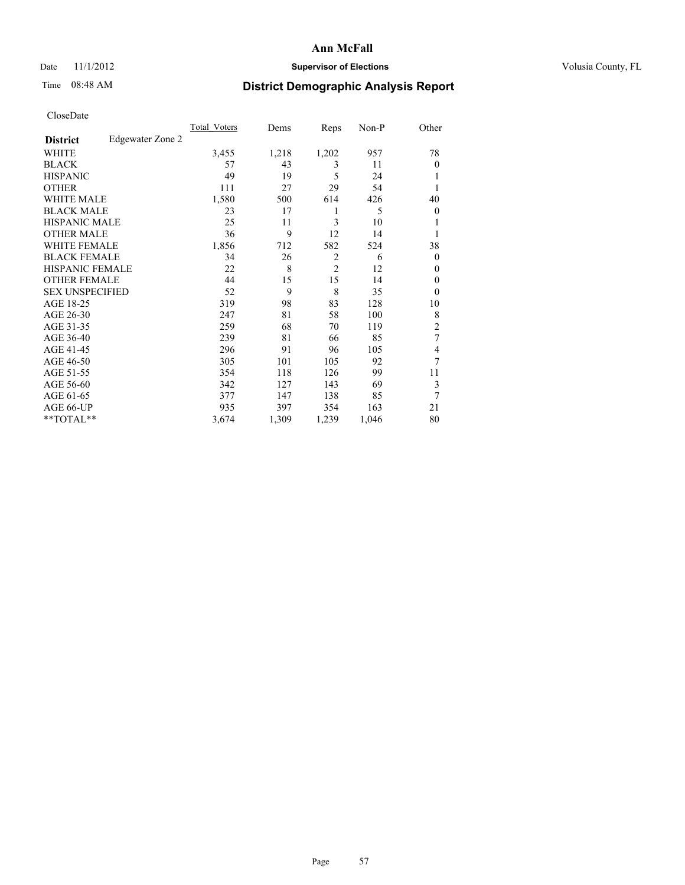Ann McFall

Date 11/1/2012 **Supervisor of Elections** Volusia County, FL

Time 08:48 AM

## District Demographic Analysis Report

CloseDate

| **District** Edgewater Zone 2 | Total_Voters | Dems | Reps | Non-P | Other |
|---|---|---|---|---|---|
| WHITE | 3,455 | 1,218 | 1,202 | 957 | 78 |
| BLACK | 57 | 43 | 3 | 11 | 0 |
| HISPANIC | 49 | 19 | 5 | 24 | 1 |
| OTHER | 111 | 27 | 29 | 54 | 1 |
| WHITE MALE | 1,580 | 500 | 614 | 426 | 40 |
| BLACK MALE | 23 | 17 | 1 | 5 | 0 |
| HISPANIC MALE | 25 | 11 | 3 | 10 | 1 |
| OTHER MALE | 36 | 9 | 12 | 14 | 1 |
| WHITE FEMALE | 1,856 | 712 | 582 | 524 | 38 |
| BLACK FEMALE | 34 | 26 | 2 | 6 | 0 |
| HISPANIC FEMALE | 22 | 8 | 2 | 12 | 0 |
| OTHER FEMALE | 44 | 15 | 15 | 14 | 0 |
| SEX UNSPECIFIED | 52 | 9 | 8 | 35 | 0 |
| AGE 18-25 | 319 | 98 | 83 | 128 | 10 |
| AGE 26-30 | 247 | 81 | 58 | 100 | 8 |
| AGE 31-35 | 259 | 68 | 70 | 119 | 2 |
| AGE 36-40 | 239 | 81 | 66 | 85 | 7 |
| AGE 41-45 | 296 | 91 | 96 | 105 | 4 |
| AGE 46-50 | 305 | 101 | 105 | 92 | 7 |
| AGE 51-55 | 354 | 118 | 126 | 99 | 11 |
| AGE 56-60 | 342 | 127 | 143 | 69 | 3 |
| AGE 61-65 | 377 | 147 | 138 | 85 | 7 |
| AGE 66-UP | 935 | 397 | 354 | 163 | 21 |
| **TOTAL** | 3,674 | 1,309 | 1,239 | 1,046 | 80 |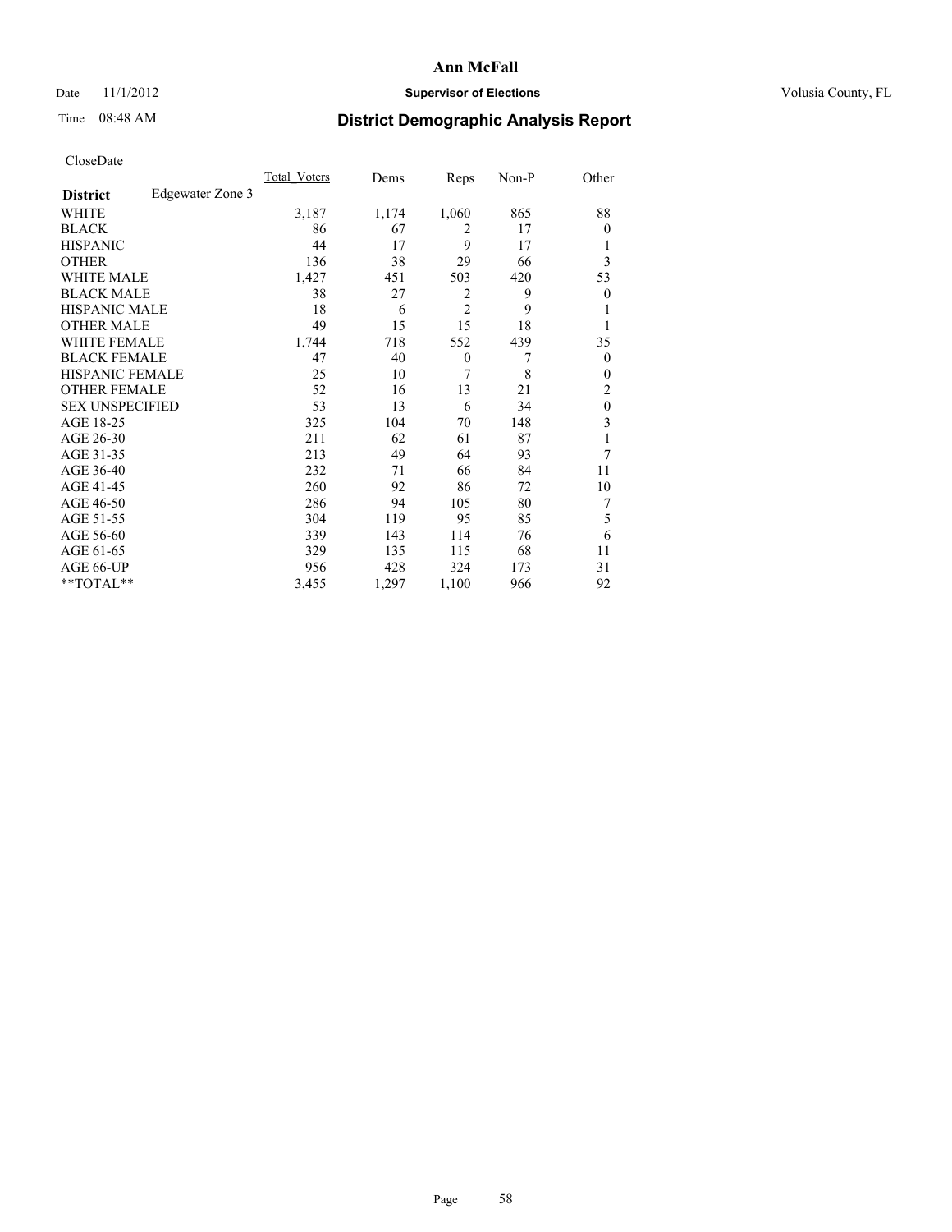# Ann McFall

Date 11/1/2012 **Supervisor of Elections** Volusia County, FL

Time 08:48 AM **District Demographic Analysis Report**

CloseDate

| **District** Edgewater Zone 3 | Total_Voters | Dems | Reps | Non-P | Other |
|---|---|---|---|---|---|
| WHITE | 3,187 | 1,174 | 1,060 | 865 | 88 |
| BLACK | 86 | 67 | 2 | 17 | 0 |
| HISPANIC | 44 | 17 | 9 | 17 | 1 |
| OTHER | 136 | 38 | 29 | 66 | 3 |
| WHITE MALE | 1,427 | 451 | 503 | 420 | 53 |
| BLACK MALE | 38 | 27 | 2 | 9 | 0 |
| HISPANIC MALE | 18 | 6 | 2 | 9 | 1 |
| OTHER MALE | 49 | 15 | 15 | 18 | 1 |
| WHITE FEMALE | 1,744 | 718 | 552 | 439 | 35 |
| BLACK FEMALE | 47 | 40 | 0 | 7 | 0 |
| HISPANIC FEMALE | 25 | 10 | 7 | 8 | 0 |
| OTHER FEMALE | 52 | 16 | 13 | 21 | 2 |
| SEX UNSPECIFIED | 53 | 13 | 6 | 34 | 0 |
| AGE 18-25 | 325 | 104 | 70 | 148 | 3 |
| AGE 26-30 | 211 | 62 | 61 | 87 | 1 |
| AGE 31-35 | 213 | 49 | 64 | 93 | 7 |
| AGE 36-40 | 232 | 71 | 66 | 84 | 11 |
| AGE 41-45 | 260 | 92 | 86 | 72 | 10 |
| AGE 46-50 | 286 | 94 | 105 | 80 | 7 |
| AGE 51-55 | 304 | 119 | 95 | 85 | 5 |
| AGE 56-60 | 339 | 143 | 114 | 76 | 6 |
| AGE 61-65 | 329 | 135 | 115 | 68 | 11 |
| AGE 66-UP | 956 | 428 | 324 | 173 | 31 |
| **TOTAL** | 3,455 | 1,297 | 1,100 | 966 | 92 |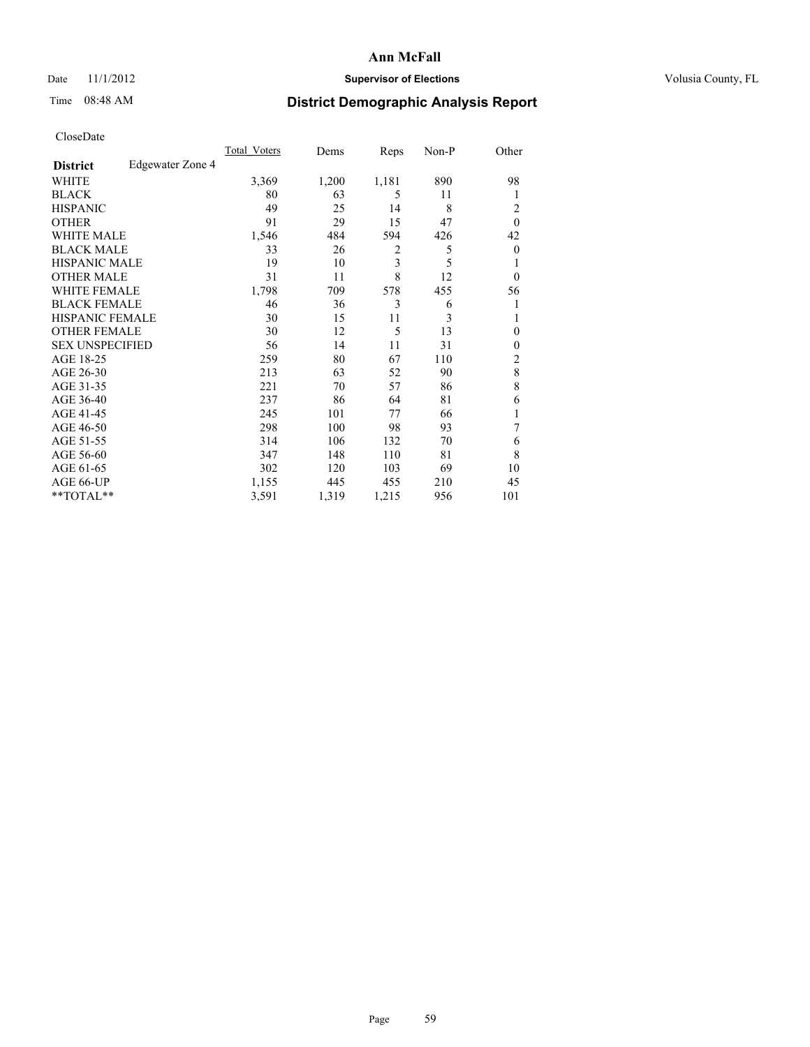# Ann McFall

Date 11/1/2012 **Supervisor of Elections** Volusia County, FL

Time 08:48 AM

## District Demographic Analysis Report

CloseDate

| **District** Edgewater Zone 4 | Total_Voters | Dems | Reps | Non-P | Other |
|---|---|---|---|---|---|
| WHITE | 3,369 | 1,200 | 1,181 | 890 | 98 |
| BLACK | 80 | 63 | 5 | 11 | 1 |
| HISPANIC | 49 | 25 | 14 | 8 | 2 |
| OTHER | 91 | 29 | 15 | 47 | 0 |
| WHITE MALE | 1,546 | 484 | 594 | 426 | 42 |
| BLACK MALE | 33 | 26 | 2 | 5 | 0 |
| HISPANIC MALE | 19 | 10 | 3 | 5 | 1 |
| OTHER MALE | 31 | 11 | 8 | 12 | 0 |
| WHITE FEMALE | 1,798 | 709 | 578 | 455 | 56 |
| BLACK FEMALE | 46 | 36 | 3 | 6 | 1 |
| HISPANIC FEMALE | 30 | 15 | 11 | 3 | 1 |
| OTHER FEMALE | 30 | 12 | 5 | 13 | 0 |
| SEX UNSPECIFIED | 56 | 14 | 11 | 31 | 0 |
| AGE 18-25 | 259 | 80 | 67 | 110 | 2 |
| AGE 26-30 | 213 | 63 | 52 | 90 | 8 |
| AGE 31-35 | 221 | 70 | 57 | 86 | 8 |
| AGE 36-40 | 237 | 86 | 64 | 81 | 6 |
| AGE 41-45 | 245 | 101 | 77 | 66 | 1 |
| AGE 46-50 | 298 | 100 | 98 | 93 | 7 |
| AGE 51-55 | 314 | 106 | 132 | 70 | 6 |
| AGE 56-60 | 347 | 148 | 110 | 81 | 8 |
| AGE 61-65 | 302 | 120 | 103 | 69 | 10 |
| AGE 66-UP | 1,155 | 445 | 455 | 210 | 45 |
| **TOTAL** | 3,591 | 1,319 | 1,215 | 956 | 101 |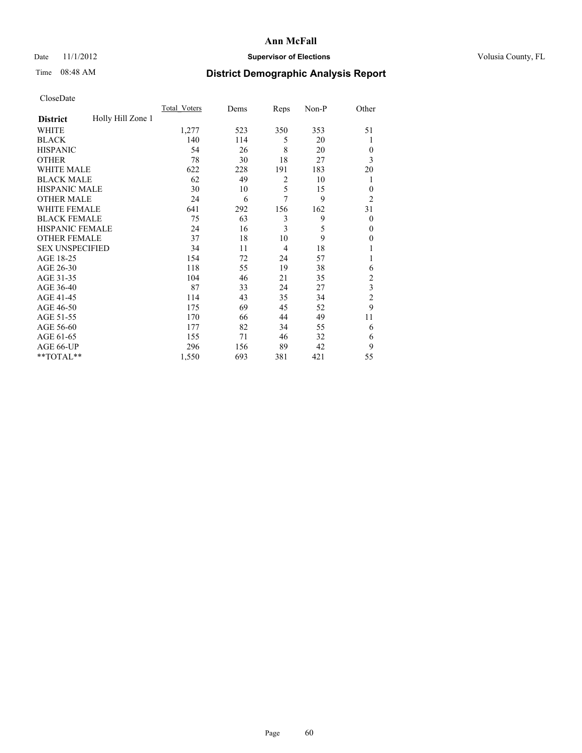# Ann McFall

Date 11/1/2012 **Supervisor of Elections** Volusia County, FL

Time 08:48 AM

## District Demographic Analysis Report

CloseDate

| **District** Holly Hill Zone 1 | Total_Voters | Dems | Reps | Non-P | Other |
|---|---|---|---|---|---|
| WHITE | 1,277 | 523 | 350 | 353 | 51 |
| BLACK | 140 | 114 | 5 | 20 | 1 |
| HISPANIC | 54 | 26 | 8 | 20 | 0 |
| OTHER | 78 | 30 | 18 | 27 | 3 |
| WHITE MALE | 622 | 228 | 191 | 183 | 20 |
| BLACK MALE | 62 | 49 | 2 | 10 | 1 |
| HISPANIC MALE | 30 | 10 | 5 | 15 | 0 |
| OTHER MALE | 24 | 6 | 7 | 9 | 2 |
| WHITE FEMALE | 641 | 292 | 156 | 162 | 31 |
| BLACK FEMALE | 75 | 63 | 3 | 9 | 0 |
| HISPANIC FEMALE | 24 | 16 | 3 | 5 | 0 |
| OTHER FEMALE | 37 | 18 | 10 | 9 | 0 |
| SEX UNSPECIFIED | 34 | 11 | 4 | 18 | 1 |
| AGE 18-25 | 154 | 72 | 24 | 57 | 1 |
| AGE 26-30 | 118 | 55 | 19 | 38 | 6 |
| AGE 31-35 | 104 | 46 | 21 | 35 | 2 |
| AGE 36-40 | 87 | 33 | 24 | 27 | 3 |
| AGE 41-45 | 114 | 43 | 35 | 34 | 2 |
| AGE 46-50 | 175 | 69 | 45 | 52 | 9 |
| AGE 51-55 | 170 | 66 | 44 | 49 | 11 |
| AGE 56-60 | 177 | 82 | 34 | 55 | 6 |
| AGE 61-65 | 155 | 71 | 46 | 32 | 6 |
| AGE 66-UP | 296 | 156 | 89 | 42 | 9 |
| **TOTAL** | 1,550 | 693 | 381 | 421 | 55 |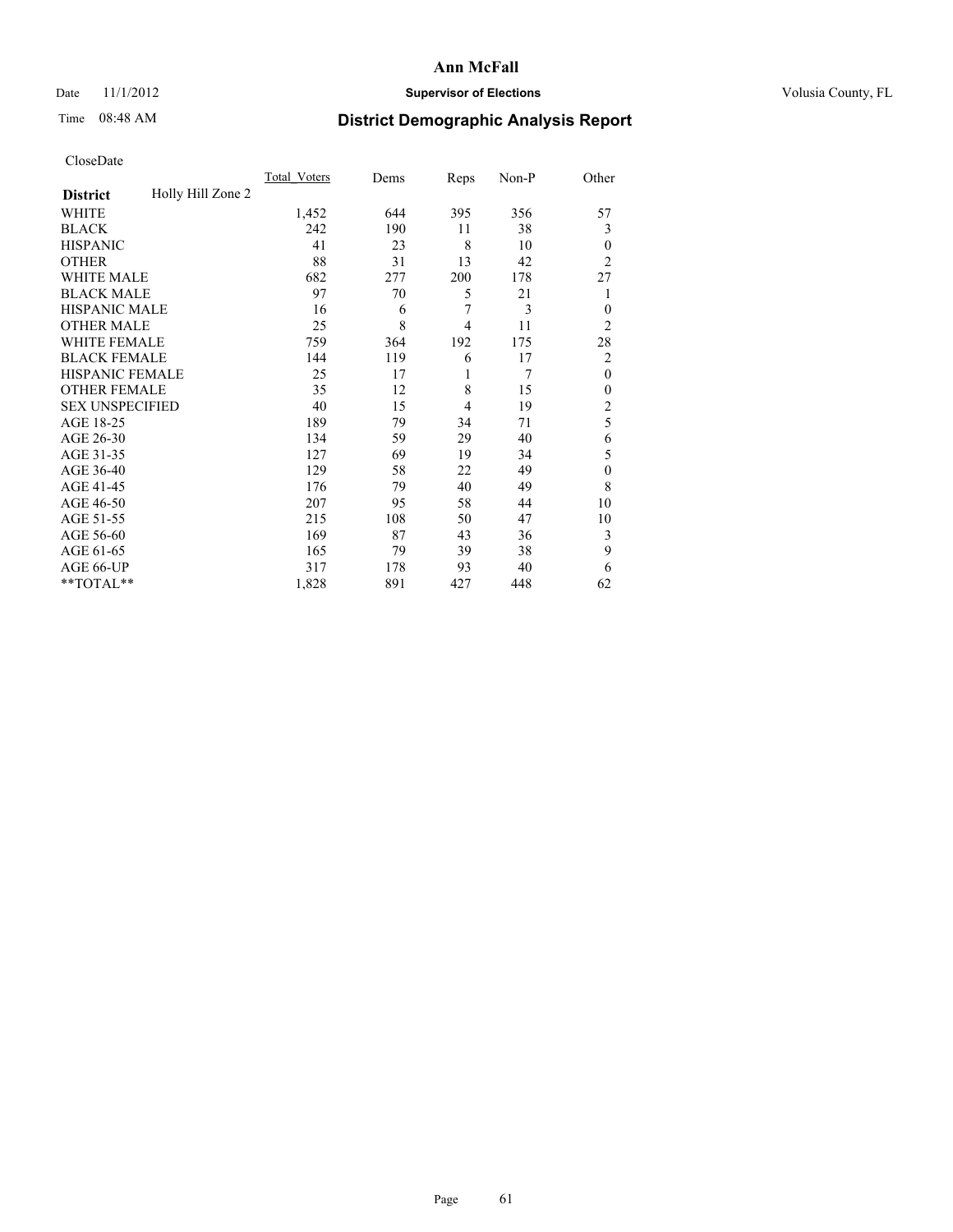**Ann McFall**

Date 11/1/2012 **Supervisor of Elections** Volusia County, FL

Time 08:48 AM

# District Demographic Analysis Report

CloseDate

| **District** Holly Hill Zone 2 | Total_Voters | Dems | Reps | Non-P | Other |
|---|---|---|---|---|---|
| WHITE | 1,452 | 644 | 395 | 356 | 57 |
| BLACK | 242 | 190 | 11 | 38 | 3 |
| HISPANIC | 41 | 23 | 8 | 10 | 0 |
| OTHER | 88 | 31 | 13 | 42 | 2 |
| WHITE MALE | 682 | 277 | 200 | 178 | 27 |
| BLACK MALE | 97 | 70 | 5 | 21 | 1 |
| HISPANIC MALE | 16 | 6 | 7 | 3 | 0 |
| OTHER MALE | 25 | 8 | 4 | 11 | 2 |
| WHITE FEMALE | 759 | 364 | 192 | 175 | 28 |
| BLACK FEMALE | 144 | 119 | 6 | 17 | 2 |
| HISPANIC FEMALE | 25 | 17 | 1 | 7 | 0 |
| OTHER FEMALE | 35 | 12 | 8 | 15 | 0 |
| SEX UNSPECIFIED | 40 | 15 | 4 | 19 | 2 |
| AGE 18-25 | 189 | 79 | 34 | 71 | 5 |
| AGE 26-30 | 134 | 59 | 29 | 40 | 6 |
| AGE 31-35 | 127 | 69 | 19 | 34 | 5 |
| AGE 36-40 | 129 | 58 | 22 | 49 | 0 |
| AGE 41-45 | 176 | 79 | 40 | 49 | 8 |
| AGE 46-50 | 207 | 95 | 58 | 44 | 10 |
| AGE 51-55 | 215 | 108 | 50 | 47 | 10 |
| AGE 56-60 | 169 | 87 | 43 | 36 | 3 |
| AGE 61-65 | 165 | 79 | 39 | 38 | 9 |
| AGE 66-UP | 317 | 178 | 93 | 40 | 6 |
| **TOTAL** | 1,828 | 891 | 427 | 448 | 62 |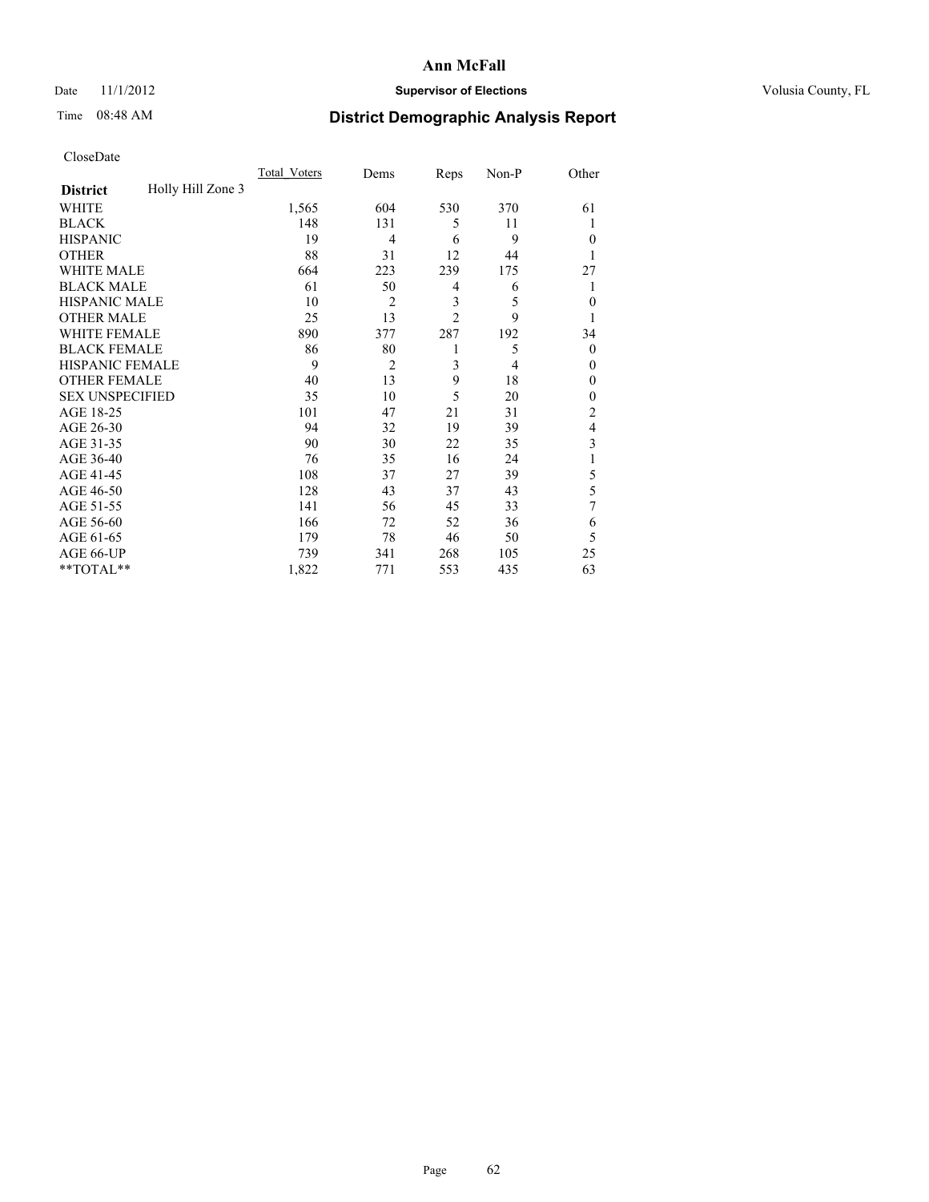**Ann McFall**

Date 11/1/2012 **Supervisor of Elections** Volusia County, FL

Time 08:48 AM

## District Demographic Analysis Report

CloseDate

| **District** Holly Hill Zone 3 | Total_Voters | Dems | Reps | Non-P | Other |
|---|---|---|---|---|---|
| WHITE | 1,565 | 604 | 530 | 370 | 61 |
| BLACK | 148 | 131 | 5 | 11 | 1 |
| HISPANIC | 19 | 4 | 6 | 9 | 0 |
| OTHER | 88 | 31 | 12 | 44 | 1 |
| WHITE MALE | 664 | 223 | 239 | 175 | 27 |
| BLACK MALE | 61 | 50 | 4 | 6 | 1 |
| HISPANIC MALE | 10 | 2 | 3 | 5 | 0 |
| OTHER MALE | 25 | 13 | 2 | 9 | 1 |
| WHITE FEMALE | 890 | 377 | 287 | 192 | 34 |
| BLACK FEMALE | 86 | 80 | 1 | 5 | 0 |
| HISPANIC FEMALE | 9 | 2 | 3 | 4 | 0 |
| OTHER FEMALE | 40 | 13 | 9 | 18 | 0 |
| SEX UNSPECIFIED | 35 | 10 | 5 | 20 | 0 |
| AGE 18-25 | 101 | 47 | 21 | 31 | 2 |
| AGE 26-30 | 94 | 32 | 19 | 39 | 4 |
| AGE 31-35 | 90 | 30 | 22 | 35 | 3 |
| AGE 36-40 | 76 | 35 | 16 | 24 | 1 |
| AGE 41-45 | 108 | 37 | 27 | 39 | 5 |
| AGE 46-50 | 128 | 43 | 37 | 43 | 5 |
| AGE 51-55 | 141 | 56 | 45 | 33 | 7 |
| AGE 56-60 | 166 | 72 | 52 | 36 | 6 |
| AGE 61-65 | 179 | 78 | 46 | 50 | 5 |
| AGE 66-UP | 739 | 341 | 268 | 105 | 25 |
| **TOTAL** | 1,822 | 771 | 553 | 435 | 63 |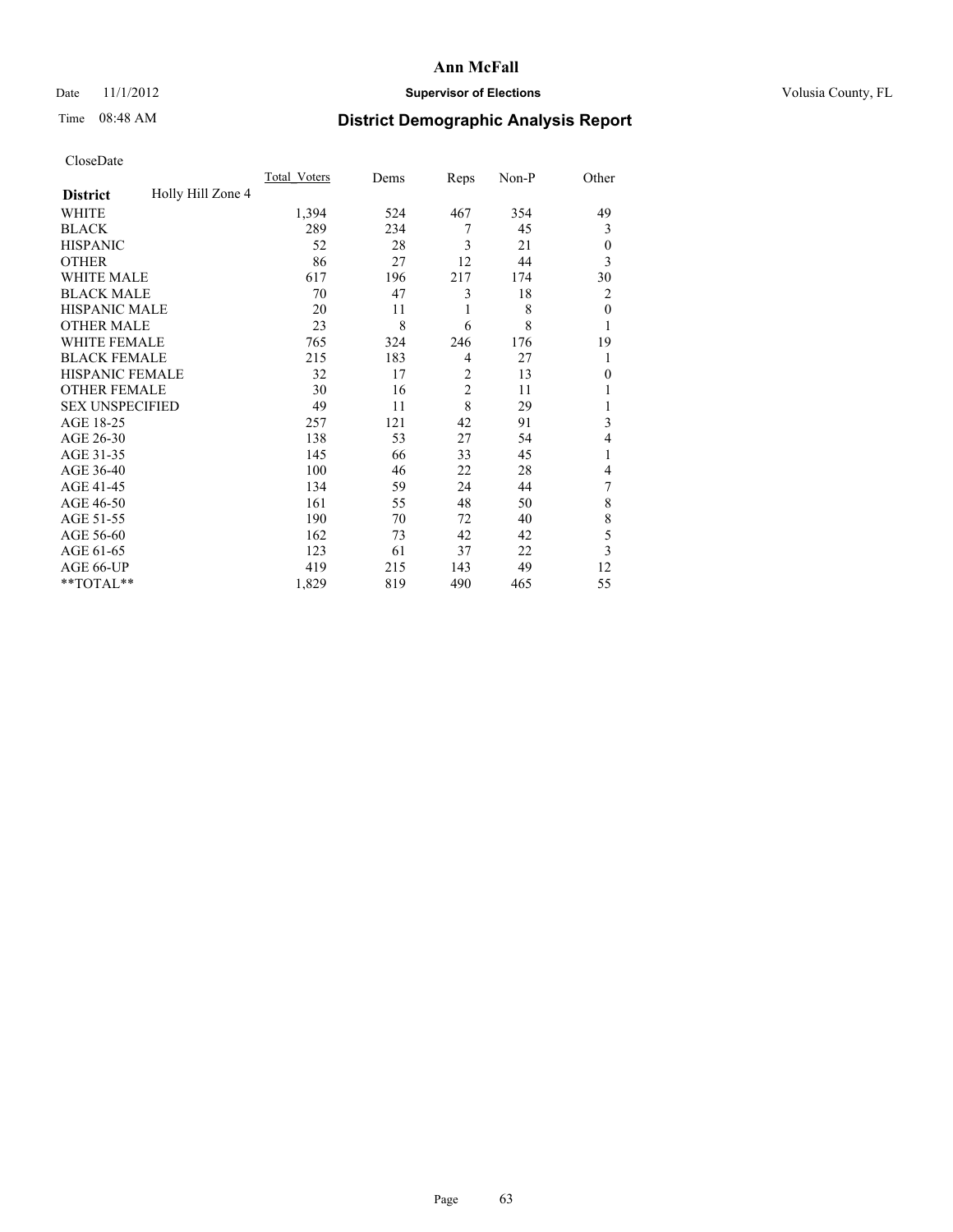# Ann McFall

Date 11/1/2012 **Supervisor of Elections** Volusia County, FL

Time 08:48 AM

## District Demographic Analysis Report

CloseDate

| | Total_Voters | Dems | Reps | Non-P | Other |
|---|---|---|---|---|---|
| **District** Holly Hill Zone 4 | | | | | |
| WHITE | 1,394 | 524 | 467 | 354 | 49 |
| BLACK | 289 | 234 | 7 | 45 | 3 |
| HISPANIC | 52 | 28 | 3 | 21 | 0 |
| OTHER | 86 | 27 | 12 | 44 | 3 |
| WHITE MALE | 617 | 196 | 217 | 174 | 30 |
| BLACK MALE | 70 | 47 | 3 | 18 | 2 |
| HISPANIC MALE | 20 | 11 | 1 | 8 | 0 |
| OTHER MALE | 23 | 8 | 6 | 8 | 1 |
| WHITE FEMALE | 765 | 324 | 246 | 176 | 19 |
| BLACK FEMALE | 215 | 183 | 4 | 27 | 1 |
| HISPANIC FEMALE | 32 | 17 | 2 | 13 | 0 |
| OTHER FEMALE | 30 | 16 | 2 | 11 | 1 |
| SEX UNSPECIFIED | 49 | 11 | 8 | 29 | 1 |
| AGE 18-25 | 257 | 121 | 42 | 91 | 3 |
| AGE 26-30 | 138 | 53 | 27 | 54 | 4 |
| AGE 31-35 | 145 | 66 | 33 | 45 | 1 |
| AGE 36-40 | 100 | 46 | 22 | 28 | 4 |
| AGE 41-45 | 134 | 59 | 24 | 44 | 7 |
| AGE 46-50 | 161 | 55 | 48 | 50 | 8 |
| AGE 51-55 | 190 | 70 | 72 | 40 | 8 |
| AGE 56-60 | 162 | 73 | 42 | 42 | 5 |
| AGE 61-65 | 123 | 61 | 37 | 22 | 3 |
| AGE 66-UP | 419 | 215 | 143 | 49 | 12 |
| **TOTAL** | 1,829 | 819 | 490 | 465 | 55 |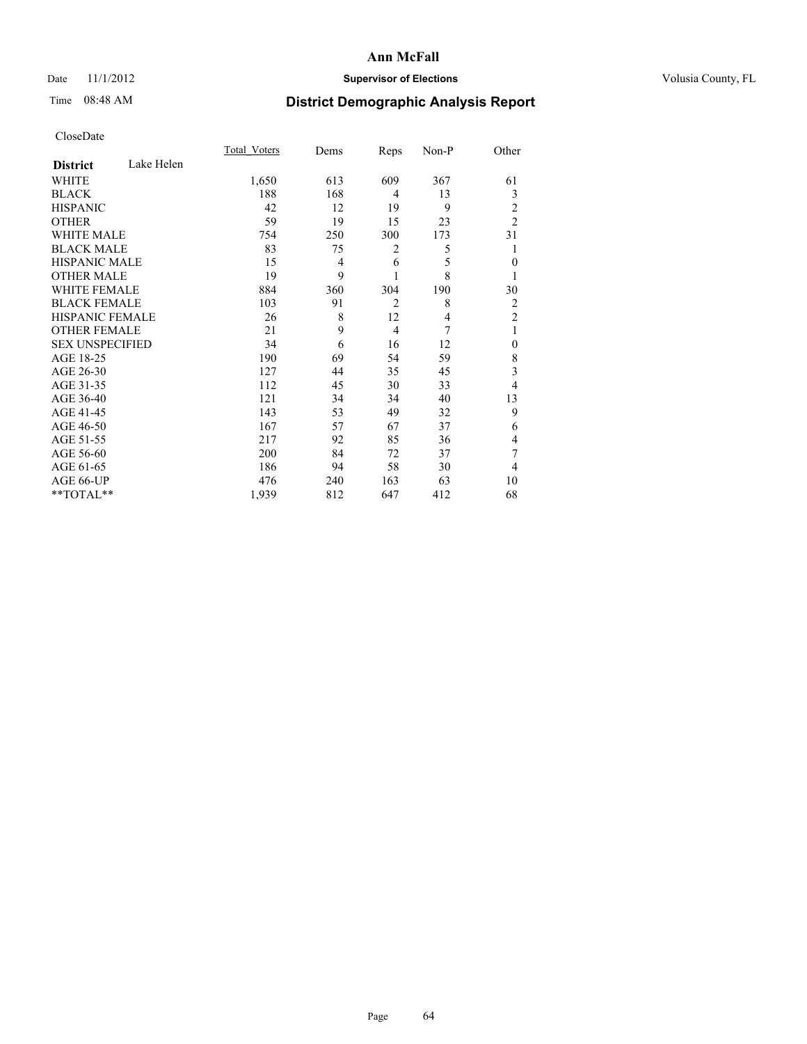# District Demographic Analysis Report

Ann McFall

Supervisor of Elections

Volusia County, FL

Date 11/1/2012

Time 08:48 AM

CloseDate

| District: Lake Helen | Total_Voters | Dems | Reps | Non-P | Other |
|---|---|---|---|---|---|
| WHITE | 1,650 | 613 | 609 | 367 | 61 |
| BLACK | 188 | 168 | 4 | 13 | 3 |
| HISPANIC | 42 | 12 | 19 | 9 | 2 |
| OTHER | 59 | 19 | 15 | 23 | 2 |
| WHITE MALE | 754 | 250 | 300 | 173 | 31 |
| BLACK MALE | 83 | 75 | 2 | 5 | 1 |
| HISPANIC MALE | 15 | 4 | 6 | 5 | 0 |
| OTHER MALE | 19 | 9 | 1 | 8 | 1 |
| WHITE FEMALE | 884 | 360 | 304 | 190 | 30 |
| BLACK FEMALE | 103 | 91 | 2 | 8 | 2 |
| HISPANIC FEMALE | 26 | 8 | 12 | 4 | 2 |
| OTHER FEMALE | 21 | 9 | 4 | 7 | 1 |
| SEX UNSPECIFIED | 34 | 6 | 16 | 12 | 0 |
| AGE 18-25 | 190 | 69 | 54 | 59 | 8 |
| AGE 26-30 | 127 | 44 | 35 | 45 | 3 |
| AGE 31-35 | 112 | 45 | 30 | 33 | 4 |
| AGE 36-40 | 121 | 34 | 34 | 40 | 13 |
| AGE 41-45 | 143 | 53 | 49 | 32 | 9 |
| AGE 46-50 | 167 | 57 | 67 | 37 | 6 |
| AGE 51-55 | 217 | 92 | 85 | 36 | 4 |
| AGE 56-60 | 200 | 84 | 72 | 37 | 7 |
| AGE 61-65 | 186 | 94 | 58 | 30 | 4 |
| AGE 66-UP | 476 | 240 | 163 | 63 | 10 |
| **TOTAL** | 1,939 | 812 | 647 | 412 | 68 |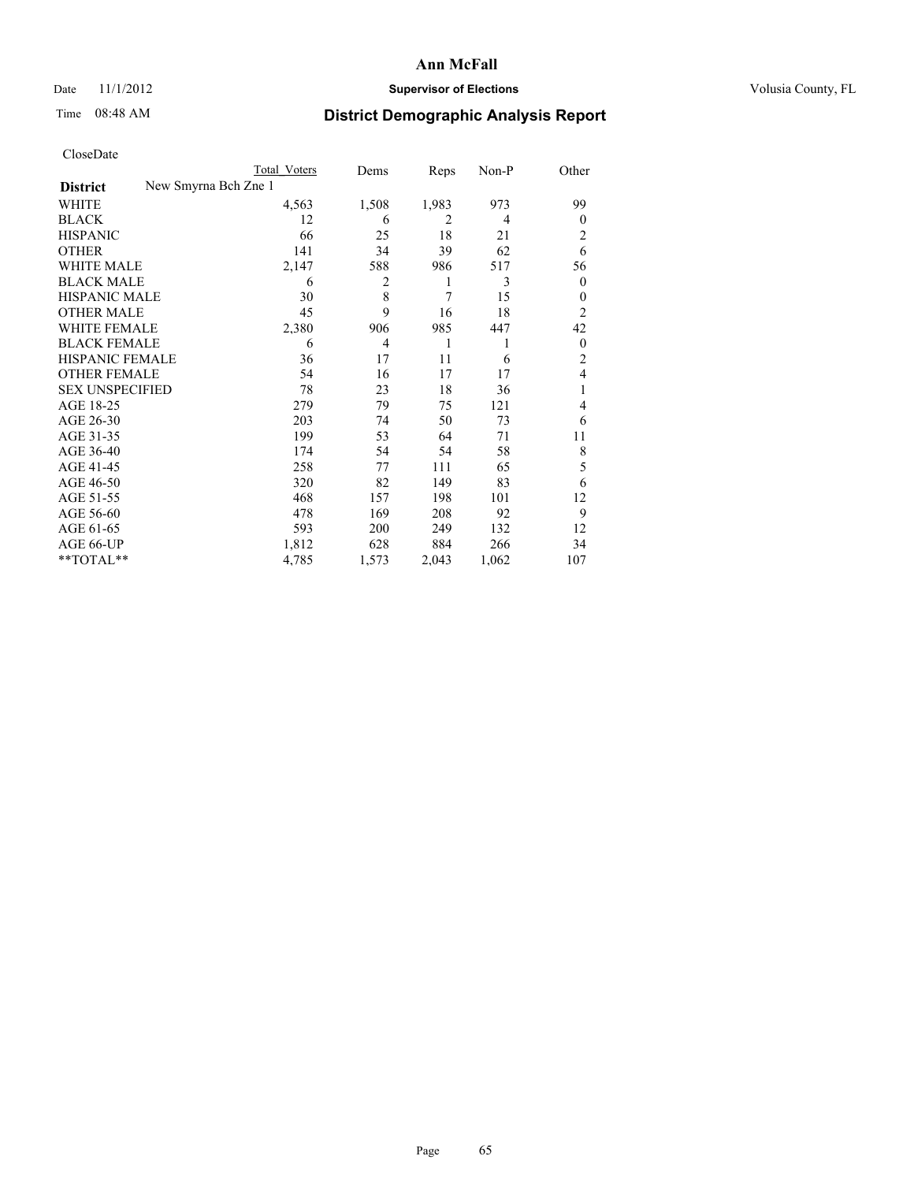**Ann McFall**

Date 11/1/2012 **Supervisor of Elections** Volusia County, FL

Time 08:48 AM

## District Demographic Analysis Report

CloseDate

| | Total Voters | Dems | Reps | Non-P | Other |
|---|---|---|---|---|---|
| **District** New Smyrna Bch Zne 1 | | | | | |
| WHITE | 4,563 | 1,508 | 1,983 | 973 | 99 |
| BLACK | 12 | 6 | 2 | 4 | 0 |
| HISPANIC | 66 | 25 | 18 | 21 | 2 |
| OTHER | 141 | 34 | 39 | 62 | 6 |
| WHITE MALE | 2,147 | 588 | 986 | 517 | 56 |
| BLACK MALE | 6 | 2 | 1 | 3 | 0 |
| HISPANIC MALE | 30 | 8 | 7 | 15 | 0 |
| OTHER MALE | 45 | 9 | 16 | 18 | 2 |
| WHITE FEMALE | 2,380 | 906 | 985 | 447 | 42 |
| BLACK FEMALE | 6 | 4 | 1 | 1 | 0 |
| HISPANIC FEMALE | 36 | 17 | 11 | 6 | 2 |
| OTHER FEMALE | 54 | 16 | 17 | 17 | 4 |
| SEX UNSPECIFIED | 78 | 23 | 18 | 36 | 1 |
| AGE 18-25 | 279 | 79 | 75 | 121 | 4 |
| AGE 26-30 | 203 | 74 | 50 | 73 | 6 |
| AGE 31-35 | 199 | 53 | 64 | 71 | 11 |
| AGE 36-40 | 174 | 54 | 54 | 58 | 8 |
| AGE 41-45 | 258 | 77 | 111 | 65 | 5 |
| AGE 46-50 | 320 | 82 | 149 | 83 | 6 |
| AGE 51-55 | 468 | 157 | 198 | 101 | 12 |
| AGE 56-60 | 478 | 169 | 208 | 92 | 9 |
| AGE 61-65 | 593 | 200 | 249 | 132 | 12 |
| AGE 66-UP | 1,812 | 628 | 884 | 266 | 34 |
| **TOTAL** | 4,785 | 1,573 | 2,043 | 1,062 | 107 |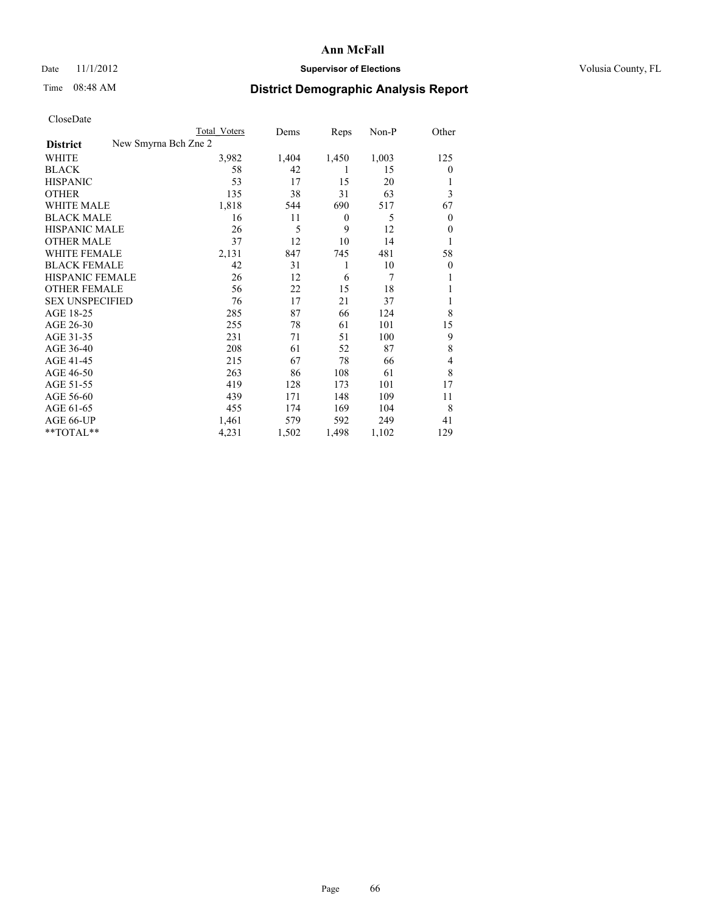# Ann McFall

Date 11/1/2012 **Supervisor of Elections** Volusia County, FL

Time 08:48 AM

## District Demographic Analysis Report

CloseDate

| | Total Voters | Dems | Reps | Non-P | Other |
|---|---|---|---|---|---|
| **District** New Smyrna Bch Zne 2 | | | | | |
| WHITE | 3,982 | 1,404 | 1,450 | 1,003 | 125 |
| BLACK | 58 | 42 | 1 | 15 | 0 |
| HISPANIC | 53 | 17 | 15 | 20 | 1 |
| OTHER | 135 | 38 | 31 | 63 | 3 |
| WHITE MALE | 1,818 | 544 | 690 | 517 | 67 |
| BLACK MALE | 16 | 11 | 0 | 5 | 0 |
| HISPANIC MALE | 26 | 5 | 9 | 12 | 0 |
| OTHER MALE | 37 | 12 | 10 | 14 | 1 |
| WHITE FEMALE | 2,131 | 847 | 745 | 481 | 58 |
| BLACK FEMALE | 42 | 31 | 1 | 10 | 0 |
| HISPANIC FEMALE | 26 | 12 | 6 | 7 | 1 |
| OTHER FEMALE | 56 | 22 | 15 | 18 | 1 |
| SEX UNSPECIFIED | 76 | 17 | 21 | 37 | 1 |
| AGE 18-25 | 285 | 87 | 66 | 124 | 8 |
| AGE 26-30 | 255 | 78 | 61 | 101 | 15 |
| AGE 31-35 | 231 | 71 | 51 | 100 | 9 |
| AGE 36-40 | 208 | 61 | 52 | 87 | 8 |
| AGE 41-45 | 215 | 67 | 78 | 66 | 4 |
| AGE 46-50 | 263 | 86 | 108 | 61 | 8 |
| AGE 51-55 | 419 | 128 | 173 | 101 | 17 |
| AGE 56-60 | 439 | 171 | 148 | 109 | 11 |
| AGE 61-65 | 455 | 174 | 169 | 104 | 8 |
| AGE 66-UP | 1,461 | 579 | 592 | 249 | 41 |
| **TOTAL** | 4,231 | 1,502 | 1,498 | 1,102 | 129 |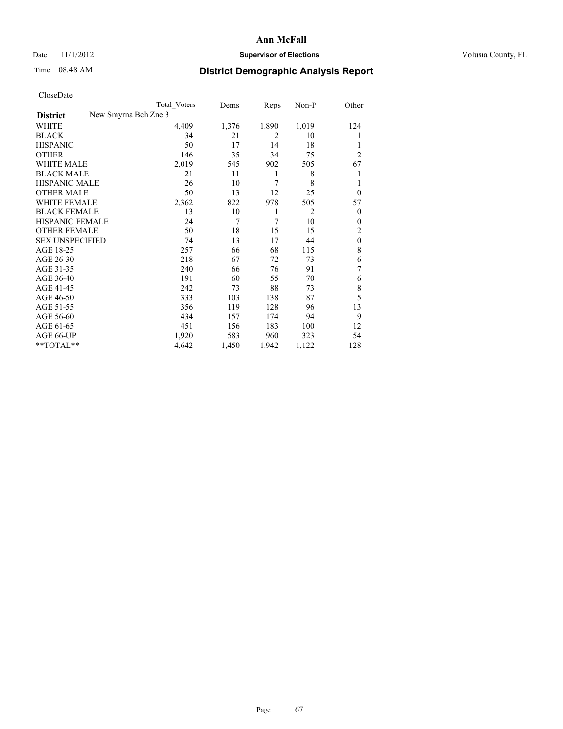**Ann McFall**

Date 11/1/2012 **Supervisor of Elections** Volusia County, FL

Time 08:48 AM

# District Demographic Analysis Report

CloseDate

| District | New Smyrna Bch Zne 3 | Total Voters | Dems | Reps | Non-P | Other |
|---|---|---|---|---|---|---|
| WHITE | | 4,409 | 1,376 | 1,890 | 1,019 | 124 |
| BLACK | | 34 | 21 | 2 | 10 | 1 |
| HISPANIC | | 50 | 17 | 14 | 18 | 1 |
| OTHER | | 146 | 35 | 34 | 75 | 2 |
| WHITE MALE | | 2,019 | 545 | 902 | 505 | 67 |
| BLACK MALE | | 21 | 11 | 1 | 8 | 1 |
| HISPANIC MALE | | 26 | 10 | 7 | 8 | 1 |
| OTHER MALE | | 50 | 13 | 12 | 25 | 0 |
| WHITE FEMALE | | 2,362 | 822 | 978 | 505 | 57 |
| BLACK FEMALE | | 13 | 10 | 1 | 2 | 0 |
| HISPANIC FEMALE | | 24 | 7 | 7 | 10 | 0 |
| OTHER FEMALE | | 50 | 18 | 15 | 15 | 2 |
| SEX UNSPECIFIED | | 74 | 13 | 17 | 44 | 0 |
| AGE 18-25 | | 257 | 66 | 68 | 115 | 8 |
| AGE 26-30 | | 218 | 67 | 72 | 73 | 6 |
| AGE 31-35 | | 240 | 66 | 76 | 91 | 7 |
| AGE 36-40 | | 191 | 60 | 55 | 70 | 6 |
| AGE 41-45 | | 242 | 73 | 88 | 73 | 8 |
| AGE 46-50 | | 333 | 103 | 138 | 87 | 5 |
| AGE 51-55 | | 356 | 119 | 128 | 96 | 13 |
| AGE 56-60 | | 434 | 157 | 174 | 94 | 9 |
| AGE 61-65 | | 451 | 156 | 183 | 100 | 12 |
| AGE 66-UP | | 1,920 | 583 | 960 | 323 | 54 |
| **TOTAL** | | 4,642 | 1,450 | 1,942 | 1,122 | 128 |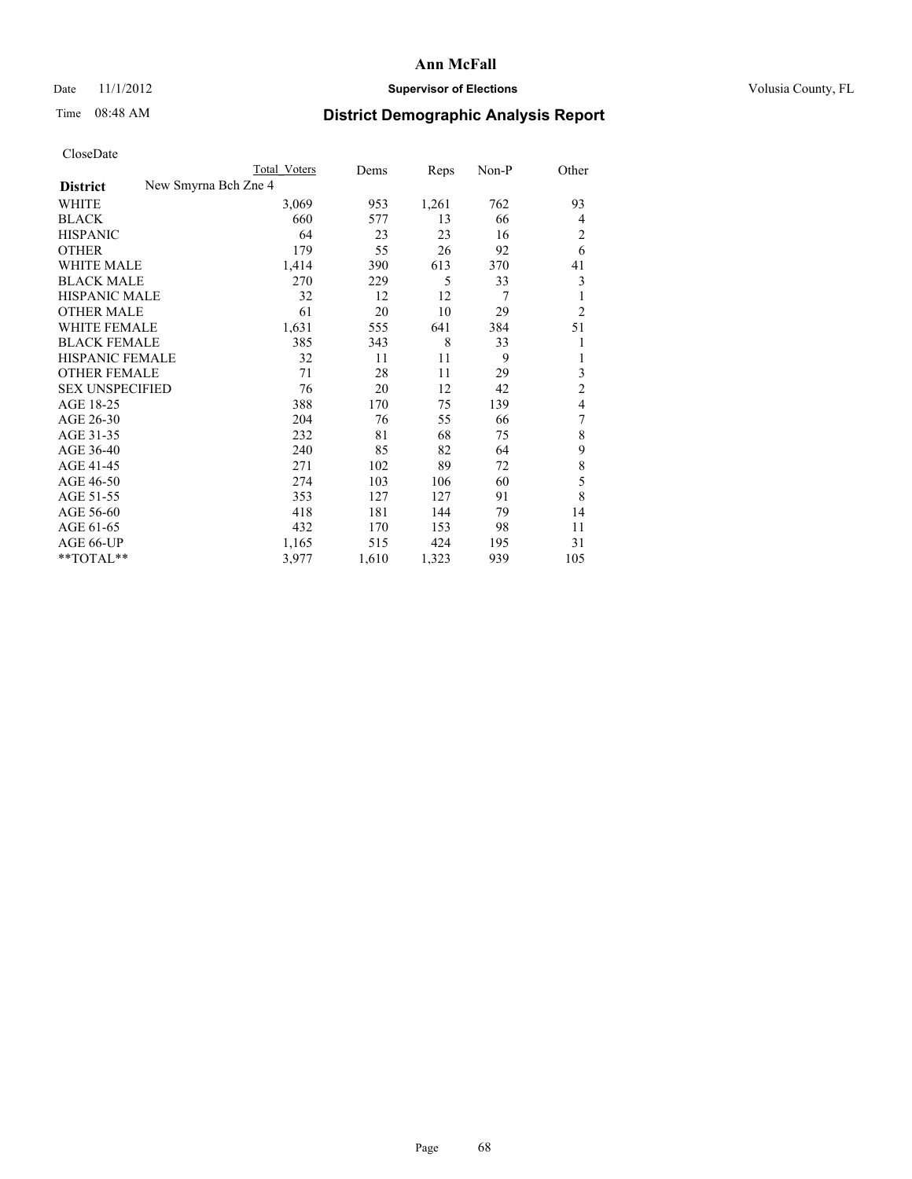# Ann McFall

Date 11/1/2012 **Supervisor of Elections** Volusia County, FL

Time 08:48 AM

## District Demographic Analysis Report

CloseDate

| | Total Voters | Dems | Reps | Non-P | Other |
|---|---|---|---|---|---|
| **District** New Smyrna Bch Zne 4 | | | | | |
| WHITE | 3,069 | 953 | 1,261 | 762 | 93 |
| BLACK | 660 | 577 | 13 | 66 | 4 |
| HISPANIC | 64 | 23 | 23 | 16 | 2 |
| OTHER | 179 | 55 | 26 | 92 | 6 |
| WHITE MALE | 1,414 | 390 | 613 | 370 | 41 |
| BLACK MALE | 270 | 229 | 5 | 33 | 3 |
| HISPANIC MALE | 32 | 12 | 12 | 7 | 1 |
| OTHER MALE | 61 | 20 | 10 | 29 | 2 |
| WHITE FEMALE | 1,631 | 555 | 641 | 384 | 51 |
| BLACK FEMALE | 385 | 343 | 8 | 33 | 1 |
| HISPANIC FEMALE | 32 | 11 | 11 | 9 | 1 |
| OTHER FEMALE | 71 | 28 | 11 | 29 | 3 |
| SEX UNSPECIFIED | 76 | 20 | 12 | 42 | 2 |
| AGE 18-25 | 388 | 170 | 75 | 139 | 4 |
| AGE 26-30 | 204 | 76 | 55 | 66 | 7 |
| AGE 31-35 | 232 | 81 | 68 | 75 | 8 |
| AGE 36-40 | 240 | 85 | 82 | 64 | 9 |
| AGE 41-45 | 271 | 102 | 89 | 72 | 8 |
| AGE 46-50 | 274 | 103 | 106 | 60 | 5 |
| AGE 51-55 | 353 | 127 | 127 | 91 | 8 |
| AGE 56-60 | 418 | 181 | 144 | 79 | 14 |
| AGE 61-65 | 432 | 170 | 153 | 98 | 11 |
| AGE 66-UP | 1,165 | 515 | 424 | 195 | 31 |
| **TOTAL** | 3,977 | 1,610 | 1,323 | 939 | 105 |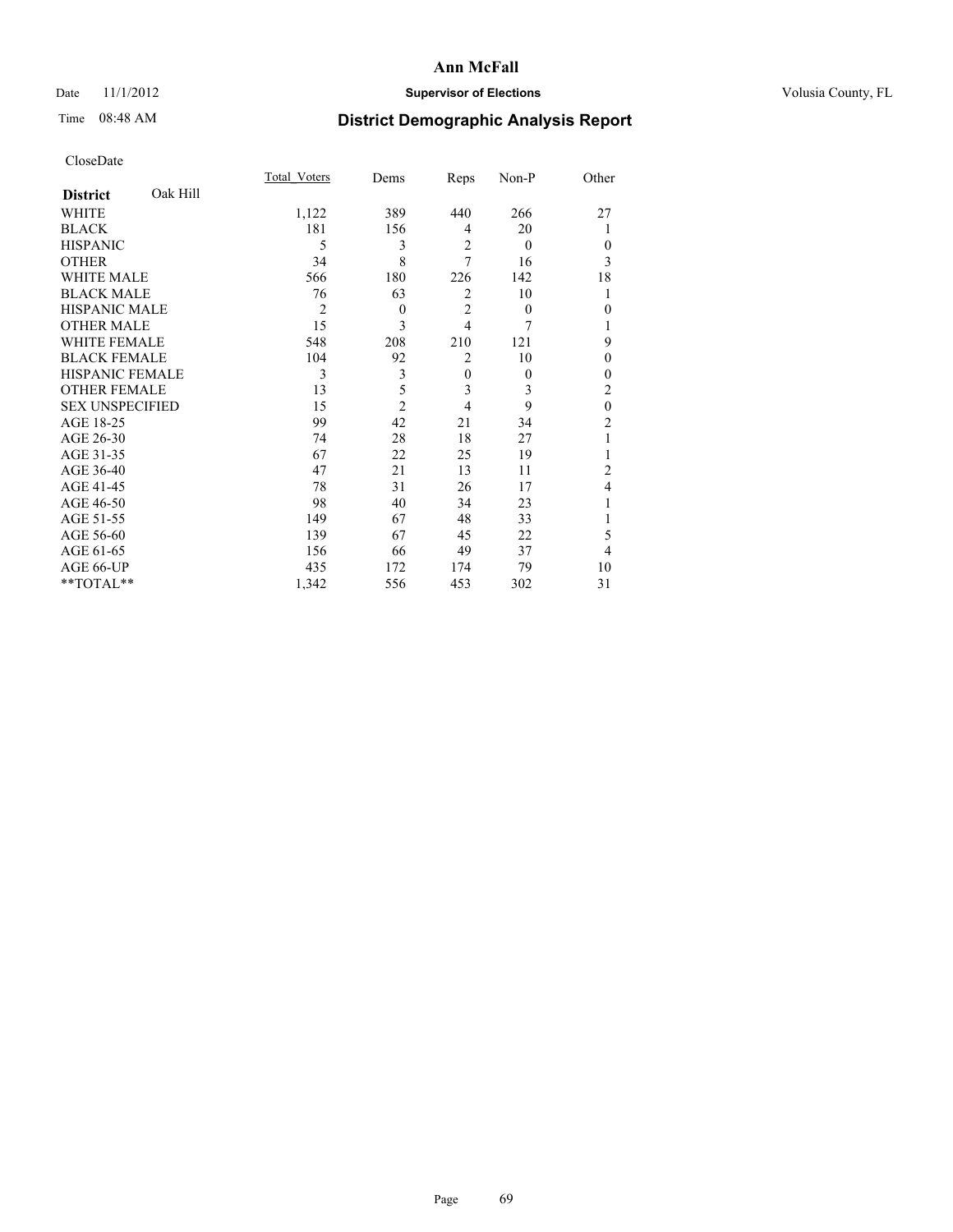**Ann McFall**

Date 11/1/2012 **Supervisor of Elections** Volusia County, FL

Time 08:48 AM **District Demographic Analysis Report**

CloseDate

| **District** Oak Hill | Total_Voters | Dems | Reps | Non-P | Other |
|---|---|---|---|---|---|
| WHITE | 1,122 | 389 | 440 | 266 | 27 |
| BLACK | 181 | 156 | 4 | 20 | 1 |
| HISPANIC | 5 | 3 | 2 | 0 | 0 |
| OTHER | 34 | 8 | 7 | 16 | 3 |
| WHITE MALE | 566 | 180 | 226 | 142 | 18 |
| BLACK MALE | 76 | 63 | 2 | 10 | 1 |
| HISPANIC MALE | 2 | 0 | 2 | 0 | 0 |
| OTHER MALE | 15 | 3 | 4 | 7 | 1 |
| WHITE FEMALE | 548 | 208 | 210 | 121 | 9 |
| BLACK FEMALE | 104 | 92 | 2 | 10 | 0 |
| HISPANIC FEMALE | 3 | 3 | 0 | 0 | 0 |
| OTHER FEMALE | 13 | 5 | 3 | 3 | 2 |
| SEX UNSPECIFIED | 15 | 2 | 4 | 9 | 0 |
| AGE 18-25 | 99 | 42 | 21 | 34 | 2 |
| AGE 26-30 | 74 | 28 | 18 | 27 | 1 |
| AGE 31-35 | 67 | 22 | 25 | 19 | 1 |
| AGE 36-40 | 47 | 21 | 13 | 11 | 2 |
| AGE 41-45 | 78 | 31 | 26 | 17 | 4 |
| AGE 46-50 | 98 | 40 | 34 | 23 | 1 |
| AGE 51-55 | 149 | 67 | 48 | 33 | 1 |
| AGE 56-60 | 139 | 67 | 45 | 22 | 5 |
| AGE 61-65 | 156 | 66 | 49 | 37 | 4 |
| AGE 66-UP | 435 | 172 | 174 | 79 | 10 |
| **TOTAL** | 1,342 | 556 | 453 | 302 | 31 |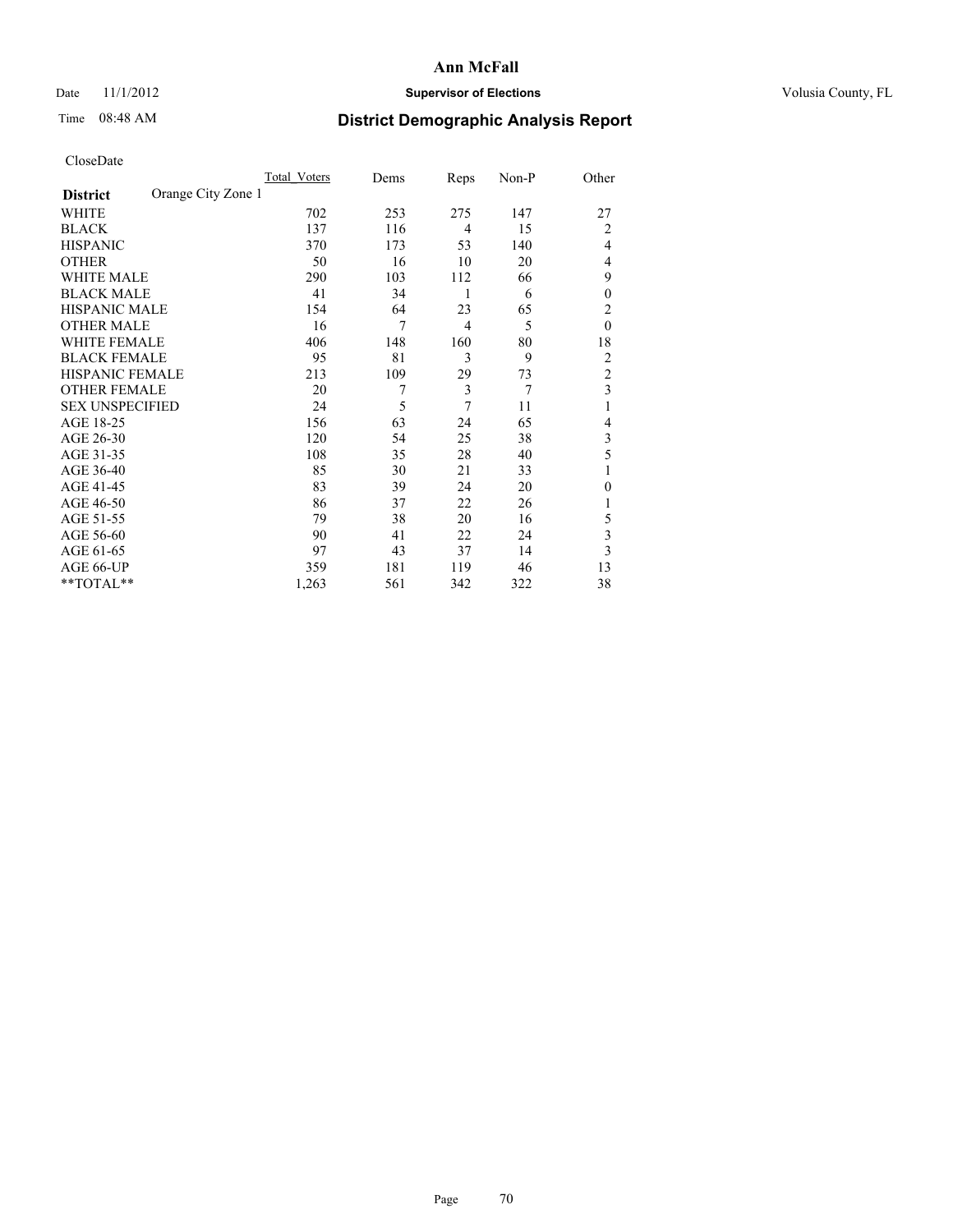# Ann McFall

Date 11/1/2012 **Supervisor of Elections** Volusia County, FL

Time 08:48 AM

## District Demographic Analysis Report

CloseDate

| District | Orange City Zone 1 | Total_Voters | Dems | Reps | Non-P | Other |
|---|---|---|---|---|---|---|
| WHITE | | 702 | 253 | 275 | 147 | 27 |
| BLACK | | 137 | 116 | 4 | 15 | 2 |
| HISPANIC | | 370 | 173 | 53 | 140 | 4 |
| OTHER | | 50 | 16 | 10 | 20 | 4 |
| WHITE MALE | | 290 | 103 | 112 | 66 | 9 |
| BLACK MALE | | 41 | 34 | 1 | 6 | 0 |
| HISPANIC MALE | | 154 | 64 | 23 | 65 | 2 |
| OTHER MALE | | 16 | 7 | 4 | 5 | 0 |
| WHITE FEMALE | | 406 | 148 | 160 | 80 | 18 |
| BLACK FEMALE | | 95 | 81 | 3 | 9 | 2 |
| HISPANIC FEMALE | | 213 | 109 | 29 | 73 | 2 |
| OTHER FEMALE | | 20 | 7 | 3 | 7 | 3 |
| SEX UNSPECIFIED | | 24 | 5 | 7 | 11 | 1 |
| AGE 18-25 | | 156 | 63 | 24 | 65 | 4 |
| AGE 26-30 | | 120 | 54 | 25 | 38 | 3 |
| AGE 31-35 | | 108 | 35 | 28 | 40 | 5 |
| AGE 36-40 | | 85 | 30 | 21 | 33 | 1 |
| AGE 41-45 | | 83 | 39 | 24 | 20 | 0 |
| AGE 46-50 | | 86 | 37 | 22 | 26 | 1 |
| AGE 51-55 | | 79 | 38 | 20 | 16 | 5 |
| AGE 56-60 | | 90 | 41 | 22 | 24 | 3 |
| AGE 61-65 | | 97 | 43 | 37 | 14 | 3 |
| AGE 66-UP | | 359 | 181 | 119 | 46 | 13 |
| **TOTAL** | | 1,263 | 561 | 342 | 322 | 38 |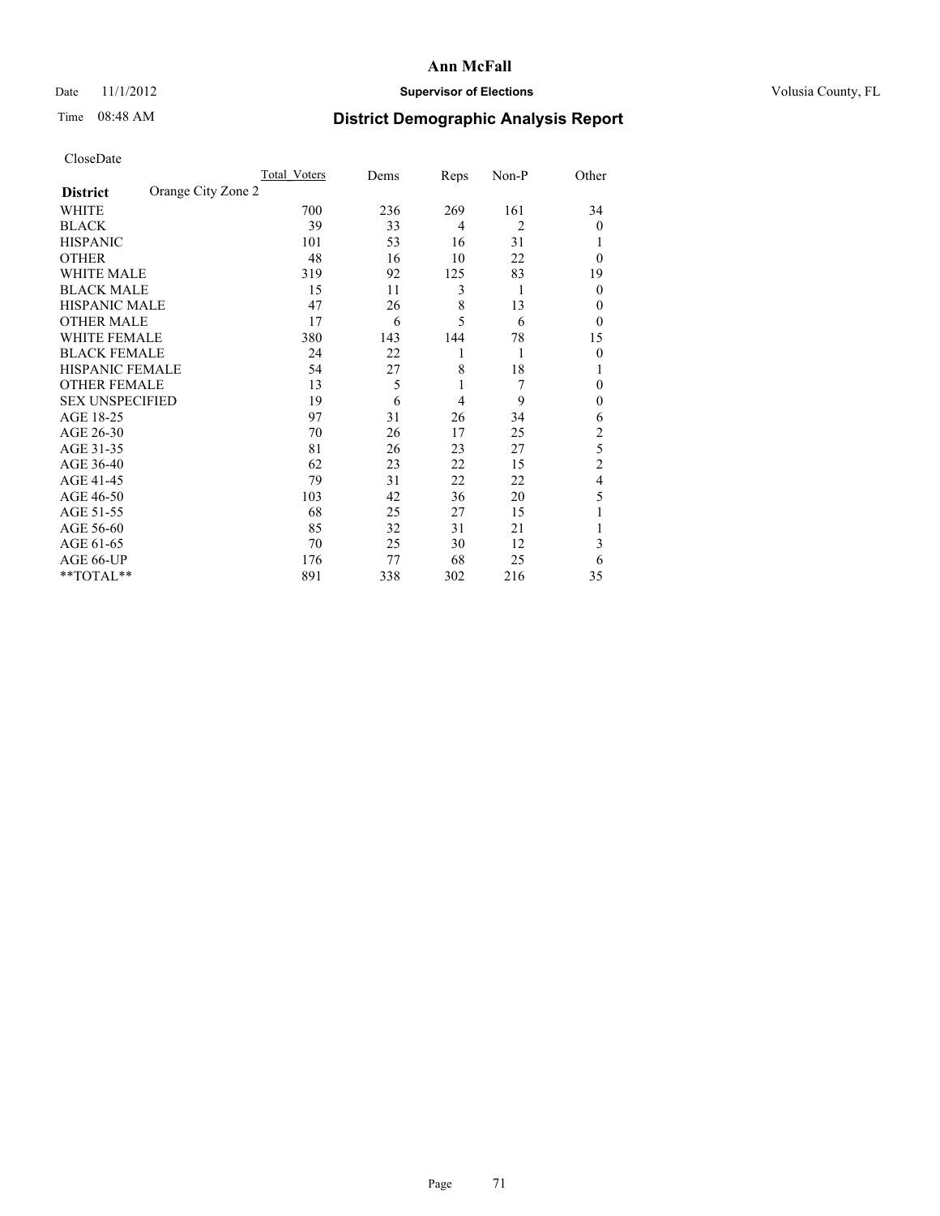# Ann McFall

Date 11/1/2012 **Supervisor of Elections** Volusia County, FL

Time 08:48 AM **District Demographic Analysis Report**

CloseDate

| **District** Orange City Zone 2 | Total_Voters | Dems | Reps | Non-P | Other |
|---|---|---|---|---|---|
| WHITE | 700 | 236 | 269 | 161 | 34 |
| BLACK | 39 | 33 | 4 | 2 | 0 |
| HISPANIC | 101 | 53 | 16 | 31 | 1 |
| OTHER | 48 | 16 | 10 | 22 | 0 |
| WHITE MALE | 319 | 92 | 125 | 83 | 19 |
| BLACK MALE | 15 | 11 | 3 | 1 | 0 |
| HISPANIC MALE | 47 | 26 | 8 | 13 | 0 |
| OTHER MALE | 17 | 6 | 5 | 6 | 0 |
| WHITE FEMALE | 380 | 143 | 144 | 78 | 15 |
| BLACK FEMALE | 24 | 22 | 1 | 1 | 0 |
| HISPANIC FEMALE | 54 | 27 | 8 | 18 | 1 |
| OTHER FEMALE | 13 | 5 | 1 | 7 | 0 |
| SEX UNSPECIFIED | 19 | 6 | 4 | 9 | 0 |
| AGE 18-25 | 97 | 31 | 26 | 34 | 6 |
| AGE 26-30 | 70 | 26 | 17 | 25 | 2 |
| AGE 31-35 | 81 | 26 | 23 | 27 | 5 |
| AGE 36-40 | 62 | 23 | 22 | 15 | 2 |
| AGE 41-45 | 79 | 31 | 22 | 22 | 4 |
| AGE 46-50 | 103 | 42 | 36 | 20 | 5 |
| AGE 51-55 | 68 | 25 | 27 | 15 | 1 |
| AGE 56-60 | 85 | 32 | 31 | 21 | 1 |
| AGE 61-65 | 70 | 25 | 30 | 12 | 3 |
| AGE 66-UP | 176 | 77 | 68 | 25 | 6 |
| **TOTAL** | 891 | 338 | 302 | 216 | 35 |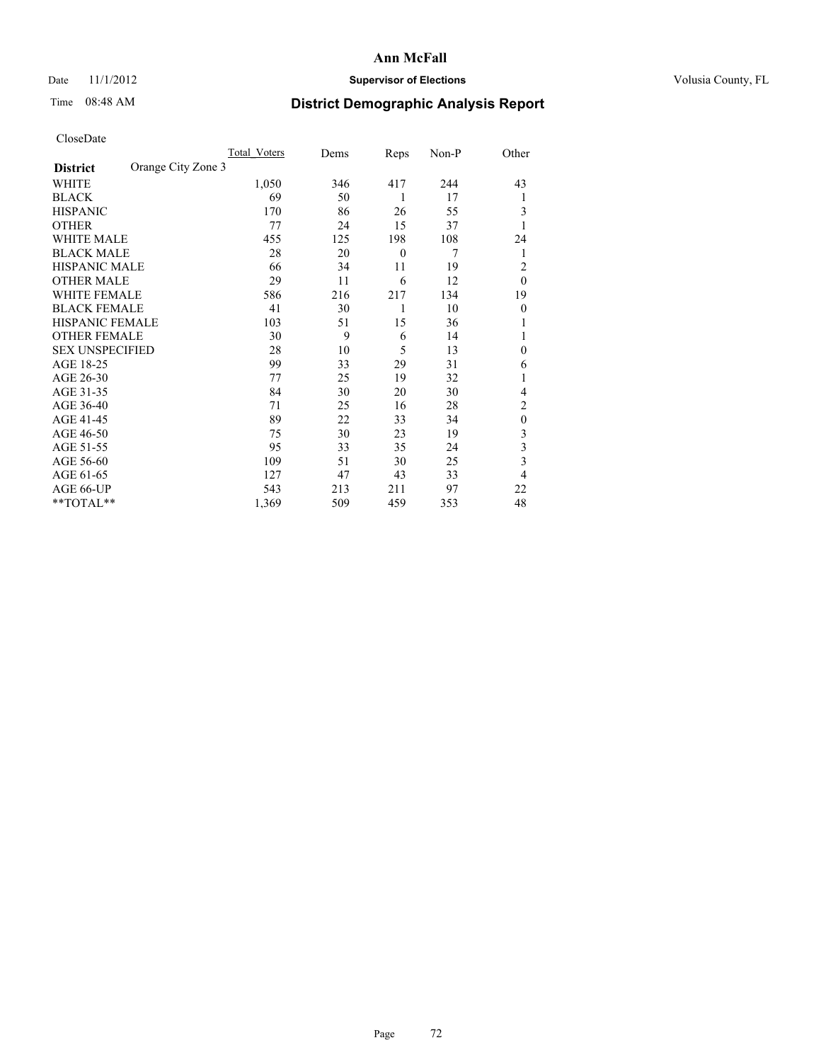# Ann McFall

Date 11/1/2012 **Supervisor of Elections** Volusia County, FL

Time 08:48 AM **District Demographic Analysis Report**

CloseDate

| **District** Orange City Zone 3 | Total_Voters | Dems | Reps | Non-P | Other |
|---|---|---|---|---|---|
| WHITE | 1,050 | 346 | 417 | 244 | 43 |
| BLACK | 69 | 50 | 1 | 17 | 1 |
| HISPANIC | 170 | 86 | 26 | 55 | 3 |
| OTHER | 77 | 24 | 15 | 37 | 1 |
| WHITE MALE | 455 | 125 | 198 | 108 | 24 |
| BLACK MALE | 28 | 20 | 0 | 7 | 1 |
| HISPANIC MALE | 66 | 34 | 11 | 19 | 2 |
| OTHER MALE | 29 | 11 | 6 | 12 | 0 |
| WHITE FEMALE | 586 | 216 | 217 | 134 | 19 |
| BLACK FEMALE | 41 | 30 | 1 | 10 | 0 |
| HISPANIC FEMALE | 103 | 51 | 15 | 36 | 1 |
| OTHER FEMALE | 30 | 9 | 6 | 14 | 1 |
| SEX UNSPECIFIED | 28 | 10 | 5 | 13 | 0 |
| AGE 18-25 | 99 | 33 | 29 | 31 | 6 |
| AGE 26-30 | 77 | 25 | 19 | 32 | 1 |
| AGE 31-35 | 84 | 30 | 20 | 30 | 4 |
| AGE 36-40 | 71 | 25 | 16 | 28 | 2 |
| AGE 41-45 | 89 | 22 | 33 | 34 | 0 |
| AGE 46-50 | 75 | 30 | 23 | 19 | 3 |
| AGE 51-55 | 95 | 33 | 35 | 24 | 3 |
| AGE 56-60 | 109 | 51 | 30 | 25 | 3 |
| AGE 61-65 | 127 | 47 | 43 | 33 | 4 |
| AGE 66-UP | 543 | 213 | 211 | 97 | 22 |
| **TOTAL** | 1,369 | 509 | 459 | 353 | 48 |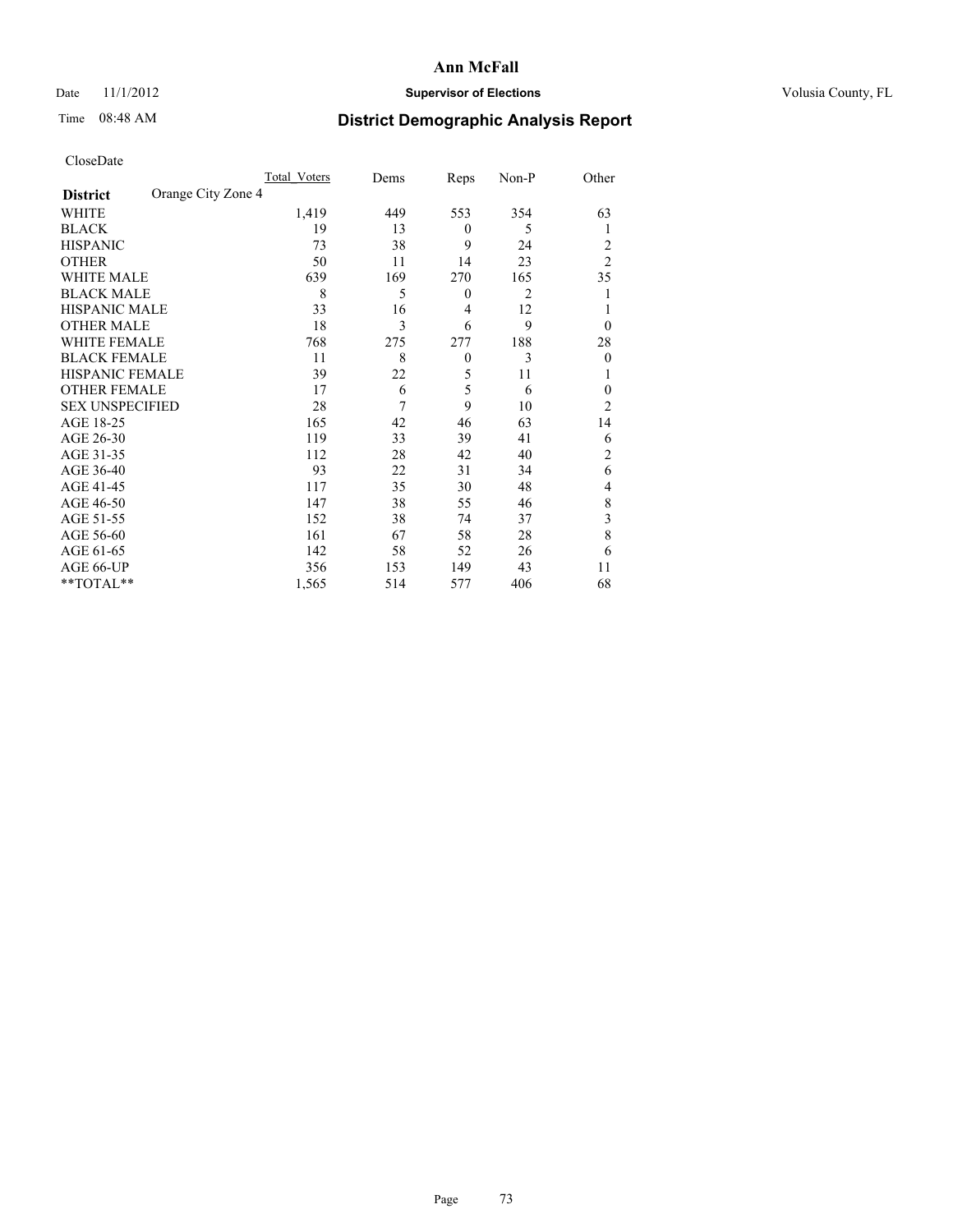# Ann McFall

Date 11/1/2012 **Supervisor of Elections** Volusia County, FL

Time 08:48 AM **District Demographic Analysis Report**

CloseDate

| | Total_Voters | Dems | Reps | Non-P | Other |
|---|---|---|---|---|---|
| **District** Orange City Zone 4 | | | | | |
| WHITE | 1,419 | 449 | 553 | 354 | 63 |
| BLACK | 19 | 13 | 0 | 5 | 1 |
| HISPANIC | 73 | 38 | 9 | 24 | 2 |
| OTHER | 50 | 11 | 14 | 23 | 2 |
| WHITE MALE | 639 | 169 | 270 | 165 | 35 |
| BLACK MALE | 8 | 5 | 0 | 2 | 1 |
| HISPANIC MALE | 33 | 16 | 4 | 12 | 1 |
| OTHER MALE | 18 | 3 | 6 | 9 | 0 |
| WHITE FEMALE | 768 | 275 | 277 | 188 | 28 |
| BLACK FEMALE | 11 | 8 | 0 | 3 | 0 |
| HISPANIC FEMALE | 39 | 22 | 5 | 11 | 1 |
| OTHER FEMALE | 17 | 6 | 5 | 6 | 0 |
| SEX UNSPECIFIED | 28 | 7 | 9 | 10 | 2 |
| AGE 18-25 | 165 | 42 | 46 | 63 | 14 |
| AGE 26-30 | 119 | 33 | 39 | 41 | 6 |
| AGE 31-35 | 112 | 28 | 42 | 40 | 2 |
| AGE 36-40 | 93 | 22 | 31 | 34 | 6 |
| AGE 41-45 | 117 | 35 | 30 | 48 | 4 |
| AGE 46-50 | 147 | 38 | 55 | 46 | 8 |
| AGE 51-55 | 152 | 38 | 74 | 37 | 3 |
| AGE 56-60 | 161 | 67 | 58 | 28 | 8 |
| AGE 61-65 | 142 | 58 | 52 | 26 | 6 |
| AGE 66-UP | 356 | 153 | 149 | 43 | 11 |
| **TOTAL** | 1,565 | 514 | 577 | 406 | 68 |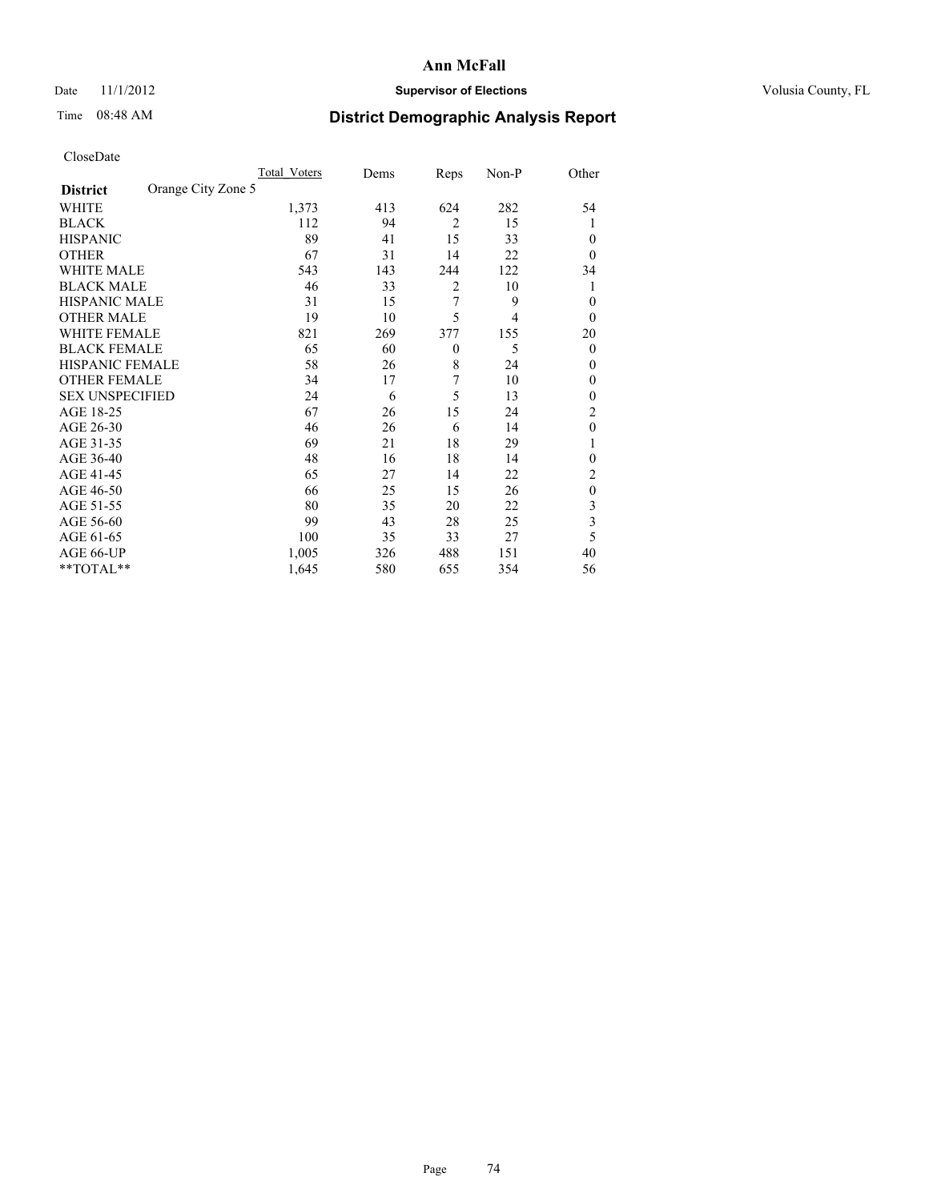# Ann McFall

Date 11/1/2012 **Supervisor of Elections** Volusia County, FL

Time 08:48 AM

## District Demographic Analysis Report

CloseDate

| | Total_Voters | Dems | Reps | Non-P | Other |
|---|---|---|---|---|---|
| **District** Orange City Zone 5 | | | | | |
| WHITE | 1,373 | 413 | 624 | 282 | 54 |
| BLACK | 112 | 94 | 2 | 15 | 1 |
| HISPANIC | 89 | 41 | 15 | 33 | 0 |
| OTHER | 67 | 31 | 14 | 22 | 0 |
| WHITE MALE | 543 | 143 | 244 | 122 | 34 |
| BLACK MALE | 46 | 33 | 2 | 10 | 1 |
| HISPANIC MALE | 31 | 15 | 7 | 9 | 0 |
| OTHER MALE | 19 | 10 | 5 | 4 | 0 |
| WHITE FEMALE | 821 | 269 | 377 | 155 | 20 |
| BLACK FEMALE | 65 | 60 | 0 | 5 | 0 |
| HISPANIC FEMALE | 58 | 26 | 8 | 24 | 0 |
| OTHER FEMALE | 34 | 17 | 7 | 10 | 0 |
| SEX UNSPECIFIED | 24 | 6 | 5 | 13 | 0 |
| AGE 18-25 | 67 | 26 | 15 | 24 | 2 |
| AGE 26-30 | 46 | 26 | 6 | 14 | 0 |
| AGE 31-35 | 69 | 21 | 18 | 29 | 1 |
| AGE 36-40 | 48 | 16 | 18 | 14 | 0 |
| AGE 41-45 | 65 | 27 | 14 | 22 | 2 |
| AGE 46-50 | 66 | 25 | 15 | 26 | 0 |
| AGE 51-55 | 80 | 35 | 20 | 22 | 3 |
| AGE 56-60 | 99 | 43 | 28 | 25 | 3 |
| AGE 61-65 | 100 | 35 | 33 | 27 | 5 |
| AGE 66-UP | 1,005 | 326 | 488 | 151 | 40 |
| **TOTAL** | 1,645 | 580 | 655 | 354 | 56 |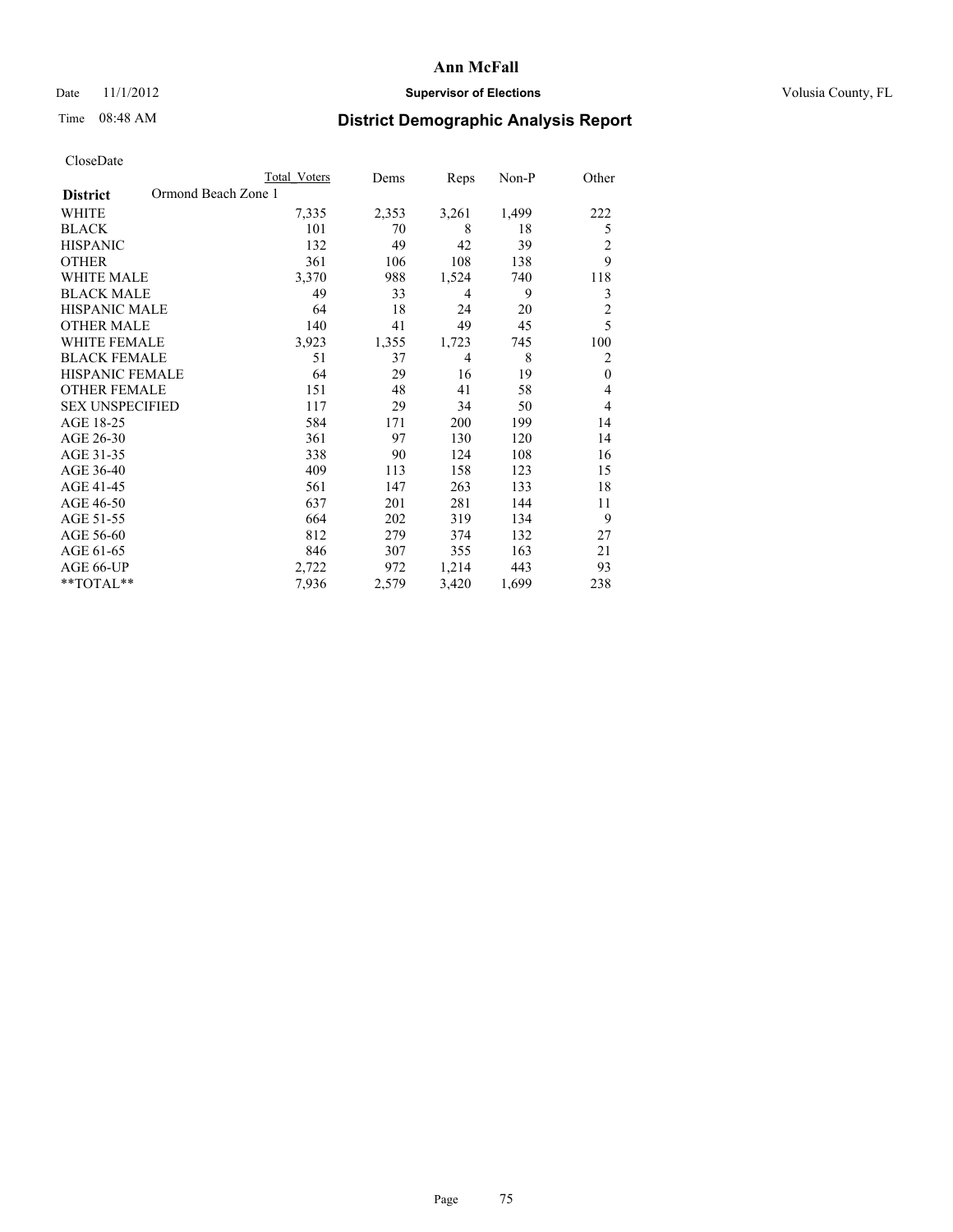# Ann McFall

Date 11/1/2012 **Supervisor of Elections** Volusia County, FL

Time 08:48 AM **District Demographic Analysis Report**

CloseDate

| | Total Voters | Dems | Reps | Non-P | Other |
|---|---|---|---|---|---|
| **District** Ormond Beach Zone 1 | | | | | |
| WHITE | 7,335 | 2,353 | 3,261 | 1,499 | 222 |
| BLACK | 101 | 70 | 8 | 18 | 5 |
| HISPANIC | 132 | 49 | 42 | 39 | 2 |
| OTHER | 361 | 106 | 108 | 138 | 9 |
| WHITE MALE | 3,370 | 988 | 1,524 | 740 | 118 |
| BLACK MALE | 49 | 33 | 4 | 9 | 3 |
| HISPANIC MALE | 64 | 18 | 24 | 20 | 2 |
| OTHER MALE | 140 | 41 | 49 | 45 | 5 |
| WHITE FEMALE | 3,923 | 1,355 | 1,723 | 745 | 100 |
| BLACK FEMALE | 51 | 37 | 4 | 8 | 2 |
| HISPANIC FEMALE | 64 | 29 | 16 | 19 | 0 |
| OTHER FEMALE | 151 | 48 | 41 | 58 | 4 |
| SEX UNSPECIFIED | 117 | 29 | 34 | 50 | 4 |
| AGE 18-25 | 584 | 171 | 200 | 199 | 14 |
| AGE 26-30 | 361 | 97 | 130 | 120 | 14 |
| AGE 31-35 | 338 | 90 | 124 | 108 | 16 |
| AGE 36-40 | 409 | 113 | 158 | 123 | 15 |
| AGE 41-45 | 561 | 147 | 263 | 133 | 18 |
| AGE 46-50 | 637 | 201 | 281 | 144 | 11 |
| AGE 51-55 | 664 | 202 | 319 | 134 | 9 |
| AGE 56-60 | 812 | 279 | 374 | 132 | 27 |
| AGE 61-65 | 846 | 307 | 355 | 163 | 21 |
| AGE 66-UP | 2,722 | 972 | 1,214 | 443 | 93 |
| **TOTAL** | 7,936 | 2,579 | 3,420 | 1,699 | 238 |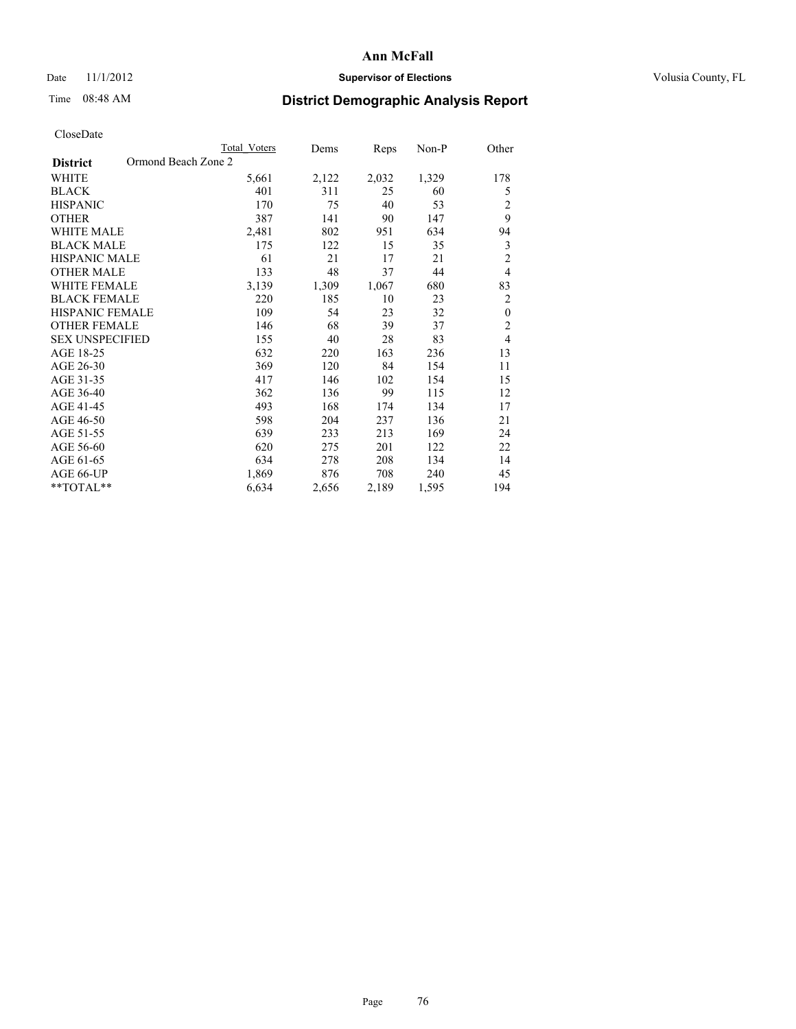# Ann McFall

Date 11/1/2012 **Supervisor of Elections** Volusia County, FL

Time 08:48 AM **District Demographic Analysis Report**

CloseDate

| | Total Voters | Dems | Reps | Non-P | Other |
|---|---|---|---|---|---|
| **District** Ormond Beach Zone 2 | | | | | |
| WHITE | 5,661 | 2,122 | 2,032 | 1,329 | 178 |
| BLACK | 401 | 311 | 25 | 60 | 5 |
| HISPANIC | 170 | 75 | 40 | 53 | 2 |
| OTHER | 387 | 141 | 90 | 147 | 9 |
| WHITE MALE | 2,481 | 802 | 951 | 634 | 94 |
| BLACK MALE | 175 | 122 | 15 | 35 | 3 |
| HISPANIC MALE | 61 | 21 | 17 | 21 | 2 |
| OTHER MALE | 133 | 48 | 37 | 44 | 4 |
| WHITE FEMALE | 3,139 | 1,309 | 1,067 | 680 | 83 |
| BLACK FEMALE | 220 | 185 | 10 | 23 | 2 |
| HISPANIC FEMALE | 109 | 54 | 23 | 32 | 0 |
| OTHER FEMALE | 146 | 68 | 39 | 37 | 2 |
| SEX UNSPECIFIED | 155 | 40 | 28 | 83 | 4 |
| AGE 18-25 | 632 | 220 | 163 | 236 | 13 |
| AGE 26-30 | 369 | 120 | 84 | 154 | 11 |
| AGE 31-35 | 417 | 146 | 102 | 154 | 15 |
| AGE 36-40 | 362 | 136 | 99 | 115 | 12 |
| AGE 41-45 | 493 | 168 | 174 | 134 | 17 |
| AGE 46-50 | 598 | 204 | 237 | 136 | 21 |
| AGE 51-55 | 639 | 233 | 213 | 169 | 24 |
| AGE 56-60 | 620 | 275 | 201 | 122 | 22 |
| AGE 61-65 | 634 | 278 | 208 | 134 | 14 |
| AGE 66-UP | 1,869 | 876 | 708 | 240 | 45 |
| **TOTAL** | 6,634 | 2,656 | 2,189 | 1,595 | 194 |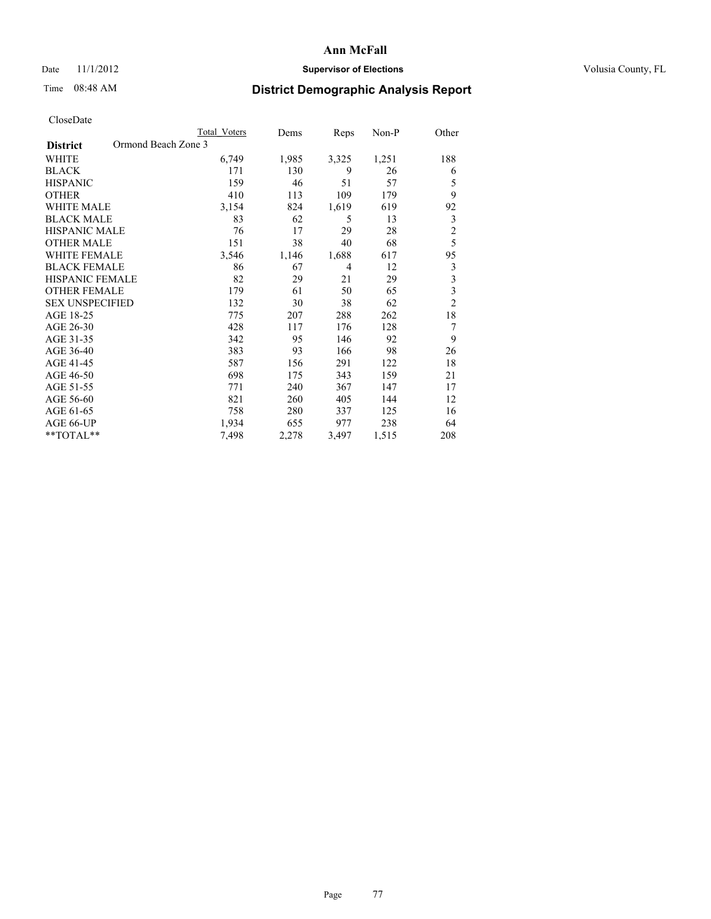Date 11/1/2012

Time 08:48 AM

# Ann McFall

**Supervisor of Elections**

Volusia County, FL

## District Demographic Analysis Report

CloseDate

| District | Ormond Beach Zone 3 | Total Voters | Dems | Reps | Non-P | Other |
|---|---|---|---|---|---|---|
| WHITE | | 6,749 | 1,985 | 3,325 | 1,251 | 188 |
| BLACK | | 171 | 130 | 9 | 26 | 6 |
| HISPANIC | | 159 | 46 | 51 | 57 | 5 |
| OTHER | | 410 | 113 | 109 | 179 | 9 |
| WHITE MALE | | 3,154 | 824 | 1,619 | 619 | 92 |
| BLACK MALE | | 83 | 62 | 5 | 13 | 3 |
| HISPANIC MALE | | 76 | 17 | 29 | 28 | 2 |
| OTHER MALE | | 151 | 38 | 40 | 68 | 5 |
| WHITE FEMALE | | 3,546 | 1,146 | 1,688 | 617 | 95 |
| BLACK FEMALE | | 86 | 67 | 4 | 12 | 3 |
| HISPANIC FEMALE | | 82 | 29 | 21 | 29 | 3 |
| OTHER FEMALE | | 179 | 61 | 50 | 65 | 3 |
| SEX UNSPECIFIED | | 132 | 30 | 38 | 62 | 2 |
| AGE 18-25 | | 775 | 207 | 288 | 262 | 18 |
| AGE 26-30 | | 428 | 117 | 176 | 128 | 7 |
| AGE 31-35 | | 342 | 95 | 146 | 92 | 9 |
| AGE 36-40 | | 383 | 93 | 166 | 98 | 26 |
| AGE 41-45 | | 587 | 156 | 291 | 122 | 18 |
| AGE 46-50 | | 698 | 175 | 343 | 159 | 21 |
| AGE 51-55 | | 771 | 240 | 367 | 147 | 17 |
| AGE 56-60 | | 821 | 260 | 405 | 144 | 12 |
| AGE 61-65 | | 758 | 280 | 337 | 125 | 16 |
| AGE 66-UP | | 1,934 | 655 | 977 | 238 | 64 |
| **TOTAL** | | 7,498 | 2,278 | 3,497 | 1,515 | 208 |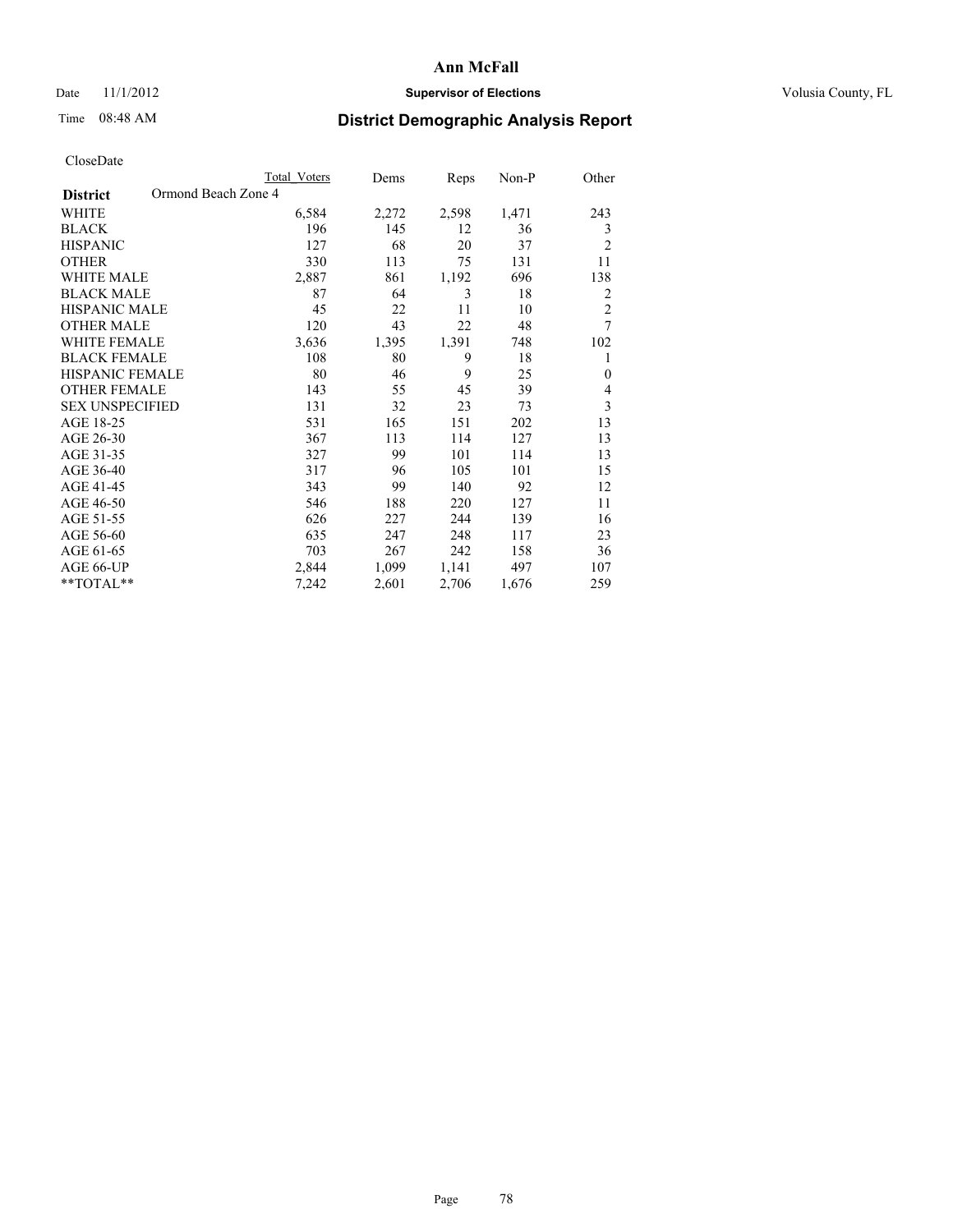# Ann McFall

Date 11/1/2012 **Supervisor of Elections** Volusia County, FL

Time 08:48 AM **District Demographic Analysis Report**

CloseDate

| District | Ormond Beach Zone 4 | Total Voters | Dems | Reps | Non-P | Other |
|---|---|---|---|---|---|---|
| WHITE | | 6,584 | 2,272 | 2,598 | 1,471 | 243 |
| BLACK | | 196 | 145 | 12 | 36 | 3 |
| HISPANIC | | 127 | 68 | 20 | 37 | 2 |
| OTHER | | 330 | 113 | 75 | 131 | 11 |
| WHITE MALE | | 2,887 | 861 | 1,192 | 696 | 138 |
| BLACK MALE | | 87 | 64 | 3 | 18 | 2 |
| HISPANIC MALE | | 45 | 22 | 11 | 10 | 2 |
| OTHER MALE | | 120 | 43 | 22 | 48 | 7 |
| WHITE FEMALE | | 3,636 | 1,395 | 1,391 | 748 | 102 |
| BLACK FEMALE | | 108 | 80 | 9 | 18 | 1 |
| HISPANIC FEMALE | | 80 | 46 | 9 | 25 | 0 |
| OTHER FEMALE | | 143 | 55 | 45 | 39 | 4 |
| SEX UNSPECIFIED | | 131 | 32 | 23 | 73 | 3 |
| AGE 18-25 | | 531 | 165 | 151 | 202 | 13 |
| AGE 26-30 | | 367 | 113 | 114 | 127 | 13 |
| AGE 31-35 | | 327 | 99 | 101 | 114 | 13 |
| AGE 36-40 | | 317 | 96 | 105 | 101 | 15 |
| AGE 41-45 | | 343 | 99 | 140 | 92 | 12 |
| AGE 46-50 | | 546 | 188 | 220 | 127 | 11 |
| AGE 51-55 | | 626 | 227 | 244 | 139 | 16 |
| AGE 56-60 | | 635 | 247 | 248 | 117 | 23 |
| AGE 61-65 | | 703 | 267 | 242 | 158 | 36 |
| AGE 66-UP | | 2,844 | 1,099 | 1,141 | 497 | 107 |
| **TOTAL** | | 7,242 | 2,601 | 2,706 | 1,676 | 259 |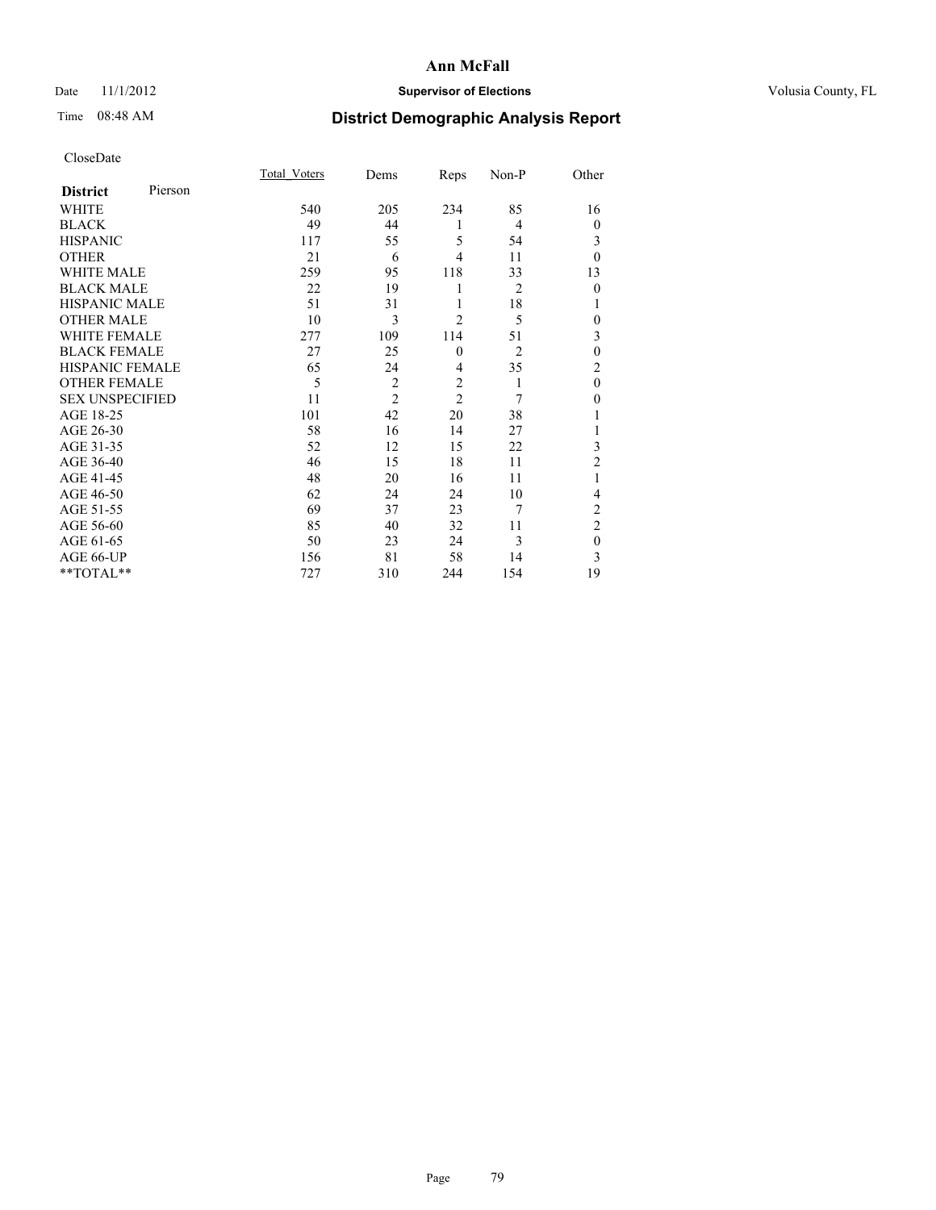**Ann McFall**

Date 11/1/2012 **Supervisor of Elections** Volusia County, FL

Time 08:48 AM **District Demographic Analysis Report**

CloseDate

| **District** Pierson | Total_Voters | Dems | Reps | Non-P | Other |
|---|---|---|---|---|---|
| WHITE | 540 | 205 | 234 | 85 | 16 |
| BLACK | 49 | 44 | 1 | 4 | 0 |
| HISPANIC | 117 | 55 | 5 | 54 | 3 |
| OTHER | 21 | 6 | 4 | 11 | 0 |
| WHITE MALE | 259 | 95 | 118 | 33 | 13 |
| BLACK MALE | 22 | 19 | 1 | 2 | 0 |
| HISPANIC MALE | 51 | 31 | 1 | 18 | 1 |
| OTHER MALE | 10 | 3 | 2 | 5 | 0 |
| WHITE FEMALE | 277 | 109 | 114 | 51 | 3 |
| BLACK FEMALE | 27 | 25 | 0 | 2 | 0 |
| HISPANIC FEMALE | 65 | 24 | 4 | 35 | 2 |
| OTHER FEMALE | 5 | 2 | 2 | 1 | 0 |
| SEX UNSPECIFIED | 11 | 2 | 2 | 7 | 0 |
| AGE 18-25 | 101 | 42 | 20 | 38 | 1 |
| AGE 26-30 | 58 | 16 | 14 | 27 | 1 |
| AGE 31-35 | 52 | 12 | 15 | 22 | 3 |
| AGE 36-40 | 46 | 15 | 18 | 11 | 2 |
| AGE 41-45 | 48 | 20 | 16 | 11 | 1 |
| AGE 46-50 | 62 | 24 | 24 | 10 | 4 |
| AGE 51-55 | 69 | 37 | 23 | 7 | 2 |
| AGE 56-60 | 85 | 40 | 32 | 11 | 2 |
| AGE 61-65 | 50 | 23 | 24 | 3 | 0 |
| AGE 66-UP | 156 | 81 | 58 | 14 | 3 |
| **TOTAL** | 727 | 310 | 244 | 154 | 19 |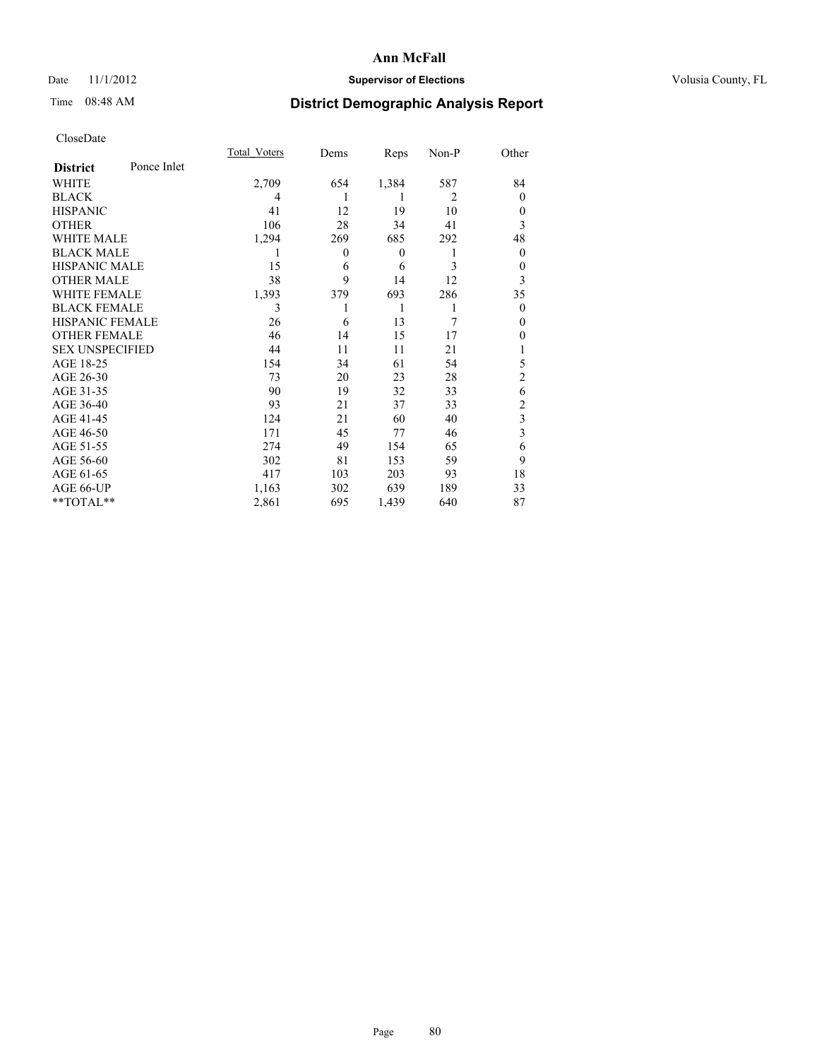# Ann McFall

Date 11/1/2012 **Supervisor of Elections** Volusia County, FL

Time 08:48 AM

## District Demographic Analysis Report

CloseDate

| **District** Ponce Inlet | Total_Voters | Dems | Reps | Non-P | Other |
|---|---|---|---|---|---|
| WHITE | 2,709 | 654 | 1,384 | 587 | 84 |
| BLACK | 4 | 1 | 1 | 2 | 0 |
| HISPANIC | 41 | 12 | 19 | 10 | 0 |
| OTHER | 106 | 28 | 34 | 41 | 3 |
| WHITE MALE | 1,294 | 269 | 685 | 292 | 48 |
| BLACK MALE | 1 | 0 | 0 | 1 | 0 |
| HISPANIC MALE | 15 | 6 | 6 | 3 | 0 |
| OTHER MALE | 38 | 9 | 14 | 12 | 3 |
| WHITE FEMALE | 1,393 | 379 | 693 | 286 | 35 |
| BLACK FEMALE | 3 | 1 | 1 | 1 | 0 |
| HISPANIC FEMALE | 26 | 6 | 13 | 7 | 0 |
| OTHER FEMALE | 46 | 14 | 15 | 17 | 0 |
| SEX UNSPECIFIED | 44 | 11 | 11 | 21 | 1 |
| AGE 18-25 | 154 | 34 | 61 | 54 | 5 |
| AGE 26-30 | 73 | 20 | 23 | 28 | 2 |
| AGE 31-35 | 90 | 19 | 32 | 33 | 6 |
| AGE 36-40 | 93 | 21 | 37 | 33 | 2 |
| AGE 41-45 | 124 | 21 | 60 | 40 | 3 |
| AGE 46-50 | 171 | 45 | 77 | 46 | 3 |
| AGE 51-55 | 274 | 49 | 154 | 65 | 6 |
| AGE 56-60 | 302 | 81 | 153 | 59 | 9 |
| AGE 61-65 | 417 | 103 | 203 | 93 | 18 |
| AGE 66-UP | 1,163 | 302 | 639 | 189 | 33 |
| **TOTAL** | 2,861 | 695 | 1,439 | 640 | 87 |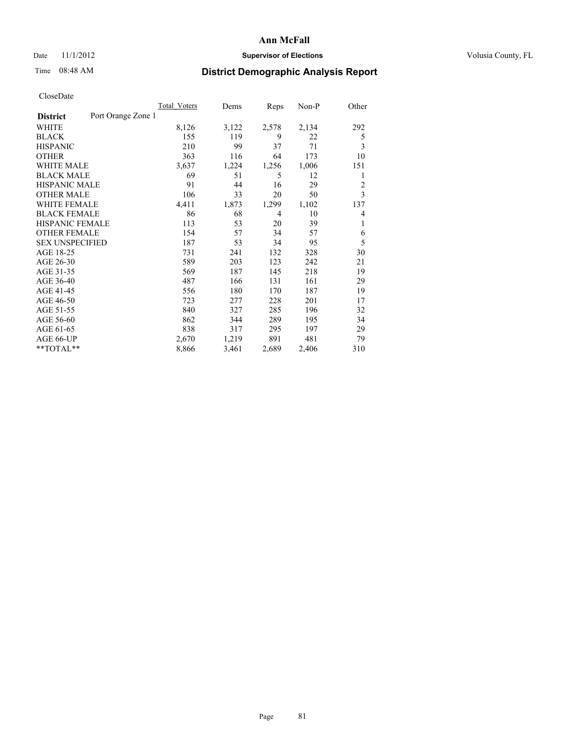# Ann McFall

Date 11/1/2012 **Supervisor of Elections** Volusia County, FL

Time 08:48 AM **District Demographic Analysis Report**

CloseDate

| **District** Port Orange Zone 1 | Total Voters | Dems | Reps | Non-P | Other |
|---|---|---|---|---|---|
| WHITE | 8,126 | 3,122 | 2,578 | 2,134 | 292 |
| BLACK | 155 | 119 | 9 | 22 | 5 |
| HISPANIC | 210 | 99 | 37 | 71 | 3 |
| OTHER | 363 | 116 | 64 | 173 | 10 |
| WHITE MALE | 3,637 | 1,224 | 1,256 | 1,006 | 151 |
| BLACK MALE | 69 | 51 | 5 | 12 | 1 |
| HISPANIC MALE | 91 | 44 | 16 | 29 | 2 |
| OTHER MALE | 106 | 33 | 20 | 50 | 3 |
| WHITE FEMALE | 4,411 | 1,873 | 1,299 | 1,102 | 137 |
| BLACK FEMALE | 86 | 68 | 4 | 10 | 4 |
| HISPANIC FEMALE | 113 | 53 | 20 | 39 | 1 |
| OTHER FEMALE | 154 | 57 | 34 | 57 | 6 |
| SEX UNSPECIFIED | 187 | 53 | 34 | 95 | 5 |
| AGE 18-25 | 731 | 241 | 132 | 328 | 30 |
| AGE 26-30 | 589 | 203 | 123 | 242 | 21 |
| AGE 31-35 | 569 | 187 | 145 | 218 | 19 |
| AGE 36-40 | 487 | 166 | 131 | 161 | 29 |
| AGE 41-45 | 556 | 180 | 170 | 187 | 19 |
| AGE 46-50 | 723 | 277 | 228 | 201 | 17 |
| AGE 51-55 | 840 | 327 | 285 | 196 | 32 |
| AGE 56-60 | 862 | 344 | 289 | 195 | 34 |
| AGE 61-65 | 838 | 317 | 295 | 197 | 29 |
| AGE 66-UP | 2,670 | 1,219 | 891 | 481 | 79 |
| **TOTAL** | 8,866 | 3,461 | 2,689 | 2,406 | 310 |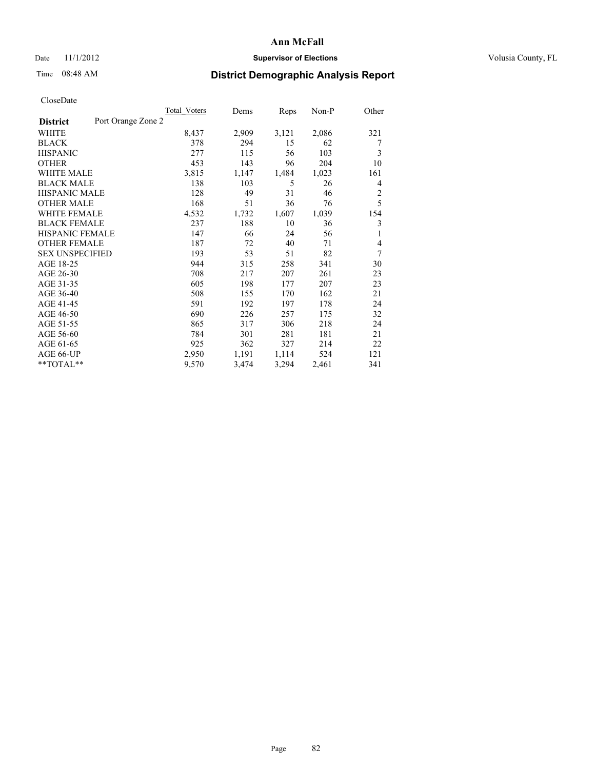Date 11/1/2012

Time 08:48 AM

# Ann McFall

## Supervisor of Elections

Volusia County, FL

## District Demographic Analysis Report

CloseDate

| | Total_Voters | Dems | Reps | Non-P | Other |
|---|---|---|---|---|---|
| **District** Port Orange Zone 2 | | | | | |
| WHITE | 8,437 | 2,909 | 3,121 | 2,086 | 321 |
| BLACK | 378 | 294 | 15 | 62 | 7 |
| HISPANIC | 277 | 115 | 56 | 103 | 3 |
| OTHER | 453 | 143 | 96 | 204 | 10 |
| WHITE MALE | 3,815 | 1,147 | 1,484 | 1,023 | 161 |
| BLACK MALE | 138 | 103 | 5 | 26 | 4 |
| HISPANIC MALE | 128 | 49 | 31 | 46 | 2 |
| OTHER MALE | 168 | 51 | 36 | 76 | 5 |
| WHITE FEMALE | 4,532 | 1,732 | 1,607 | 1,039 | 154 |
| BLACK FEMALE | 237 | 188 | 10 | 36 | 3 |
| HISPANIC FEMALE | 147 | 66 | 24 | 56 | 1 |
| OTHER FEMALE | 187 | 72 | 40 | 71 | 4 |
| SEX UNSPECIFIED | 193 | 53 | 51 | 82 | 7 |
| AGE 18-25 | 944 | 315 | 258 | 341 | 30 |
| AGE 26-30 | 708 | 217 | 207 | 261 | 23 |
| AGE 31-35 | 605 | 198 | 177 | 207 | 23 |
| AGE 36-40 | 508 | 155 | 170 | 162 | 21 |
| AGE 41-45 | 591 | 192 | 197 | 178 | 24 |
| AGE 46-50 | 690 | 226 | 257 | 175 | 32 |
| AGE 51-55 | 865 | 317 | 306 | 218 | 24 |
| AGE 56-60 | 784 | 301 | 281 | 181 | 21 |
| AGE 61-65 | 925 | 362 | 327 | 214 | 22 |
| AGE 66-UP | 2,950 | 1,191 | 1,114 | 524 | 121 |
| **TOTAL** | 9,570 | 3,474 | 3,294 | 2,461 | 341 |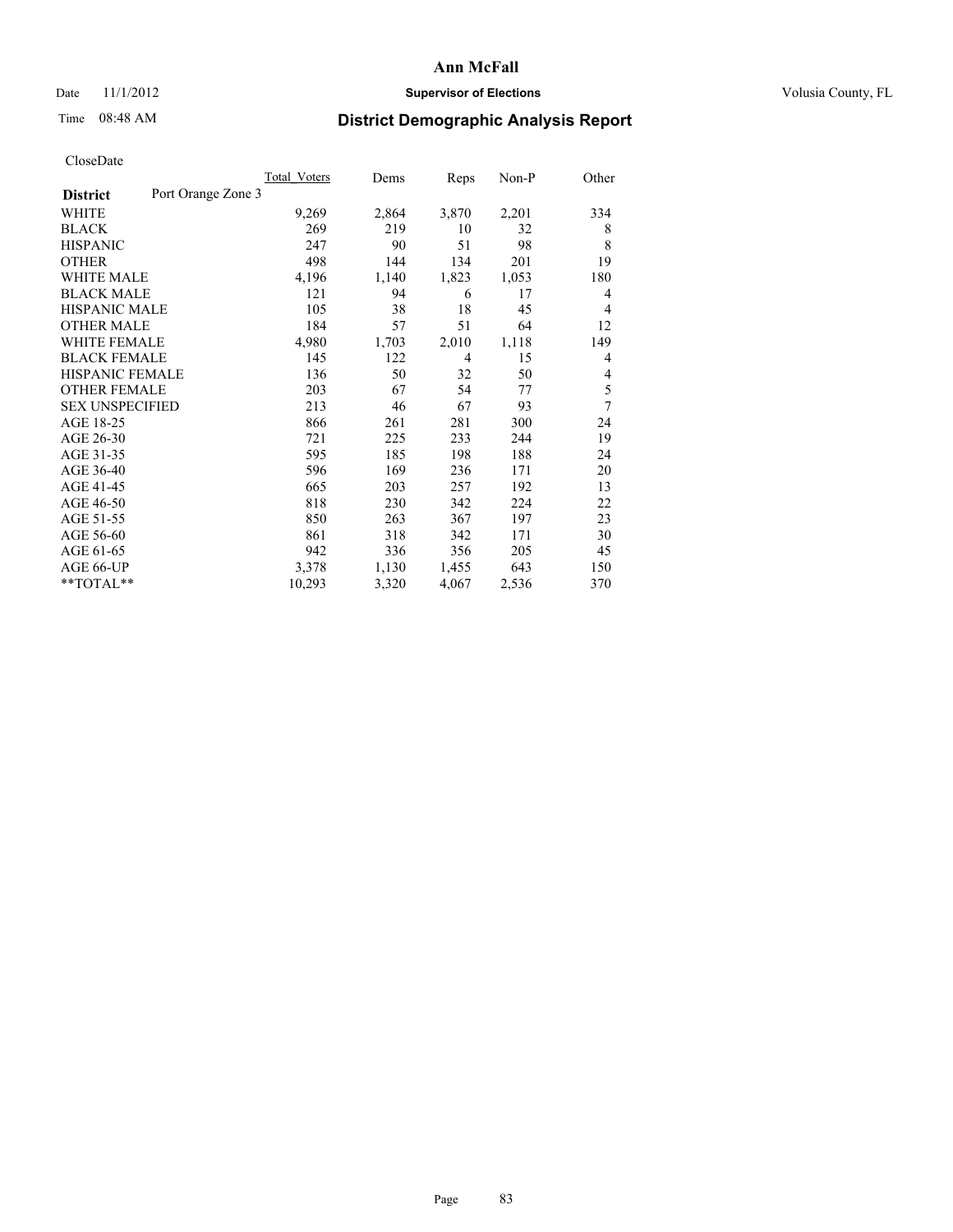**Ann McFall**

Date 11/1/2012 **Supervisor of Elections** Volusia County, FL

Time 08:48 AM **District Demographic Analysis Report**

CloseDate

| | Total_Voters | Dems | Reps | Non-P | Other |
|---|---|---|---|---|---|
| **District** Port Orange Zone 3 | | | | | |
| WHITE | 9,269 | 2,864 | 3,870 | 2,201 | 334 |
| BLACK | 269 | 219 | 10 | 32 | 8 |
| HISPANIC | 247 | 90 | 51 | 98 | 8 |
| OTHER | 498 | 144 | 134 | 201 | 19 |
| WHITE MALE | 4,196 | 1,140 | 1,823 | 1,053 | 180 |
| BLACK MALE | 121 | 94 | 6 | 17 | 4 |
| HISPANIC MALE | 105 | 38 | 18 | 45 | 4 |
| OTHER MALE | 184 | 57 | 51 | 64 | 12 |
| WHITE FEMALE | 4,980 | 1,703 | 2,010 | 1,118 | 149 |
| BLACK FEMALE | 145 | 122 | 4 | 15 | 4 |
| HISPANIC FEMALE | 136 | 50 | 32 | 50 | 4 |
| OTHER FEMALE | 203 | 67 | 54 | 77 | 5 |
| SEX UNSPECIFIED | 213 | 46 | 67 | 93 | 7 |
| AGE 18-25 | 866 | 261 | 281 | 300 | 24 |
| AGE 26-30 | 721 | 225 | 233 | 244 | 19 |
| AGE 31-35 | 595 | 185 | 198 | 188 | 24 |
| AGE 36-40 | 596 | 169 | 236 | 171 | 20 |
| AGE 41-45 | 665 | 203 | 257 | 192 | 13 |
| AGE 46-50 | 818 | 230 | 342 | 224 | 22 |
| AGE 51-55 | 850 | 263 | 367 | 197 | 23 |
| AGE 56-60 | 861 | 318 | 342 | 171 | 30 |
| AGE 61-65 | 942 | 336 | 356 | 205 | 45 |
| AGE 66-UP | 3,378 | 1,130 | 1,455 | 643 | 150 |
| **TOTAL** | 10,293 | 3,320 | 4,067 | 2,536 | 370 |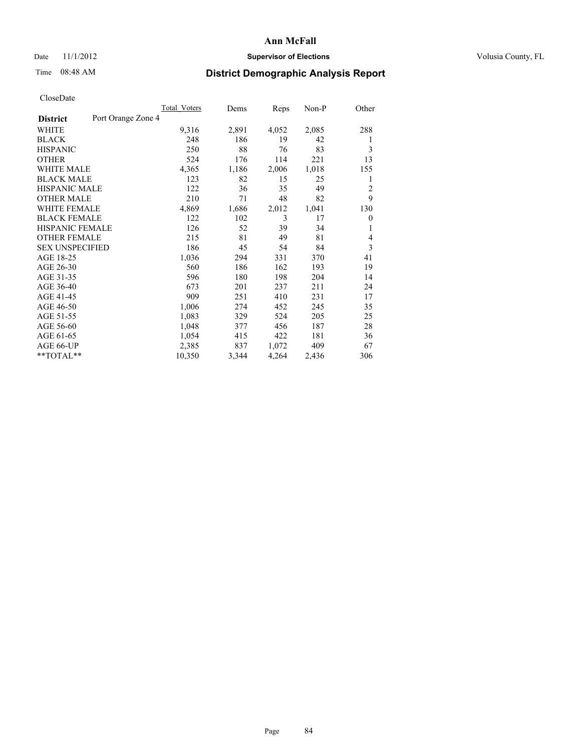# Ann McFall

Date 11/1/2012 **Supervisor of Elections** Volusia County, FL

Time 08:48 AM **District Demographic Analysis Report**

CloseDate

| | Total_Voters | Dems | Reps | Non-P | Other |
|---|---|---|---|---|---|
| **District** Port Orange Zone 4 | | | | | |
| WHITE | 9,316 | 2,891 | 4,052 | 2,085 | 288 |
| BLACK | 248 | 186 | 19 | 42 | 1 |
| HISPANIC | 250 | 88 | 76 | 83 | 3 |
| OTHER | 524 | 176 | 114 | 221 | 13 |
| WHITE MALE | 4,365 | 1,186 | 2,006 | 1,018 | 155 |
| BLACK MALE | 123 | 82 | 15 | 25 | 1 |
| HISPANIC MALE | 122 | 36 | 35 | 49 | 2 |
| OTHER MALE | 210 | 71 | 48 | 82 | 9 |
| WHITE FEMALE | 4,869 | 1,686 | 2,012 | 1,041 | 130 |
| BLACK FEMALE | 122 | 102 | 3 | 17 | 0 |
| HISPANIC FEMALE | 126 | 52 | 39 | 34 | 1 |
| OTHER FEMALE | 215 | 81 | 49 | 81 | 4 |
| SEX UNSPECIFIED | 186 | 45 | 54 | 84 | 3 |
| AGE 18-25 | 1,036 | 294 | 331 | 370 | 41 |
| AGE 26-30 | 560 | 186 | 162 | 193 | 19 |
| AGE 31-35 | 596 | 180 | 198 | 204 | 14 |
| AGE 36-40 | 673 | 201 | 237 | 211 | 24 |
| AGE 41-45 | 909 | 251 | 410 | 231 | 17 |
| AGE 46-50 | 1,006 | 274 | 452 | 245 | 35 |
| AGE 51-55 | 1,083 | 329 | 524 | 205 | 25 |
| AGE 56-60 | 1,048 | 377 | 456 | 187 | 28 |
| AGE 61-65 | 1,054 | 415 | 422 | 181 | 36 |
| AGE 66-UP | 2,385 | 837 | 1,072 | 409 | 67 |
| **TOTAL** | 10,350 | 3,344 | 4,264 | 2,436 | 306 |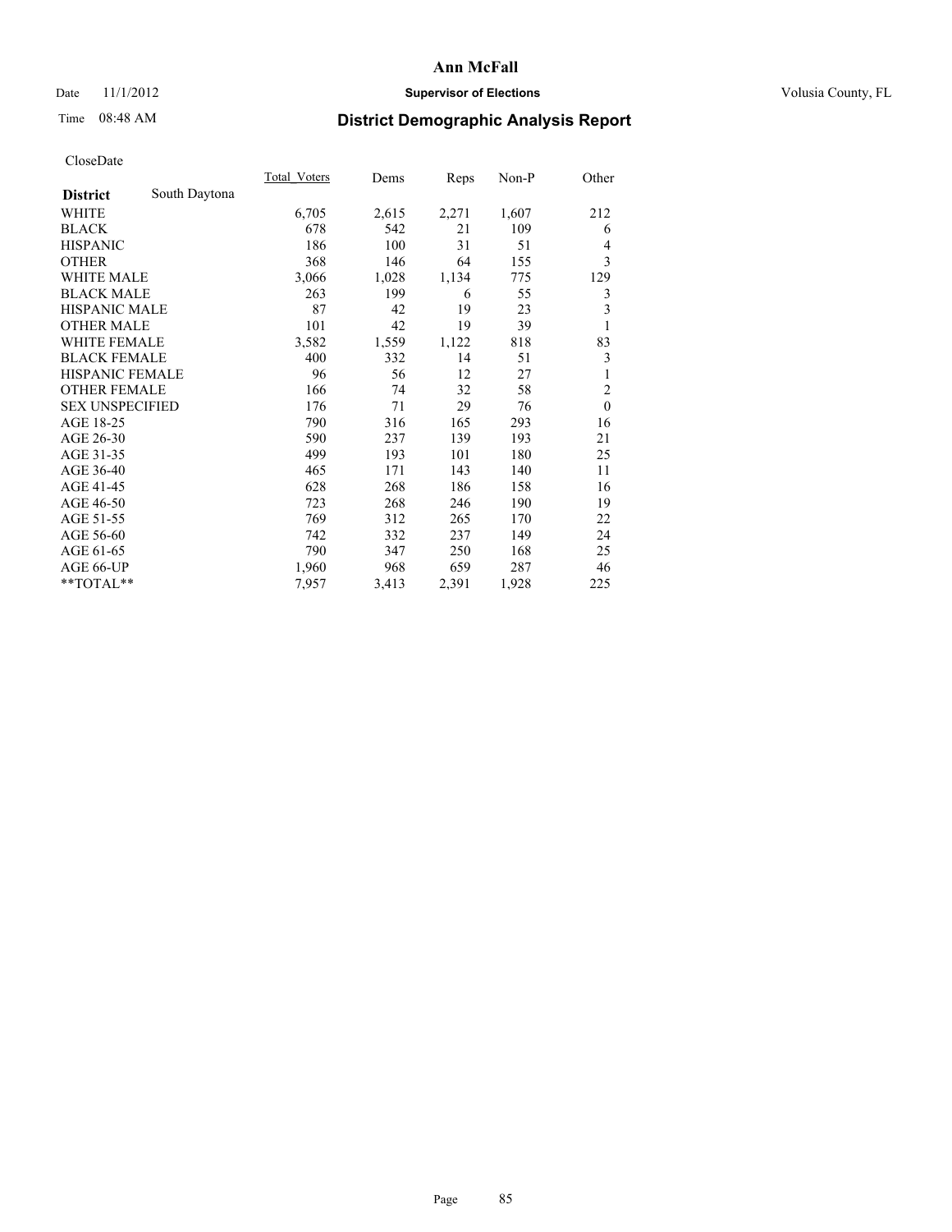# Ann McFall

Date 11/1/2012 **Supervisor of Elections** Volusia County, FL

Time 08:48 AM

## District Demographic Analysis Report

CloseDate

| **District** South Daytona | Total_Voters | Dems | Reps | Non-P | Other |
|---|---|---|---|---|---|
| WHITE | 6,705 | 2,615 | 2,271 | 1,607 | 212 |
| BLACK | 678 | 542 | 21 | 109 | 6 |
| HISPANIC | 186 | 100 | 31 | 51 | 4 |
| OTHER | 368 | 146 | 64 | 155 | 3 |
| WHITE MALE | 3,066 | 1,028 | 1,134 | 775 | 129 |
| BLACK MALE | 263 | 199 | 6 | 55 | 3 |
| HISPANIC MALE | 87 | 42 | 19 | 23 | 3 |
| OTHER MALE | 101 | 42 | 19 | 39 | 1 |
| WHITE FEMALE | 3,582 | 1,559 | 1,122 | 818 | 83 |
| BLACK FEMALE | 400 | 332 | 14 | 51 | 3 |
| HISPANIC FEMALE | 96 | 56 | 12 | 27 | 1 |
| OTHER FEMALE | 166 | 74 | 32 | 58 | 2 |
| SEX UNSPECIFIED | 176 | 71 | 29 | 76 | 0 |
| AGE 18-25 | 790 | 316 | 165 | 293 | 16 |
| AGE 26-30 | 590 | 237 | 139 | 193 | 21 |
| AGE 31-35 | 499 | 193 | 101 | 180 | 25 |
| AGE 36-40 | 465 | 171 | 143 | 140 | 11 |
| AGE 41-45 | 628 | 268 | 186 | 158 | 16 |
| AGE 46-50 | 723 | 268 | 246 | 190 | 19 |
| AGE 51-55 | 769 | 312 | 265 | 170 | 22 |
| AGE 56-60 | 742 | 332 | 237 | 149 | 24 |
| AGE 61-65 | 790 | 347 | 250 | 168 | 25 |
| AGE 66-UP | 1,960 | 968 | 659 | 287 | 46 |
| **TOTAL** | 7,957 | 3,413 | 2,391 | 1,928 | 225 |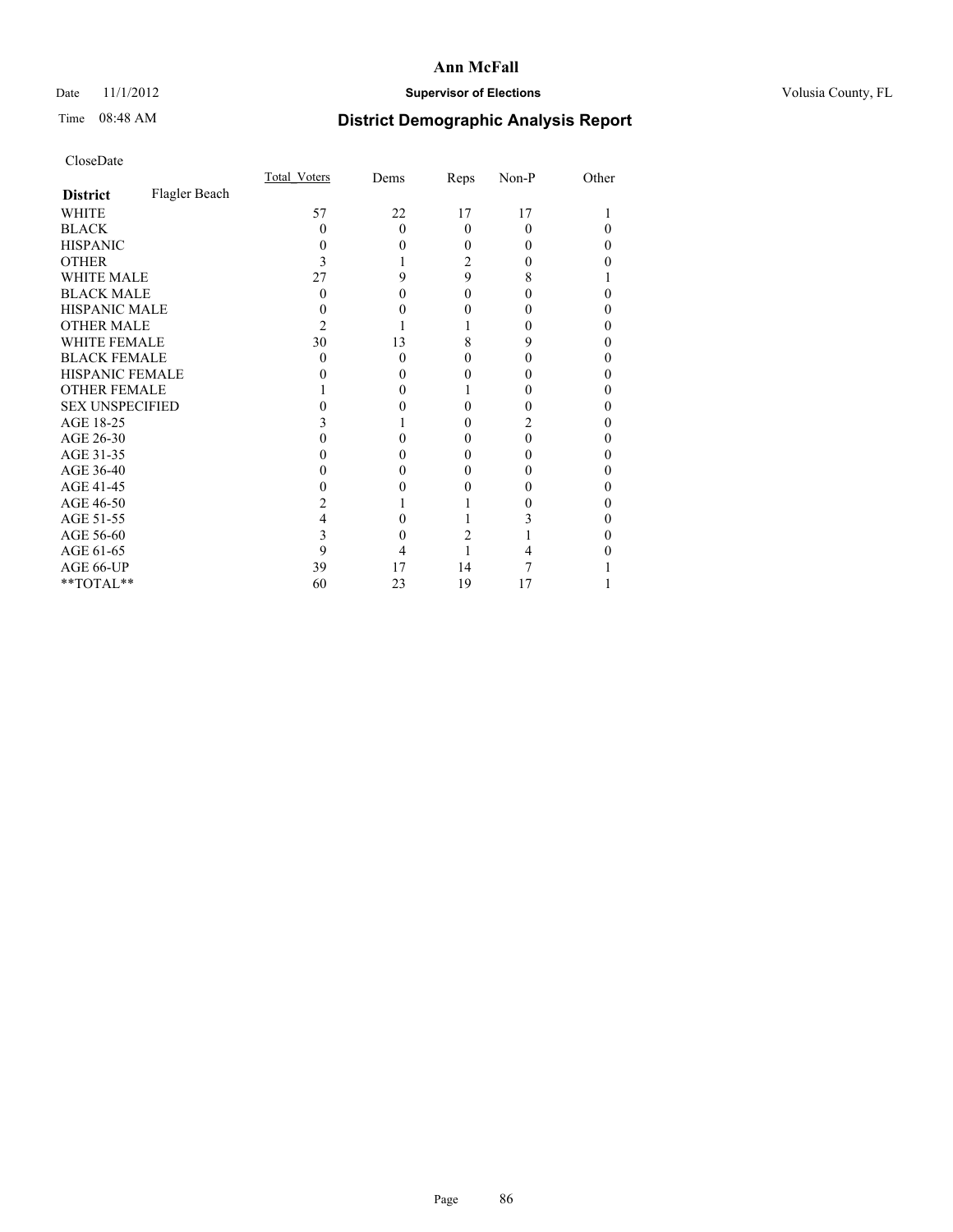**Ann McFall**

Date 11/1/2012 **Supervisor of Elections** Volusia County, FL

Time 08:48 AM

# District Demographic Analysis Report

CloseDate

| **District** Flagler Beach | Total_Voters | Dems | Reps | Non-P | Other |
|---|---|---|---|---|---|
| WHITE | 57 | 22 | 17 | 17 | 1 |
| BLACK | 0 | 0 | 0 | 0 | 0 |
| HISPANIC | 0 | 0 | 0 | 0 | 0 |
| OTHER | 3 | 1 | 2 | 0 | 0 |
| WHITE MALE | 27 | 9 | 9 | 8 | 1 |
| BLACK MALE | 0 | 0 | 0 | 0 | 0 |
| HISPANIC MALE | 0 | 0 | 0 | 0 | 0 |
| OTHER MALE | 2 | 1 | 1 | 0 | 0 |
| WHITE FEMALE | 30 | 13 | 8 | 9 | 0 |
| BLACK FEMALE | 0 | 0 | 0 | 0 | 0 |
| HISPANIC FEMALE | 0 | 0 | 0 | 0 | 0 |
| OTHER FEMALE | 1 | 0 | 1 | 0 | 0 |
| SEX UNSPECIFIED | 0 | 0 | 0 | 0 | 0 |
| AGE 18-25 | 3 | 1 | 0 | 2 | 0 |
| AGE 26-30 | 0 | 0 | 0 | 0 | 0 |
| AGE 31-35 | 0 | 0 | 0 | 0 | 0 |
| AGE 36-40 | 0 | 0 | 0 | 0 | 0 |
| AGE 41-45 | 0 | 0 | 0 | 0 | 0 |
| AGE 46-50 | 2 | 1 | 1 | 0 | 0 |
| AGE 51-55 | 4 | 0 | 1 | 3 | 0 |
| AGE 56-60 | 3 | 0 | 2 | 1 | 0 |
| AGE 61-65 | 9 | 4 | 1 | 4 | 0 |
| AGE 66-UP | 39 | 17 | 14 | 7 | 1 |
| **TOTAL** | 60 | 23 | 19 | 17 | 1 |